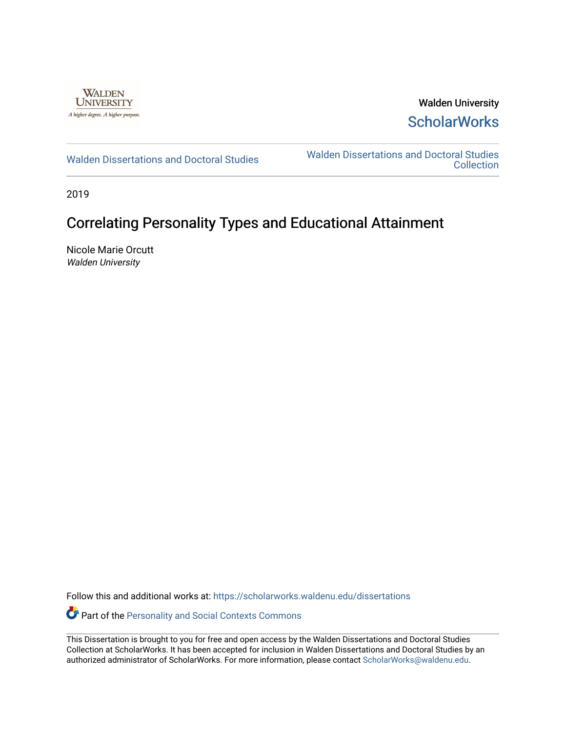Walden University

ScholarWorks

Walden Dissertations and Doctoral Studies

Walden Dissertations and Doctoral Studies Collection

2019

# Correlating Personality Types and Educational Attainment

Nicole Marie Orcutt
*Walden University*

Follow this and additional works at: https://scholarworks.waldenu.edu/dissertations

Part of the Personality and Social Contexts Commons

This Dissertation is brought to you for free and open access by the Walden Dissertations and Doctoral Studies Collection at ScholarWorks. It has been accepted for inclusion in Walden Dissertations and Doctoral Studies by an authorized administrator of ScholarWorks. For more information, please contact ScholarWorks@waldenu.edu.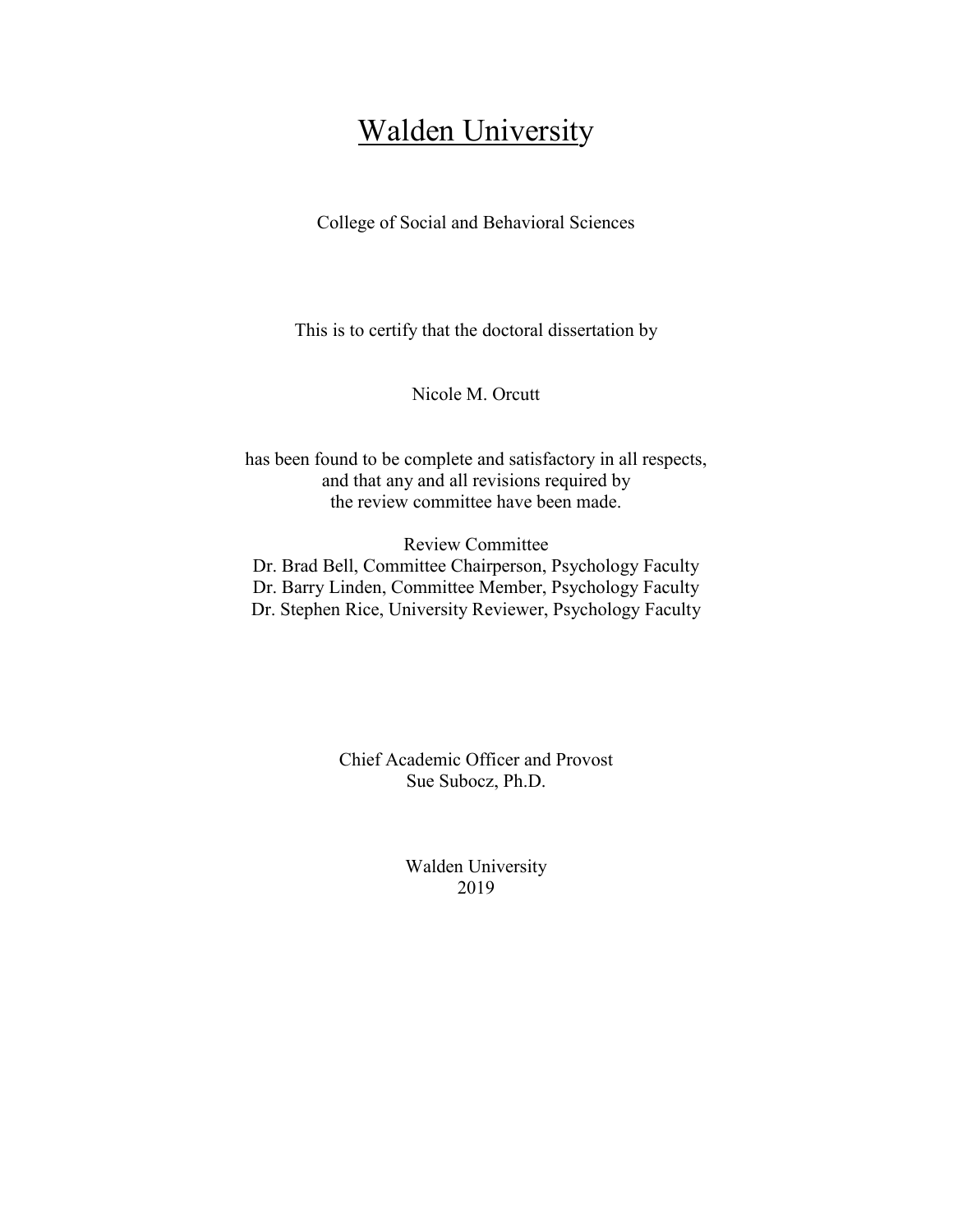# Walden University

College of Social and Behavioral Sciences

This is to certify that the doctoral dissertation by

Nicole M. Orcutt

has been found to be complete and satisfactory in all respects,
and that any and all revisions required by
the review committee have been made.

Review Committee
Dr. Brad Bell, Committee Chairperson, Psychology Faculty
Dr. Barry Linden, Committee Member, Psychology Faculty
Dr. Stephen Rice, University Reviewer, Psychology Faculty

Chief Academic Officer and Provost
Sue Subocz, Ph.D.

Walden University
2019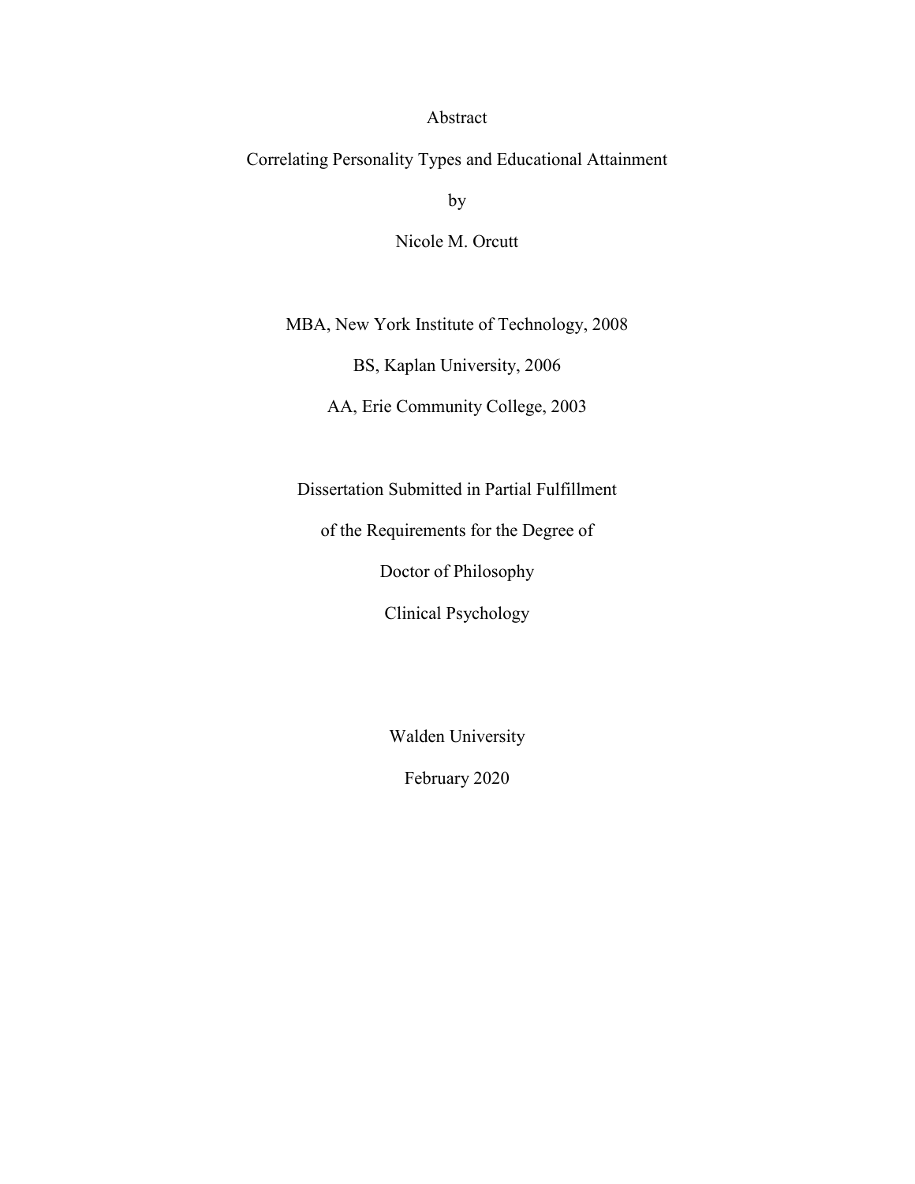Abstract

Correlating Personality Types and Educational Attainment

by

Nicole M. Orcutt

MBA, New York Institute of Technology, 2008

BS, Kaplan University, 2006

AA, Erie Community College, 2003

Dissertation Submitted in Partial Fulfillment

of the Requirements for the Degree of

Doctor of Philosophy

Clinical Psychology

Walden University

February 2020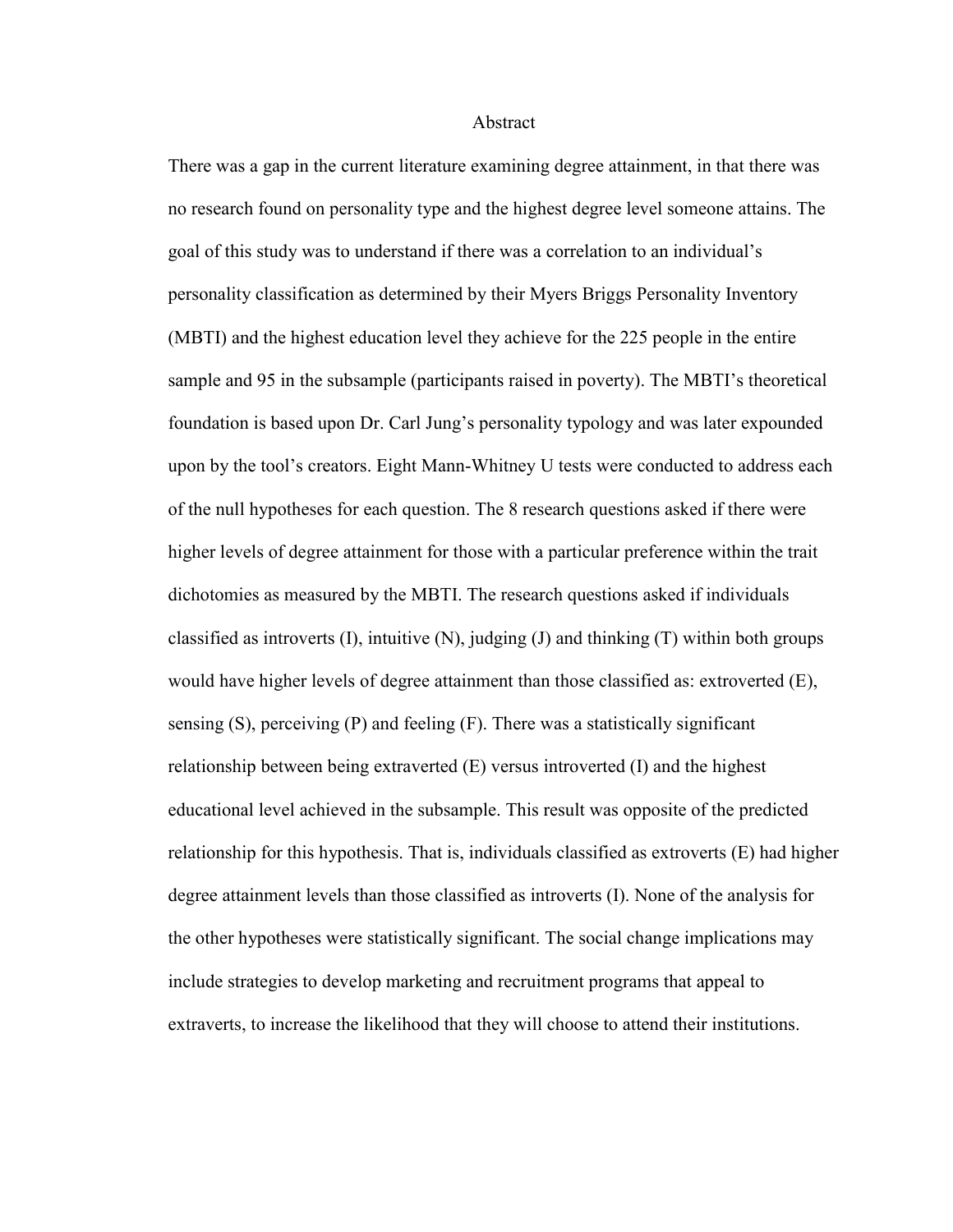# Abstract

There was a gap in the current literature examining degree attainment, in that there was no research found on personality type and the highest degree level someone attains. The goal of this study was to understand if there was a correlation to an individual's personality classification as determined by their Myers Briggs Personality Inventory (MBTI) and the highest education level they achieve for the 225 people in the entire sample and 95 in the subsample (participants raised in poverty). The MBTI's theoretical foundation is based upon Dr. Carl Jung's personality typology and was later expounded upon by the tool's creators. Eight Mann-Whitney U tests were conducted to address each of the null hypotheses for each question. The 8 research questions asked if there were higher levels of degree attainment for those with a particular preference within the trait dichotomies as measured by the MBTI. The research questions asked if individuals classified as introverts (I), intuitive (N), judging (J) and thinking (T) within both groups would have higher levels of degree attainment than those classified as: extroverted (E), sensing (S), perceiving (P) and feeling (F). There was a statistically significant relationship between being extraverted (E) versus introverted (I) and the highest educational level achieved in the subsample. This result was opposite of the predicted relationship for this hypothesis. That is, individuals classified as extroverts (E) had higher degree attainment levels than those classified as introverts (I). None of the analysis for the other hypotheses were statistically significant. The social change implications may include strategies to develop marketing and recruitment programs that appeal to extraverts, to increase the likelihood that they will choose to attend their institutions.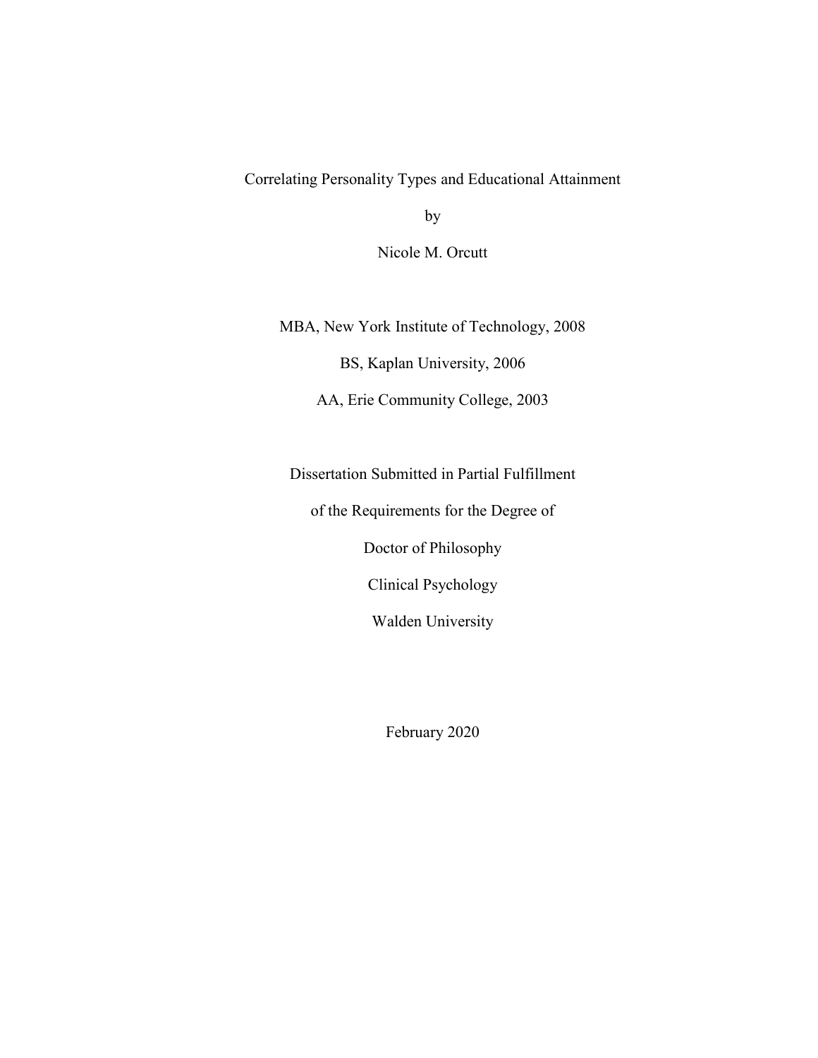Correlating Personality Types and Educational Attainment

by

Nicole M. Orcutt

MBA, New York Institute of Technology, 2008

BS, Kaplan University, 2006

AA, Erie Community College, 2003

Dissertation Submitted in Partial Fulfillment

of the Requirements for the Degree of

Doctor of Philosophy

Clinical Psychology

Walden University

February 2020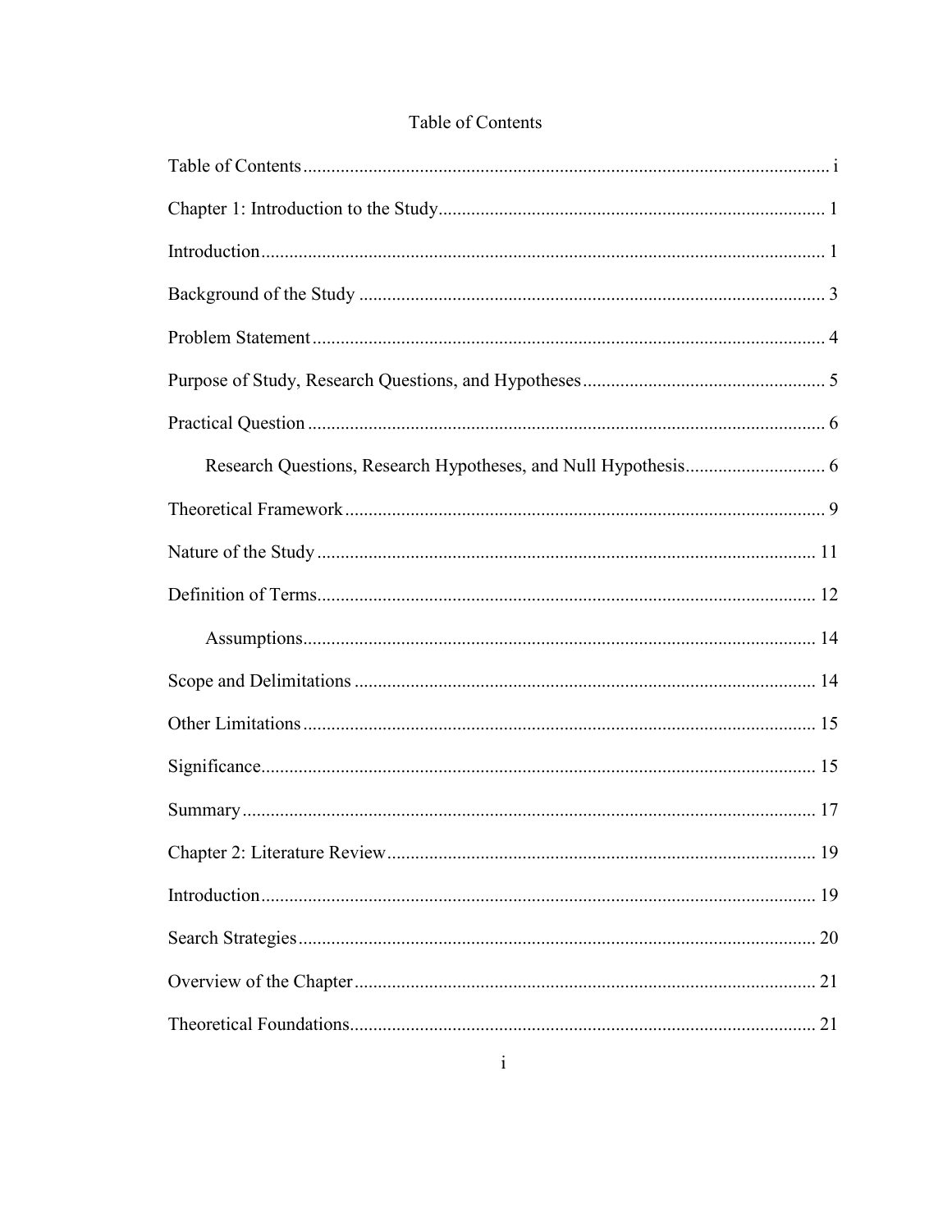# Table of Contents

Table of Contents ................................................................................................ i

Chapter 1: Introduction to the Study.................................................................... 1

Introduction......................................................................................................... 1

Background of the Study ..................................................................................... 3

Problem Statement.............................................................................................. 4

Purpose of Study, Research Questions, and Hypotheses.................................... 5

Practical Question ............................................................................................... 6

Research Questions, Research Hypotheses, and Null Hypothesis.............................. 6

Theoretical Framework....................................................................................... 9

Nature of the Study ............................................................................................. 11

Definition of Terms............................................................................................. 12

Assumptions........................................................................................................ 14

Scope and Delimitations ..................................................................................... 14

Other Limitations................................................................................................ 15

Significance......................................................................................................... 15

Summary ............................................................................................................. 17

Chapter 2: Literature Review.............................................................................. 19

Introduction......................................................................................................... 19

Search Strategies................................................................................................. 20

Overview of the Chapter..................................................................................... 21

Theoretical Foundations...................................................................................... 21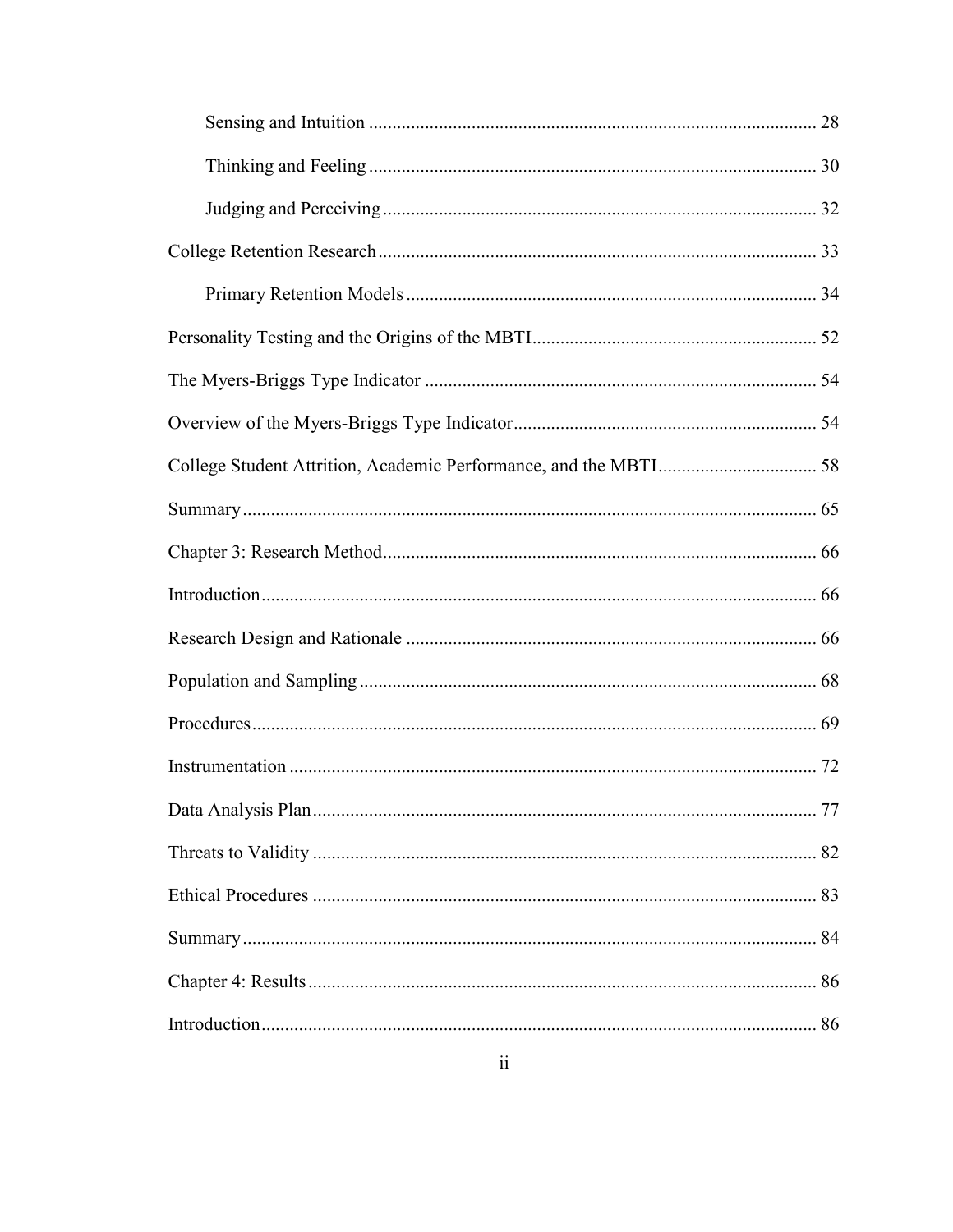Sensing and Intuition ..................................................................................... 28

Thinking and Feeling ..................................................................................... 30

Judging and Perceiving ................................................................................... 32

College Retention Research ................................................................................. 33

Primary Retention Models ............................................................................... 34

Personality Testing and the Origins of the MBTI ................................................ 52

The Myers-Briggs Type Indicator ....................................................................... 54

Overview of the Myers-Briggs Type Indicator ..................................................... 54

College Student Attrition, Academic Performance, and the MBTI ....................... 58

Summary .............................................................................................................. 65

Chapter 3: Research Method ................................................................................ 66

Introduction .......................................................................................................... 66

Research Design and Rationale ........................................................................... 66

Population and Sampling ..................................................................................... 68

Procedures ............................................................................................................ 69

Instrumentation .................................................................................................... 72

Data Analysis Plan ............................................................................................... 77

Threats to Validity ............................................................................................... 82

Ethical Procedures ............................................................................................... 83

Summary .............................................................................................................. 84

Chapter 4: Results ................................................................................................ 86

Introduction .......................................................................................................... 86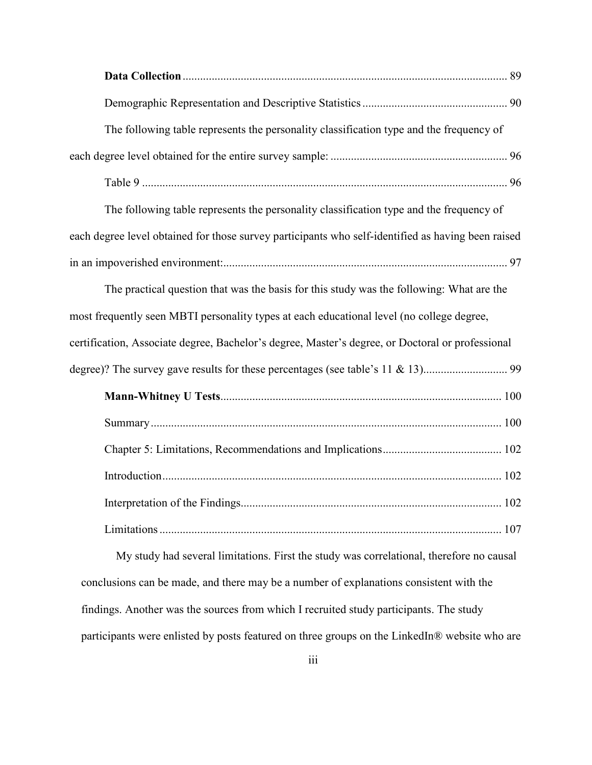**Data Collection** ................................................................................................................ 89

Demographic Representation and Descriptive Statistics ................................................. 90

The following table represents the personality classification type and the frequency of each degree level obtained for the entire survey sample: ............................................................ 96

Table 9 ............................................................................................................................. 96

The following table represents the personality classification type and the frequency of each degree level obtained for those survey participants who self-identified as having been raised in an impoverished environment:................................................................................................ 97

The practical question that was the basis for this study was the following: What are the most frequently seen MBTI personality types at each educational level (no college degree, certification, Associate degree, Bachelor's degree, Master's degree, or Doctoral or professional degree)? The survey gave results for these percentages (see table's 11 & 13)............................ 99

**Mann-Whitney U Tests**................................................................................................ 100

Summary ........................................................................................................................ 100

Chapter 5: Limitations, Recommendations and Implications......................................... 102

Introduction.................................................................................................................... 102

Interpretation of the Findings......................................................................................... 102

Limitations ..................................................................................................................... 107

My study had several limitations. First the study was correlational, therefore no causal conclusions can be made, and there may be a number of explanations consistent with the findings. Another was the sources from which I recruited study participants. The study participants were enlisted by posts featured on three groups on the LinkedIn® website who are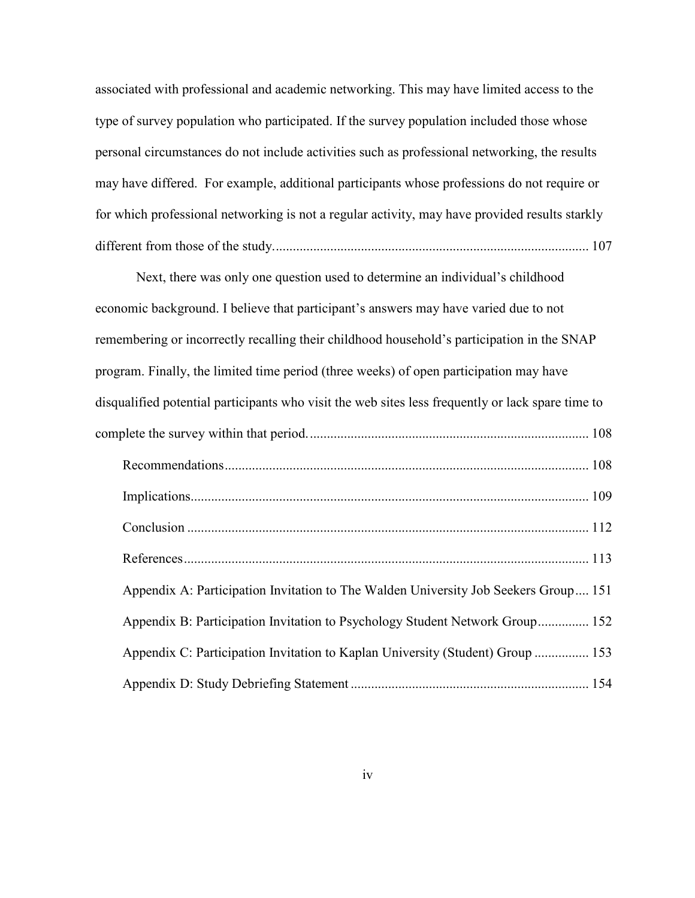associated with professional and academic networking. This may have limited access to the type of survey population who participated. If the survey population included those whose personal circumstances do not include activities such as professional networking, the results may have differed.  For example, additional participants whose professions do not require or for which professional networking is not a regular activity, may have provided results starkly different from those of the study. ........................................................................................... 107

Next, there was only one question used to determine an individual's childhood economic background. I believe that participant's answers may have varied due to not remembering or incorrectly recalling their childhood household's participation in the SNAP program. Finally, the limited time period (three weeks) of open participation may have disqualified potential participants who visit the web sites less frequently or lack spare time to complete the survey within that period. ................................................................................ 108

Recommendations......................................................................................... 108

Implications................................................................................................... 109

Conclusion .................................................................................................... 112

References...................................................................................................... 113

Appendix A: Participation Invitation to The Walden University Job Seekers Group.... 151

Appendix B: Participation Invitation to Psychology Student Network Group............... 152

Appendix C: Participation Invitation to Kaplan University (Student) Group ................ 153

Appendix D: Study Debriefing Statement ..................................................................... 154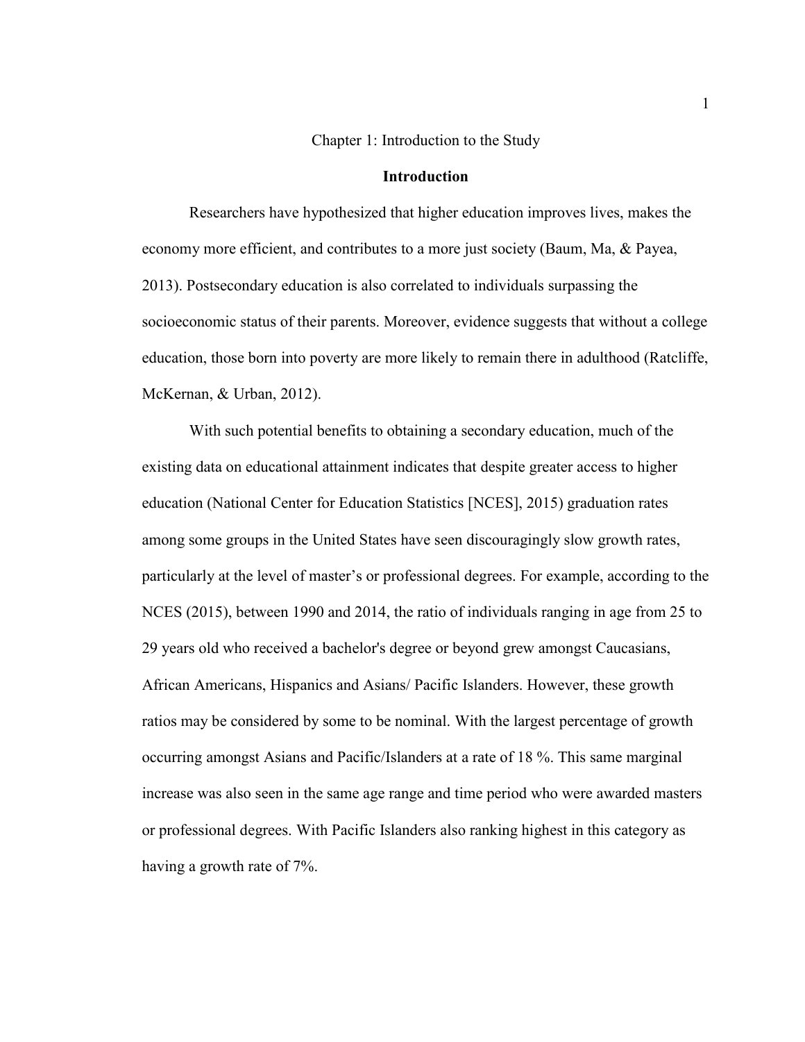# Chapter 1: Introduction to the Study

## Introduction

Researchers have hypothesized that higher education improves lives, makes the economy more efficient, and contributes to a more just society (Baum, Ma, & Payea, 2013). Postsecondary education is also correlated to individuals surpassing the socioeconomic status of their parents. Moreover, evidence suggests that without a college education, those born into poverty are more likely to remain there in adulthood (Ratcliffe, McKernan, & Urban, 2012).

With such potential benefits to obtaining a secondary education, much of the existing data on educational attainment indicates that despite greater access to higher education (National Center for Education Statistics [NCES], 2015) graduation rates among some groups in the United States have seen discouragingly slow growth rates, particularly at the level of master's or professional degrees. For example, according to the NCES (2015), between 1990 and 2014, the ratio of individuals ranging in age from 25 to 29 years old who received a bachelor's degree or beyond grew amongst Caucasians, African Americans, Hispanics and Asians/ Pacific Islanders. However, these growth ratios may be considered by some to be nominal. With the largest percentage of growth occurring amongst Asians and Pacific/Islanders at a rate of 18 %. This same marginal increase was also seen in the same age range and time period who were awarded masters or professional degrees. With Pacific Islanders also ranking highest in this category as having a growth rate of 7%.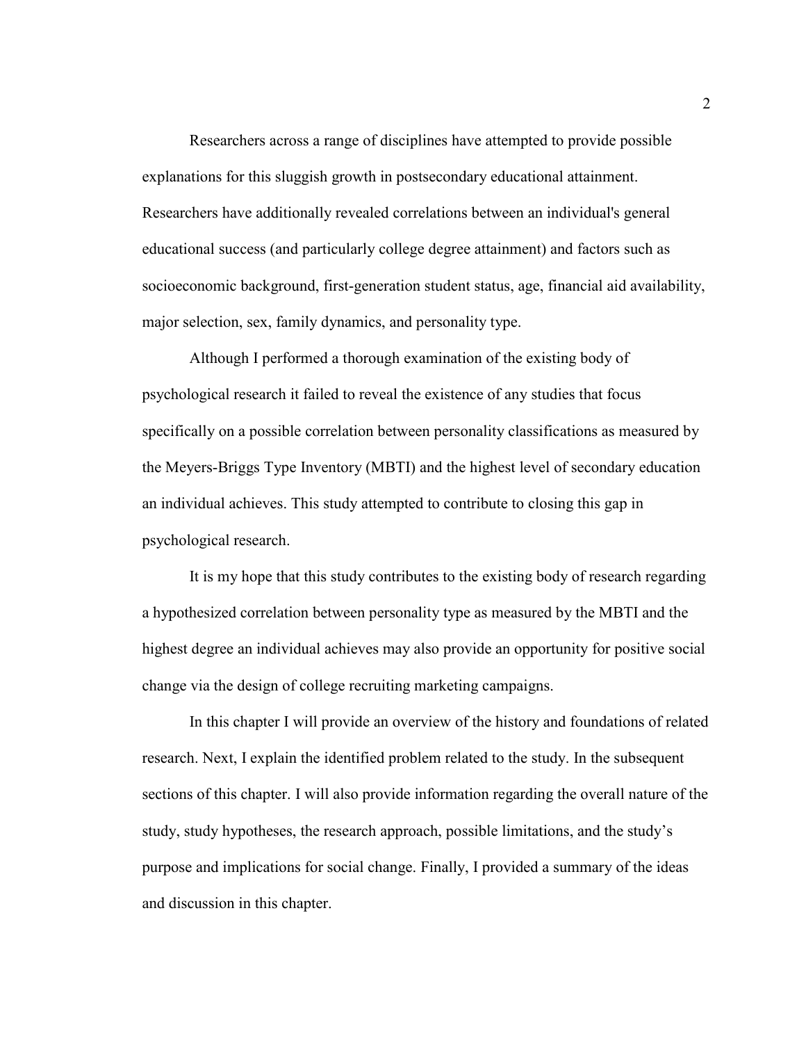Researchers across a range of disciplines have attempted to provide possible explanations for this sluggish growth in postsecondary educational attainment. Researchers have additionally revealed correlations between an individual's general educational success (and particularly college degree attainment) and factors such as socioeconomic background, first-generation student status, age, financial aid availability, major selection, sex, family dynamics, and personality type.

Although I performed a thorough examination of the existing body of psychological research it failed to reveal the existence of any studies that focus specifically on a possible correlation between personality classifications as measured by the Meyers-Briggs Type Inventory (MBTI) and the highest level of secondary education an individual achieves. This study attempted to contribute to closing this gap in psychological research.

It is my hope that this study contributes to the existing body of research regarding a hypothesized correlation between personality type as measured by the MBTI and the highest degree an individual achieves may also provide an opportunity for positive social change via the design of college recruiting marketing campaigns.

In this chapter I will provide an overview of the history and foundations of related research. Next, I explain the identified problem related to the study. In the subsequent sections of this chapter. I will also provide information regarding the overall nature of the study, study hypotheses, the research approach, possible limitations, and the study's purpose and implications for social change. Finally, I provided a summary of the ideas and discussion in this chapter.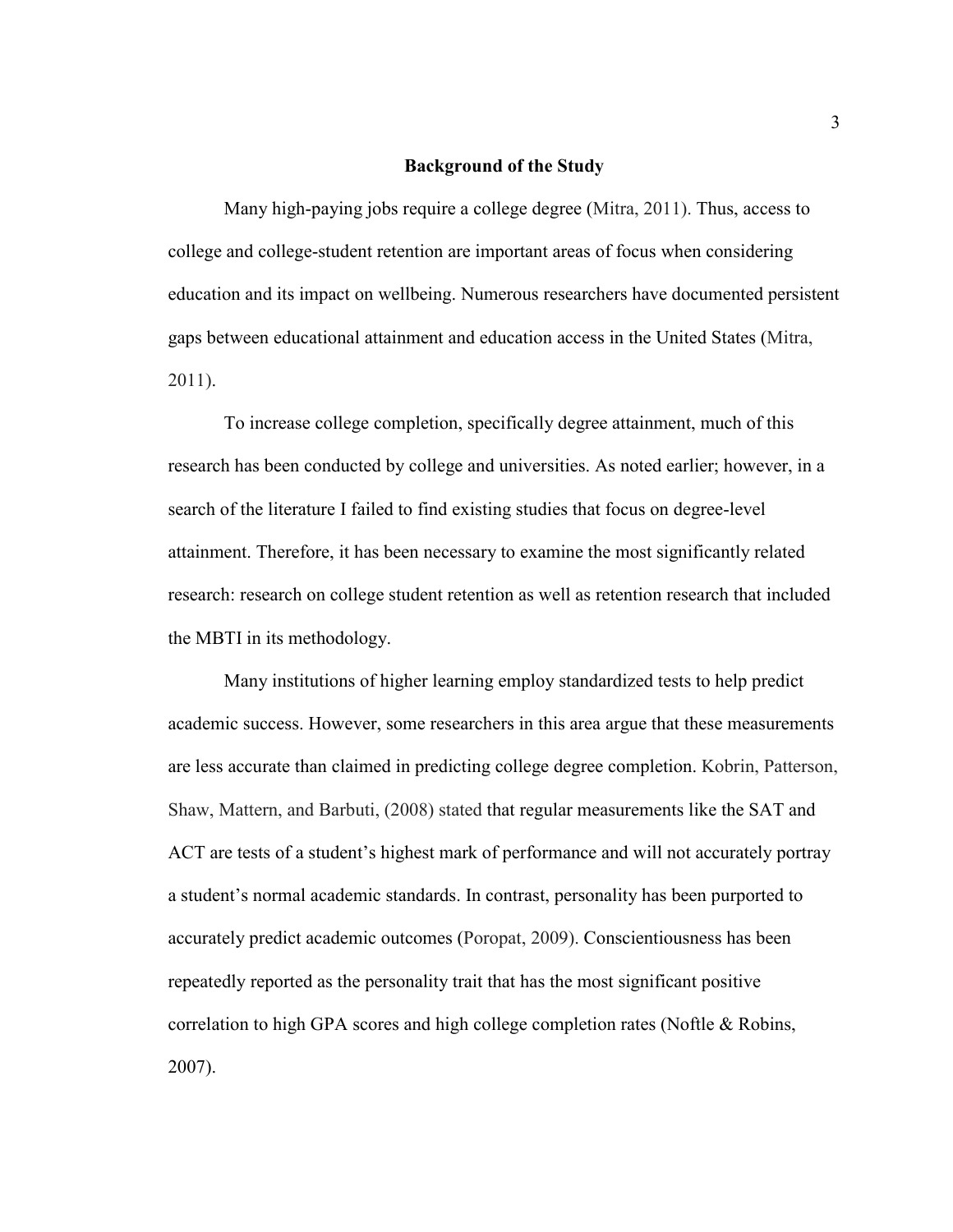## Background of the Study

Many high-paying jobs require a college degree (Mitra, 2011). Thus, access to college and college-student retention are important areas of focus when considering education and its impact on wellbeing. Numerous researchers have documented persistent gaps between educational attainment and education access in the United States (Mitra, 2011).

To increase college completion, specifically degree attainment, much of this research has been conducted by college and universities. As noted earlier; however, in a search of the literature I failed to find existing studies that focus on degree-level attainment. Therefore, it has been necessary to examine the most significantly related research: research on college student retention as well as retention research that included the MBTI in its methodology.

Many institutions of higher learning employ standardized tests to help predict academic success. However, some researchers in this area argue that these measurements are less accurate than claimed in predicting college degree completion. Kobrin, Patterson, Shaw, Mattern, and Barbuti, (2008) stated that regular measurements like the SAT and ACT are tests of a student's highest mark of performance and will not accurately portray a student's normal academic standards. In contrast, personality has been purported to accurately predict academic outcomes (Poropat, 2009). Conscientiousness has been repeatedly reported as the personality trait that has the most significant positive correlation to high GPA scores and high college completion rates (Noftle & Robins, 2007).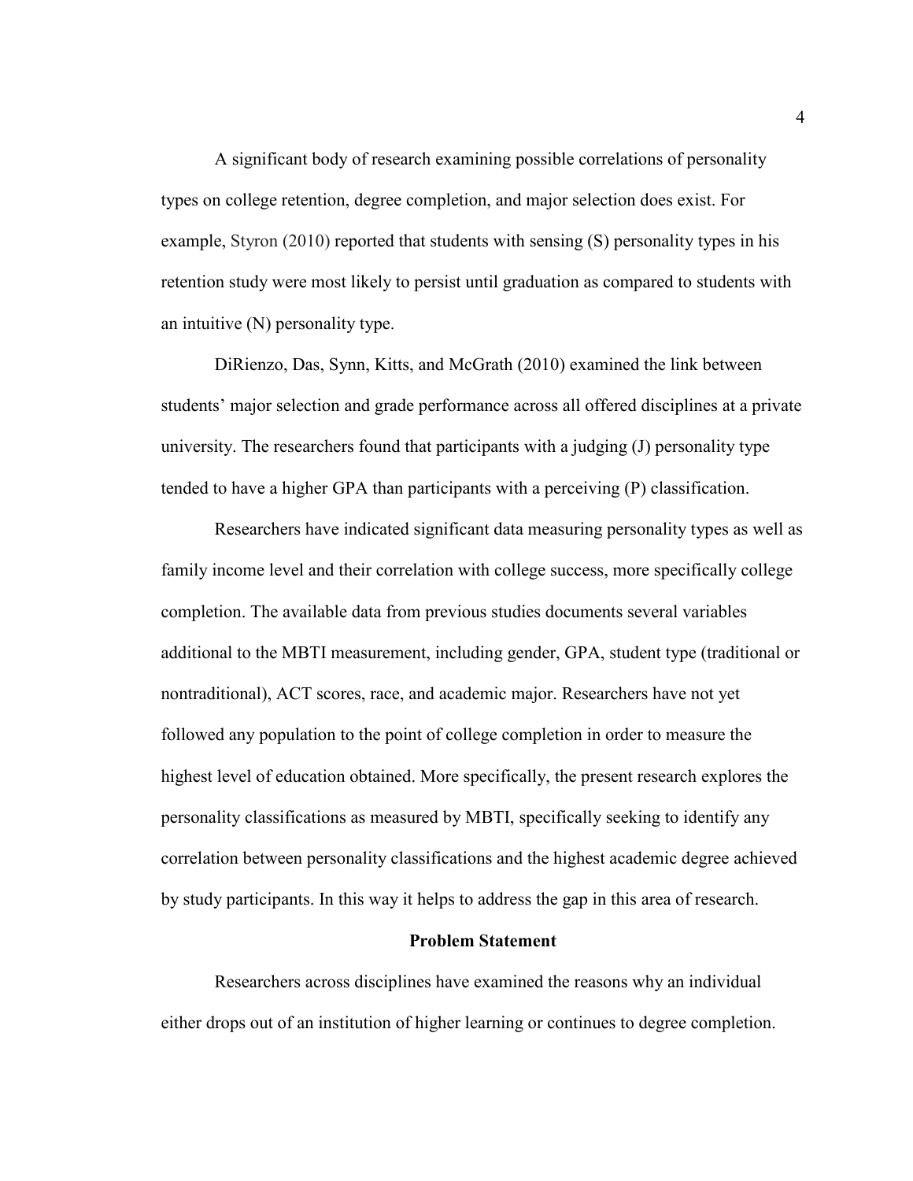A significant body of research examining possible correlations of personality types on college retention, degree completion, and major selection does exist. For example, Styron (2010) reported that students with sensing (S) personality types in his retention study were most likely to persist until graduation as compared to students with an intuitive (N) personality type.

DiRienzo, Das, Synn, Kitts, and McGrath (2010) examined the link between students' major selection and grade performance across all offered disciplines at a private university. The researchers found that participants with a judging (J) personality type tended to have a higher GPA than participants with a perceiving (P) classification.

Researchers have indicated significant data measuring personality types as well as family income level and their correlation with college success, more specifically college completion. The available data from previous studies documents several variables additional to the MBTI measurement, including gender, GPA, student type (traditional or nontraditional), ACT scores, race, and academic major. Researchers have not yet followed any population to the point of college completion in order to measure the highest level of education obtained. More specifically, the present research explores the personality classifications as measured by MBTI, specifically seeking to identify any correlation between personality classifications and the highest academic degree achieved by study participants. In this way it helps to address the gap in this area of research.

## Problem Statement

Researchers across disciplines have examined the reasons why an individual either drops out of an institution of higher learning or continues to degree completion.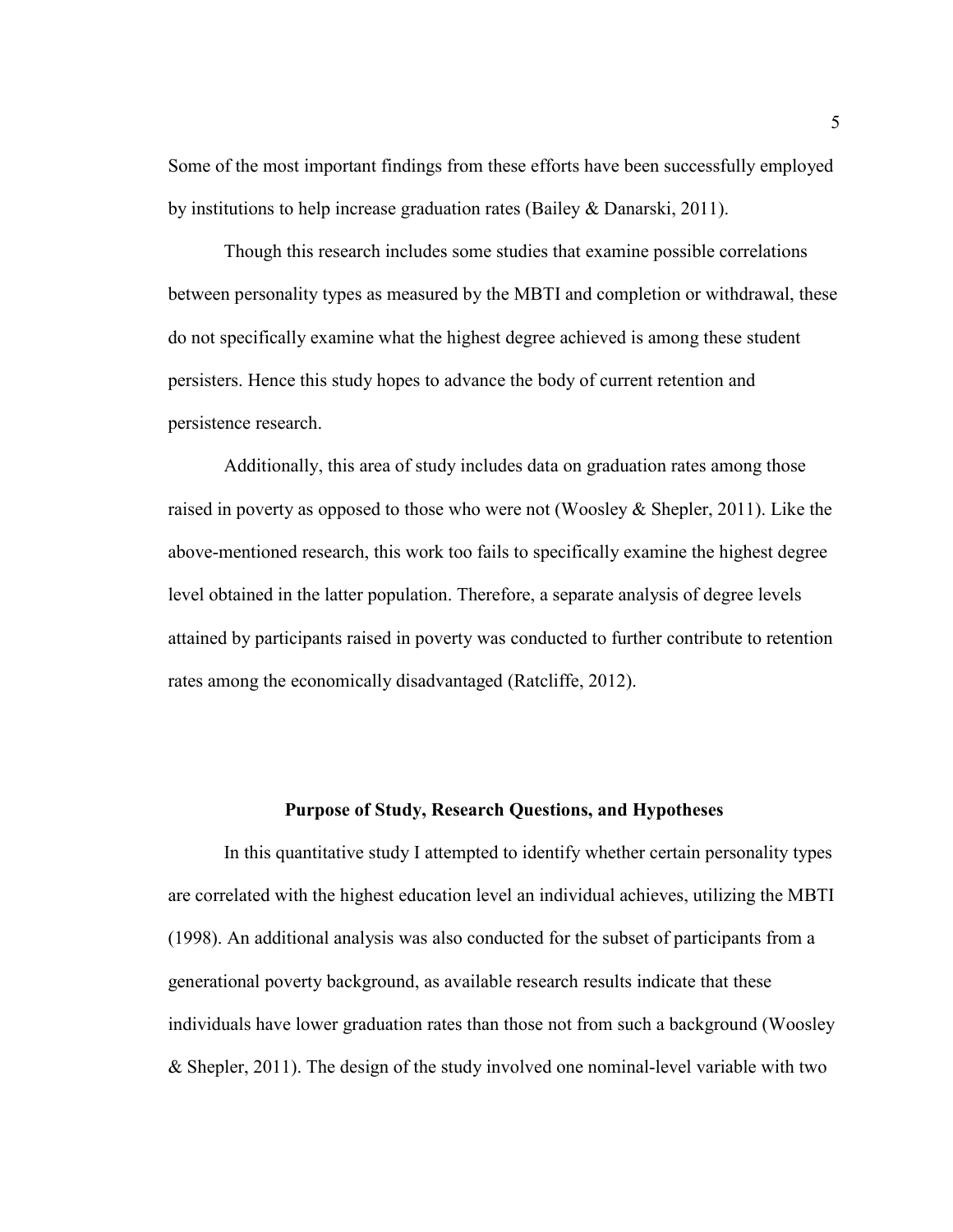Some of the most important findings from these efforts have been successfully employed by institutions to help increase graduation rates (Bailey & Danarski, 2011).

Though this research includes some studies that examine possible correlations between personality types as measured by the MBTI and completion or withdrawal, these do not specifically examine what the highest degree achieved is among these student persisters. Hence this study hopes to advance the body of current retention and persistence research.

Additionally, this area of study includes data on graduation rates among those raised in poverty as opposed to those who were not (Woosley & Shepler, 2011). Like the above-mentioned research, this work too fails to specifically examine the highest degree level obtained in the latter population. Therefore, a separate analysis of degree levels attained by participants raised in poverty was conducted to further contribute to retention rates among the economically disadvantaged (Ratcliffe, 2012).

## Purpose of Study, Research Questions, and Hypotheses

In this quantitative study I attempted to identify whether certain personality types are correlated with the highest education level an individual achieves, utilizing the MBTI (1998). An additional analysis was also conducted for the subset of participants from a generational poverty background, as available research results indicate that these individuals have lower graduation rates than those not from such a background (Woosley & Shepler, 2011). The design of the study involved one nominal-level variable with two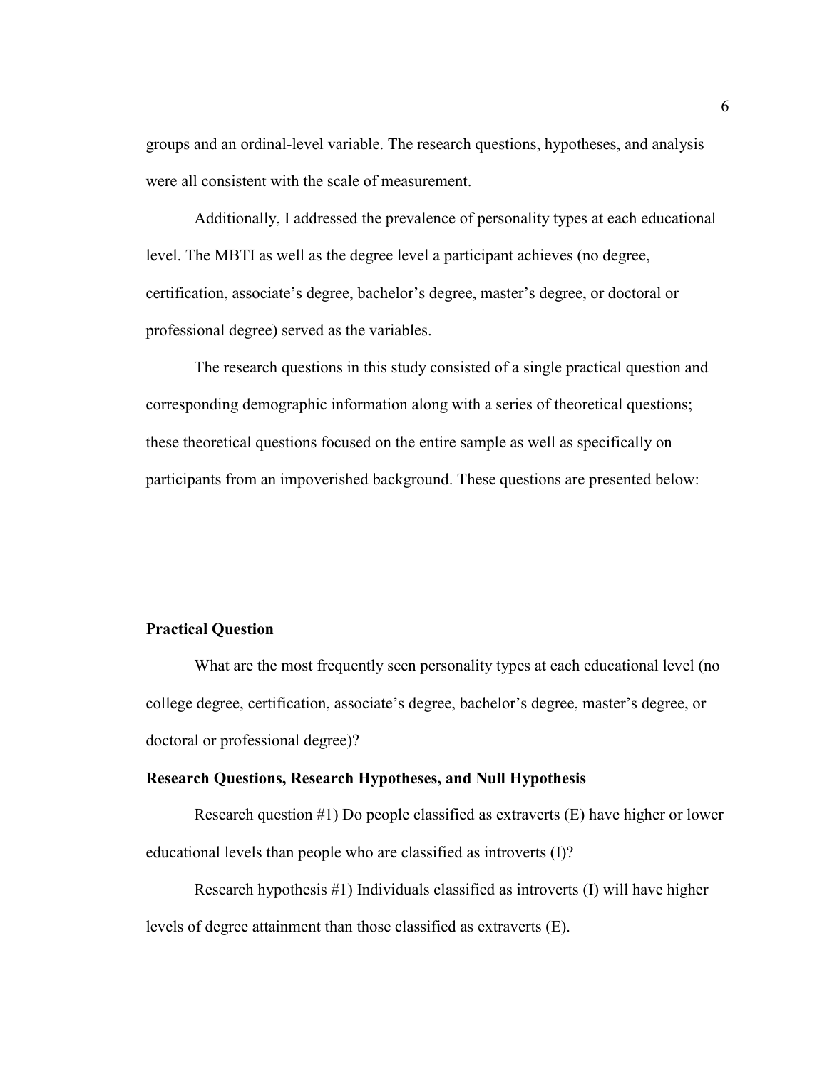groups and an ordinal-level variable. The research questions, hypotheses, and analysis were all consistent with the scale of measurement.

Additionally, I addressed the prevalence of personality types at each educational level. The MBTI as well as the degree level a participant achieves (no degree, certification, associate's degree, bachelor's degree, master's degree, or doctoral or professional degree) served as the variables.

The research questions in this study consisted of a single practical question and corresponding demographic information along with a series of theoretical questions; these theoretical questions focused on the entire sample as well as specifically on participants from an impoverished background. These questions are presented below:

### Practical Question

What are the most frequently seen personality types at each educational level (no college degree, certification, associate's degree, bachelor's degree, master's degree, or doctoral or professional degree)?

### Research Questions, Research Hypotheses, and Null Hypothesis

Research question #1) Do people classified as extraverts (E) have higher or lower educational levels than people who are classified as introverts (I)?

Research hypothesis #1) Individuals classified as introverts (I) will have higher levels of degree attainment than those classified as extraverts (E).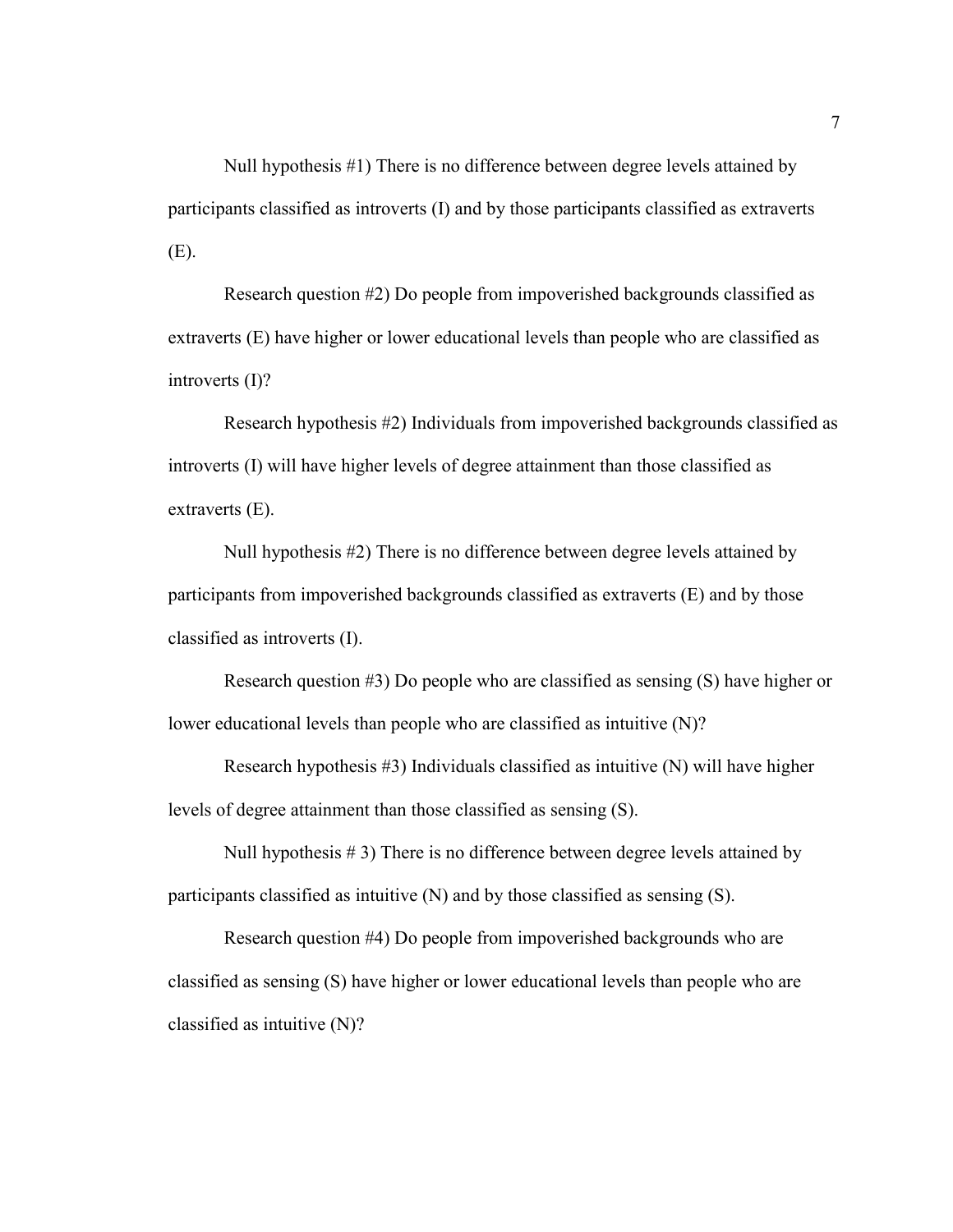Null hypothesis #1) There is no difference between degree levels attained by participants classified as introverts (I) and by those participants classified as extraverts (E).

Research question #2) Do people from impoverished backgrounds classified as extraverts (E) have higher or lower educational levels than people who are classified as introverts (I)?

Research hypothesis #2) Individuals from impoverished backgrounds classified as introverts (I) will have higher levels of degree attainment than those classified as extraverts (E).

Null hypothesis #2) There is no difference between degree levels attained by participants from impoverished backgrounds classified as extraverts (E) and by those classified as introverts (I).

Research question #3) Do people who are classified as sensing (S) have higher or lower educational levels than people who are classified as intuitive (N)?

Research hypothesis #3) Individuals classified as intuitive (N) will have higher levels of degree attainment than those classified as sensing (S).

Null hypothesis # 3) There is no difference between degree levels attained by participants classified as intuitive (N) and by those classified as sensing (S).

Research question #4) Do people from impoverished backgrounds who are classified as sensing (S) have higher or lower educational levels than people who are classified as intuitive (N)?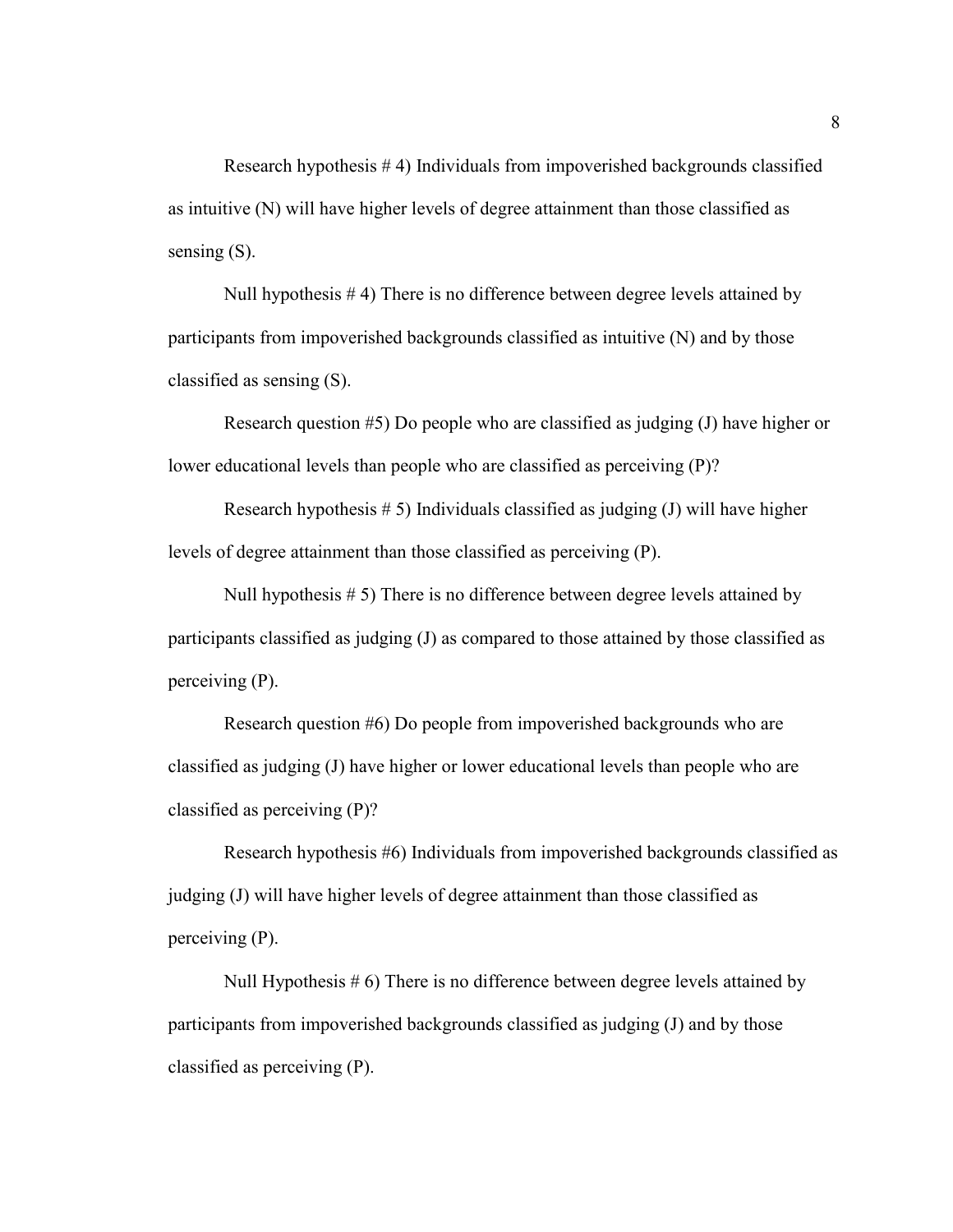Research hypothesis # 4) Individuals from impoverished backgrounds classified as intuitive (N) will have higher levels of degree attainment than those classified as sensing (S).

Null hypothesis # 4) There is no difference between degree levels attained by participants from impoverished backgrounds classified as intuitive (N) and by those classified as sensing (S).

Research question #5) Do people who are classified as judging (J) have higher or lower educational levels than people who are classified as perceiving (P)?

Research hypothesis # 5) Individuals classified as judging (J) will have higher levels of degree attainment than those classified as perceiving (P).

Null hypothesis # 5) There is no difference between degree levels attained by participants classified as judging (J) as compared to those attained by those classified as perceiving (P).

Research question #6) Do people from impoverished backgrounds who are classified as judging (J) have higher or lower educational levels than people who are classified as perceiving (P)?

Research hypothesis #6) Individuals from impoverished backgrounds classified as judging (J) will have higher levels of degree attainment than those classified as perceiving (P).

Null Hypothesis # 6) There is no difference between degree levels attained by participants from impoverished backgrounds classified as judging (J) and by those classified as perceiving (P).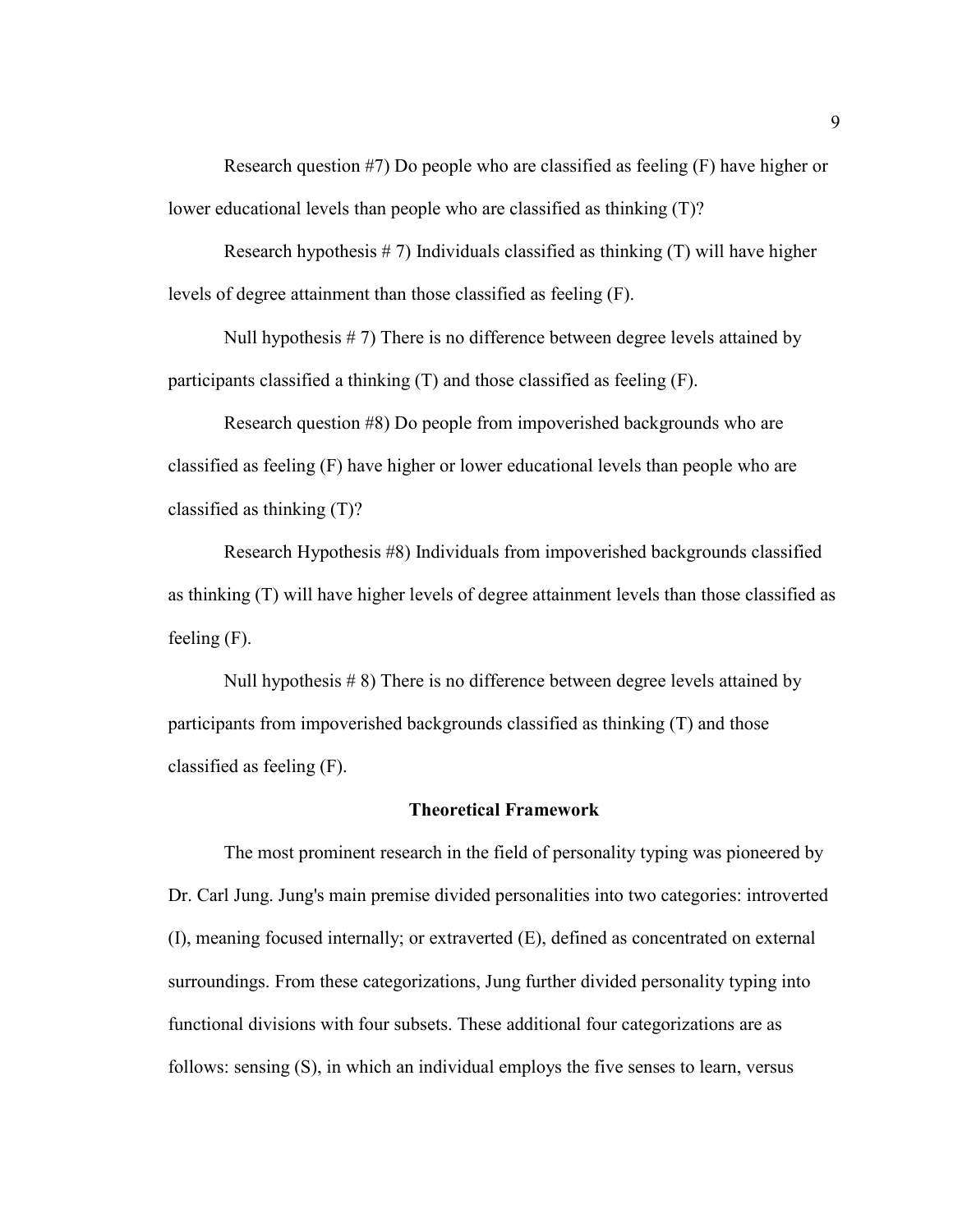Research question #7) Do people who are classified as feeling (F) have higher or lower educational levels than people who are classified as thinking (T)?

Research hypothesis # 7) Individuals classified as thinking (T) will have higher levels of degree attainment than those classified as feeling (F).

Null hypothesis # 7) There is no difference between degree levels attained by participants classified a thinking (T) and those classified as feeling (F).

Research question #8) Do people from impoverished backgrounds who are classified as feeling (F) have higher or lower educational levels than people who are classified as thinking (T)?

Research Hypothesis #8) Individuals from impoverished backgrounds classified as thinking (T) will have higher levels of degree attainment levels than those classified as feeling (F).

Null hypothesis # 8) There is no difference between degree levels attained by participants from impoverished backgrounds classified as thinking (T) and those classified as feeling (F).

## Theoretical Framework

The most prominent research in the field of personality typing was pioneered by Dr. Carl Jung. Jung's main premise divided personalities into two categories: introverted (I), meaning focused internally; or extraverted (E), defined as concentrated on external surroundings. From these categorizations, Jung further divided personality typing into functional divisions with four subsets. These additional four categorizations are as follows: sensing (S), in which an individual employs the five senses to learn, versus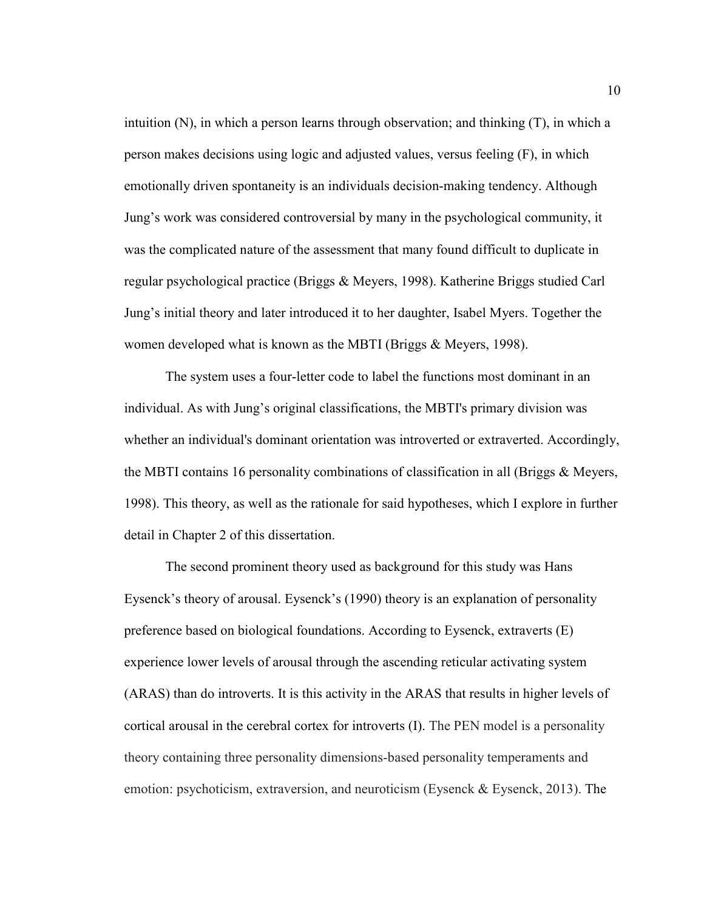intuition (N), in which a person learns through observation; and thinking (T), in which a person makes decisions using logic and adjusted values, versus feeling (F), in which emotionally driven spontaneity is an individuals decision-making tendency. Although Jung's work was considered controversial by many in the psychological community, it was the complicated nature of the assessment that many found difficult to duplicate in regular psychological practice (Briggs & Meyers, 1998). Katherine Briggs studied Carl Jung's initial theory and later introduced it to her daughter, Isabel Myers. Together the women developed what is known as the MBTI (Briggs & Meyers, 1998).

The system uses a four-letter code to label the functions most dominant in an individual. As with Jung's original classifications, the MBTI's primary division was whether an individual's dominant orientation was introverted or extraverted. Accordingly, the MBTI contains 16 personality combinations of classification in all (Briggs & Meyers, 1998). This theory, as well as the rationale for said hypotheses, which I explore in further detail in Chapter 2 of this dissertation.

The second prominent theory used as background for this study was Hans Eysenck's theory of arousal. Eysenck's (1990) theory is an explanation of personality preference based on biological foundations. According to Eysenck, extraverts (E) experience lower levels of arousal through the ascending reticular activating system (ARAS) than do introverts. It is this activity in the ARAS that results in higher levels of cortical arousal in the cerebral cortex for introverts (I). The PEN model is a personality theory containing three personality dimensions-based personality temperaments and emotion: psychoticism, extraversion, and neuroticism (Eysenck & Eysenck, 2013). The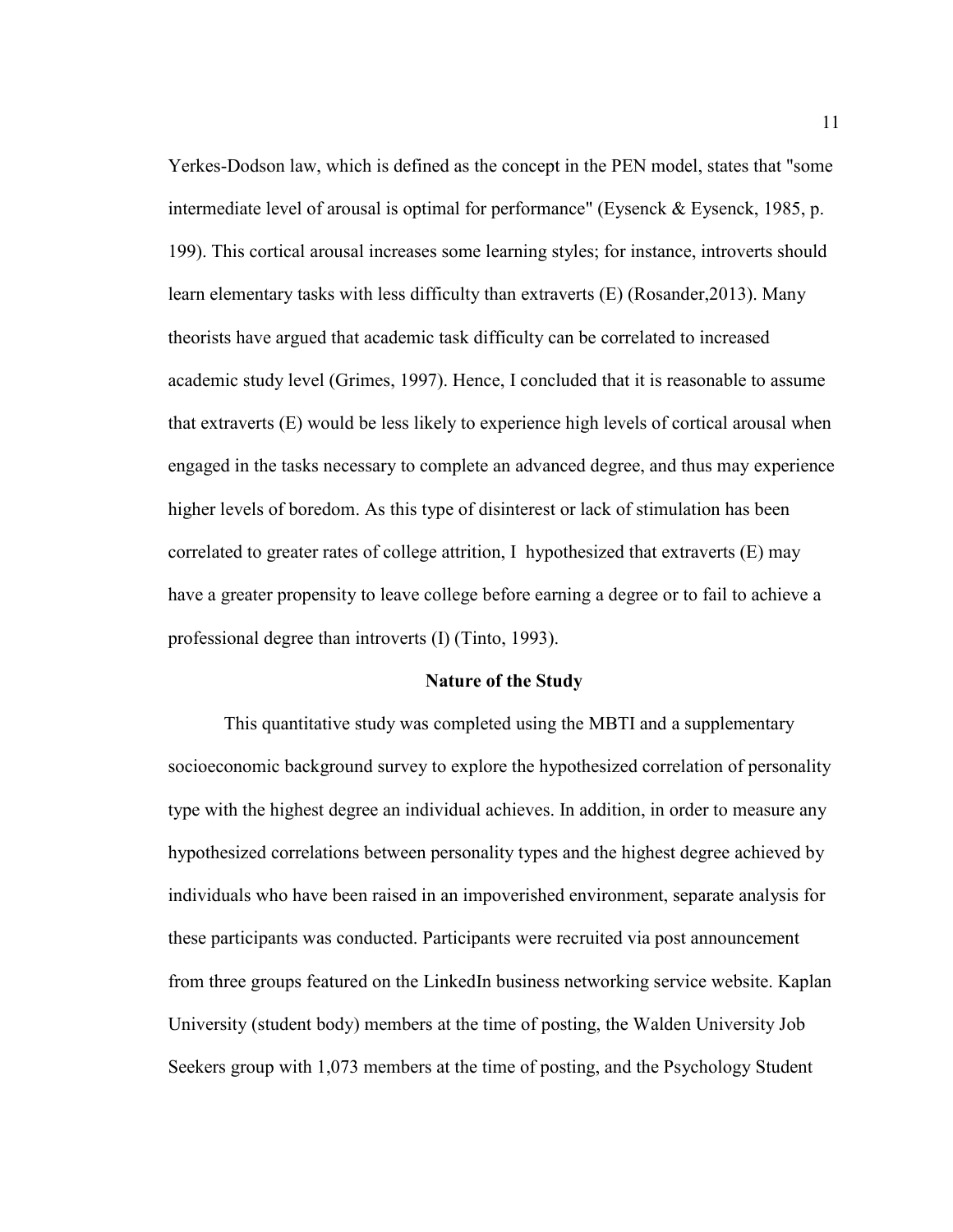Yerkes-Dodson law, which is defined as the concept in the PEN model, states that "some intermediate level of arousal is optimal for performance" (Eysenck & Eysenck, 1985, p. 199). This cortical arousal increases some learning styles; for instance, introverts should learn elementary tasks with less difficulty than extraverts (E) (Rosander,2013). Many theorists have argued that academic task difficulty can be correlated to increased academic study level (Grimes, 1997). Hence, I concluded that it is reasonable to assume that extraverts (E) would be less likely to experience high levels of cortical arousal when engaged in the tasks necessary to complete an advanced degree, and thus may experience higher levels of boredom. As this type of disinterest or lack of stimulation has been correlated to greater rates of college attrition, I hypothesized that extraverts (E) may have a greater propensity to leave college before earning a degree or to fail to achieve a professional degree than introverts (I) (Tinto, 1993).

## Nature of the Study

This quantitative study was completed using the MBTI and a supplementary socioeconomic background survey to explore the hypothesized correlation of personality type with the highest degree an individual achieves. In addition, in order to measure any hypothesized correlations between personality types and the highest degree achieved by individuals who have been raised in an impoverished environment, separate analysis for these participants was conducted. Participants were recruited via post announcement from three groups featured on the LinkedIn business networking service website. Kaplan University (student body) members at the time of posting, the Walden University Job Seekers group with 1,073 members at the time of posting, and the Psychology Student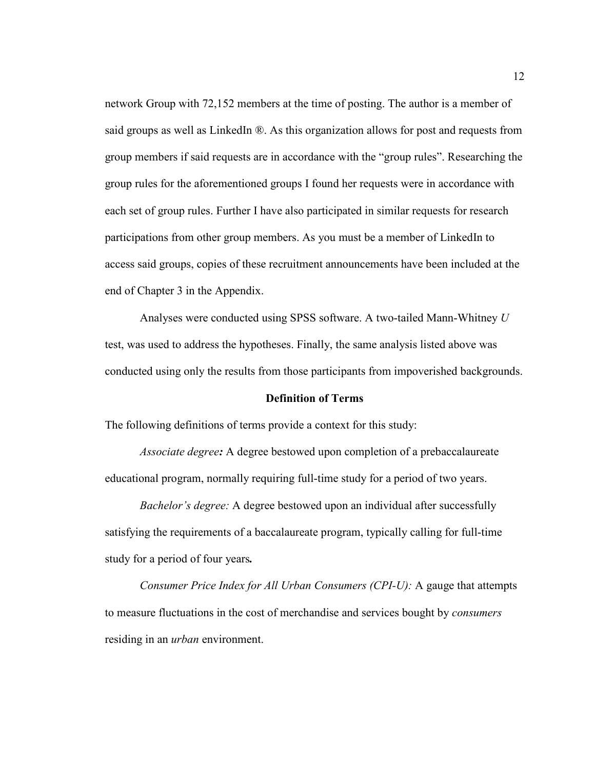network Group with 72,152 members at the time of posting. The author is a member of said groups as well as LinkedIn ®. As this organization allows for post and requests from group members if said requests are in accordance with the "group rules". Researching the group rules for the aforementioned groups I found her requests were in accordance with each set of group rules. Further I have also participated in similar requests for research participations from other group members. As you must be a member of LinkedIn to access said groups, copies of these recruitment announcements have been included at the end of Chapter 3 in the Appendix.

Analyses were conducted using SPSS software. A two-tailed Mann-Whitney *U* test, was used to address the hypotheses. Finally, the same analysis listed above was conducted using only the results from those participants from impoverished backgrounds.

## Definition of Terms

The following definitions of terms provide a context for this study:

*Associate degree:* A degree bestowed upon completion of a prebaccalaureate educational program, normally requiring full-time study for a period of two years.

*Bachelor's degree:* A degree bestowed upon an individual after successfully satisfying the requirements of a baccalaureate program, typically calling for full-time study for a period of four years.

*Consumer Price Index for All Urban Consumers (CPI-U):* A gauge that attempts to measure fluctuations in the cost of merchandise and services bought by *consumers* residing in an *urban* environment.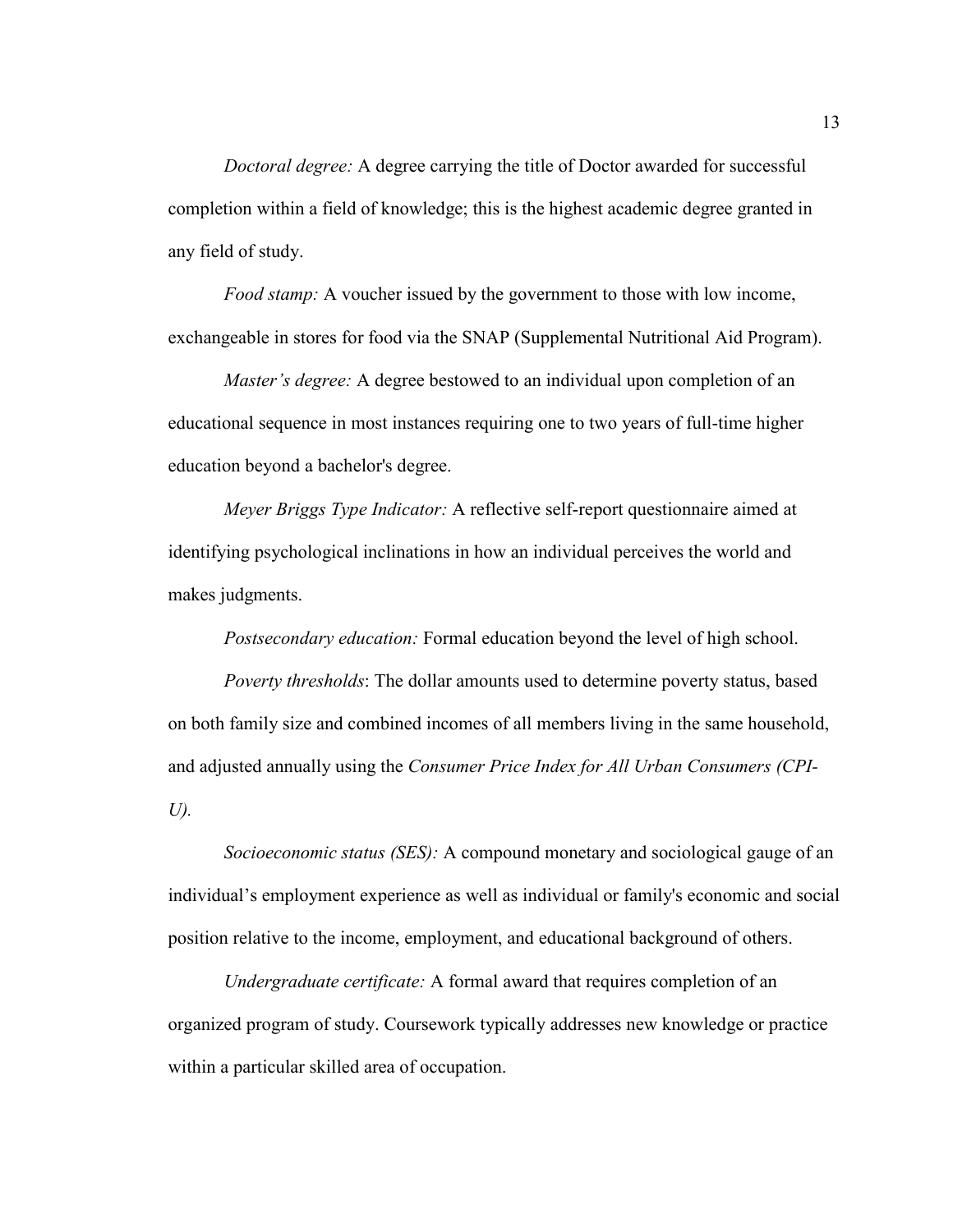*Doctoral degree:* A degree carrying the title of Doctor awarded for successful completion within a field of knowledge; this is the highest academic degree granted in any field of study.

*Food stamp:* A voucher issued by the government to those with low income, exchangeable in stores for food via the SNAP (Supplemental Nutritional Aid Program).

*Master's degree:* A degree bestowed to an individual upon completion of an educational sequence in most instances requiring one to two years of full-time higher education beyond a bachelor's degree.

*Meyer Briggs Type Indicator:* A reflective self-report questionnaire aimed at identifying psychological inclinations in how an individual perceives the world and makes judgments.

*Postsecondary education:* Formal education beyond the level of high school.

*Poverty thresholds*: The dollar amounts used to determine poverty status, based on both family size and combined incomes of all members living in the same household, and adjusted annually using the *Consumer Price Index for All Urban Consumers (CPI-U).*

*Socioeconomic status (SES):* A compound monetary and sociological gauge of an individual's employment experience as well as individual or family's economic and social position relative to the income, employment, and educational background of others.

*Undergraduate certificate:* A formal award that requires completion of an organized program of study. Coursework typically addresses new knowledge or practice within a particular skilled area of occupation.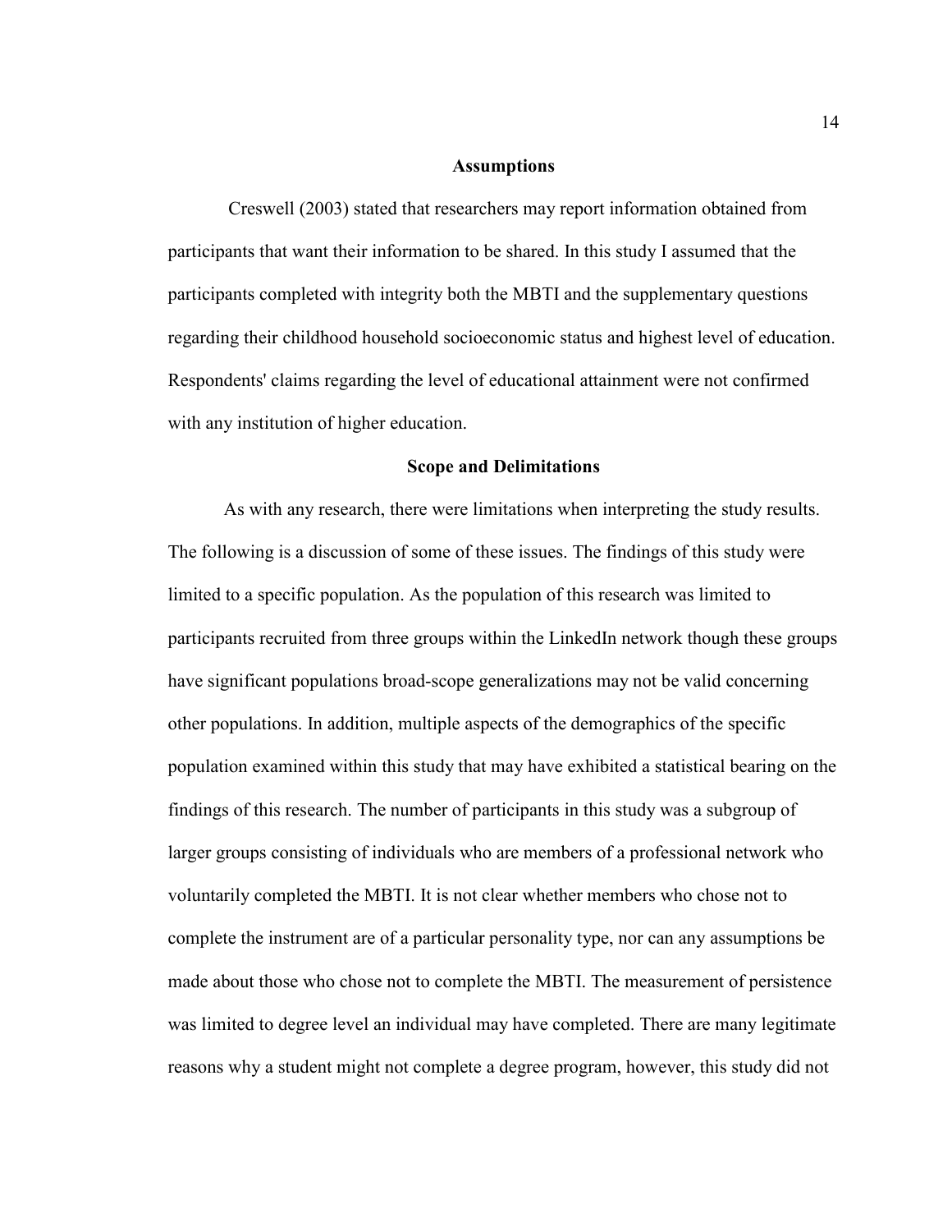## Assumptions

Creswell (2003) stated that researchers may report information obtained from participants that want their information to be shared. In this study I assumed that the participants completed with integrity both the MBTI and the supplementary questions regarding their childhood household socioeconomic status and highest level of education. Respondents' claims regarding the level of educational attainment were not confirmed with any institution of higher education.

## Scope and Delimitations

As with any research, there were limitations when interpreting the study results. The following is a discussion of some of these issues. The findings of this study were limited to a specific population. As the population of this research was limited to participants recruited from three groups within the LinkedIn network though these groups have significant populations broad-scope generalizations may not be valid concerning other populations. In addition, multiple aspects of the demographics of the specific population examined within this study that may have exhibited a statistical bearing on the findings of this research. The number of participants in this study was a subgroup of larger groups consisting of individuals who are members of a professional network who voluntarily completed the MBTI. It is not clear whether members who chose not to complete the instrument are of a particular personality type, nor can any assumptions be made about those who chose not to complete the MBTI. The measurement of persistence was limited to degree level an individual may have completed. There are many legitimate reasons why a student might not complete a degree program, however, this study did not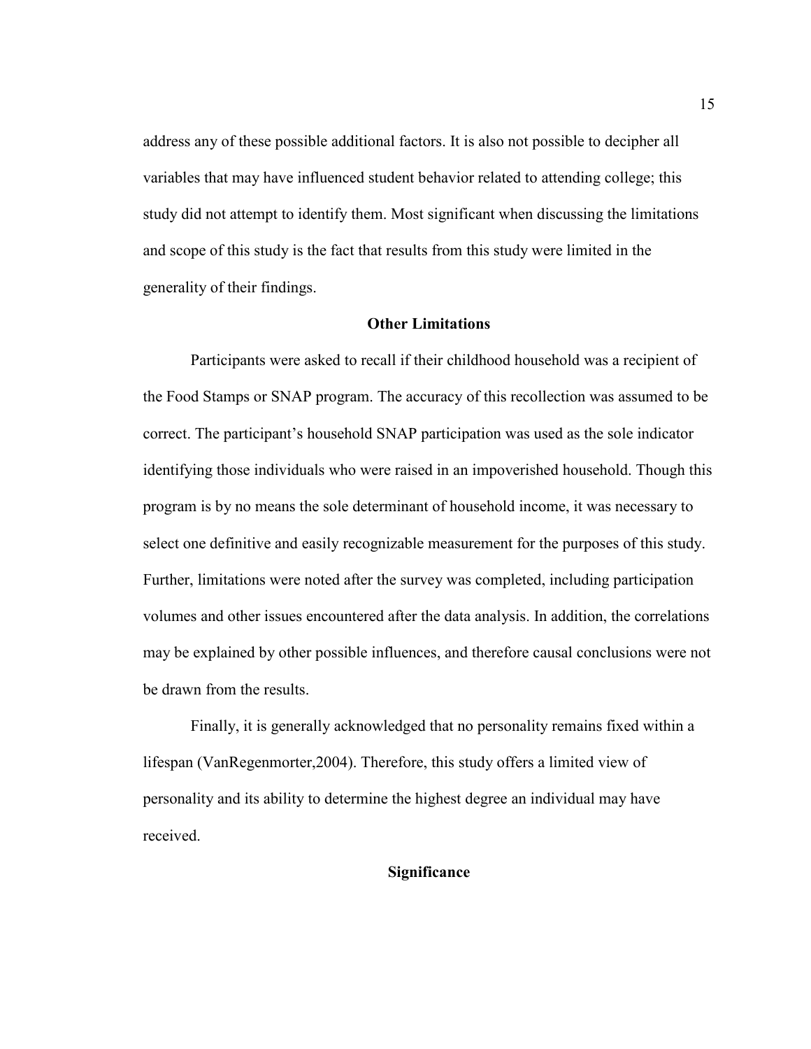address any of these possible additional factors. It is also not possible to decipher all variables that may have influenced student behavior related to attending college; this study did not attempt to identify them. Most significant when discussing the limitations and scope of this study is the fact that results from this study were limited in the generality of their findings.

## Other Limitations

Participants were asked to recall if their childhood household was a recipient of the Food Stamps or SNAP program. The accuracy of this recollection was assumed to be correct. The participant's household SNAP participation was used as the sole indicator identifying those individuals who were raised in an impoverished household. Though this program is by no means the sole determinant of household income, it was necessary to select one definitive and easily recognizable measurement for the purposes of this study. Further, limitations were noted after the survey was completed, including participation volumes and other issues encountered after the data analysis. In addition, the correlations may be explained by other possible influences, and therefore causal conclusions were not be drawn from the results.

Finally, it is generally acknowledged that no personality remains fixed within a lifespan (VanRegenmorter,2004). Therefore, this study offers a limited view of personality and its ability to determine the highest degree an individual may have received.

## Significance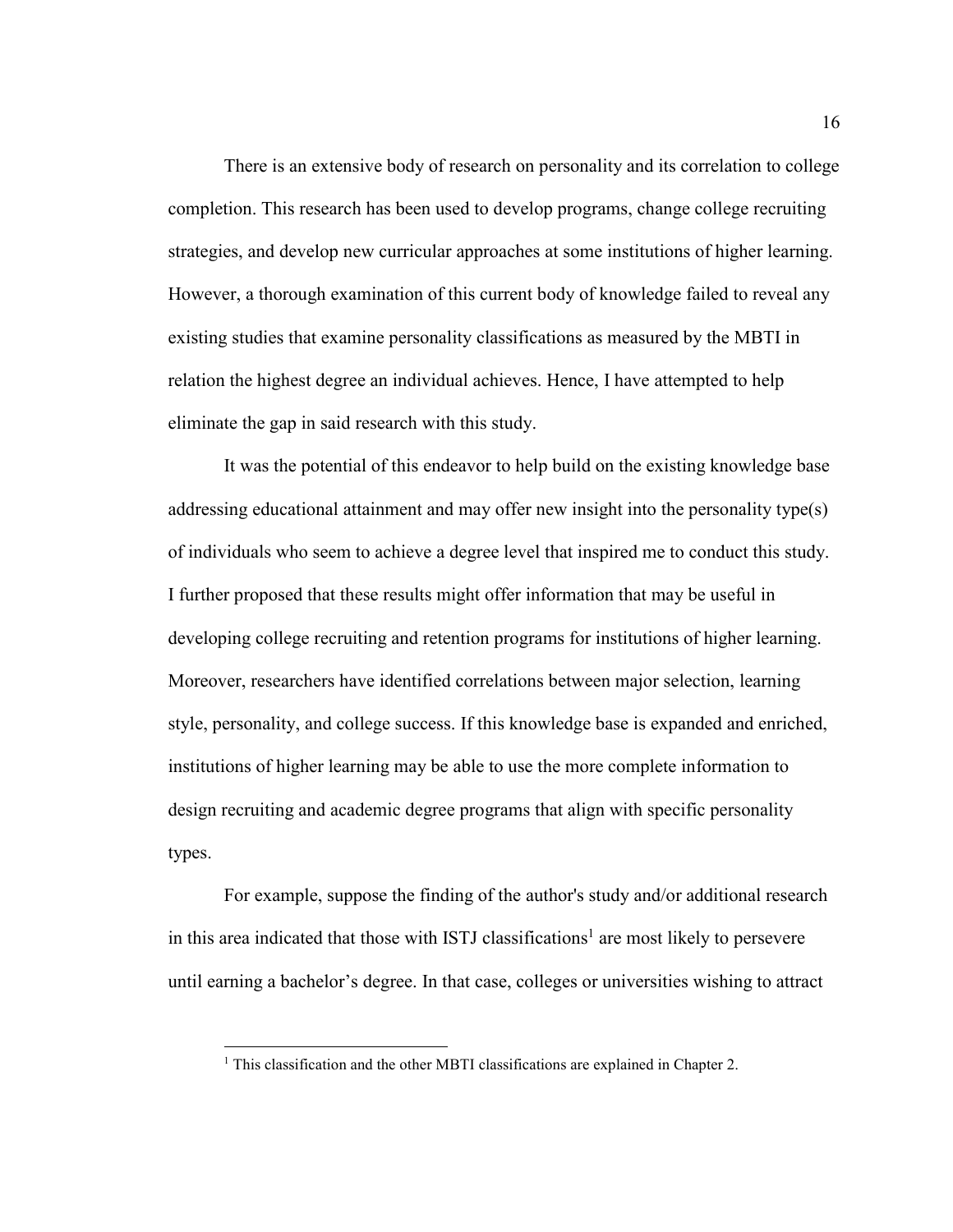There is an extensive body of research on personality and its correlation to college completion. This research has been used to develop programs, change college recruiting strategies, and develop new curricular approaches at some institutions of higher learning. However, a thorough examination of this current body of knowledge failed to reveal any existing studies that examine personality classifications as measured by the MBTI in relation the highest degree an individual achieves. Hence, I have attempted to help eliminate the gap in said research with this study.

It was the potential of this endeavor to help build on the existing knowledge base addressing educational attainment and may offer new insight into the personality type(s) of individuals who seem to achieve a degree level that inspired me to conduct this study. I further proposed that these results might offer information that may be useful in developing college recruiting and retention programs for institutions of higher learning. Moreover, researchers have identified correlations between major selection, learning style, personality, and college success. If this knowledge base is expanded and enriched, institutions of higher learning may be able to use the more complete information to design recruiting and academic degree programs that align with specific personality types.

For example, suppose the finding of the author's study and/or additional research in this area indicated that those with ISTJ classifications[1] are most likely to persevere until earning a bachelor's degree. In that case, colleges or universities wishing to attract

[1] This classification and the other MBTI classifications are explained in Chapter 2.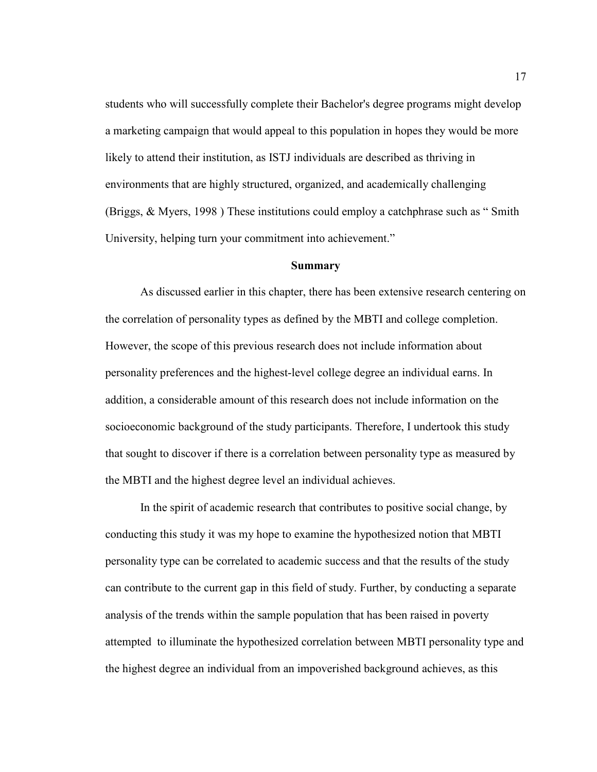students who will successfully complete their Bachelor's degree programs might develop a marketing campaign that would appeal to this population in hopes they would be more likely to attend their institution, as ISTJ individuals are described as thriving in environments that are highly structured, organized, and academically challenging (Briggs, & Myers, 1998 ) These institutions could employ a catchphrase such as " Smith University, helping turn your commitment into achievement."

## Summary

As discussed earlier in this chapter, there has been extensive research centering on the correlation of personality types as defined by the MBTI and college completion. However, the scope of this previous research does not include information about personality preferences and the highest-level college degree an individual earns. In addition, a considerable amount of this research does not include information on the socioeconomic background of the study participants. Therefore, I undertook this study that sought to discover if there is a correlation between personality type as measured by the MBTI and the highest degree level an individual achieves.

In the spirit of academic research that contributes to positive social change, by conducting this study it was my hope to examine the hypothesized notion that MBTI personality type can be correlated to academic success and that the results of the study can contribute to the current gap in this field of study. Further, by conducting a separate analysis of the trends within the sample population that has been raised in poverty attempted to illuminate the hypothesized correlation between MBTI personality type and the highest degree an individual from an impoverished background achieves, as this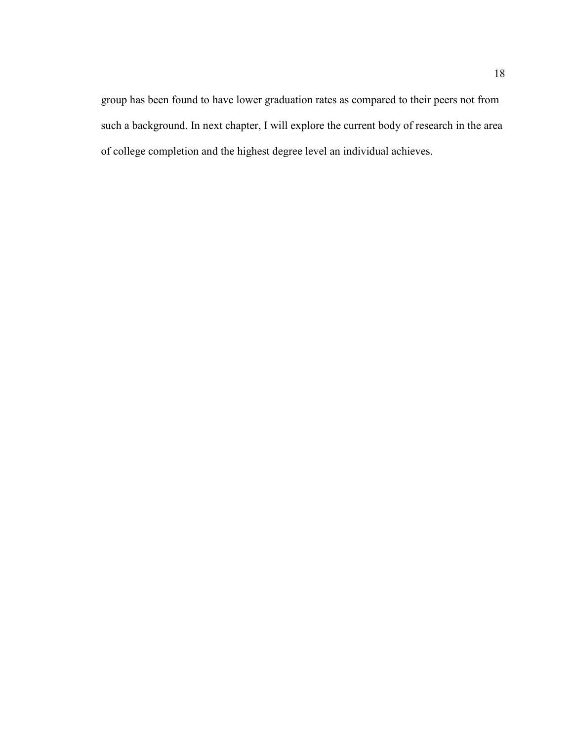group has been found to have lower graduation rates as compared to their peers not from such a background. In next chapter, I will explore the current body of research in the area of college completion and the highest degree level an individual achieves.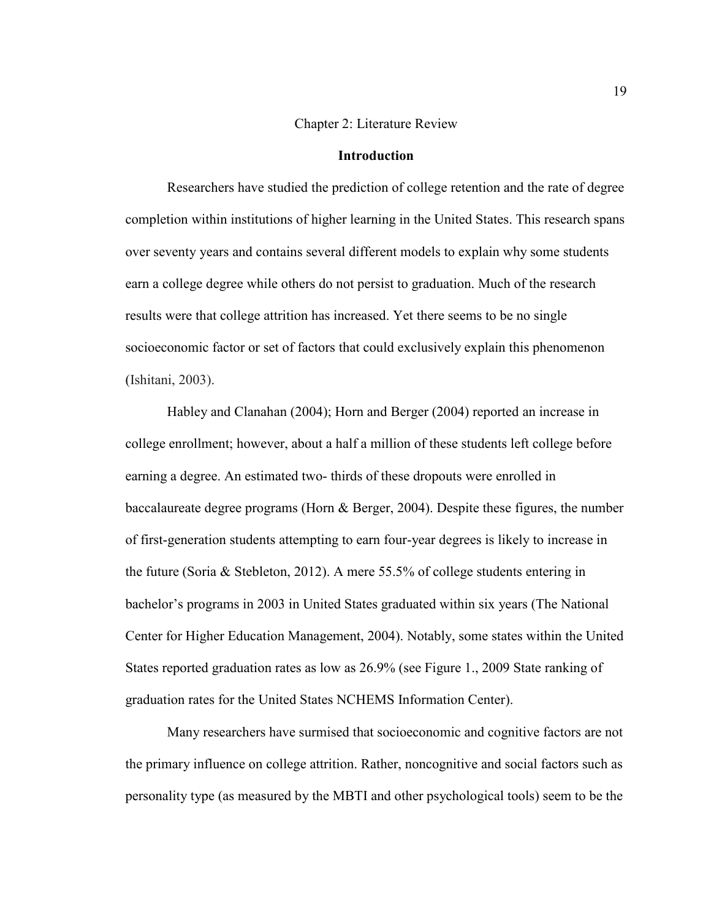# Chapter 2: Literature Review

## Introduction

Researchers have studied the prediction of college retention and the rate of degree completion within institutions of higher learning in the United States. This research spans over seventy years and contains several different models to explain why some students earn a college degree while others do not persist to graduation. Much of the research results were that college attrition has increased. Yet there seems to be no single socioeconomic factor or set of factors that could exclusively explain this phenomenon (Ishitani, 2003).

Habley and Clanahan (2004); Horn and Berger (2004) reported an increase in college enrollment; however, about a half a million of these students left college before earning a degree. An estimated two- thirds of these dropouts were enrolled in baccalaureate degree programs (Horn & Berger, 2004). Despite these figures, the number of first-generation students attempting to earn four-year degrees is likely to increase in the future (Soria & Stebleton, 2012). A mere 55.5% of college students entering in bachelor's programs in 2003 in United States graduated within six years (The National Center for Higher Education Management, 2004). Notably, some states within the United States reported graduation rates as low as 26.9% (see Figure 1., 2009 State ranking of graduation rates for the United States NCHEMS Information Center).

Many researchers have surmised that socioeconomic and cognitive factors are not the primary influence on college attrition. Rather, noncognitive and social factors such as personality type (as measured by the MBTI and other psychological tools) seem to be the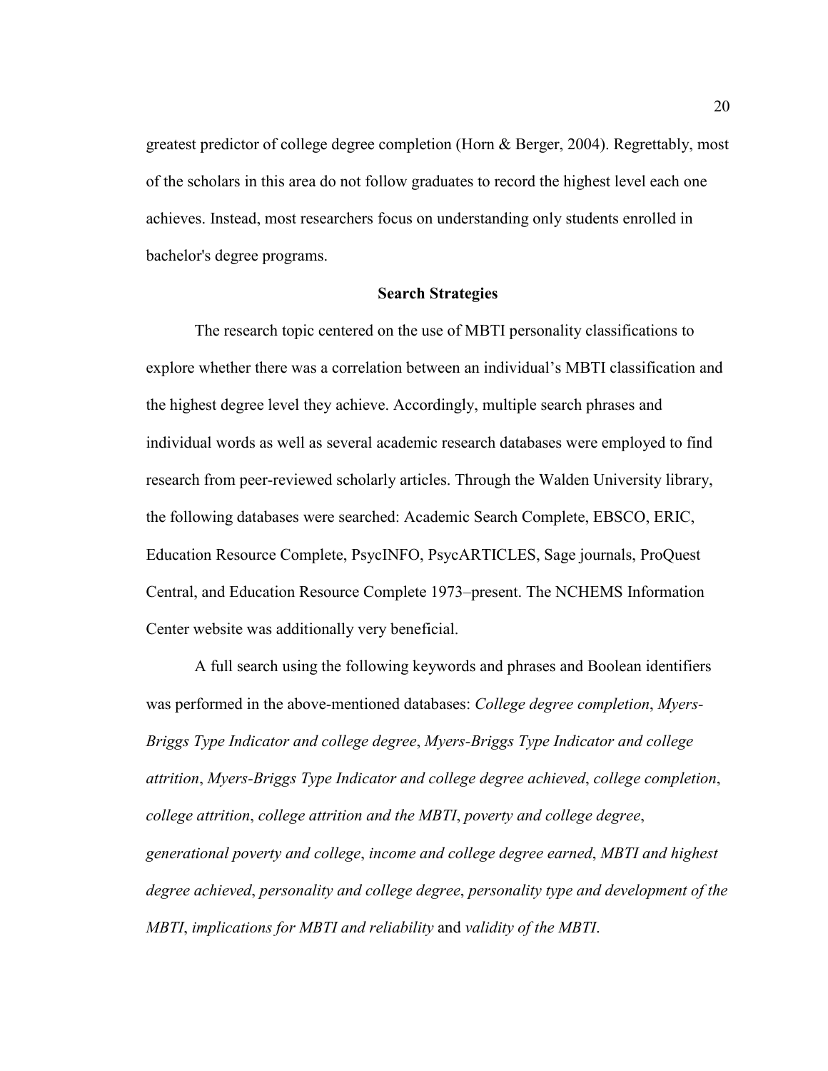greatest predictor of college degree completion (Horn & Berger, 2004). Regrettably, most of the scholars in this area do not follow graduates to record the highest level each one achieves. Instead, most researchers focus on understanding only students enrolled in bachelor's degree programs.

## Search Strategies

The research topic centered on the use of MBTI personality classifications to explore whether there was a correlation between an individual’s MBTI classification and the highest degree level they achieve. Accordingly, multiple search phrases and individual words as well as several academic research databases were employed to find research from peer-reviewed scholarly articles. Through the Walden University library, the following databases were searched: Academic Search Complete, EBSCO, ERIC, Education Resource Complete, PsycINFO, PsycARTICLES, Sage journals, ProQuest Central, and Education Resource Complete 1973–present. The NCHEMS Information Center website was additionally very beneficial.

A full search using the following keywords and phrases and Boolean identifiers was performed in the above-mentioned databases: *College degree completion*, *Myers-Briggs Type Indicator and college degree*, *Myers-Briggs Type Indicator and college attrition*, *Myers-Briggs Type Indicator and college degree achieved*, *college completion*, *college attrition*, *college attrition and the MBTI*, *poverty and college degree*, *generational poverty and college*, *income and college degree earned*, *MBTI and highest degree achieved*, *personality and college degree*, *personality type and development of the MBTI*, *implications for MBTI and reliability* and *validity of the MBTI*.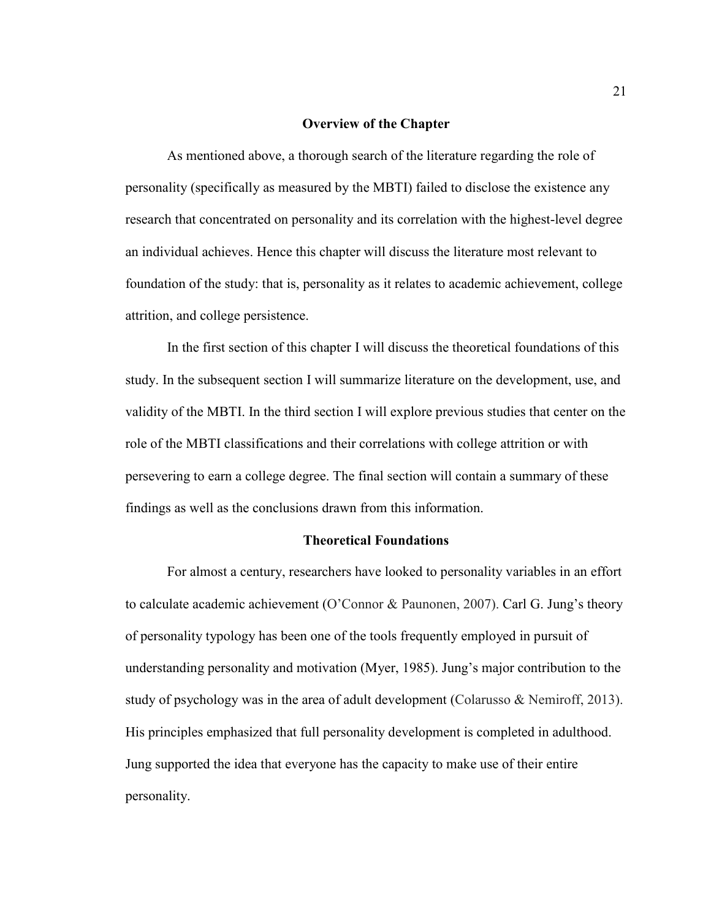## Overview of the Chapter

As mentioned above, a thorough search of the literature regarding the role of personality (specifically as measured by the MBTI) failed to disclose the existence any research that concentrated on personality and its correlation with the highest-level degree an individual achieves. Hence this chapter will discuss the literature most relevant to foundation of the study: that is, personality as it relates to academic achievement, college attrition, and college persistence.

In the first section of this chapter I will discuss the theoretical foundations of this study. In the subsequent section I will summarize literature on the development, use, and validity of the MBTI. In the third section I will explore previous studies that center on the role of the MBTI classifications and their correlations with college attrition or with persevering to earn a college degree. The final section will contain a summary of these findings as well as the conclusions drawn from this information.

## Theoretical Foundations

For almost a century, researchers have looked to personality variables in an effort to calculate academic achievement (O'Connor & Paunonen, 2007). Carl G. Jung's theory of personality typology has been one of the tools frequently employed in pursuit of understanding personality and motivation (Myer, 1985). Jung's major contribution to the study of psychology was in the area of adult development (Colarusso & Nemiroff, 2013). His principles emphasized that full personality development is completed in adulthood. Jung supported the idea that everyone has the capacity to make use of their entire personality.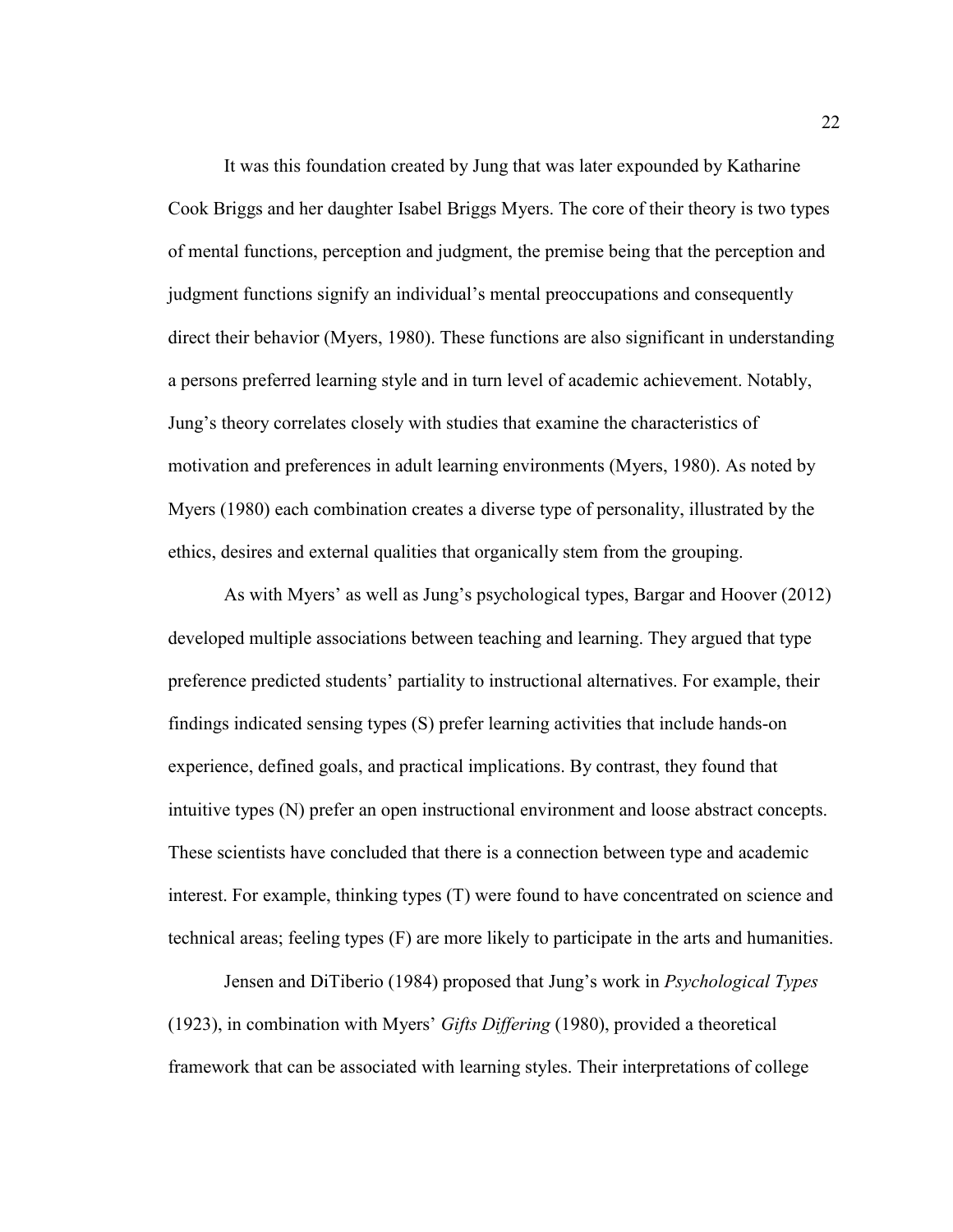It was this foundation created by Jung that was later expounded by Katharine Cook Briggs and her daughter Isabel Briggs Myers. The core of their theory is two types of mental functions, perception and judgment, the premise being that the perception and judgment functions signify an individual's mental preoccupations and consequently direct their behavior (Myers, 1980). These functions are also significant in understanding a persons preferred learning style and in turn level of academic achievement. Notably, Jung's theory correlates closely with studies that examine the characteristics of motivation and preferences in adult learning environments (Myers, 1980). As noted by Myers (1980) each combination creates a diverse type of personality, illustrated by the ethics, desires and external qualities that organically stem from the grouping.

As with Myers' as well as Jung's psychological types, Bargar and Hoover (2012) developed multiple associations between teaching and learning. They argued that type preference predicted students' partiality to instructional alternatives. For example, their findings indicated sensing types (S) prefer learning activities that include hands-on experience, defined goals, and practical implications. By contrast, they found that intuitive types (N) prefer an open instructional environment and loose abstract concepts. These scientists have concluded that there is a connection between type and academic interest. For example, thinking types (T) were found to have concentrated on science and technical areas; feeling types (F) are more likely to participate in the arts and humanities.

Jensen and DiTiberio (1984) proposed that Jung's work in *Psychological Types* (1923), in combination with Myers' *Gifts Differing* (1980), provided a theoretical framework that can be associated with learning styles. Their interpretations of college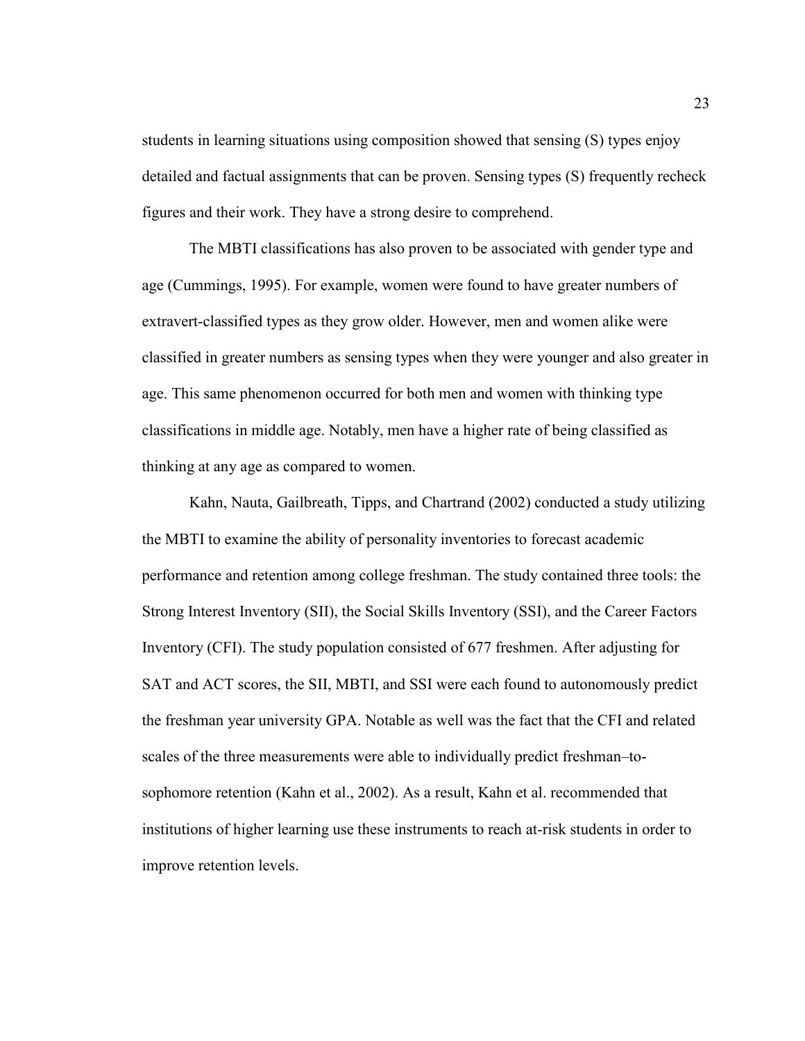students in learning situations using composition showed that sensing (S) types enjoy detailed and factual assignments that can be proven. Sensing types (S) frequently recheck figures and their work. They have a strong desire to comprehend.

The MBTI classifications has also proven to be associated with gender type and age (Cummings, 1995). For example, women were found to have greater numbers of extravert-classified types as they grow older. However, men and women alike were classified in greater numbers as sensing types when they were younger and also greater in age. This same phenomenon occurred for both men and women with thinking type classifications in middle age. Notably, men have a higher rate of being classified as thinking at any age as compared to women.

Kahn, Nauta, Gailbreath, Tipps, and Chartrand (2002) conducted a study utilizing the MBTI to examine the ability of personality inventories to forecast academic performance and retention among college freshman. The study contained three tools: the Strong Interest Inventory (SII), the Social Skills Inventory (SSI), and the Career Factors Inventory (CFI). The study population consisted of 677 freshmen. After adjusting for SAT and ACT scores, the SII, MBTI, and SSI were each found to autonomously predict the freshman year university GPA. Notable as well was the fact that the CFI and related scales of the three measurements were able to individually predict freshman–to-sophomore retention (Kahn et al., 2002). As a result, Kahn et al. recommended that institutions of higher learning use these instruments to reach at-risk students in order to improve retention levels.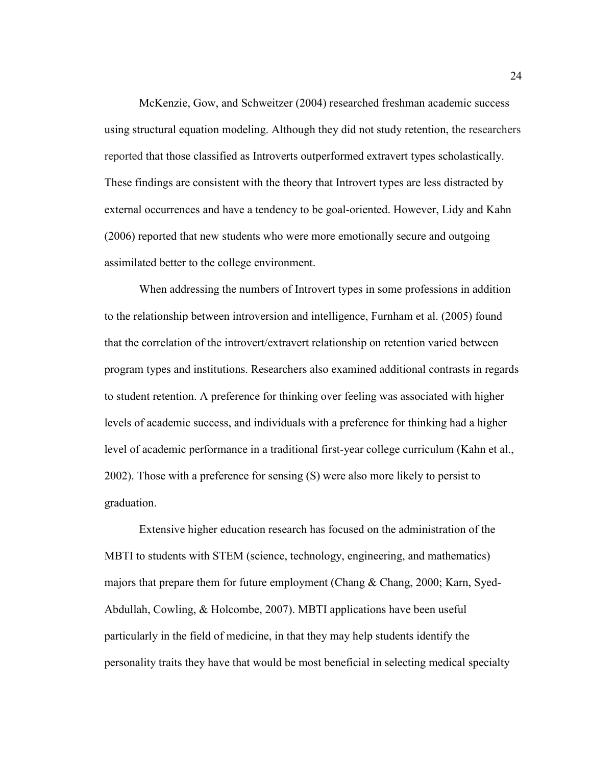McKenzie, Gow, and Schweitzer (2004) researched freshman academic success using structural equation modeling. Although they did not study retention, the researchers reported that those classified as Introverts outperformed extravert types scholastically. These findings are consistent with the theory that Introvert types are less distracted by external occurrences and have a tendency to be goal-oriented. However, Lidy and Kahn (2006) reported that new students who were more emotionally secure and outgoing assimilated better to the college environment.

When addressing the numbers of Introvert types in some professions in addition to the relationship between introversion and intelligence, Furnham et al. (2005) found that the correlation of the introvert/extravert relationship on retention varied between program types and institutions. Researchers also examined additional contrasts in regards to student retention. A preference for thinking over feeling was associated with higher levels of academic success, and individuals with a preference for thinking had a higher level of academic performance in a traditional first-year college curriculum (Kahn et al., 2002). Those with a preference for sensing (S) were also more likely to persist to graduation.

Extensive higher education research has focused on the administration of the MBTI to students with STEM (science, technology, engineering, and mathematics) majors that prepare them for future employment (Chang & Chang, 2000; Karn, Syed-Abdullah, Cowling, & Holcombe, 2007). MBTI applications have been useful particularly in the field of medicine, in that they may help students identify the personality traits they have that would be most beneficial in selecting medical specialty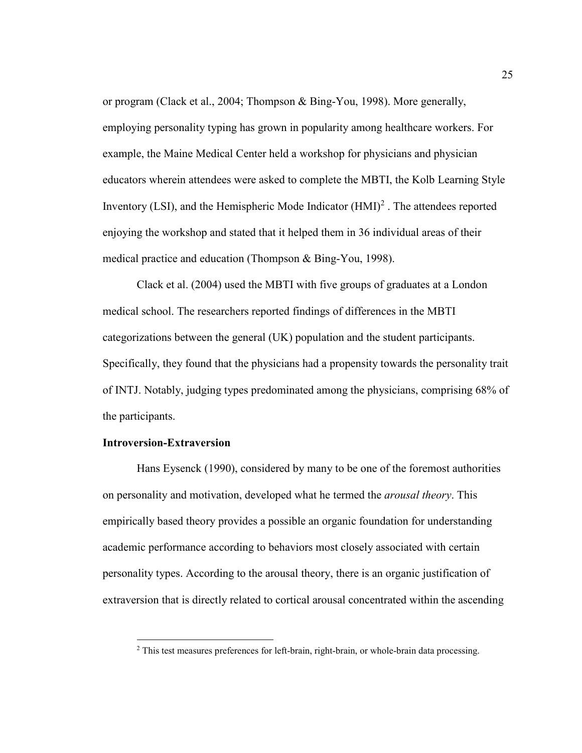or program (Clack et al., 2004; Thompson & Bing-You, 1998). More generally, employing personality typing has grown in popularity among healthcare workers. For example, the Maine Medical Center held a workshop for physicians and physician educators wherein attendees were asked to complete the MBTI, the Kolb Learning Style Inventory (LSI), and the Hemispheric Mode Indicator (HMI)[2] . The attendees reported enjoying the workshop and stated that it helped them in 36 individual areas of their medical practice and education (Thompson & Bing-You, 1998).

Clack et al. (2004) used the MBTI with five groups of graduates at a London medical school. The researchers reported findings of differences in the MBTI categorizations between the general (UK) population and the student participants. Specifically, they found that the physicians had a propensity towards the personality trait of INTJ. Notably, judging types predominated among the physicians, comprising 68% of the participants.

### Introversion-Extraversion

Hans Eysenck (1990), considered by many to be one of the foremost authorities on personality and motivation, developed what he termed the *arousal theory*. This empirically based theory provides a possible an organic foundation for understanding academic performance according to behaviors most closely associated with certain personality types. According to the arousal theory, there is an organic justification of extraversion that is directly related to cortical arousal concentrated within the ascending

[2] This test measures preferences for left-brain, right-brain, or whole-brain data processing.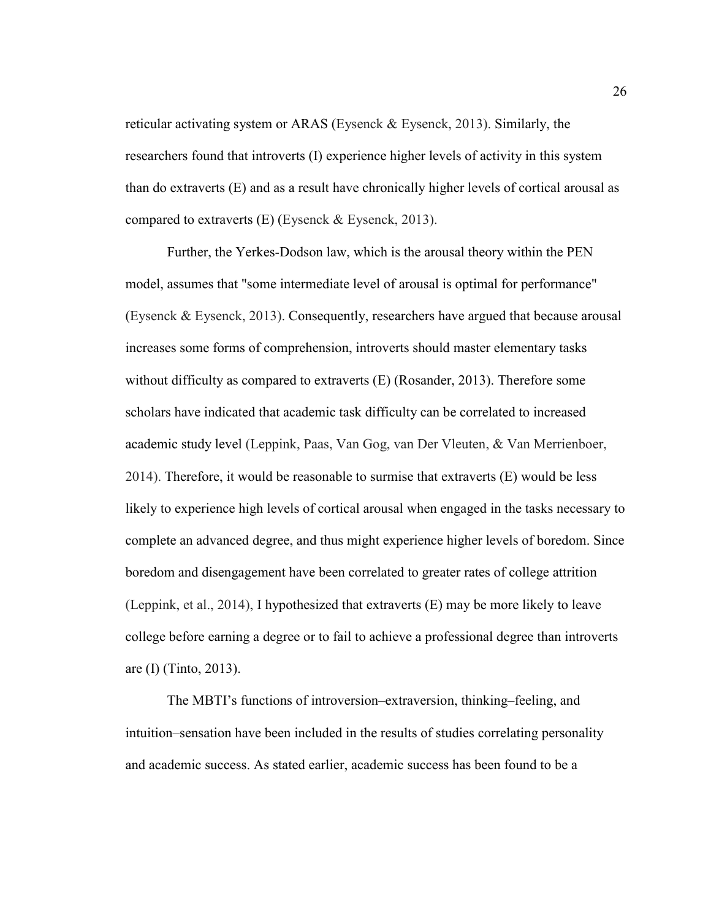reticular activating system or ARAS (Eysenck & Eysenck, 2013). Similarly, the researchers found that introverts (I) experience higher levels of activity in this system than do extraverts (E) and as a result have chronically higher levels of cortical arousal as compared to extraverts (E) (Eysenck & Eysenck, 2013).

Further, the Yerkes-Dodson law, which is the arousal theory within the PEN model, assumes that "some intermediate level of arousal is optimal for performance" (Eysenck & Eysenck, 2013). Consequently, researchers have argued that because arousal increases some forms of comprehension, introverts should master elementary tasks without difficulty as compared to extraverts (E) (Rosander, 2013). Therefore some scholars have indicated that academic task difficulty can be correlated to increased academic study level (Leppink, Paas, Van Gog, van Der Vleuten, & Van Merrienboer, 2014). Therefore, it would be reasonable to surmise that extraverts (E) would be less likely to experience high levels of cortical arousal when engaged in the tasks necessary to complete an advanced degree, and thus might experience higher levels of boredom. Since boredom and disengagement have been correlated to greater rates of college attrition (Leppink, et al., 2014), I hypothesized that extraverts (E) may be more likely to leave college before earning a degree or to fail to achieve a professional degree than introverts are (I) (Tinto, 2013).

The MBTI's functions of introversion–extraversion, thinking–feeling, and intuition–sensation have been included in the results of studies correlating personality and academic success. As stated earlier, academic success has been found to be a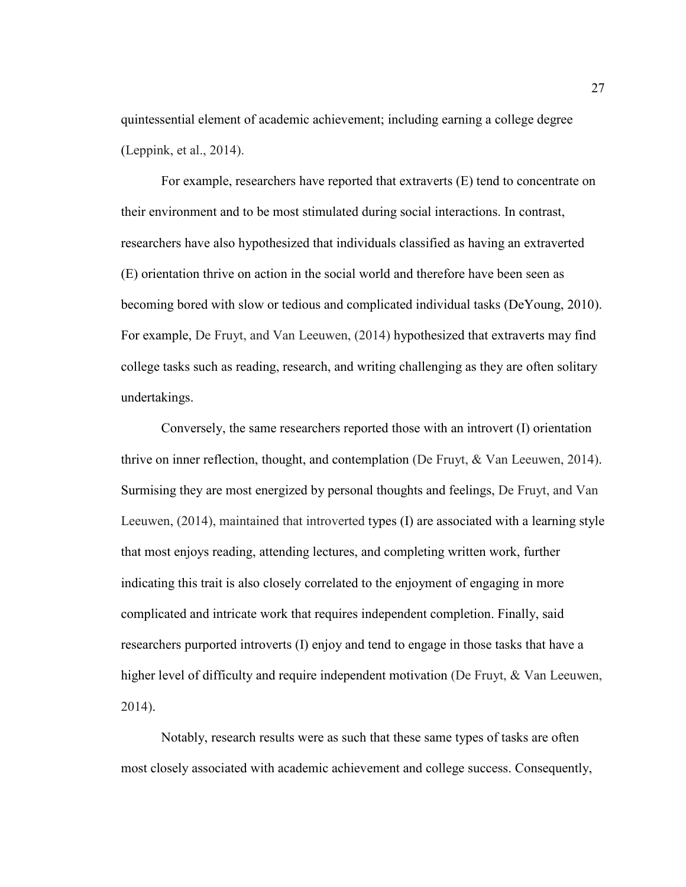quintessential element of academic achievement; including earning a college degree (Leppink, et al., 2014).

For example, researchers have reported that extraverts (E) tend to concentrate on their environment and to be most stimulated during social interactions. In contrast, researchers have also hypothesized that individuals classified as having an extraverted (E) orientation thrive on action in the social world and therefore have been seen as becoming bored with slow or tedious and complicated individual tasks (DeYoung, 2010). For example, De Fruyt, and Van Leeuwen, (2014) hypothesized that extraverts may find college tasks such as reading, research, and writing challenging as they are often solitary undertakings.

Conversely, the same researchers reported those with an introvert (I) orientation thrive on inner reflection, thought, and contemplation (De Fruyt, & Van Leeuwen, 2014). Surmising they are most energized by personal thoughts and feelings, De Fruyt, and Van Leeuwen, (2014), maintained that introverted types (I) are associated with a learning style that most enjoys reading, attending lectures, and completing written work, further indicating this trait is also closely correlated to the enjoyment of engaging in more complicated and intricate work that requires independent completion. Finally, said researchers purported introverts (I) enjoy and tend to engage in those tasks that have a higher level of difficulty and require independent motivation (De Fruyt, & Van Leeuwen, 2014).

Notably, research results were as such that these same types of tasks are often most closely associated with academic achievement and college success. Consequently,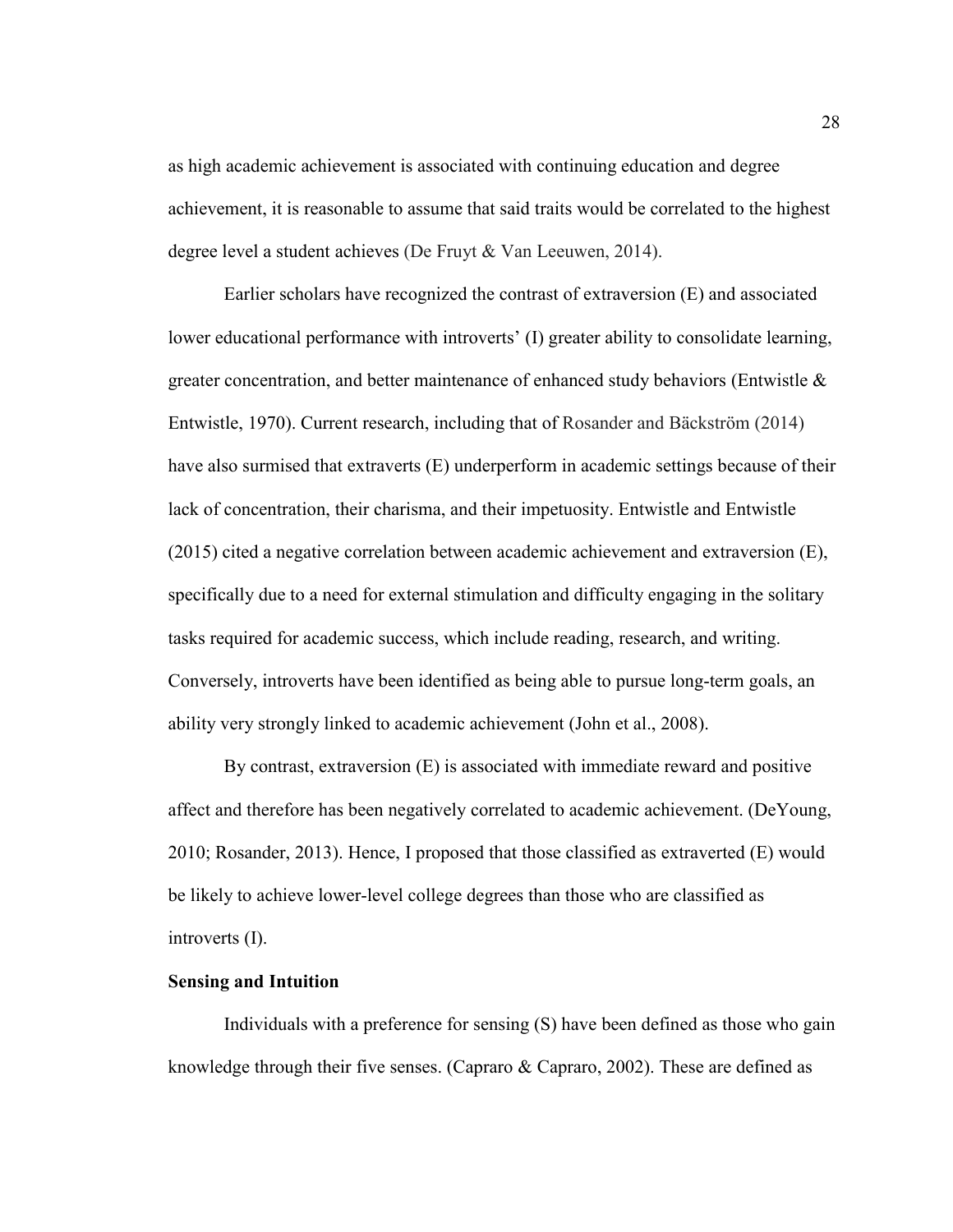as high academic achievement is associated with continuing education and degree achievement, it is reasonable to assume that said traits would be correlated to the highest degree level a student achieves (De Fruyt & Van Leeuwen, 2014).

Earlier scholars have recognized the contrast of extraversion (E) and associated lower educational performance with introverts' (I) greater ability to consolidate learning, greater concentration, and better maintenance of enhanced study behaviors (Entwistle & Entwistle, 1970). Current research, including that of Rosander and Bäckström (2014) have also surmised that extraverts (E) underperform in academic settings because of their lack of concentration, their charisma, and their impetuosity. Entwistle and Entwistle (2015) cited a negative correlation between academic achievement and extraversion (E), specifically due to a need for external stimulation and difficulty engaging in the solitary tasks required for academic success, which include reading, research, and writing. Conversely, introverts have been identified as being able to pursue long-term goals, an ability very strongly linked to academic achievement (John et al., 2008).

By contrast, extraversion (E) is associated with immediate reward and positive affect and therefore has been negatively correlated to academic achievement. (DeYoung, 2010; Rosander, 2013). Hence, I proposed that those classified as extraverted (E) would be likely to achieve lower-level college degrees than those who are classified as introverts (I).

**Sensing and Intuition**

Individuals with a preference for sensing (S) have been defined as those who gain knowledge through their five senses. (Capraro & Capraro, 2002). These are defined as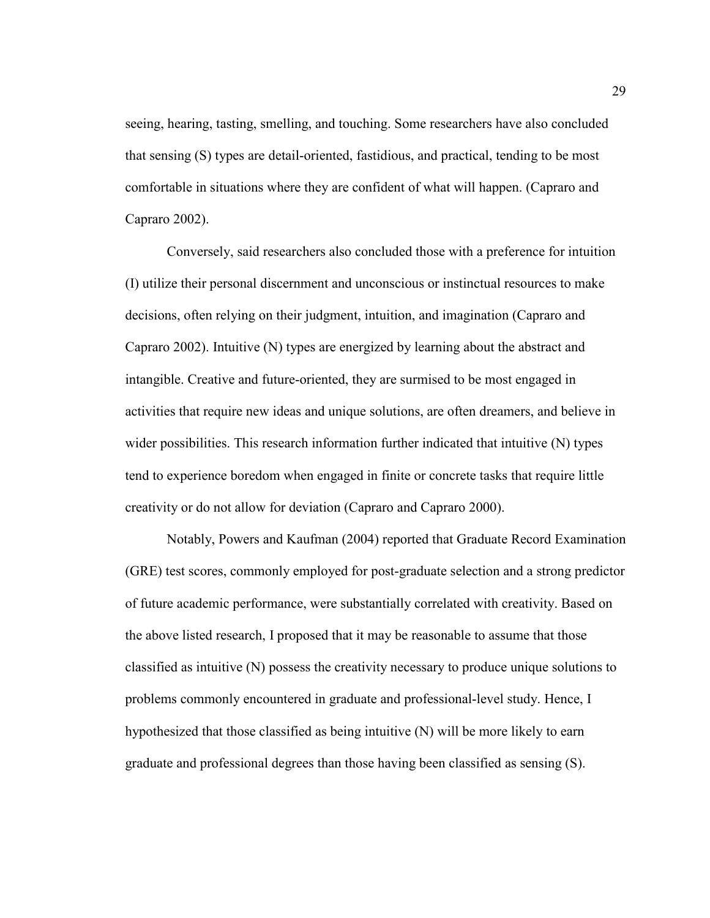seeing, hearing, tasting, smelling, and touching. Some researchers have also concluded that sensing (S) types are detail-oriented, fastidious, and practical, tending to be most comfortable in situations where they are confident of what will happen. (Capraro and Capraro 2002).

Conversely, said researchers also concluded those with a preference for intuition (I) utilize their personal discernment and unconscious or instinctual resources to make decisions, often relying on their judgment, intuition, and imagination (Capraro and Capraro 2002). Intuitive (N) types are energized by learning about the abstract and intangible. Creative and future-oriented, they are surmised to be most engaged in activities that require new ideas and unique solutions, are often dreamers, and believe in wider possibilities. This research information further indicated that intuitive (N) types tend to experience boredom when engaged in finite or concrete tasks that require little creativity or do not allow for deviation (Capraro and Capraro 2000).

Notably, Powers and Kaufman (2004) reported that Graduate Record Examination (GRE) test scores, commonly employed for post-graduate selection and a strong predictor of future academic performance, were substantially correlated with creativity. Based on the above listed research, I proposed that it may be reasonable to assume that those classified as intuitive (N) possess the creativity necessary to produce unique solutions to problems commonly encountered in graduate and professional-level study. Hence, I hypothesized that those classified as being intuitive (N) will be more likely to earn graduate and professional degrees than those having been classified as sensing (S).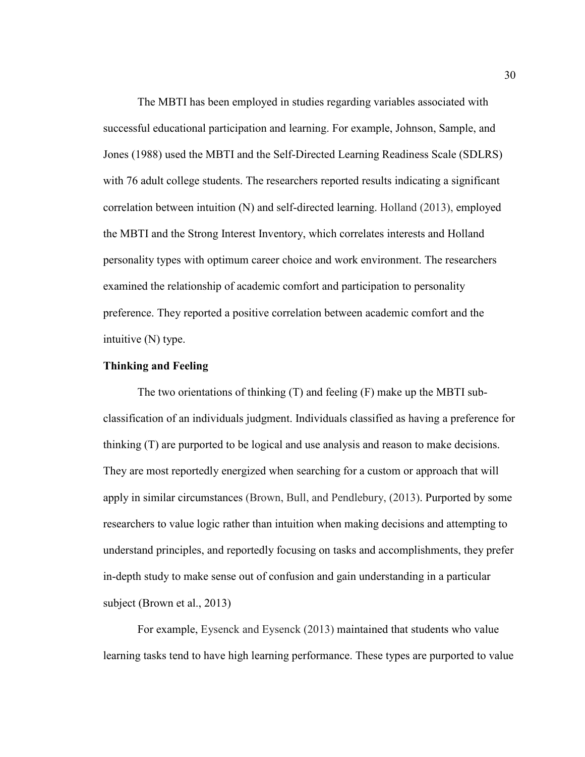The MBTI has been employed in studies regarding variables associated with successful educational participation and learning. For example, Johnson, Sample, and Jones (1988) used the MBTI and the Self-Directed Learning Readiness Scale (SDLRS) with 76 adult college students. The researchers reported results indicating a significant correlation between intuition (N) and self-directed learning. Holland (2013), employed the MBTI and the Strong Interest Inventory, which correlates interests and Holland personality types with optimum career choice and work environment. The researchers examined the relationship of academic comfort and participation to personality preference. They reported a positive correlation between academic comfort and the intuitive (N) type.

**Thinking and Feeling**

The two orientations of thinking (T) and feeling (F) make up the MBTI sub-classification of an individuals judgment. Individuals classified as having a preference for thinking (T) are purported to be logical and use analysis and reason to make decisions. They are most reportedly energized when searching for a custom or approach that will apply in similar circumstances (Brown, Bull, and Pendlebury, (2013). Purported by some researchers to value logic rather than intuition when making decisions and attempting to understand principles, and reportedly focusing on tasks and accomplishments, they prefer in-depth study to make sense out of confusion and gain understanding in a particular subject (Brown et al., 2013)

For example, Eysenck and Eysenck (2013) maintained that students who value learning tasks tend to have high learning performance. These types are purported to value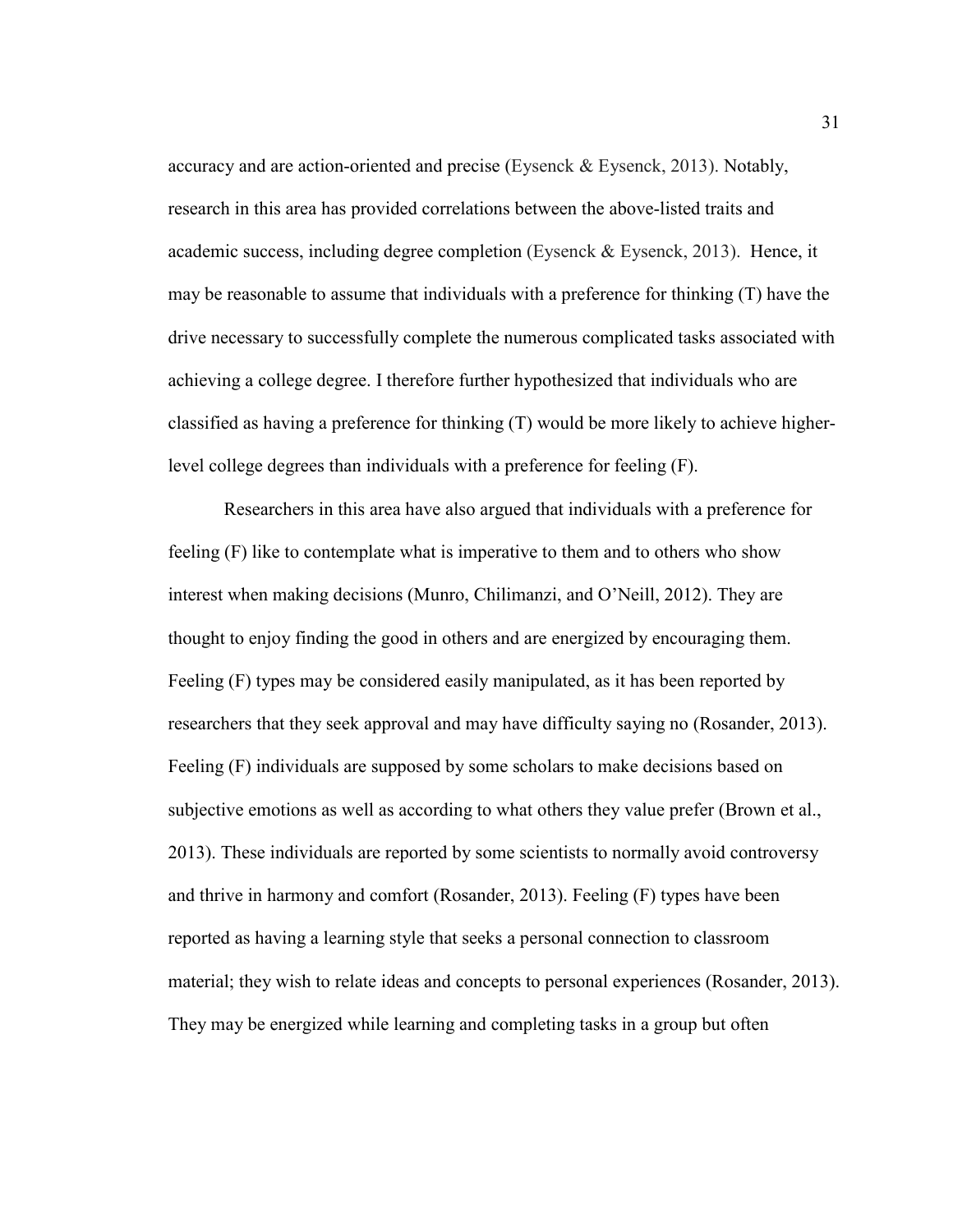accuracy and are action-oriented and precise (Eysenck & Eysenck, 2013). Notably, research in this area has provided correlations between the above-listed traits and academic success, including degree completion (Eysenck & Eysenck, 2013). Hence, it may be reasonable to assume that individuals with a preference for thinking (T) have the drive necessary to successfully complete the numerous complicated tasks associated with achieving a college degree. I therefore further hypothesized that individuals who are classified as having a preference for thinking (T) would be more likely to achieve higher-level college degrees than individuals with a preference for feeling (F).

Researchers in this area have also argued that individuals with a preference for feeling (F) like to contemplate what is imperative to them and to others who show interest when making decisions (Munro, Chilimanzi, and O'Neill, 2012). They are thought to enjoy finding the good in others and are energized by encouraging them. Feeling (F) types may be considered easily manipulated, as it has been reported by researchers that they seek approval and may have difficulty saying no (Rosander, 2013). Feeling (F) individuals are supposed by some scholars to make decisions based on subjective emotions as well as according to what others they value prefer (Brown et al., 2013). These individuals are reported by some scientists to normally avoid controversy and thrive in harmony and comfort (Rosander, 2013). Feeling (F) types have been reported as having a learning style that seeks a personal connection to classroom material; they wish to relate ideas and concepts to personal experiences (Rosander, 2013). They may be energized while learning and completing tasks in a group but often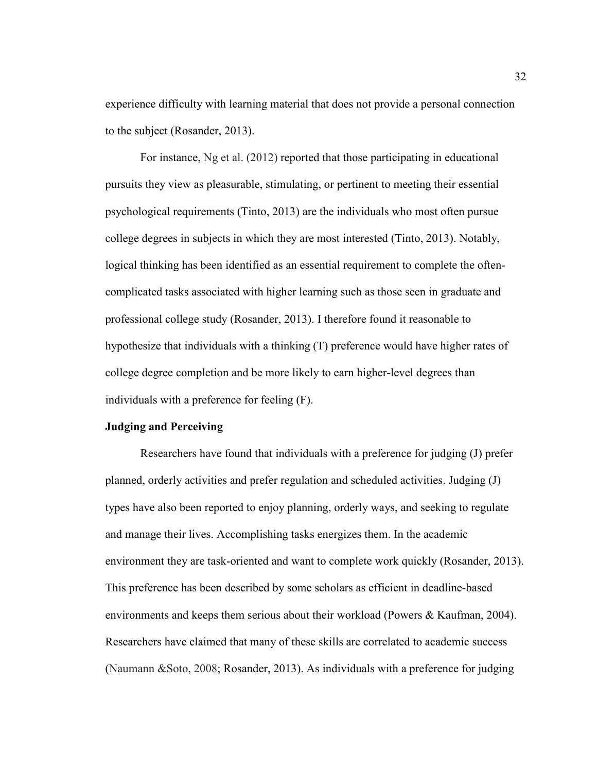experience difficulty with learning material that does not provide a personal connection to the subject (Rosander, 2013).

For instance, Ng et al. (2012) reported that those participating in educational pursuits they view as pleasurable, stimulating, or pertinent to meeting their essential psychological requirements (Tinto, 2013) are the individuals who most often pursue college degrees in subjects in which they are most interested (Tinto, 2013). Notably, logical thinking has been identified as an essential requirement to complete the often-complicated tasks associated with higher learning such as those seen in graduate and professional college study (Rosander, 2013). I therefore found it reasonable to hypothesize that individuals with a thinking (T) preference would have higher rates of college degree completion and be more likely to earn higher-level degrees than individuals with a preference for feeling (F).

### Judging and Perceiving

Researchers have found that individuals with a preference for judging (J) prefer planned, orderly activities and prefer regulation and scheduled activities. Judging (J) types have also been reported to enjoy planning, orderly ways, and seeking to regulate and manage their lives. Accomplishing tasks energizes them. In the academic environment they are task-oriented and want to complete work quickly (Rosander, 2013). This preference has been described by some scholars as efficient in deadline-based environments and keeps them serious about their workload (Powers & Kaufman, 2004). Researchers have claimed that many of these skills are correlated to academic success (Naumann &Soto, 2008; Rosander, 2013). As individuals with a preference for judging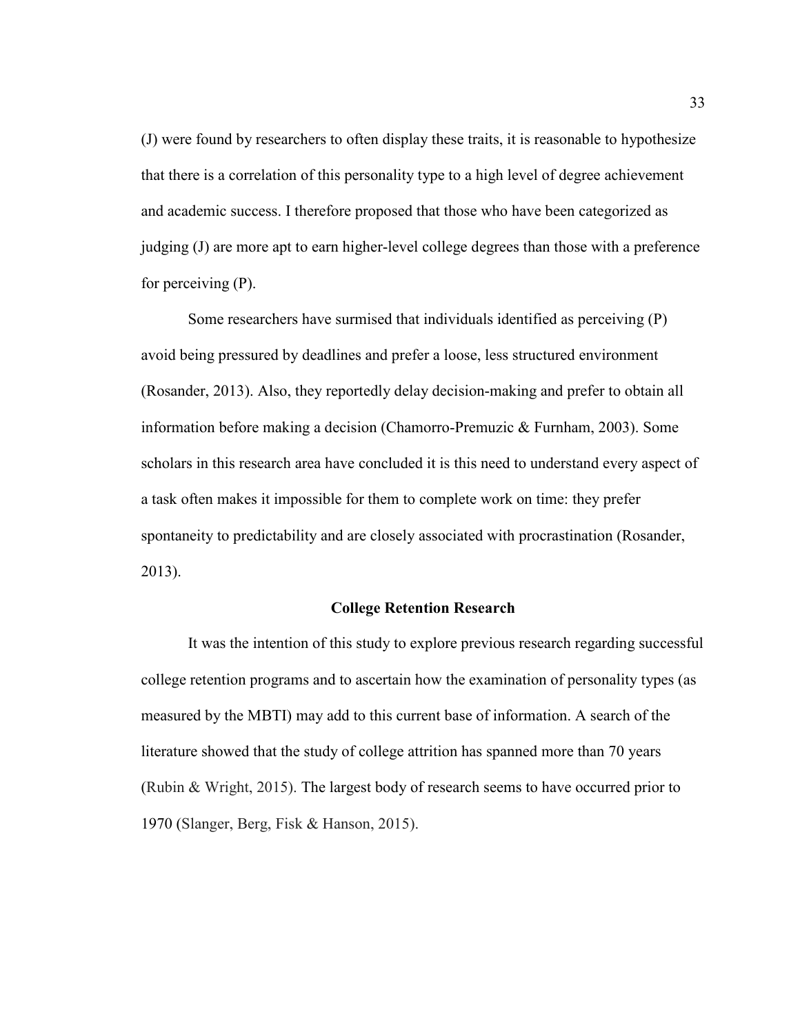(J) were found by researchers to often display these traits, it is reasonable to hypothesize that there is a correlation of this personality type to a high level of degree achievement and academic success. I therefore proposed that those who have been categorized as judging (J) are more apt to earn higher-level college degrees than those with a preference for perceiving (P).

Some researchers have surmised that individuals identified as perceiving (P) avoid being pressured by deadlines and prefer a loose, less structured environment (Rosander, 2013). Also, they reportedly delay decision-making and prefer to obtain all information before making a decision (Chamorro-Premuzic & Furnham, 2003). Some scholars in this research area have concluded it is this need to understand every aspect of a task often makes it impossible for them to complete work on time: they prefer spontaneity to predictability and are closely associated with procrastination (Rosander, 2013).

## College Retention Research

It was the intention of this study to explore previous research regarding successful college retention programs and to ascertain how the examination of personality types (as measured by the MBTI) may add to this current base of information. A search of the literature showed that the study of college attrition has spanned more than 70 years (Rubin & Wright, 2015). The largest body of research seems to have occurred prior to 1970 (Slanger, Berg, Fisk & Hanson, 2015).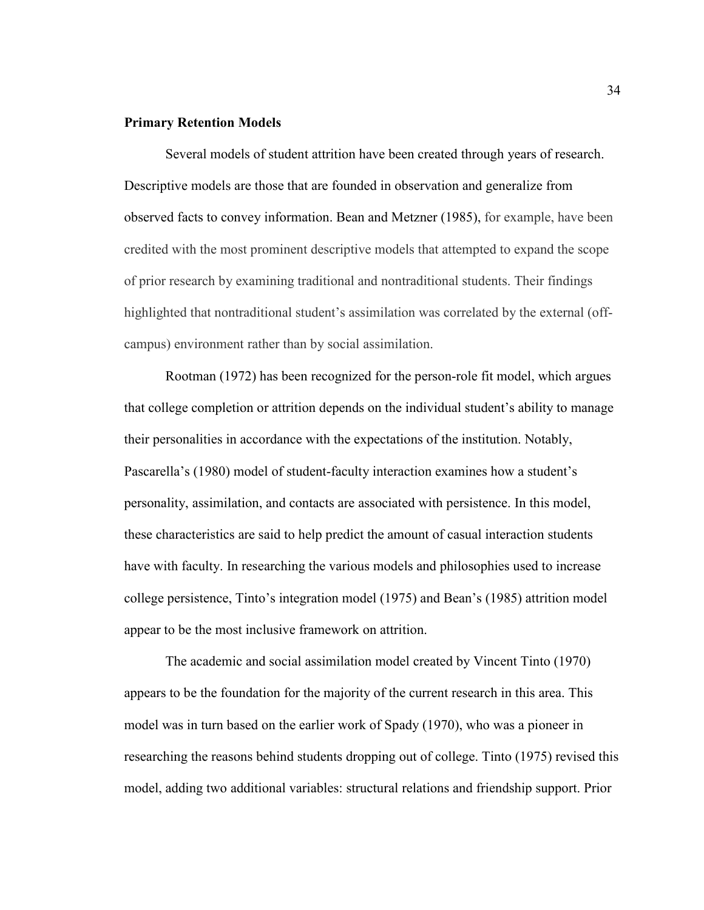**Primary Retention Models**

Several models of student attrition have been created through years of research. Descriptive models are those that are founded in observation and generalize from observed facts to convey information. Bean and Metzner (1985), for example, have been credited with the most prominent descriptive models that attempted to expand the scope of prior research by examining traditional and nontraditional students. Their findings highlighted that nontraditional student's assimilation was correlated by the external (off-campus) environment rather than by social assimilation.

Rootman (1972) has been recognized for the person-role fit model, which argues that college completion or attrition depends on the individual student's ability to manage their personalities in accordance with the expectations of the institution. Notably, Pascarella's (1980) model of student-faculty interaction examines how a student's personality, assimilation, and contacts are associated with persistence. In this model, these characteristics are said to help predict the amount of casual interaction students have with faculty. In researching the various models and philosophies used to increase college persistence, Tinto's integration model (1975) and Bean's (1985) attrition model appear to be the most inclusive framework on attrition.

The academic and social assimilation model created by Vincent Tinto (1970) appears to be the foundation for the majority of the current research in this area. This model was in turn based on the earlier work of Spady (1970), who was a pioneer in researching the reasons behind students dropping out of college. Tinto (1975) revised this model, adding two additional variables: structural relations and friendship support. Prior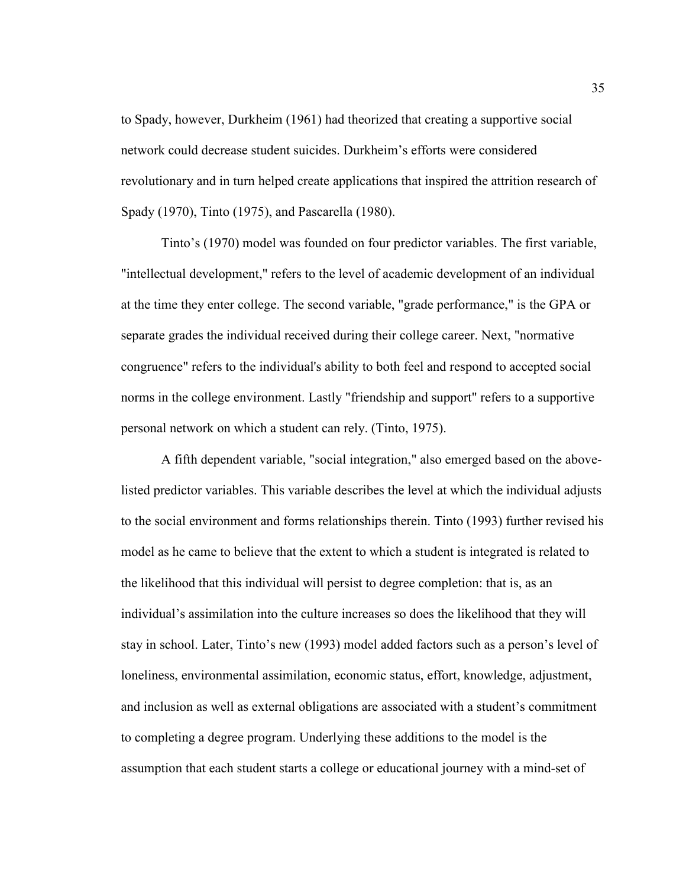to Spady, however, Durkheim (1961) had theorized that creating a supportive social network could decrease student suicides. Durkheim's efforts were considered revolutionary and in turn helped create applications that inspired the attrition research of Spady (1970), Tinto (1975), and Pascarella (1980).

Tinto's (1970) model was founded on four predictor variables. The first variable, "intellectual development," refers to the level of academic development of an individual at the time they enter college. The second variable, "grade performance," is the GPA or separate grades the individual received during their college career. Next, "normative congruence" refers to the individual's ability to both feel and respond to accepted social norms in the college environment. Lastly "friendship and support" refers to a supportive personal network on which a student can rely. (Tinto, 1975).

A fifth dependent variable, "social integration," also emerged based on the above-listed predictor variables. This variable describes the level at which the individual adjusts to the social environment and forms relationships therein. Tinto (1993) further revised his model as he came to believe that the extent to which a student is integrated is related to the likelihood that this individual will persist to degree completion: that is, as an individual's assimilation into the culture increases so does the likelihood that they will stay in school. Later, Tinto's new (1993) model added factors such as a person's level of loneliness, environmental assimilation, economic status, effort, knowledge, adjustment, and inclusion as well as external obligations are associated with a student's commitment to completing a degree program. Underlying these additions to the model is the assumption that each student starts a college or educational journey with a mind-set of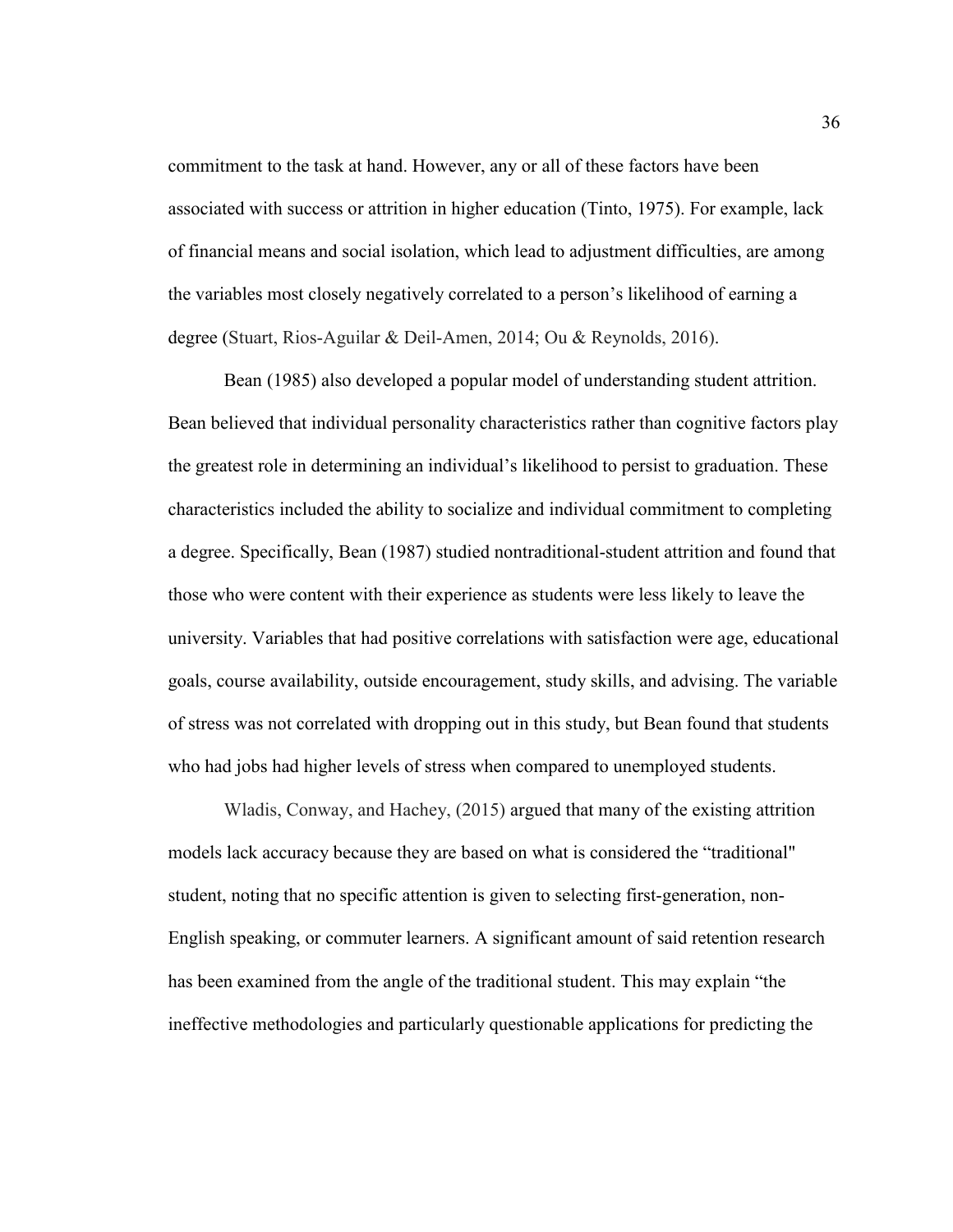commitment to the task at hand. However, any or all of these factors have been associated with success or attrition in higher education (Tinto, 1975). For example, lack of financial means and social isolation, which lead to adjustment difficulties, are among the variables most closely negatively correlated to a person's likelihood of earning a degree (Stuart, Rios-Aguilar & Deil-Amen, 2014; Ou & Reynolds, 2016).

Bean (1985) also developed a popular model of understanding student attrition. Bean believed that individual personality characteristics rather than cognitive factors play the greatest role in determining an individual's likelihood to persist to graduation. These characteristics included the ability to socialize and individual commitment to completing a degree. Specifically, Bean (1987) studied nontraditional-student attrition and found that those who were content with their experience as students were less likely to leave the university. Variables that had positive correlations with satisfaction were age, educational goals, course availability, outside encouragement, study skills, and advising. The variable of stress was not correlated with dropping out in this study, but Bean found that students who had jobs had higher levels of stress when compared to unemployed students.

Wladis, Conway, and Hachey, (2015) argued that many of the existing attrition models lack accuracy because they are based on what is considered the "traditional" student, noting that no specific attention is given to selecting first-generation, non-English speaking, or commuter learners. A significant amount of said retention research has been examined from the angle of the traditional student. This may explain "the ineffective methodologies and particularly questionable applications for predicting the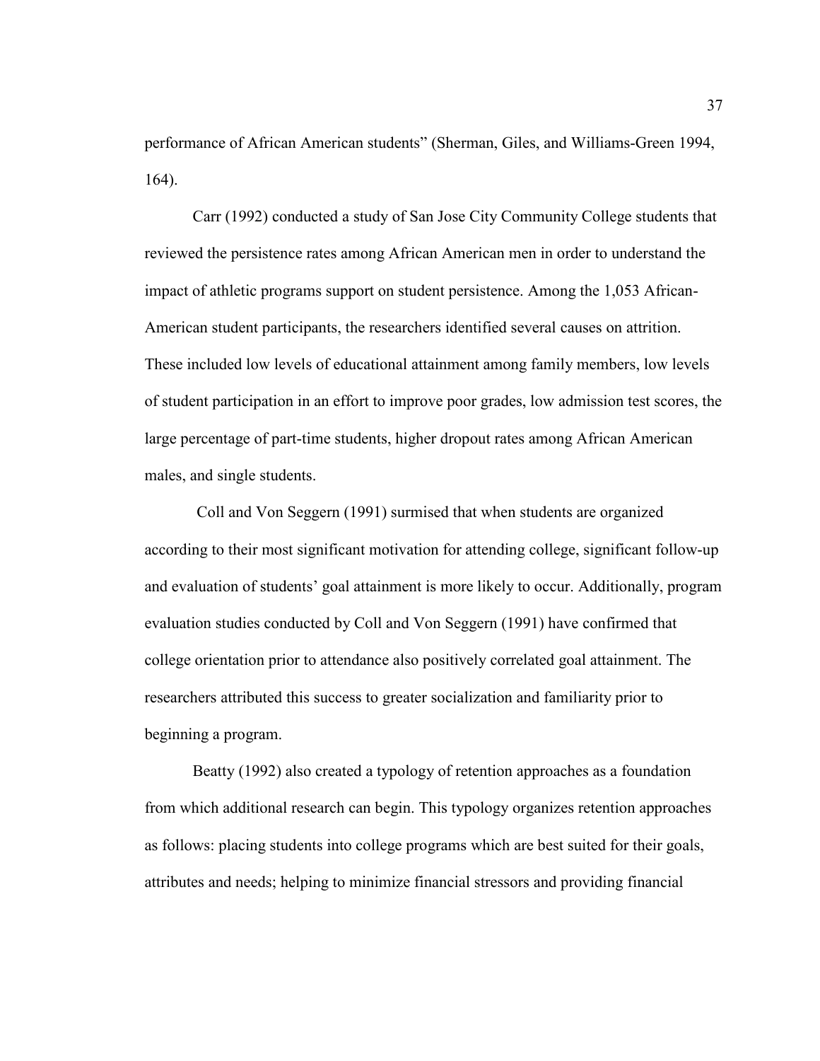performance of African American students" (Sherman, Giles, and Williams-Green 1994, 164).

Carr (1992) conducted a study of San Jose City Community College students that reviewed the persistence rates among African American men in order to understand the impact of athletic programs support on student persistence. Among the 1,053 African-American student participants, the researchers identified several causes on attrition. These included low levels of educational attainment among family members, low levels of student participation in an effort to improve poor grades, low admission test scores, the large percentage of part-time students, higher dropout rates among African American males, and single students.

Coll and Von Seggern (1991) surmised that when students are organized according to their most significant motivation for attending college, significant follow-up and evaluation of students' goal attainment is more likely to occur. Additionally, program evaluation studies conducted by Coll and Von Seggern (1991) have confirmed that college orientation prior to attendance also positively correlated goal attainment. The researchers attributed this success to greater socialization and familiarity prior to beginning a program.

Beatty (1992) also created a typology of retention approaches as a foundation from which additional research can begin. This typology organizes retention approaches as follows: placing students into college programs which are best suited for their goals, attributes and needs; helping to minimize financial stressors and providing financial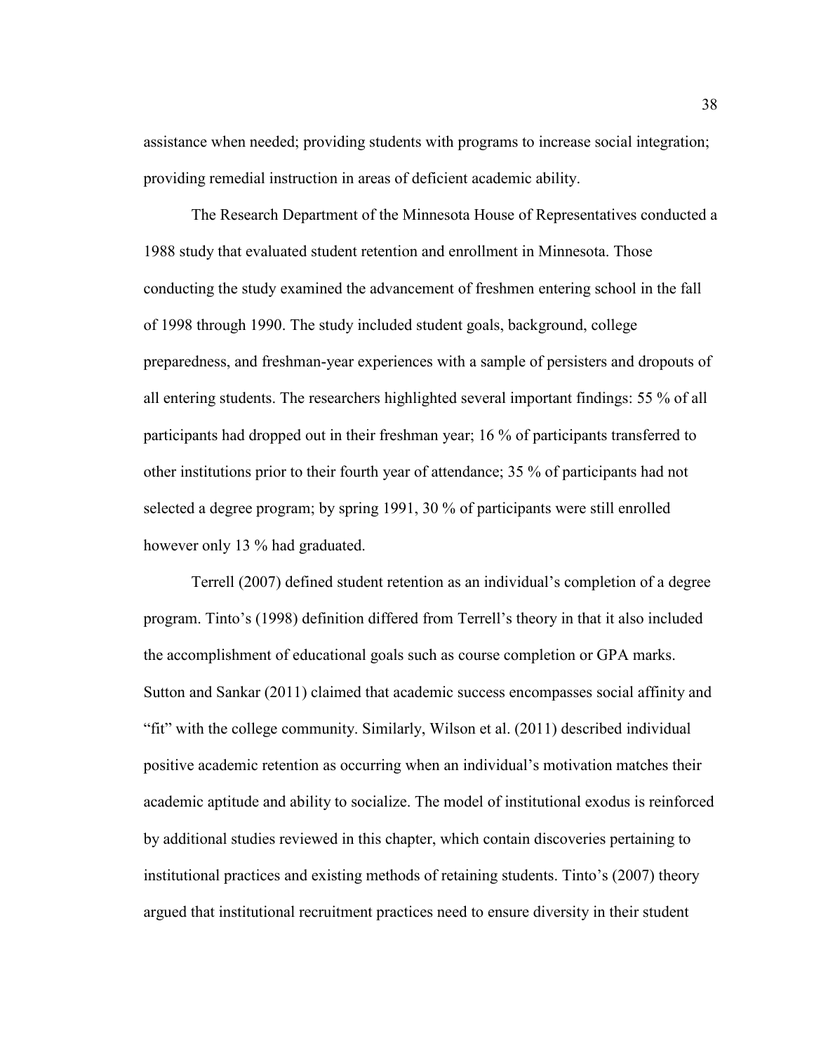assistance when needed; providing students with programs to increase social integration; providing remedial instruction in areas of deficient academic ability.

The Research Department of the Minnesota House of Representatives conducted a 1988 study that evaluated student retention and enrollment in Minnesota. Those conducting the study examined the advancement of freshmen entering school in the fall of 1998 through 1990. The study included student goals, background, college preparedness, and freshman-year experiences with a sample of persisters and dropouts of all entering students. The researchers highlighted several important findings: 55 % of all participants had dropped out in their freshman year; 16 % of participants transferred to other institutions prior to their fourth year of attendance; 35 % of participants had not selected a degree program; by spring 1991, 30 % of participants were still enrolled however only 13 % had graduated.

Terrell (2007) defined student retention as an individual's completion of a degree program. Tinto's (1998) definition differed from Terrell's theory in that it also included the accomplishment of educational goals such as course completion or GPA marks. Sutton and Sankar (2011) claimed that academic success encompasses social affinity and "fit" with the college community. Similarly, Wilson et al. (2011) described individual positive academic retention as occurring when an individual's motivation matches their academic aptitude and ability to socialize. The model of institutional exodus is reinforced by additional studies reviewed in this chapter, which contain discoveries pertaining to institutional practices and existing methods of retaining students. Tinto's (2007) theory argued that institutional recruitment practices need to ensure diversity in their student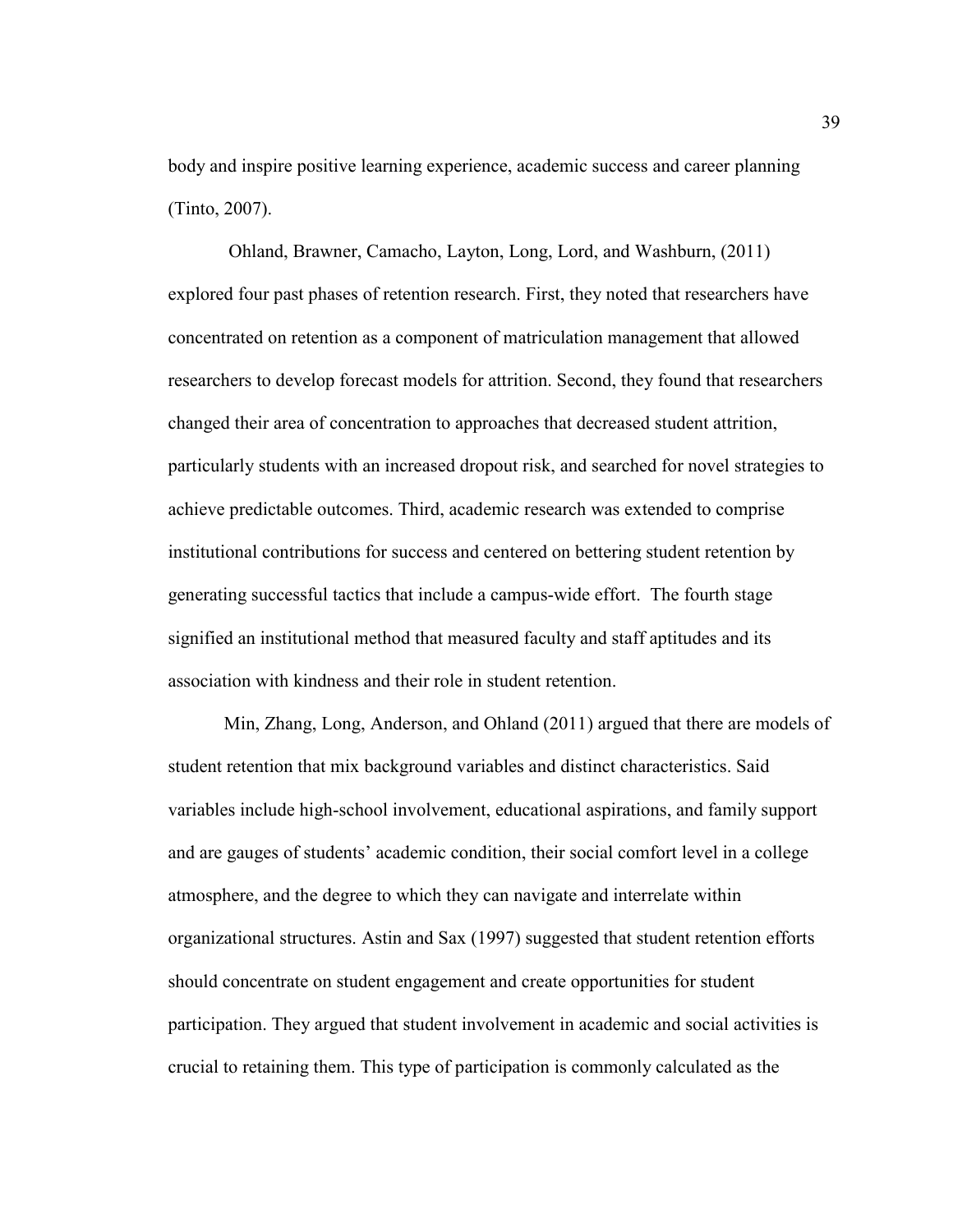body and inspire positive learning experience, academic success and career planning (Tinto, 2007).

Ohland, Brawner, Camacho, Layton, Long, Lord, and Washburn, (2011) explored four past phases of retention research. First, they noted that researchers have concentrated on retention as a component of matriculation management that allowed researchers to develop forecast models for attrition. Second, they found that researchers changed their area of concentration to approaches that decreased student attrition, particularly students with an increased dropout risk, and searched for novel strategies to achieve predictable outcomes. Third, academic research was extended to comprise institutional contributions for success and centered on bettering student retention by generating successful tactics that include a campus-wide effort. The fourth stage signified an institutional method that measured faculty and staff aptitudes and its association with kindness and their role in student retention.

Min, Zhang, Long, Anderson, and Ohland (2011) argued that there are models of student retention that mix background variables and distinct characteristics. Said variables include high-school involvement, educational aspirations, and family support and are gauges of students' academic condition, their social comfort level in a college atmosphere, and the degree to which they can navigate and interrelate within organizational structures. Astin and Sax (1997) suggested that student retention efforts should concentrate on student engagement and create opportunities for student participation. They argued that student involvement in academic and social activities is crucial to retaining them. This type of participation is commonly calculated as the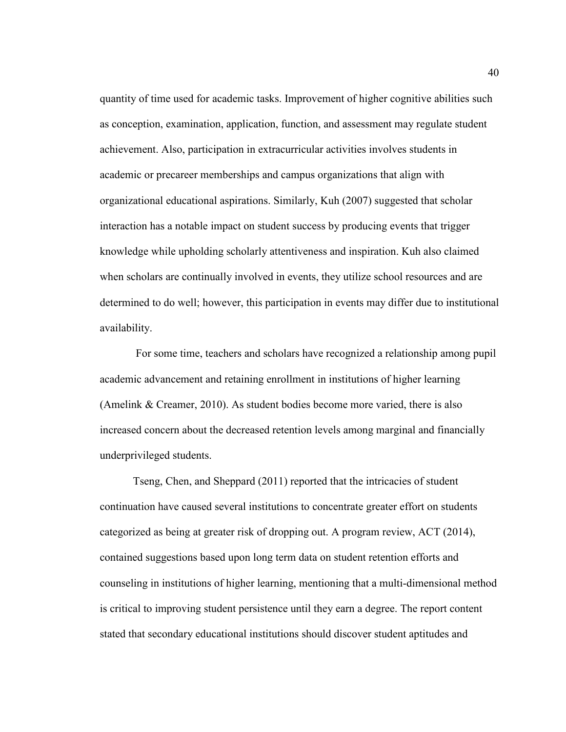quantity of time used for academic tasks. Improvement of higher cognitive abilities such as conception, examination, application, function, and assessment may regulate student achievement. Also, participation in extracurricular activities involves students in academic or precareer memberships and campus organizations that align with organizational educational aspirations. Similarly, Kuh (2007) suggested that scholar interaction has a notable impact on student success by producing events that trigger knowledge while upholding scholarly attentiveness and inspiration. Kuh also claimed when scholars are continually involved in events, they utilize school resources and are determined to do well; however, this participation in events may differ due to institutional availability.

For some time, teachers and scholars have recognized a relationship among pupil academic advancement and retaining enrollment in institutions of higher learning (Amelink & Creamer, 2010). As student bodies become more varied, there is also increased concern about the decreased retention levels among marginal and financially underprivileged students.

Tseng, Chen, and Sheppard (2011) reported that the intricacies of student continuation have caused several institutions to concentrate greater effort on students categorized as being at greater risk of dropping out. A program review, ACT (2014), contained suggestions based upon long term data on student retention efforts and counseling in institutions of higher learning, mentioning that a multi-dimensional method is critical to improving student persistence until they earn a degree. The report content stated that secondary educational institutions should discover student aptitudes and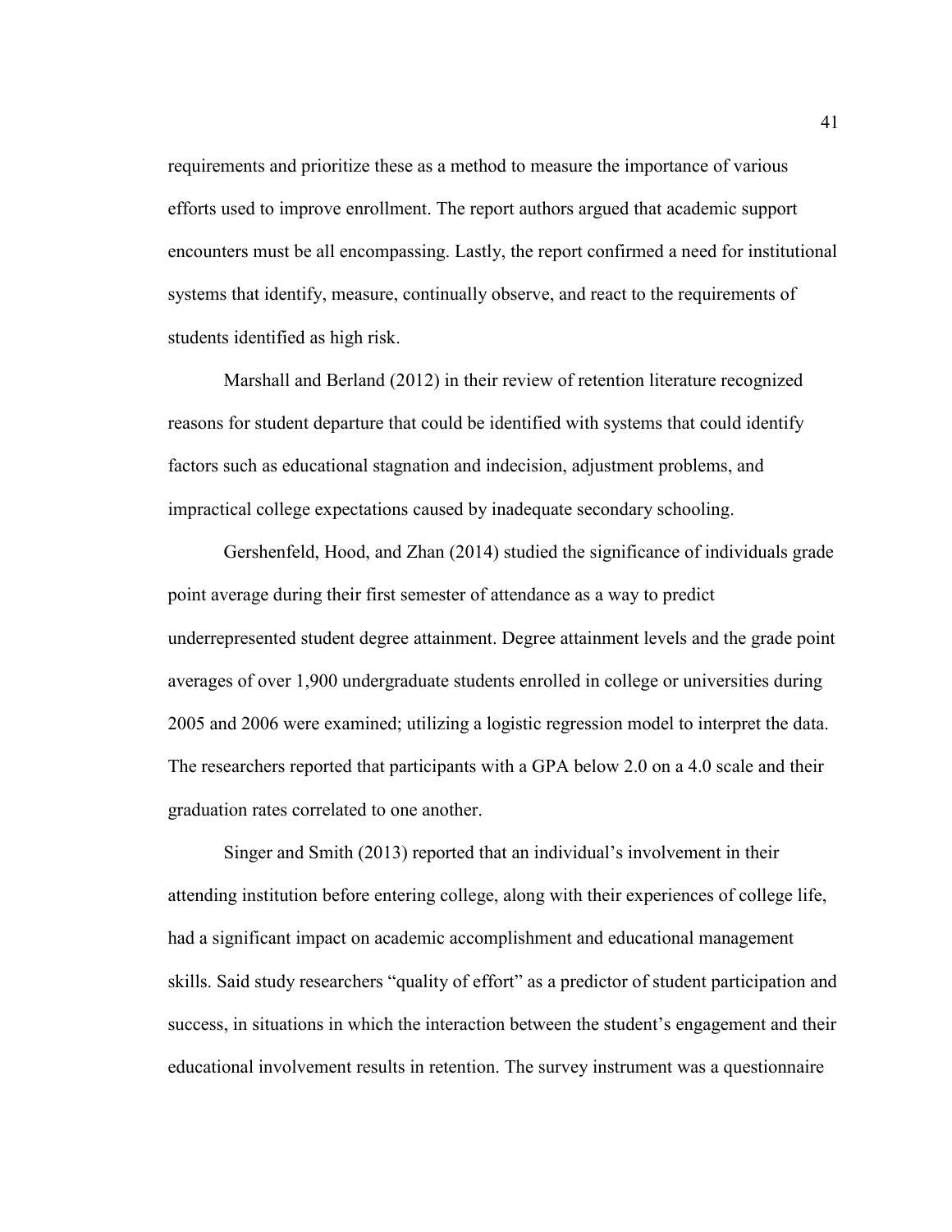requirements and prioritize these as a method to measure the importance of various efforts used to improve enrollment. The report authors argued that academic support encounters must be all encompassing. Lastly, the report confirmed a need for institutional systems that identify, measure, continually observe, and react to the requirements of students identified as high risk.

Marshall and Berland (2012) in their review of retention literature recognized reasons for student departure that could be identified with systems that could identify factors such as educational stagnation and indecision, adjustment problems, and impractical college expectations caused by inadequate secondary schooling.

Gershenfeld, Hood, and Zhan (2014) studied the significance of individuals grade point average during their first semester of attendance as a way to predict underrepresented student degree attainment. Degree attainment levels and the grade point averages of over 1,900 undergraduate students enrolled in college or universities during 2005 and 2006 were examined; utilizing a logistic regression model to interpret the data. The researchers reported that participants with a GPA below 2.0 on a 4.0 scale and their graduation rates correlated to one another.

Singer and Smith (2013) reported that an individual's involvement in their attending institution before entering college, along with their experiences of college life, had a significant impact on academic accomplishment and educational management skills. Said study researchers "quality of effort" as a predictor of student participation and success, in situations in which the interaction between the student's engagement and their educational involvement results in retention. The survey instrument was a questionnaire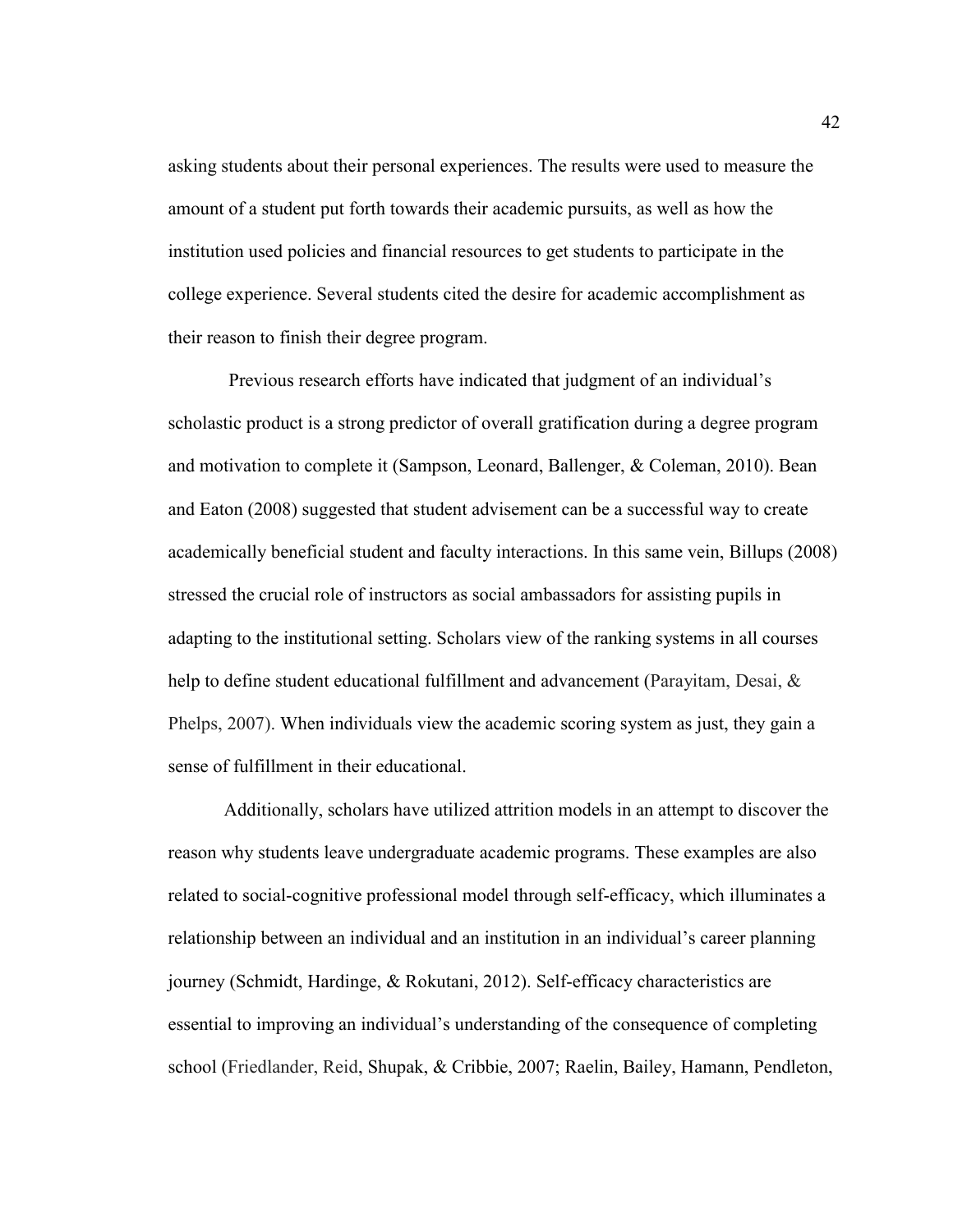asking students about their personal experiences. The results were used to measure the amount of a student put forth towards their academic pursuits, as well as how the institution used policies and financial resources to get students to participate in the college experience. Several students cited the desire for academic accomplishment as their reason to finish their degree program.

Previous research efforts have indicated that judgment of an individual's scholastic product is a strong predictor of overall gratification during a degree program and motivation to complete it (Sampson, Leonard, Ballenger, & Coleman, 2010). Bean and Eaton (2008) suggested that student advisement can be a successful way to create academically beneficial student and faculty interactions. In this same vein, Billups (2008) stressed the crucial role of instructors as social ambassadors for assisting pupils in adapting to the institutional setting. Scholars view of the ranking systems in all courses help to define student educational fulfillment and advancement (Parayitam, Desai, & Phelps, 2007). When individuals view the academic scoring system as just, they gain a sense of fulfillment in their educational.

Additionally, scholars have utilized attrition models in an attempt to discover the reason why students leave undergraduate academic programs. These examples are also related to social-cognitive professional model through self-efficacy, which illuminates a relationship between an individual and an institution in an individual's career planning journey (Schmidt, Hardinge, & Rokutani, 2012). Self-efficacy characteristics are essential to improving an individual's understanding of the consequence of completing school (Friedlander, Reid, Shupak, & Cribbie, 2007; Raelin, Bailey, Hamann, Pendleton,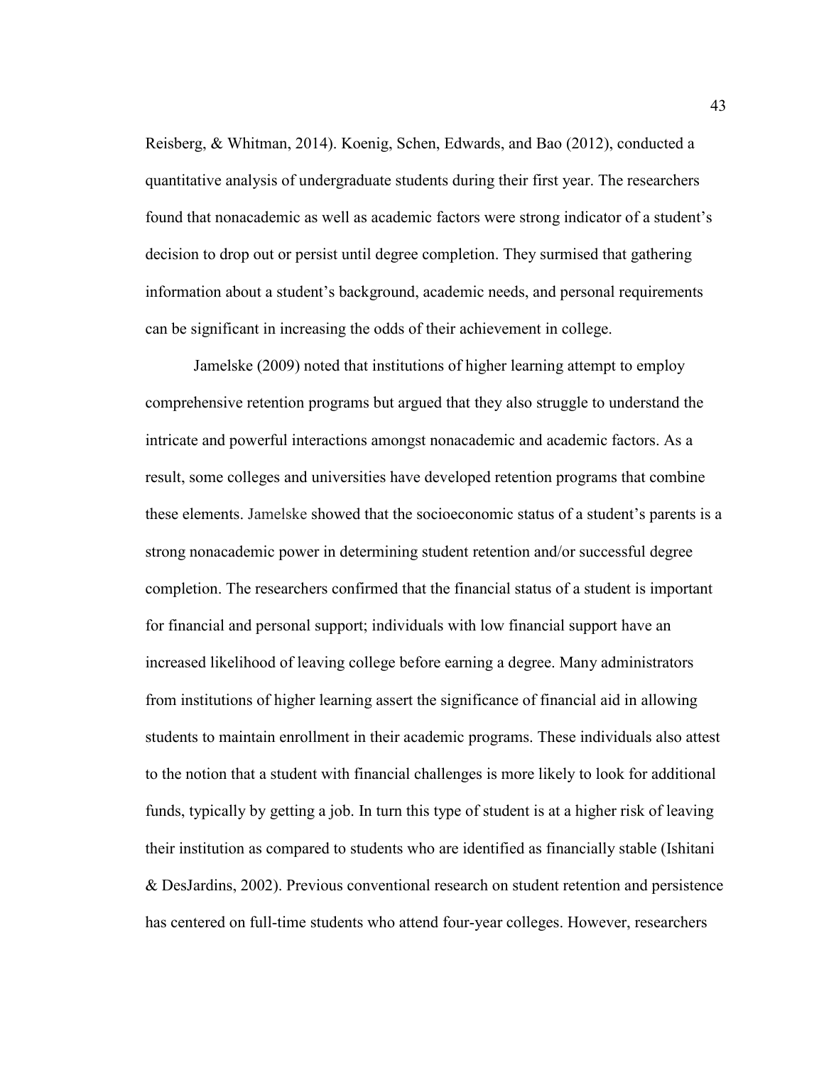Reisberg, & Whitman, 2014). Koenig, Schen, Edwards, and Bao (2012), conducted a quantitative analysis of undergraduate students during their first year. The researchers found that nonacademic as well as academic factors were strong indicator of a student's decision to drop out or persist until degree completion. They surmised that gathering information about a student's background, academic needs, and personal requirements can be significant in increasing the odds of their achievement in college.

Jamelske (2009) noted that institutions of higher learning attempt to employ comprehensive retention programs but argued that they also struggle to understand the intricate and powerful interactions amongst nonacademic and academic factors. As a result, some colleges and universities have developed retention programs that combine these elements. Jamelske showed that the socioeconomic status of a student's parents is a strong nonacademic power in determining student retention and/or successful degree completion. The researchers confirmed that the financial status of a student is important for financial and personal support; individuals with low financial support have an increased likelihood of leaving college before earning a degree. Many administrators from institutions of higher learning assert the significance of financial aid in allowing students to maintain enrollment in their academic programs. These individuals also attest to the notion that a student with financial challenges is more likely to look for additional funds, typically by getting a job. In turn this type of student is at a higher risk of leaving their institution as compared to students who are identified as financially stable (Ishitani & DesJardins, 2002). Previous conventional research on student retention and persistence has centered on full-time students who attend four-year colleges. However, researchers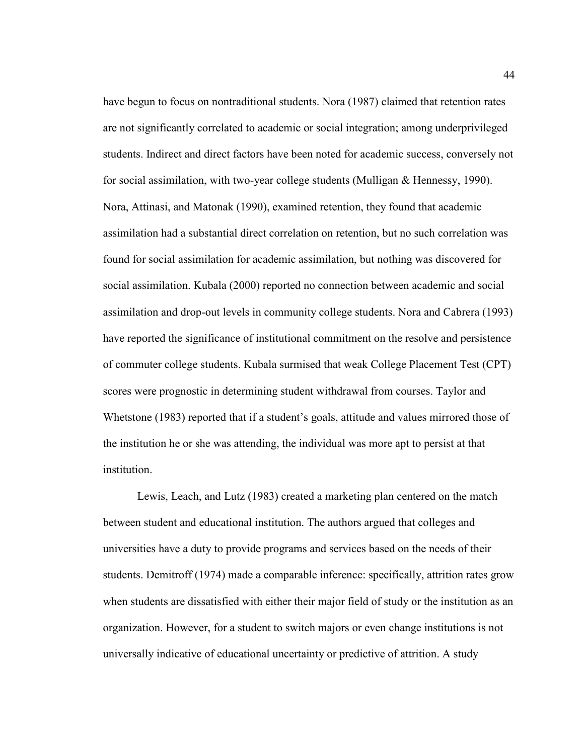have begun to focus on nontraditional students. Nora (1987) claimed that retention rates are not significantly correlated to academic or social integration; among underprivileged students. Indirect and direct factors have been noted for academic success, conversely not for social assimilation, with two-year college students (Mulligan & Hennessy, 1990). Nora, Attinasi, and Matonak (1990), examined retention, they found that academic assimilation had a substantial direct correlation on retention, but no such correlation was found for social assimilation for academic assimilation, but nothing was discovered for social assimilation. Kubala (2000) reported no connection between academic and social assimilation and drop-out levels in community college students. Nora and Cabrera (1993) have reported the significance of institutional commitment on the resolve and persistence of commuter college students. Kubala surmised that weak College Placement Test (CPT) scores were prognostic in determining student withdrawal from courses. Taylor and Whetstone (1983) reported that if a student's goals, attitude and values mirrored those of the institution he or she was attending, the individual was more apt to persist at that institution.

Lewis, Leach, and Lutz (1983) created a marketing plan centered on the match between student and educational institution. The authors argued that colleges and universities have a duty to provide programs and services based on the needs of their students. Demitroff (1974) made a comparable inference: specifically, attrition rates grow when students are dissatisfied with either their major field of study or the institution as an organization. However, for a student to switch majors or even change institutions is not universally indicative of educational uncertainty or predictive of attrition. A study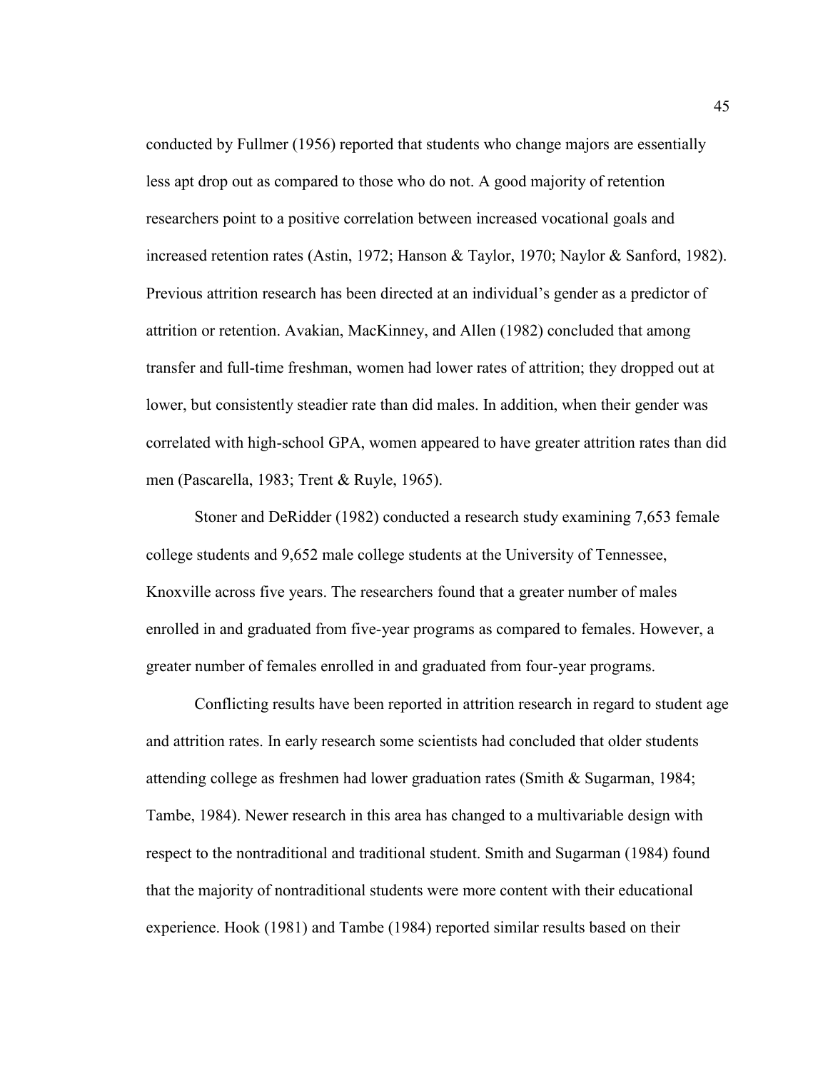conducted by Fullmer (1956) reported that students who change majors are essentially less apt drop out as compared to those who do not. A good majority of retention researchers point to a positive correlation between increased vocational goals and increased retention rates (Astin, 1972; Hanson & Taylor, 1970; Naylor & Sanford, 1982). Previous attrition research has been directed at an individual's gender as a predictor of attrition or retention. Avakian, MacKinney, and Allen (1982) concluded that among transfer and full-time freshman, women had lower rates of attrition; they dropped out at lower, but consistently steadier rate than did males. In addition, when their gender was correlated with high-school GPA, women appeared to have greater attrition rates than did men (Pascarella, 1983; Trent & Ruyle, 1965).

Stoner and DeRidder (1982) conducted a research study examining 7,653 female college students and 9,652 male college students at the University of Tennessee, Knoxville across five years. The researchers found that a greater number of males enrolled in and graduated from five-year programs as compared to females. However, a greater number of females enrolled in and graduated from four-year programs.

Conflicting results have been reported in attrition research in regard to student age and attrition rates. In early research some scientists had concluded that older students attending college as freshmen had lower graduation rates (Smith & Sugarman, 1984; Tambe, 1984). Newer research in this area has changed to a multivariable design with respect to the nontraditional and traditional student. Smith and Sugarman (1984) found that the majority of nontraditional students were more content with their educational experience. Hook (1981) and Tambe (1984) reported similar results based on their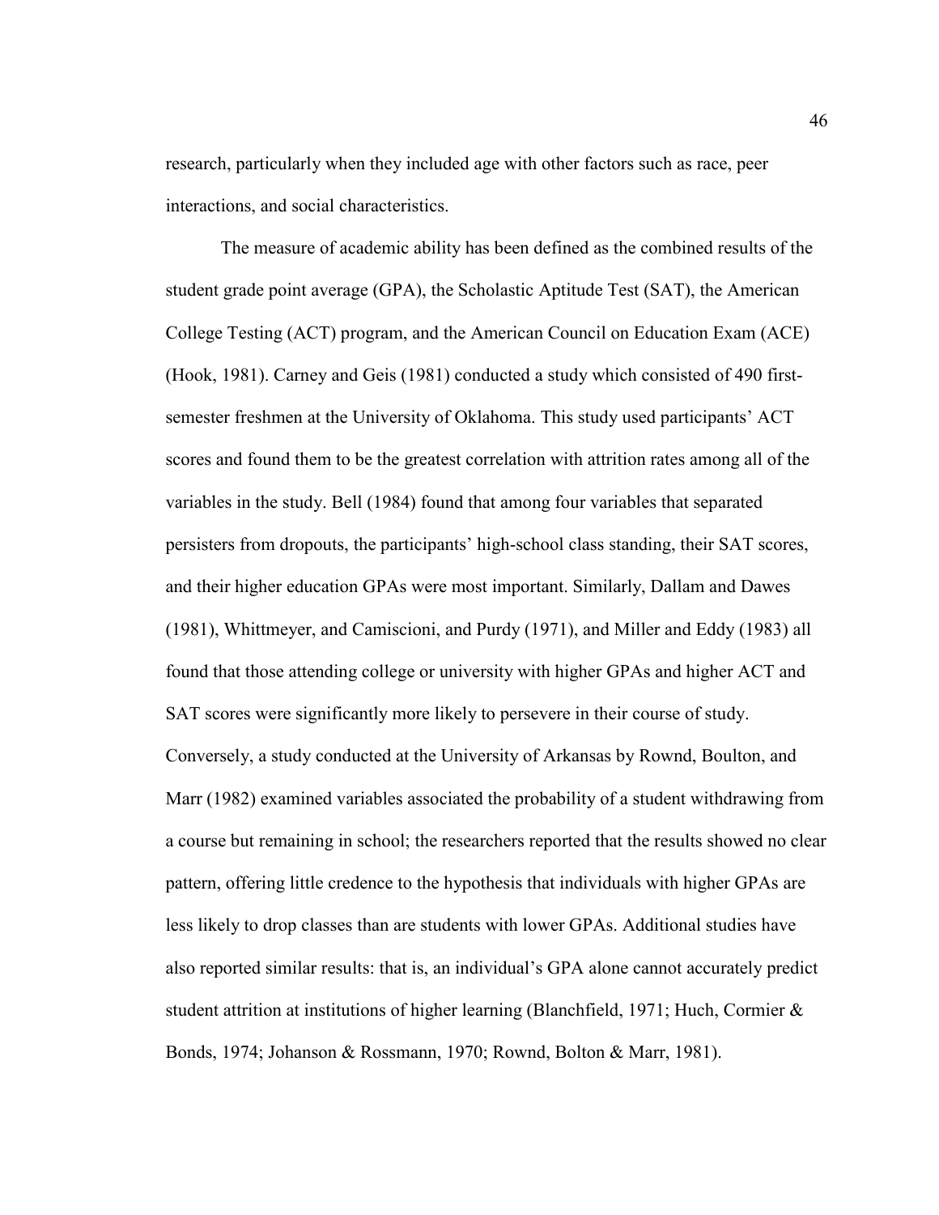research, particularly when they included age with other factors such as race, peer interactions, and social characteristics.

The measure of academic ability has been defined as the combined results of the student grade point average (GPA), the Scholastic Aptitude Test (SAT), the American College Testing (ACT) program, and the American Council on Education Exam (ACE) (Hook, 1981). Carney and Geis (1981) conducted a study which consisted of 490 first-semester freshmen at the University of Oklahoma. This study used participants' ACT scores and found them to be the greatest correlation with attrition rates among all of the variables in the study. Bell (1984) found that among four variables that separated persisters from dropouts, the participants' high-school class standing, their SAT scores, and their higher education GPAs were most important. Similarly, Dallam and Dawes (1981), Whittmeyer, and Camiscioni, and Purdy (1971), and Miller and Eddy (1983) all found that those attending college or university with higher GPAs and higher ACT and SAT scores were significantly more likely to persevere in their course of study. Conversely, a study conducted at the University of Arkansas by Rownd, Boulton, and Marr (1982) examined variables associated the probability of a student withdrawing from a course but remaining in school; the researchers reported that the results showed no clear pattern, offering little credence to the hypothesis that individuals with higher GPAs are less likely to drop classes than are students with lower GPAs. Additional studies have also reported similar results: that is, an individual's GPA alone cannot accurately predict student attrition at institutions of higher learning (Blanchfield, 1971; Huch, Cormier & Bonds, 1974; Johanson & Rossmann, 1970; Rownd, Bolton & Marr, 1981).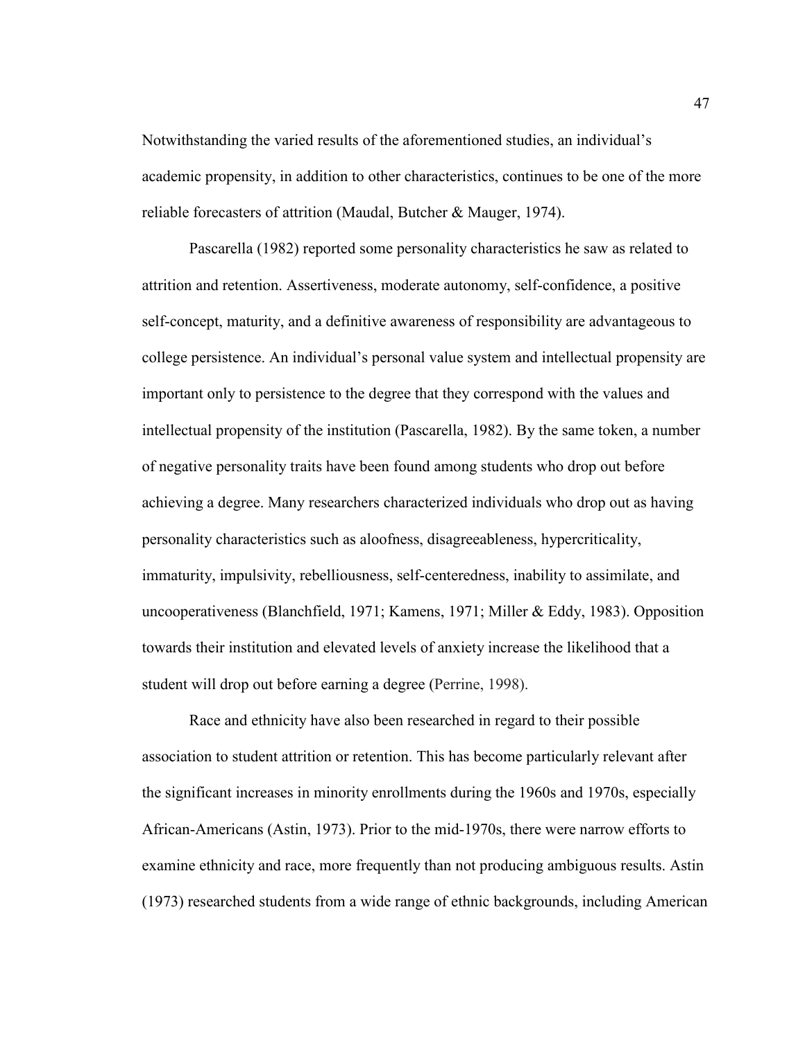Notwithstanding the varied results of the aforementioned studies, an individual's academic propensity, in addition to other characteristics, continues to be one of the more reliable forecasters of attrition (Maudal, Butcher & Mauger, 1974).

Pascarella (1982) reported some personality characteristics he saw as related to attrition and retention. Assertiveness, moderate autonomy, self-confidence, a positive self-concept, maturity, and a definitive awareness of responsibility are advantageous to college persistence. An individual's personal value system and intellectual propensity are important only to persistence to the degree that they correspond with the values and intellectual propensity of the institution (Pascarella, 1982). By the same token, a number of negative personality traits have been found among students who drop out before achieving a degree. Many researchers characterized individuals who drop out as having personality characteristics such as aloofness, disagreeableness, hypercriticality, immaturity, impulsivity, rebelliousness, self-centeredness, inability to assimilate, and uncooperativeness (Blanchfield, 1971; Kamens, 1971; Miller & Eddy, 1983). Opposition towards their institution and elevated levels of anxiety increase the likelihood that a student will drop out before earning a degree (Perrine, 1998).

Race and ethnicity have also been researched in regard to their possible association to student attrition or retention. This has become particularly relevant after the significant increases in minority enrollments during the 1960s and 1970s, especially African-Americans (Astin, 1973). Prior to the mid-1970s, there were narrow efforts to examine ethnicity and race, more frequently than not producing ambiguous results. Astin (1973) researched students from a wide range of ethnic backgrounds, including American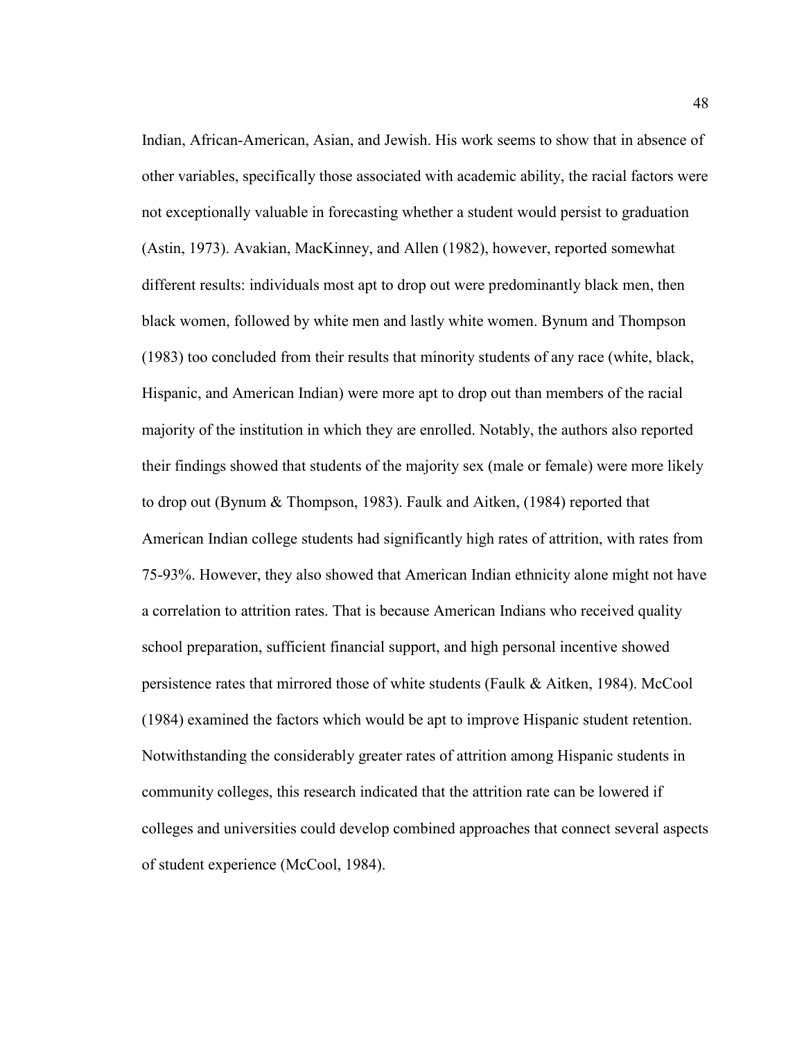Indian, African-American, Asian, and Jewish. His work seems to show that in absence of other variables, specifically those associated with academic ability, the racial factors were not exceptionally valuable in forecasting whether a student would persist to graduation (Astin, 1973). Avakian, MacKinney, and Allen (1982), however, reported somewhat different results: individuals most apt to drop out were predominantly black men, then black women, followed by white men and lastly white women. Bynum and Thompson (1983) too concluded from their results that minority students of any race (white, black, Hispanic, and American Indian) were more apt to drop out than members of the racial majority of the institution in which they are enrolled. Notably, the authors also reported their findings showed that students of the majority sex (male or female) were more likely to drop out (Bynum & Thompson, 1983). Faulk and Aitken, (1984) reported that American Indian college students had significantly high rates of attrition, with rates from 75-93%. However, they also showed that American Indian ethnicity alone might not have a correlation to attrition rates. That is because American Indians who received quality school preparation, sufficient financial support, and high personal incentive showed persistence rates that mirrored those of white students (Faulk & Aitken, 1984). McCool (1984) examined the factors which would be apt to improve Hispanic student retention. Notwithstanding the considerably greater rates of attrition among Hispanic students in community colleges, this research indicated that the attrition rate can be lowered if colleges and universities could develop combined approaches that connect several aspects of student experience (McCool, 1984).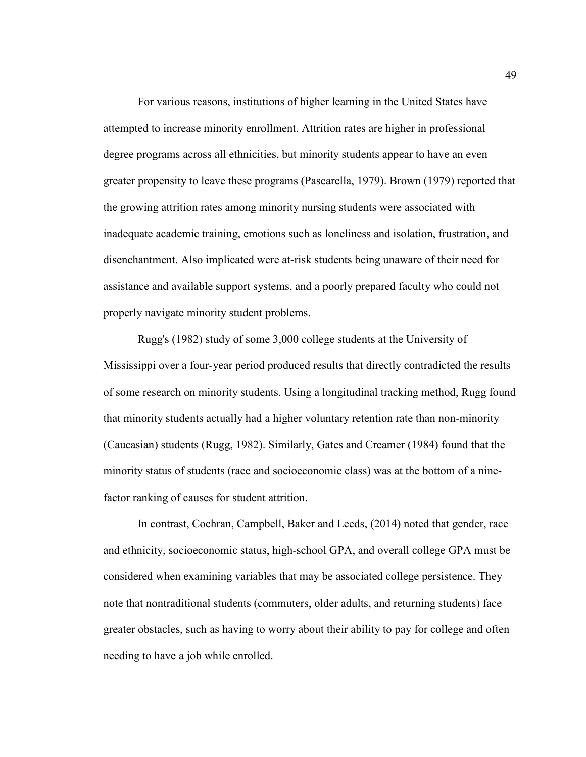For various reasons, institutions of higher learning in the United States have attempted to increase minority enrollment. Attrition rates are higher in professional degree programs across all ethnicities, but minority students appear to have an even greater propensity to leave these programs (Pascarella, 1979). Brown (1979) reported that the growing attrition rates among minority nursing students were associated with inadequate academic training, emotions such as loneliness and isolation, frustration, and disenchantment. Also implicated were at-risk students being unaware of their need for assistance and available support systems, and a poorly prepared faculty who could not properly navigate minority student problems.

Rugg's (1982) study of some 3,000 college students at the University of Mississippi over a four-year period produced results that directly contradicted the results of some research on minority students. Using a longitudinal tracking method, Rugg found that minority students actually had a higher voluntary retention rate than non-minority (Caucasian) students (Rugg, 1982). Similarly, Gates and Creamer (1984) found that the minority status of students (race and socioeconomic class) was at the bottom of a nine-factor ranking of causes for student attrition.

In contrast, Cochran, Campbell, Baker and Leeds, (2014) noted that gender, race and ethnicity, socioeconomic status, high-school GPA, and overall college GPA must be considered when examining variables that may be associated college persistence. They note that nontraditional students (commuters, older adults, and returning students) face greater obstacles, such as having to worry about their ability to pay for college and often needing to have a job while enrolled.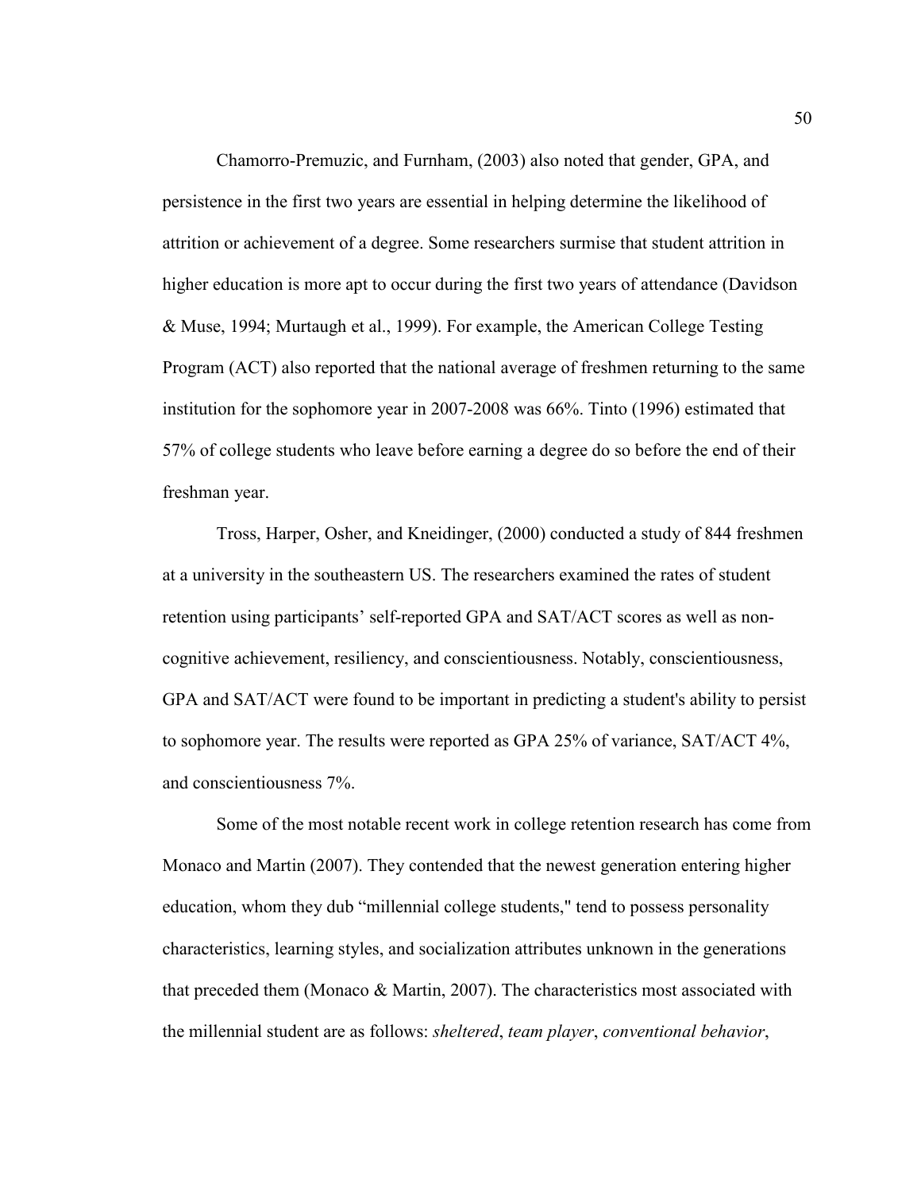Chamorro-Premuzic, and Furnham, (2003) also noted that gender, GPA, and persistence in the first two years are essential in helping determine the likelihood of attrition or achievement of a degree. Some researchers surmise that student attrition in higher education is more apt to occur during the first two years of attendance (Davidson & Muse, 1994; Murtaugh et al., 1999). For example, the American College Testing Program (ACT) also reported that the national average of freshmen returning to the same institution for the sophomore year in 2007-2008 was 66%. Tinto (1996) estimated that 57% of college students who leave before earning a degree do so before the end of their freshman year.

Tross, Harper, Osher, and Kneidinger, (2000) conducted a study of 844 freshmen at a university in the southeastern US. The researchers examined the rates of student retention using participants' self-reported GPA and SAT/ACT scores as well as non-cognitive achievement, resiliency, and conscientiousness. Notably, conscientiousness, GPA and SAT/ACT were found to be important in predicting a student's ability to persist to sophomore year. The results were reported as GPA 25% of variance, SAT/ACT 4%, and conscientiousness 7%.

Some of the most notable recent work in college retention research has come from Monaco and Martin (2007). They contended that the newest generation entering higher education, whom they dub "millennial college students," tend to possess personality characteristics, learning styles, and socialization attributes unknown in the generations that preceded them (Monaco & Martin, 2007). The characteristics most associated with the millennial student are as follows: *sheltered*, *team player*, *conventional behavior*,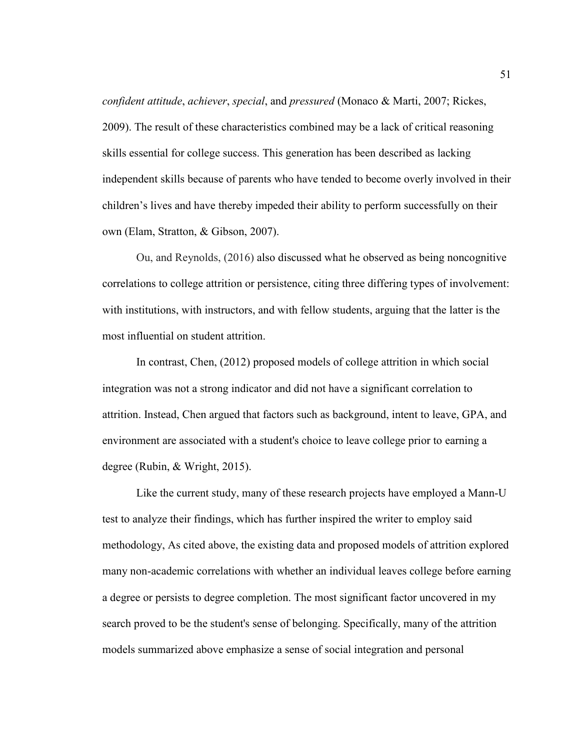*confident attitude*, *achiever*, *special*, and *pressured* (Monaco & Marti, 2007; Rickes, 2009). The result of these characteristics combined may be a lack of critical reasoning skills essential for college success. This generation has been described as lacking independent skills because of parents who have tended to become overly involved in their children's lives and have thereby impeded their ability to perform successfully on their own (Elam, Stratton, & Gibson, 2007).

Ou, and Reynolds, (2016) also discussed what he observed as being noncognitive correlations to college attrition or persistence, citing three differing types of involvement: with institutions, with instructors, and with fellow students, arguing that the latter is the most influential on student attrition.

In contrast, Chen, (2012) proposed models of college attrition in which social integration was not a strong indicator and did not have a significant correlation to attrition. Instead, Chen argued that factors such as background, intent to leave, GPA, and environment are associated with a student's choice to leave college prior to earning a degree (Rubin, & Wright, 2015).

Like the current study, many of these research projects have employed a Mann-U test to analyze their findings, which has further inspired the writer to employ said methodology, As cited above, the existing data and proposed models of attrition explored many non-academic correlations with whether an individual leaves college before earning a degree or persists to degree completion. The most significant factor uncovered in my search proved to be the student's sense of belonging. Specifically, many of the attrition models summarized above emphasize a sense of social integration and personal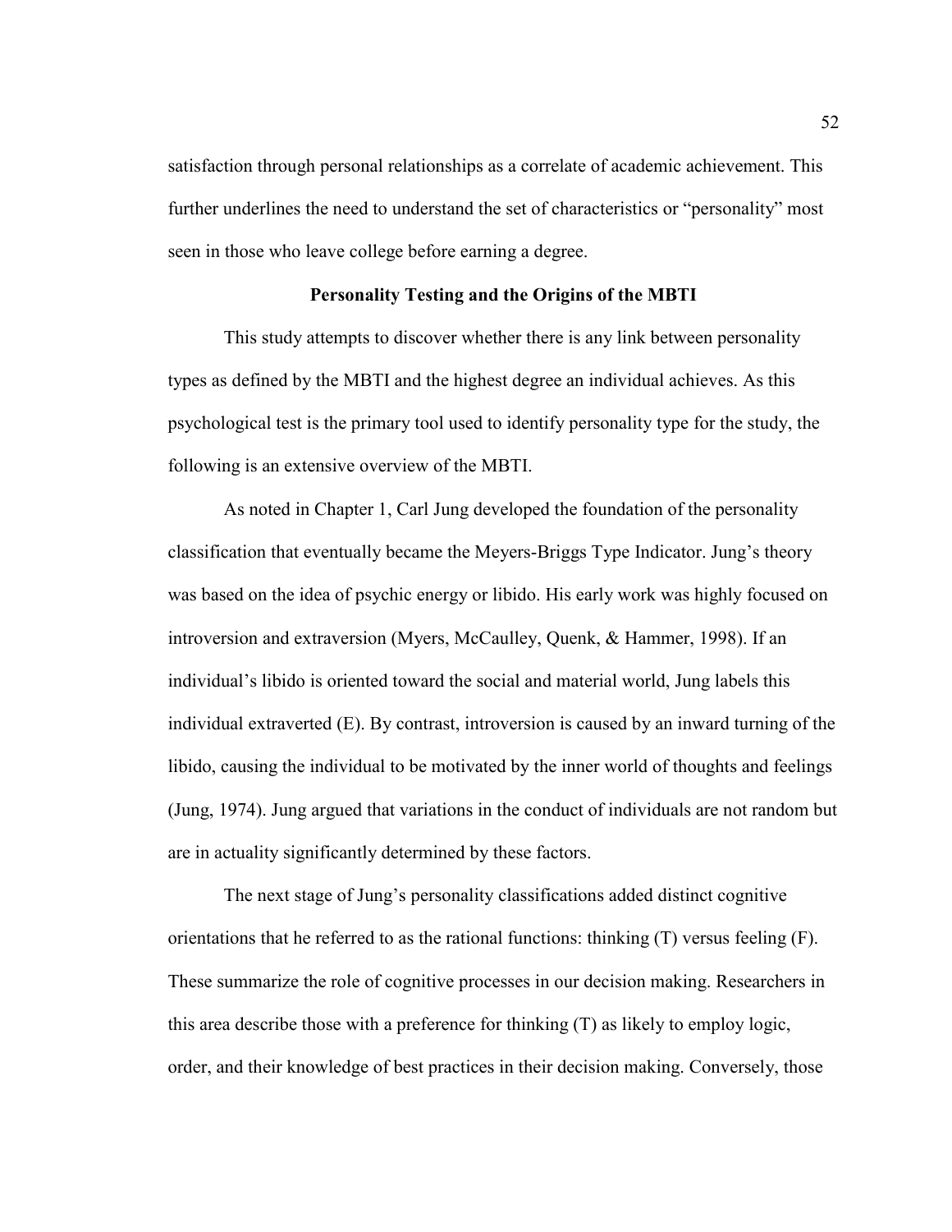satisfaction through personal relationships as a correlate of academic achievement. This further underlines the need to understand the set of characteristics or "personality" most seen in those who leave college before earning a degree.

## Personality Testing and the Origins of the MBTI

This study attempts to discover whether there is any link between personality types as defined by the MBTI and the highest degree an individual achieves. As this psychological test is the primary tool used to identify personality type for the study, the following is an extensive overview of the MBTI.

As noted in Chapter 1, Carl Jung developed the foundation of the personality classification that eventually became the Meyers-Briggs Type Indicator. Jung's theory was based on the idea of psychic energy or libido. His early work was highly focused on introversion and extraversion (Myers, McCaulley, Quenk, & Hammer, 1998). If an individual's libido is oriented toward the social and material world, Jung labels this individual extraverted (E). By contrast, introversion is caused by an inward turning of the libido, causing the individual to be motivated by the inner world of thoughts and feelings (Jung, 1974). Jung argued that variations in the conduct of individuals are not random but are in actuality significantly determined by these factors.

The next stage of Jung's personality classifications added distinct cognitive orientations that he referred to as the rational functions: thinking (T) versus feeling (F). These summarize the role of cognitive processes in our decision making. Researchers in this area describe those with a preference for thinking (T) as likely to employ logic, order, and their knowledge of best practices in their decision making. Conversely, those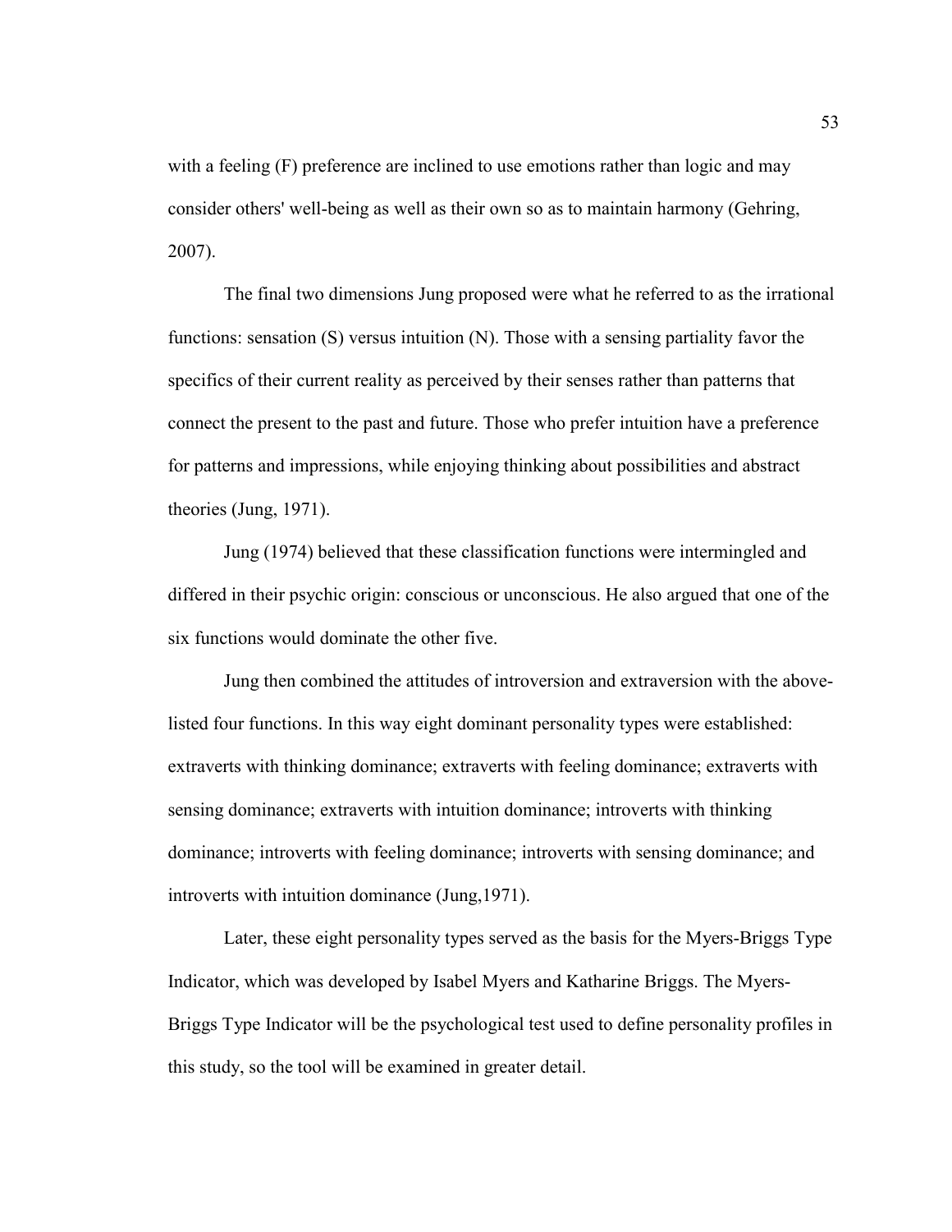with a feeling (F) preference are inclined to use emotions rather than logic and may consider others' well-being as well as their own so as to maintain harmony (Gehring, 2007).

The final two dimensions Jung proposed were what he referred to as the irrational functions: sensation (S) versus intuition (N). Those with a sensing partiality favor the specifics of their current reality as perceived by their senses rather than patterns that connect the present to the past and future. Those who prefer intuition have a preference for patterns and impressions, while enjoying thinking about possibilities and abstract theories (Jung, 1971).

Jung (1974) believed that these classification functions were intermingled and differed in their psychic origin: conscious or unconscious. He also argued that one of the six functions would dominate the other five.

Jung then combined the attitudes of introversion and extraversion with the above-listed four functions. In this way eight dominant personality types were established: extraverts with thinking dominance; extraverts with feeling dominance; extraverts with sensing dominance; extraverts with intuition dominance; introverts with thinking dominance; introverts with feeling dominance; introverts with sensing dominance; and introverts with intuition dominance (Jung,1971).

Later, these eight personality types served as the basis for the Myers-Briggs Type Indicator, which was developed by Isabel Myers and Katharine Briggs. The Myers-Briggs Type Indicator will be the psychological test used to define personality profiles in this study, so the tool will be examined in greater detail.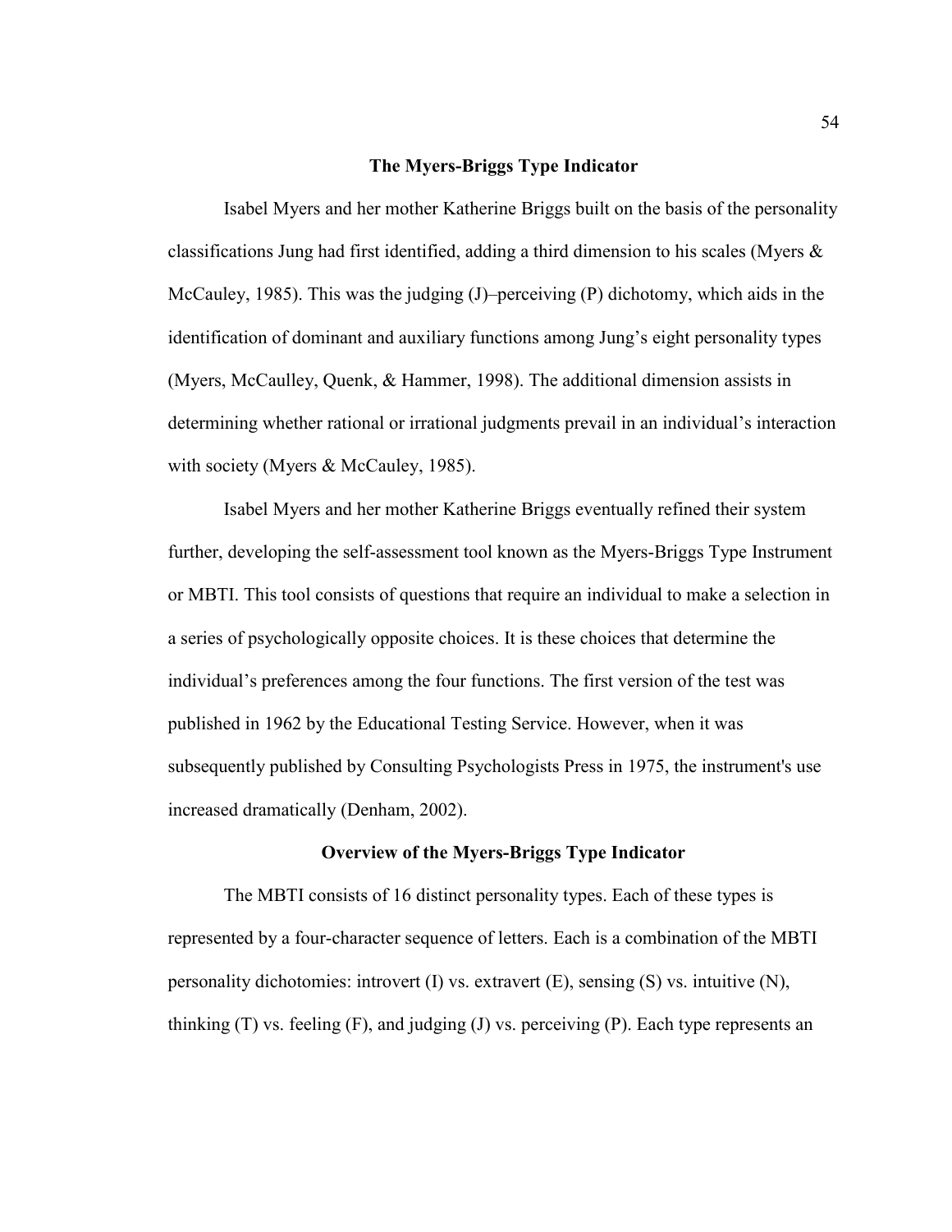## The Myers-Briggs Type Indicator

Isabel Myers and her mother Katherine Briggs built on the basis of the personality classifications Jung had first identified, adding a third dimension to his scales (Myers & McCauley, 1985). This was the judging (J)–perceiving (P) dichotomy, which aids in the identification of dominant and auxiliary functions among Jung's eight personality types (Myers, McCaulley, Quenk, & Hammer, 1998). The additional dimension assists in determining whether rational or irrational judgments prevail in an individual's interaction with society (Myers & McCauley, 1985).

Isabel Myers and her mother Katherine Briggs eventually refined their system further, developing the self-assessment tool known as the Myers-Briggs Type Instrument or MBTI. This tool consists of questions that require an individual to make a selection in a series of psychologically opposite choices. It is these choices that determine the individual's preferences among the four functions. The first version of the test was published in 1962 by the Educational Testing Service. However, when it was subsequently published by Consulting Psychologists Press in 1975, the instrument's use increased dramatically (Denham, 2002).

## Overview of the Myers-Briggs Type Indicator

The MBTI consists of 16 distinct personality types. Each of these types is represented by a four-character sequence of letters. Each is a combination of the MBTI personality dichotomies: introvert (I) vs. extravert (E), sensing (S) vs. intuitive (N), thinking (T) vs. feeling (F), and judging (J) vs. perceiving (P). Each type represents an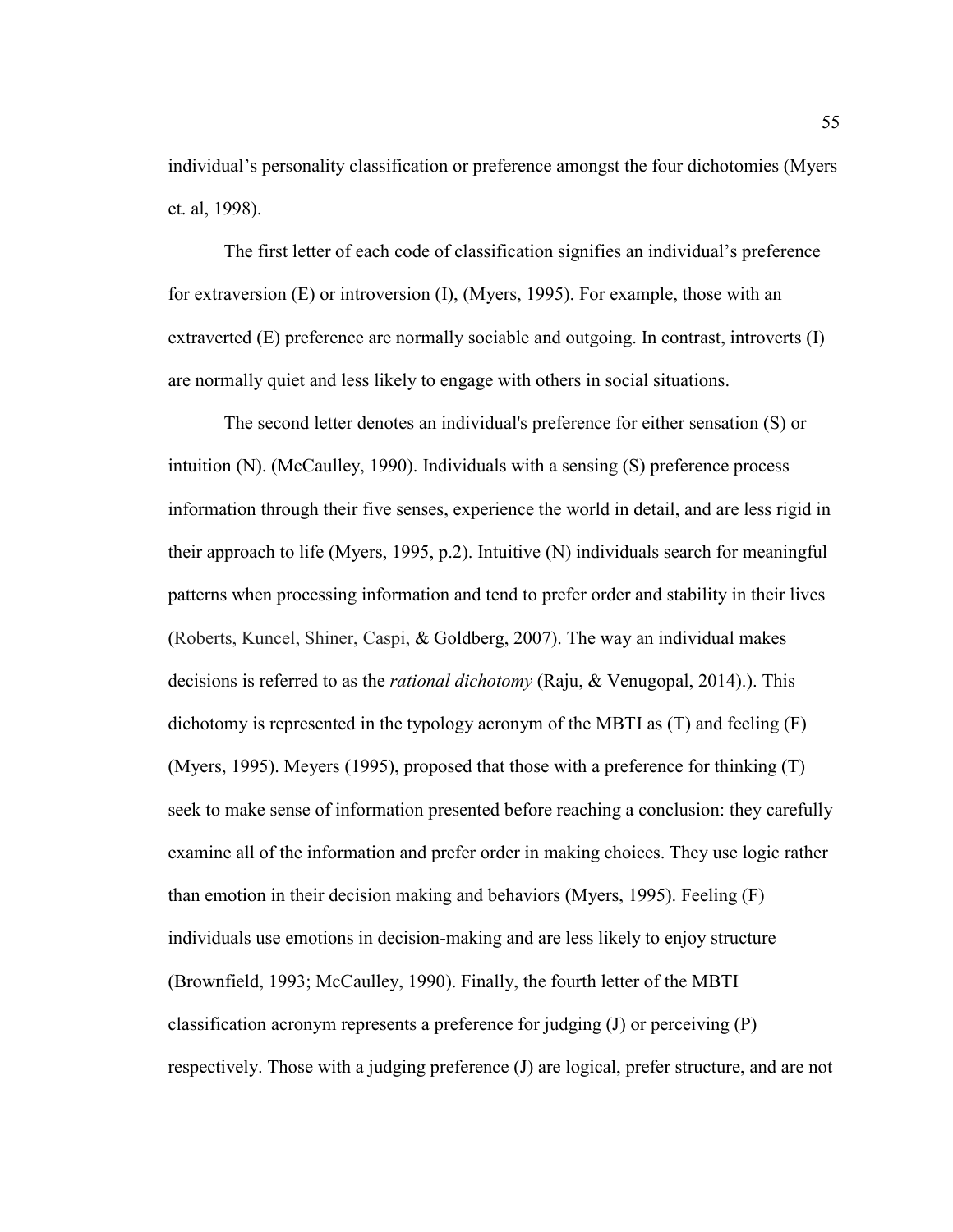individual's personality classification or preference amongst the four dichotomies (Myers et. al, 1998).

The first letter of each code of classification signifies an individual's preference for extraversion (E) or introversion (I), (Myers, 1995). For example, those with an extraverted (E) preference are normally sociable and outgoing. In contrast, introverts (I) are normally quiet and less likely to engage with others in social situations.

The second letter denotes an individual's preference for either sensation (S) or intuition (N). (McCaulley, 1990). Individuals with a sensing (S) preference process information through their five senses, experience the world in detail, and are less rigid in their approach to life (Myers, 1995, p.2). Intuitive (N) individuals search for meaningful patterns when processing information and tend to prefer order and stability in their lives (Roberts, Kuncel, Shiner, Caspi, & Goldberg, 2007). The way an individual makes decisions is referred to as the *rational dichotomy* (Raju, & Venugopal, 2014).). This dichotomy is represented in the typology acronym of the MBTI as (T) and feeling (F) (Myers, 1995). Meyers (1995), proposed that those with a preference for thinking (T) seek to make sense of information presented before reaching a conclusion: they carefully examine all of the information and prefer order in making choices. They use logic rather than emotion in their decision making and behaviors (Myers, 1995). Feeling (F) individuals use emotions in decision-making and are less likely to enjoy structure (Brownfield, 1993; McCaulley, 1990). Finally, the fourth letter of the MBTI classification acronym represents a preference for judging (J) or perceiving (P) respectively. Those with a judging preference (J) are logical, prefer structure, and are not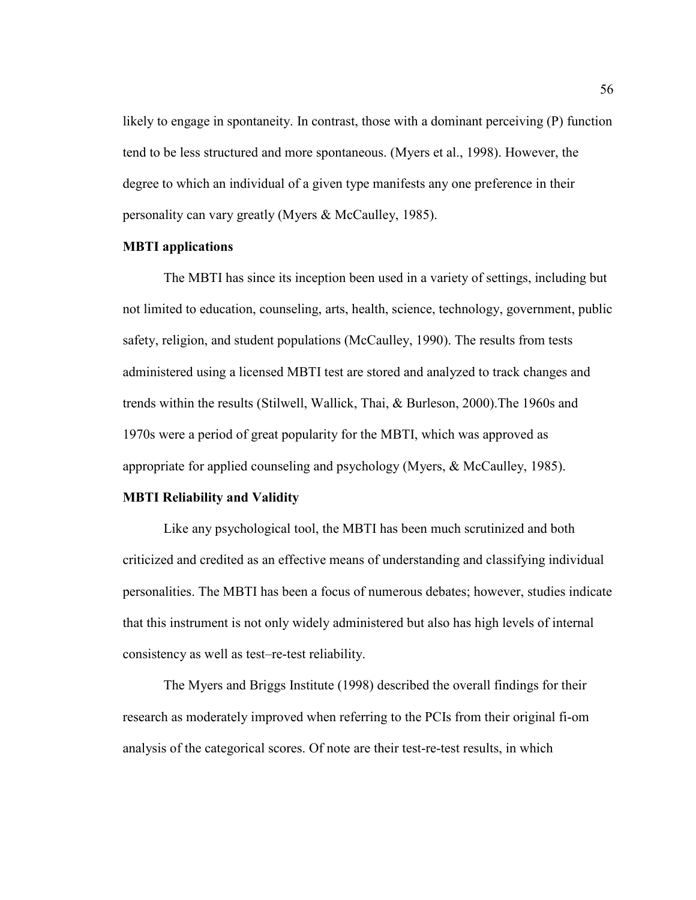likely to engage in spontaneity. In contrast, those with a dominant perceiving (P) function tend to be less structured and more spontaneous. (Myers et al., 1998). However, the degree to which an individual of a given type manifests any one preference in their personality can vary greatly (Myers & McCaulley, 1985).

**MBTI applications**

The MBTI has since its inception been used in a variety of settings, including but not limited to education, counseling, arts, health, science, technology, government, public safety, religion, and student populations (McCaulley, 1990). The results from tests administered using a licensed MBTI test are stored and analyzed to track changes and trends within the results (Stilwell, Wallick, Thai, & Burleson, 2000).The 1960s and 1970s were a period of great popularity for the MBTI, which was approved as appropriate for applied counseling and psychology (Myers, & McCaulley, 1985).

**MBTI Reliability and Validity**

Like any psychological tool, the MBTI has been much scrutinized and both criticized and credited as an effective means of understanding and classifying individual personalities. The MBTI has been a focus of numerous debates; however, studies indicate that this instrument is not only widely administered but also has high levels of internal consistency as well as test–re-test reliability.

The Myers and Briggs Institute (1998) described the overall findings for their research as moderately improved when referring to the PCIs from their original fi-om analysis of the categorical scores. Of note are their test-re-test results, in which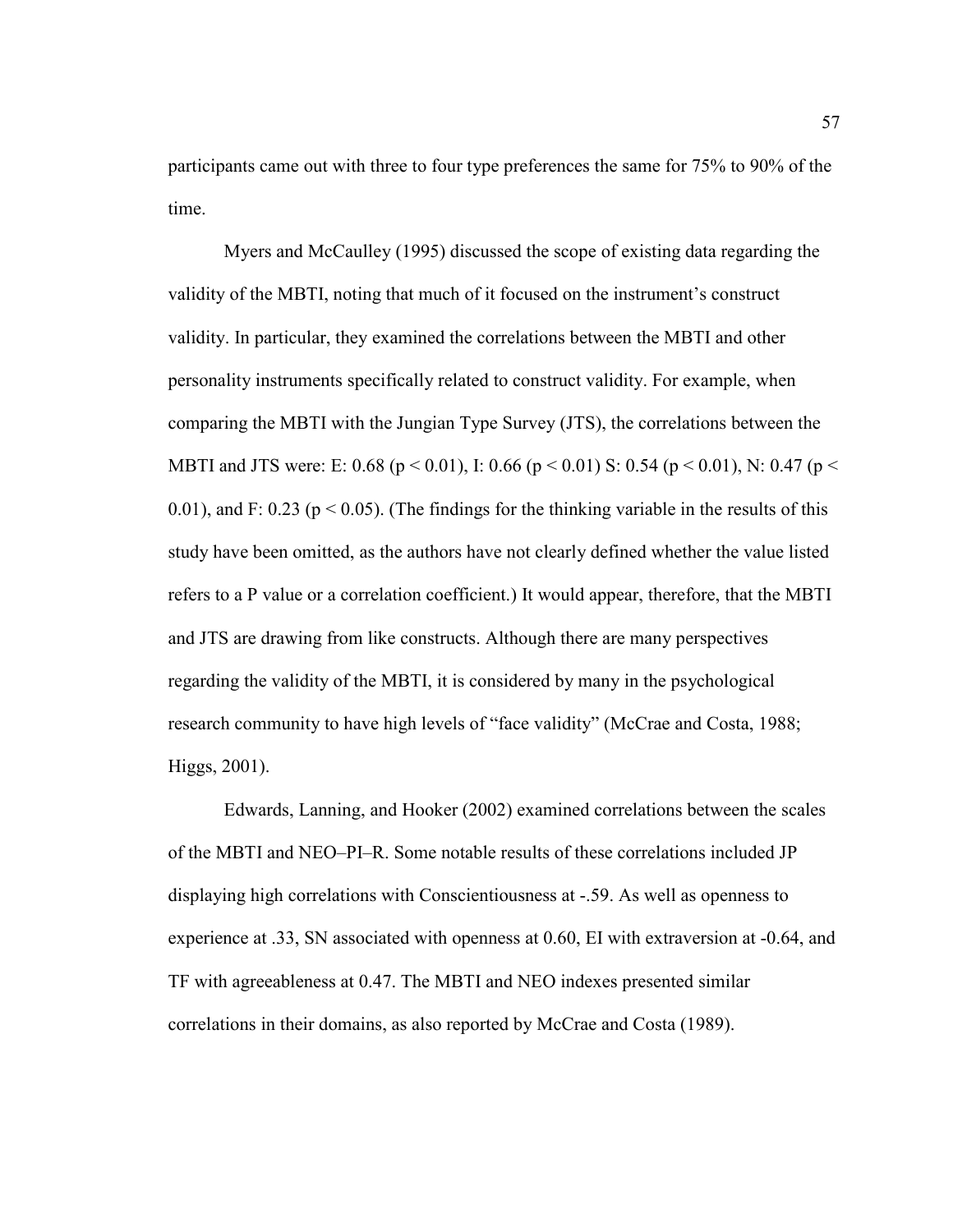participants came out with three to four type preferences the same for 75% to 90% of the time.

Myers and McCaulley (1995) discussed the scope of existing data regarding the validity of the MBTI, noting that much of it focused on the instrument's construct validity. In particular, they examined the correlations between the MBTI and other personality instruments specifically related to construct validity. For example, when comparing the MBTI with the Jungian Type Survey (JTS), the correlations between the MBTI and JTS were: E: 0.68 ($p < 0.01$), I: 0.66 ($p < 0.01$) S: 0.54 ($p < 0.01$), N: 0.47 ($p < 0.01$), and F: 0.23 ($p < 0.05$). (The findings for the thinking variable in the results of this study have been omitted, as the authors have not clearly defined whether the value listed refers to a P value or a correlation coefficient.) It would appear, therefore, that the MBTI and JTS are drawing from like constructs. Although there are many perspectives regarding the validity of the MBTI, it is considered by many in the psychological research community to have high levels of "face validity" (McCrae and Costa, 1988; Higgs, 2001).

Edwards, Lanning, and Hooker (2002) examined correlations between the scales of the MBTI and NEO–PI–R. Some notable results of these correlations included JP displaying high correlations with Conscientiousness at -.59. As well as openness to experience at .33, SN associated with openness at 0.60, EI with extraversion at -0.64, and TF with agreeableness at 0.47. The MBTI and NEO indexes presented similar correlations in their domains, as also reported by McCrae and Costa (1989).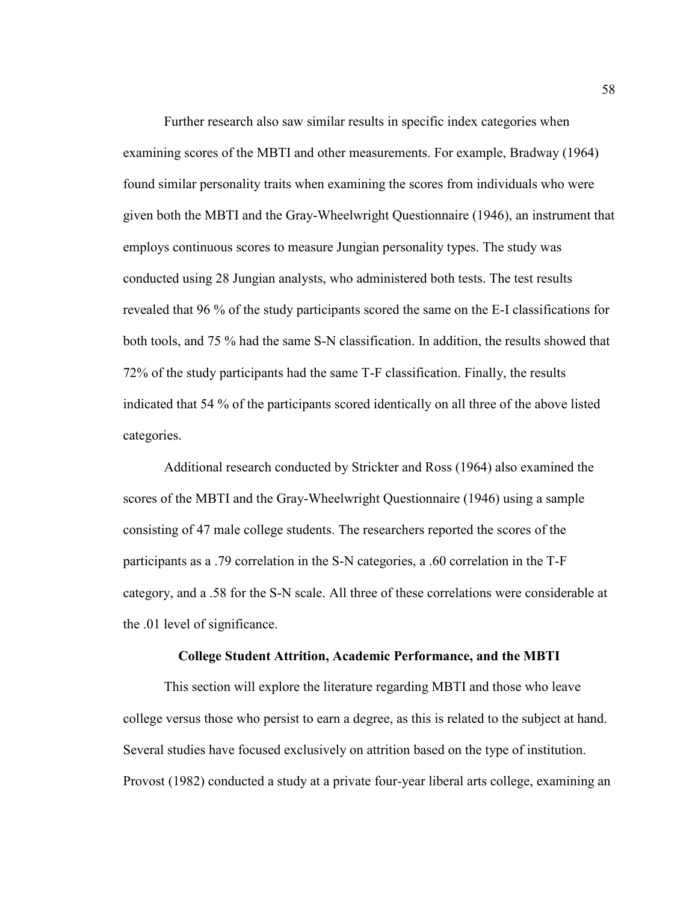Further research also saw similar results in specific index categories when examining scores of the MBTI and other measurements. For example, Bradway (1964) found similar personality traits when examining the scores from individuals who were given both the MBTI and the Gray-Wheelwright Questionnaire (1946), an instrument that employs continuous scores to measure Jungian personality types. The study was conducted using 28 Jungian analysts, who administered both tests. The test results revealed that 96 % of the study participants scored the same on the E-I classifications for both tools, and 75 % had the same S-N classification. In addition, the results showed that 72% of the study participants had the same T-F classification. Finally, the results indicated that 54 % of the participants scored identically on all three of the above listed categories.

Additional research conducted by Strickter and Ross (1964) also examined the scores of the MBTI and the Gray-Wheelwright Questionnaire (1946) using a sample consisting of 47 male college students. The researchers reported the scores of the participants as a .79 correlation in the S-N categories, a .60 correlation in the T-F category, and a .58 for the S-N scale. All three of these correlations were considerable at the .01 level of significance.

## College Student Attrition, Academic Performance, and the MBTI

This section will explore the literature regarding MBTI and those who leave college versus those who persist to earn a degree, as this is related to the subject at hand. Several studies have focused exclusively on attrition based on the type of institution. Provost (1982) conducted a study at a private four-year liberal arts college, examining an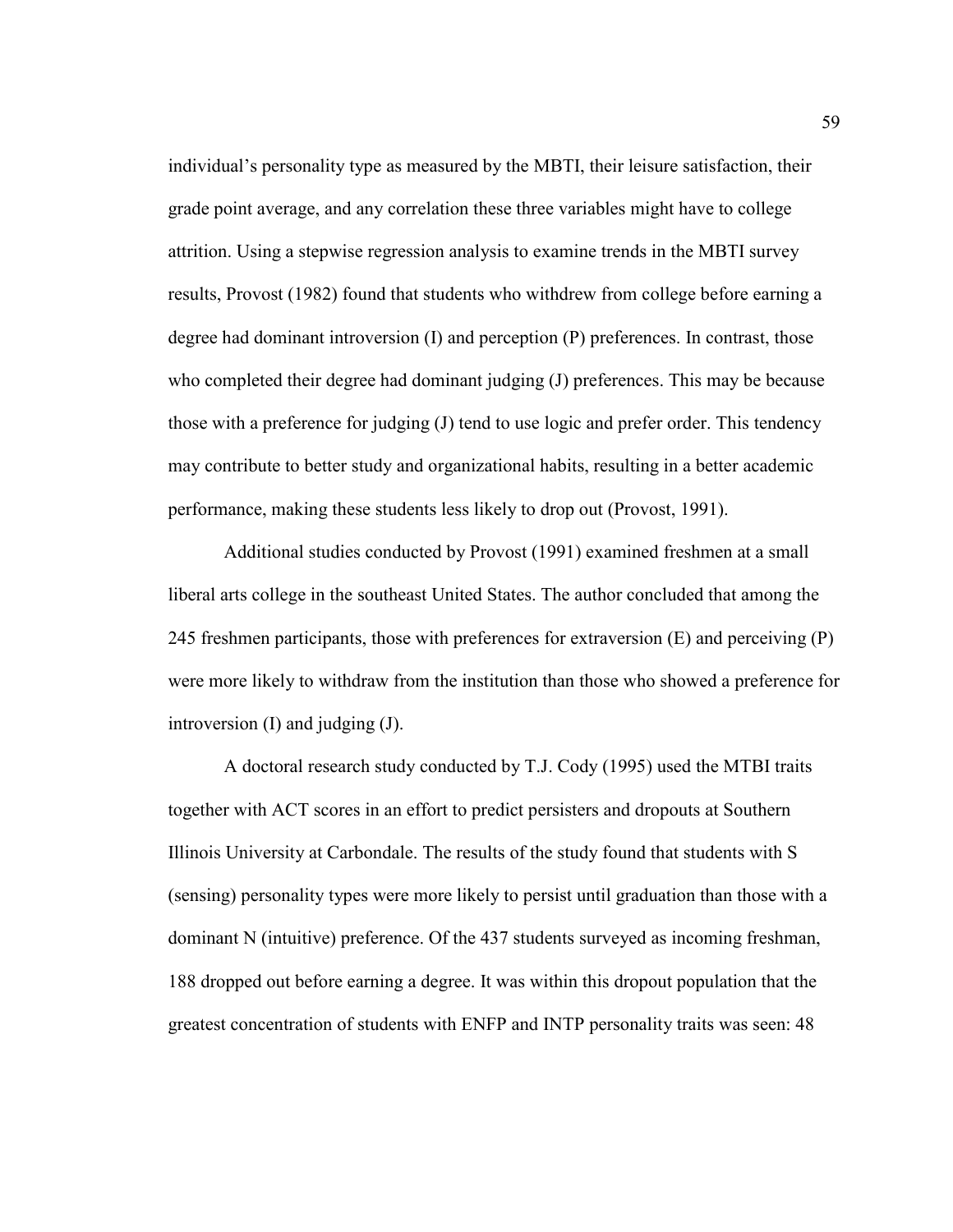individual's personality type as measured by the MBTI, their leisure satisfaction, their grade point average, and any correlation these three variables might have to college attrition. Using a stepwise regression analysis to examine trends in the MBTI survey results, Provost (1982) found that students who withdrew from college before earning a degree had dominant introversion (I) and perception (P) preferences. In contrast, those who completed their degree had dominant judging (J) preferences. This may be because those with a preference for judging (J) tend to use logic and prefer order. This tendency may contribute to better study and organizational habits, resulting in a better academic performance, making these students less likely to drop out (Provost, 1991).

Additional studies conducted by Provost (1991) examined freshmen at a small liberal arts college in the southeast United States. The author concluded that among the 245 freshmen participants, those with preferences for extraversion (E) and perceiving (P) were more likely to withdraw from the institution than those who showed a preference for introversion (I) and judging (J).

A doctoral research study conducted by T.J. Cody (1995) used the MTBI traits together with ACT scores in an effort to predict persisters and dropouts at Southern Illinois University at Carbondale. The results of the study found that students with S (sensing) personality types were more likely to persist until graduation than those with a dominant N (intuitive) preference. Of the 437 students surveyed as incoming freshman, 188 dropped out before earning a degree. It was within this dropout population that the greatest concentration of students with ENFP and INTP personality traits was seen: 48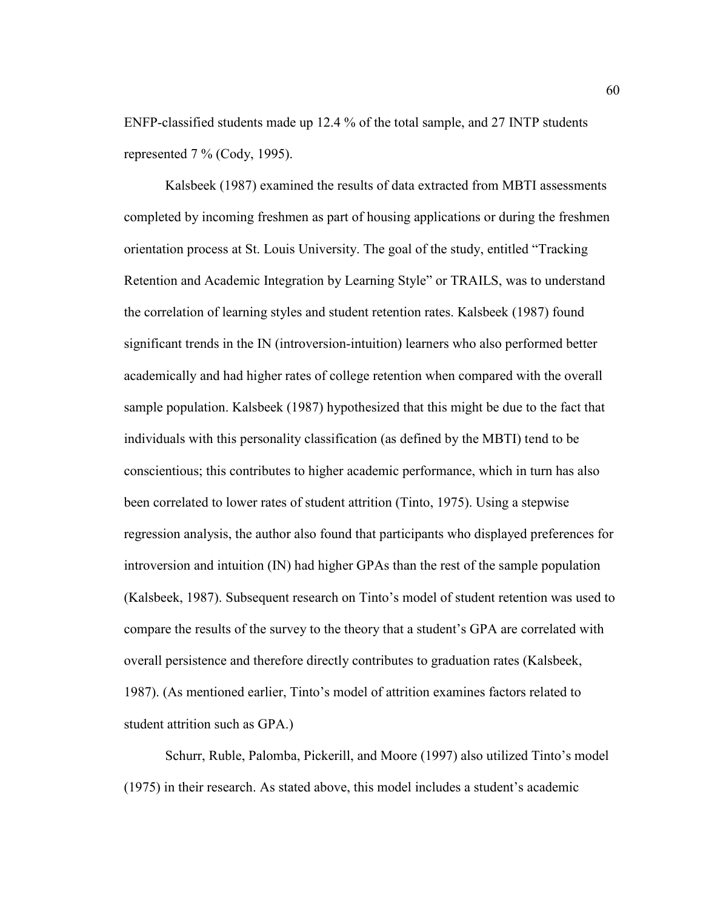ENFP-classified students made up 12.4 % of the total sample, and 27 INTP students represented 7 % (Cody, 1995).

Kalsbeek (1987) examined the results of data extracted from MBTI assessments completed by incoming freshmen as part of housing applications or during the freshmen orientation process at St. Louis University. The goal of the study, entitled "Tracking Retention and Academic Integration by Learning Style" or TRAILS, was to understand the correlation of learning styles and student retention rates. Kalsbeek (1987) found significant trends in the IN (introversion-intuition) learners who also performed better academically and had higher rates of college retention when compared with the overall sample population. Kalsbeek (1987) hypothesized that this might be due to the fact that individuals with this personality classification (as defined by the MBTI) tend to be conscientious; this contributes to higher academic performance, which in turn has also been correlated to lower rates of student attrition (Tinto, 1975). Using a stepwise regression analysis, the author also found that participants who displayed preferences for introversion and intuition (IN) had higher GPAs than the rest of the sample population (Kalsbeek, 1987). Subsequent research on Tinto's model of student retention was used to compare the results of the survey to the theory that a student's GPA are correlated with overall persistence and therefore directly contributes to graduation rates (Kalsbeek, 1987). (As mentioned earlier, Tinto's model of attrition examines factors related to student attrition such as GPA.)

Schurr, Ruble, Palomba, Pickerill, and Moore (1997) also utilized Tinto's model (1975) in their research. As stated above, this model includes a student's academic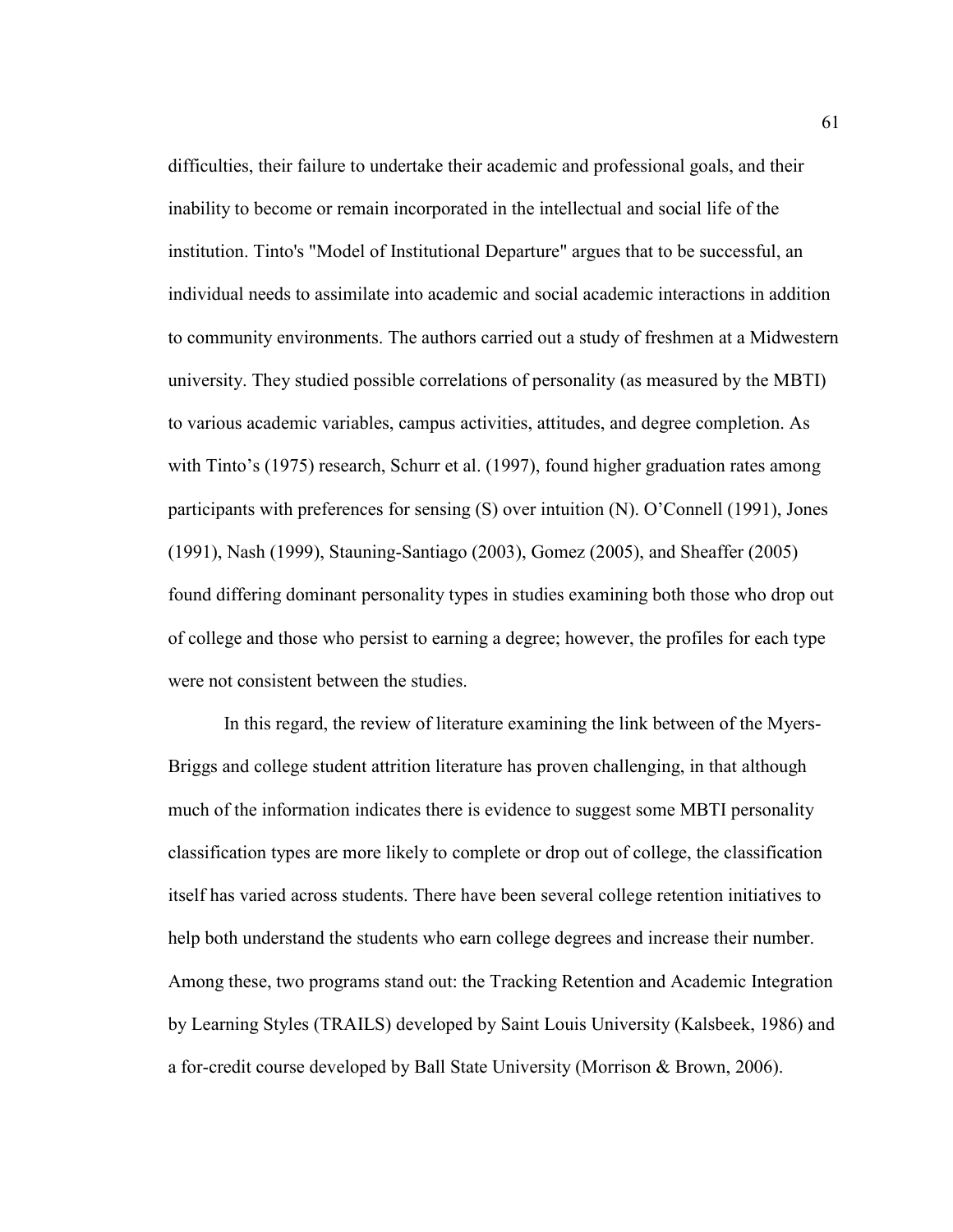difficulties, their failure to undertake their academic and professional goals, and their inability to become or remain incorporated in the intellectual and social life of the institution. Tinto's "Model of Institutional Departure" argues that to be successful, an individual needs to assimilate into academic and social academic interactions in addition to community environments. The authors carried out a study of freshmen at a Midwestern university. They studied possible correlations of personality (as measured by the MBTI) to various academic variables, campus activities, attitudes, and degree completion. As with Tinto's (1975) research, Schurr et al. (1997), found higher graduation rates among participants with preferences for sensing (S) over intuition (N). O'Connell (1991), Jones (1991), Nash (1999), Stauning-Santiago (2003), Gomez (2005), and Sheaffer (2005) found differing dominant personality types in studies examining both those who drop out of college and those who persist to earning a degree; however, the profiles for each type were not consistent between the studies.

In this regard, the review of literature examining the link between of the Myers-Briggs and college student attrition literature has proven challenging, in that although much of the information indicates there is evidence to suggest some MBTI personality classification types are more likely to complete or drop out of college, the classification itself has varied across students. There have been several college retention initiatives to help both understand the students who earn college degrees and increase their number. Among these, two programs stand out: the Tracking Retention and Academic Integration by Learning Styles (TRAILS) developed by Saint Louis University (Kalsbeek, 1986) and a for-credit course developed by Ball State University (Morrison & Brown, 2006).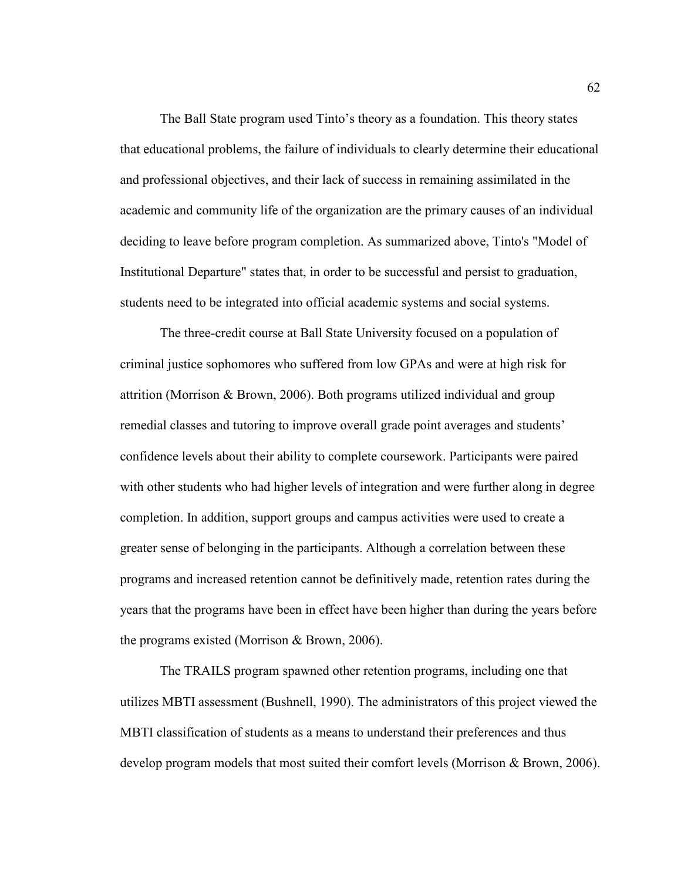The Ball State program used Tinto's theory as a foundation. This theory states that educational problems, the failure of individuals to clearly determine their educational and professional objectives, and their lack of success in remaining assimilated in the academic and community life of the organization are the primary causes of an individual deciding to leave before program completion. As summarized above, Tinto's "Model of Institutional Departure" states that, in order to be successful and persist to graduation, students need to be integrated into official academic systems and social systems.

The three-credit course at Ball State University focused on a population of criminal justice sophomores who suffered from low GPAs and were at high risk for attrition (Morrison & Brown, 2006). Both programs utilized individual and group remedial classes and tutoring to improve overall grade point averages and students' confidence levels about their ability to complete coursework. Participants were paired with other students who had higher levels of integration and were further along in degree completion. In addition, support groups and campus activities were used to create a greater sense of belonging in the participants. Although a correlation between these programs and increased retention cannot be definitively made, retention rates during the years that the programs have been in effect have been higher than during the years before the programs existed (Morrison & Brown, 2006).

The TRAILS program spawned other retention programs, including one that utilizes MBTI assessment (Bushnell, 1990). The administrators of this project viewed the MBTI classification of students as a means to understand their preferences and thus develop program models that most suited their comfort levels (Morrison & Brown, 2006).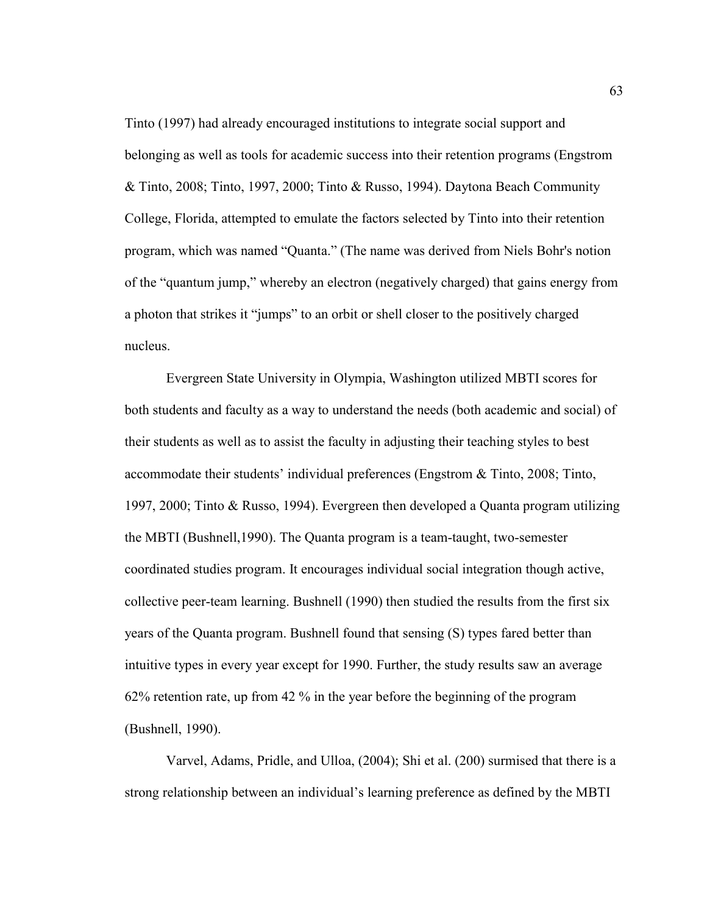Tinto (1997) had already encouraged institutions to integrate social support and belonging as well as tools for academic success into their retention programs (Engstrom & Tinto, 2008; Tinto, 1997, 2000; Tinto & Russo, 1994). Daytona Beach Community College, Florida, attempted to emulate the factors selected by Tinto into their retention program, which was named "Quanta." (The name was derived from Niels Bohr's notion of the "quantum jump," whereby an electron (negatively charged) that gains energy from a photon that strikes it "jumps" to an orbit or shell closer to the positively charged nucleus.

Evergreen State University in Olympia, Washington utilized MBTI scores for both students and faculty as a way to understand the needs (both academic and social) of their students as well as to assist the faculty in adjusting their teaching styles to best accommodate their students' individual preferences (Engstrom & Tinto, 2008; Tinto, 1997, 2000; Tinto & Russo, 1994). Evergreen then developed a Quanta program utilizing the MBTI (Bushnell,1990). The Quanta program is a team-taught, two-semester coordinated studies program. It encourages individual social integration though active, collective peer-team learning. Bushnell (1990) then studied the results from the first six years of the Quanta program. Bushnell found that sensing (S) types fared better than intuitive types in every year except for 1990. Further, the study results saw an average 62% retention rate, up from 42 % in the year before the beginning of the program (Bushnell, 1990).

Varvel, Adams, Pridle, and Ulloa, (2004); Shi et al. (200) surmised that there is a strong relationship between an individual's learning preference as defined by the MBTI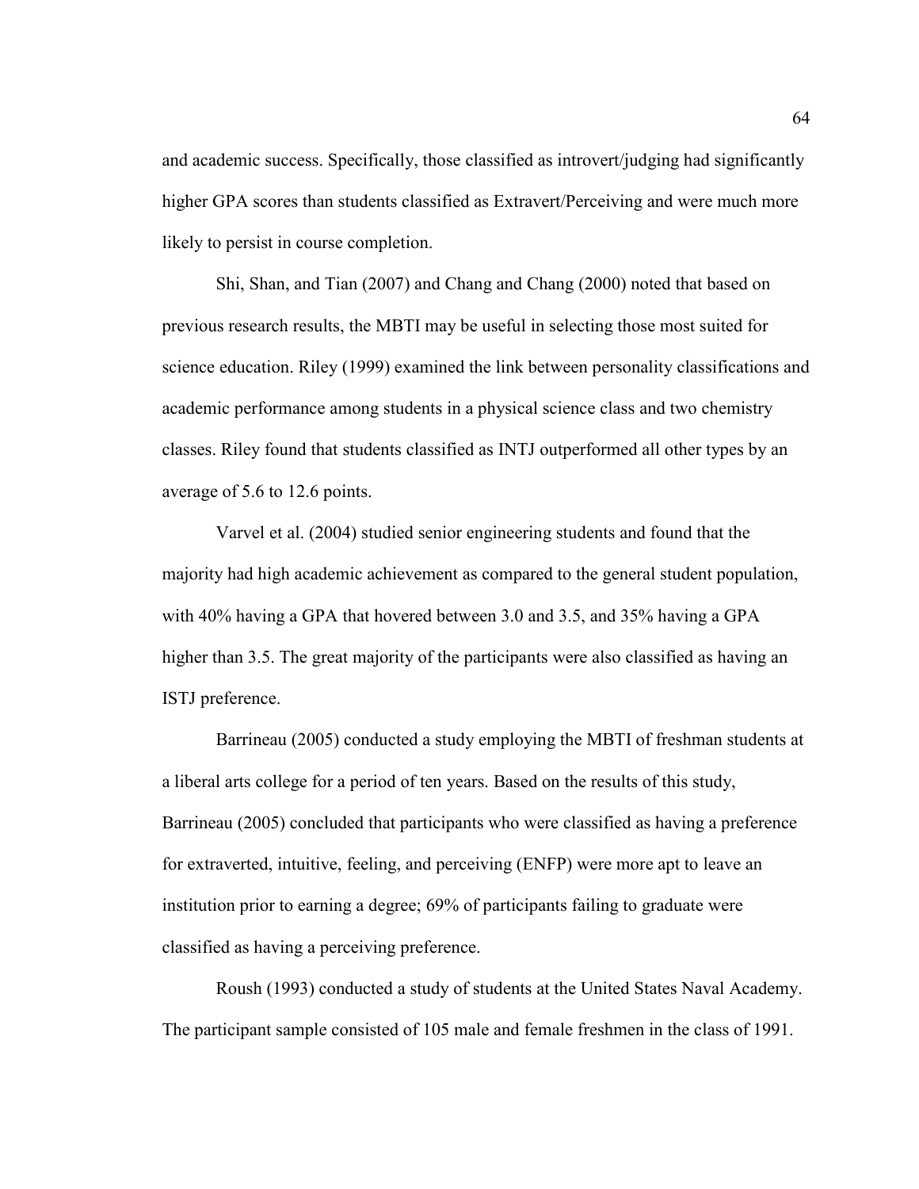and academic success. Specifically, those classified as introvert/judging had significantly higher GPA scores than students classified as Extravert/Perceiving and were much more likely to persist in course completion.

Shi, Shan, and Tian (2007) and Chang and Chang (2000) noted that based on previous research results, the MBTI may be useful in selecting those most suited for science education. Riley (1999) examined the link between personality classifications and academic performance among students in a physical science class and two chemistry classes. Riley found that students classified as INTJ outperformed all other types by an average of 5.6 to 12.6 points.

Varvel et al. (2004) studied senior engineering students and found that the majority had high academic achievement as compared to the general student population, with 40% having a GPA that hovered between 3.0 and 3.5, and 35% having a GPA higher than 3.5. The great majority of the participants were also classified as having an ISTJ preference.

Barrineau (2005) conducted a study employing the MBTI of freshman students at a liberal arts college for a period of ten years. Based on the results of this study, Barrineau (2005) concluded that participants who were classified as having a preference for extraverted, intuitive, feeling, and perceiving (ENFP) were more apt to leave an institution prior to earning a degree; 69% of participants failing to graduate were classified as having a perceiving preference.

Roush (1993) conducted a study of students at the United States Naval Academy. The participant sample consisted of 105 male and female freshmen in the class of 1991.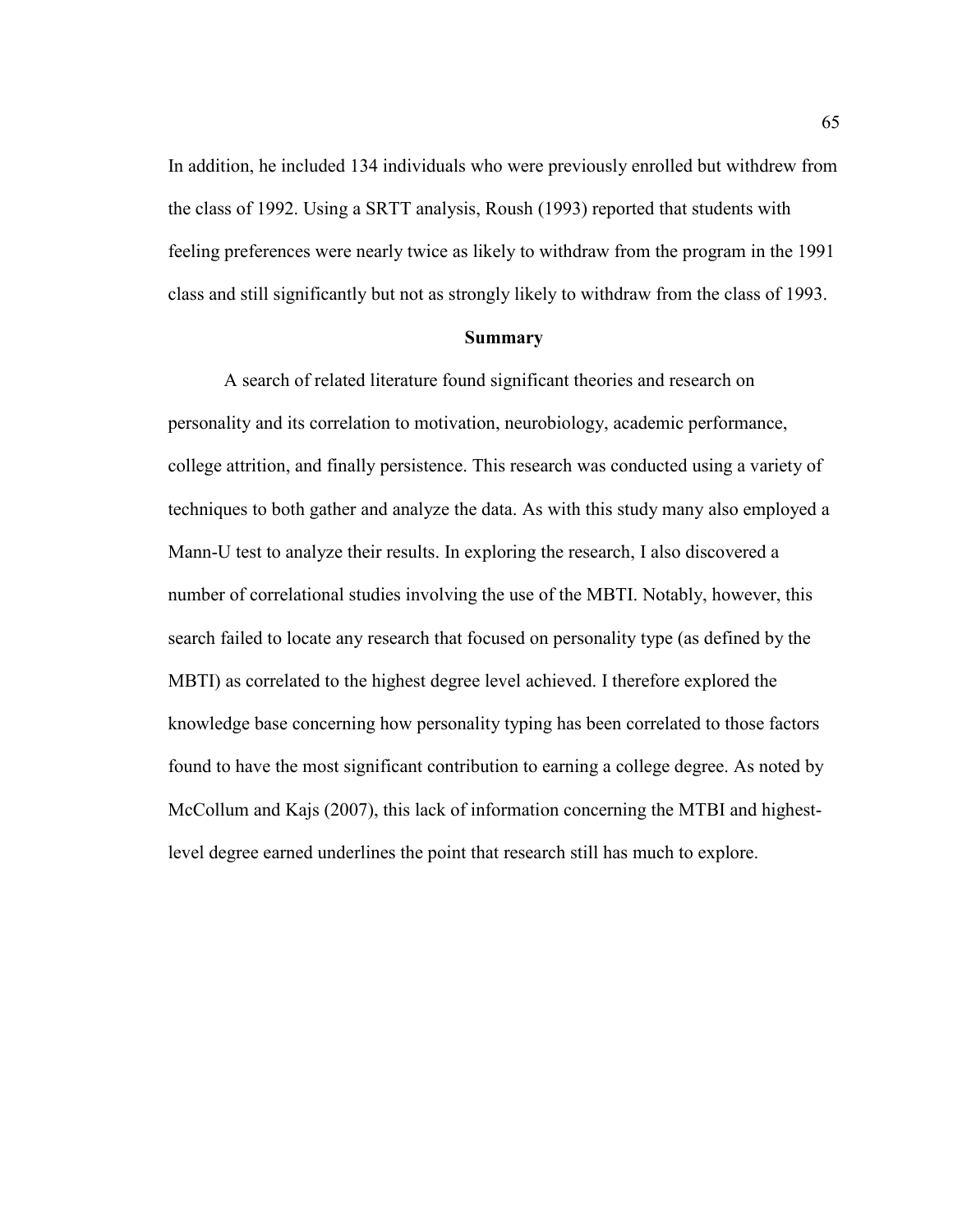In addition, he included 134 individuals who were previously enrolled but withdrew from the class of 1992. Using a SRTT analysis, Roush (1993) reported that students with feeling preferences were nearly twice as likely to withdraw from the program in the 1991 class and still significantly but not as strongly likely to withdraw from the class of 1993.

## Summary

A search of related literature found significant theories and research on personality and its correlation to motivation, neurobiology, academic performance, college attrition, and finally persistence. This research was conducted using a variety of techniques to both gather and analyze the data. As with this study many also employed a Mann-U test to analyze their results. In exploring the research, I also discovered a number of correlational studies involving the use of the MBTI. Notably, however, this search failed to locate any research that focused on personality type (as defined by the MBTI) as correlated to the highest degree level achieved. I therefore explored the knowledge base concerning how personality typing has been correlated to those factors found to have the most significant contribution to earning a college degree. As noted by McCollum and Kajs (2007), this lack of information concerning the MTBI and highest-level degree earned underlines the point that research still has much to explore.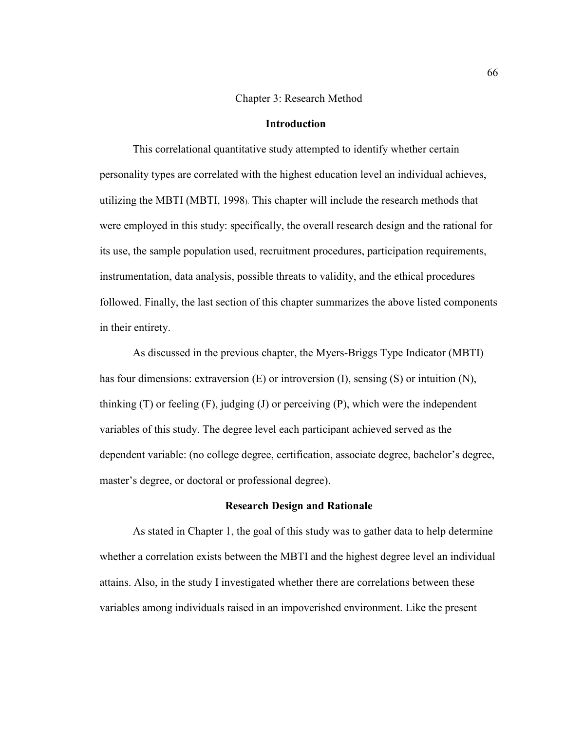# Chapter 3: Research Method

## Introduction

This correlational quantitative study attempted to identify whether certain personality types are correlated with the highest education level an individual achieves, utilizing the MBTI (MBTI, 1998). This chapter will include the research methods that were employed in this study: specifically, the overall research design and the rational for its use, the sample population used, recruitment procedures, participation requirements, instrumentation, data analysis, possible threats to validity, and the ethical procedures followed. Finally, the last section of this chapter summarizes the above listed components in their entirety.

As discussed in the previous chapter, the Myers-Briggs Type Indicator (MBTI) has four dimensions: extraversion (E) or introversion (I), sensing (S) or intuition (N), thinking (T) or feeling (F), judging (J) or perceiving (P), which were the independent variables of this study. The degree level each participant achieved served as the dependent variable: (no college degree, certification, associate degree, bachelor's degree, master's degree, or doctoral or professional degree).

## Research Design and Rationale

As stated in Chapter 1, the goal of this study was to gather data to help determine whether a correlation exists between the MBTI and the highest degree level an individual attains. Also, in the study I investigated whether there are correlations between these variables among individuals raised in an impoverished environment. Like the present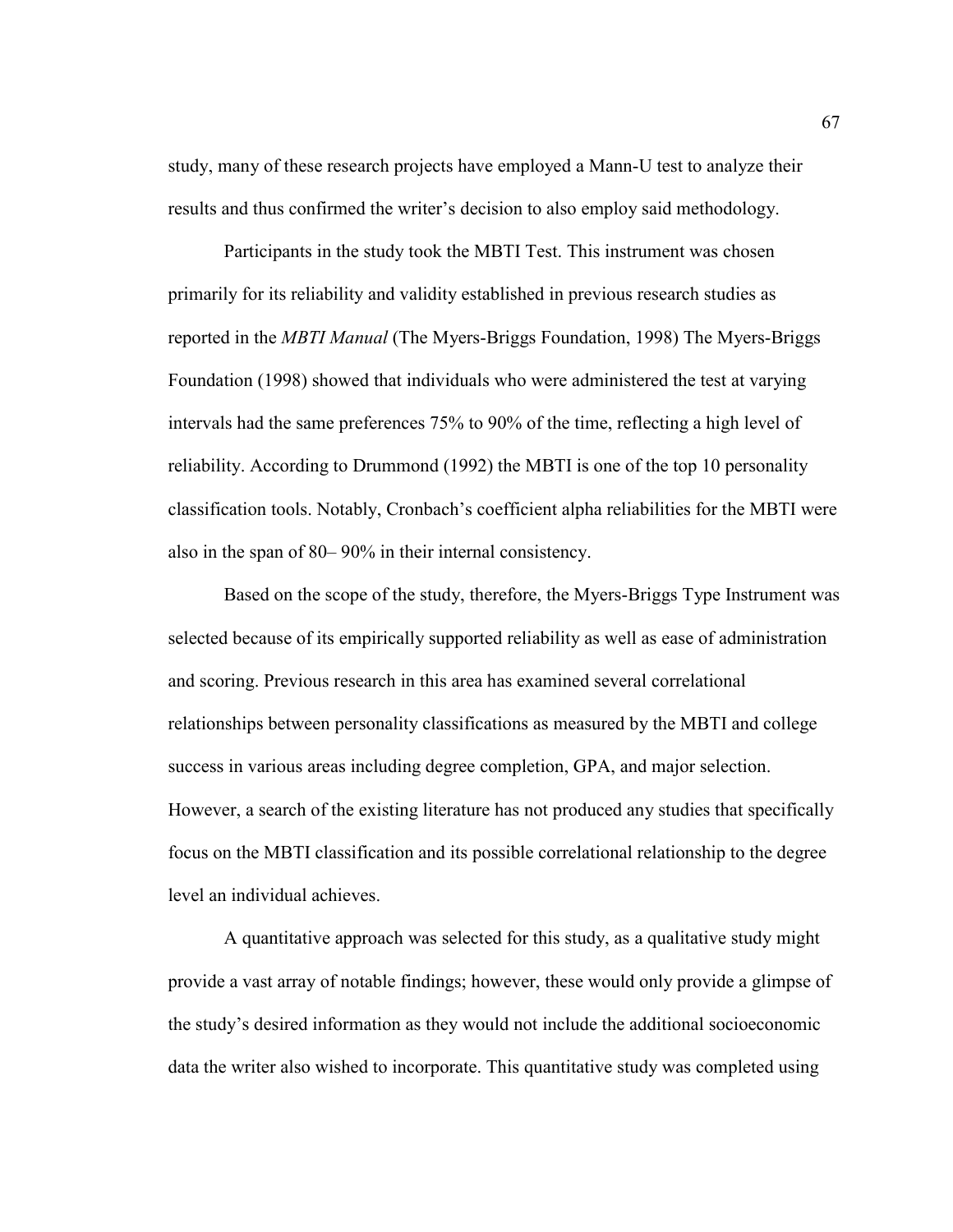study, many of these research projects have employed a Mann-U test to analyze their results and thus confirmed the writer's decision to also employ said methodology.

Participants in the study took the MBTI Test. This instrument was chosen primarily for its reliability and validity established in previous research studies as reported in the *MBTI Manual* (The Myers-Briggs Foundation, 1998) The Myers-Briggs Foundation (1998) showed that individuals who were administered the test at varying intervals had the same preferences 75% to 90% of the time, reflecting a high level of reliability. According to Drummond (1992) the MBTI is one of the top 10 personality classification tools. Notably, Cronbach's coefficient alpha reliabilities for the MBTI were also in the span of 80– 90% in their internal consistency.

Based on the scope of the study, therefore, the Myers-Briggs Type Instrument was selected because of its empirically supported reliability as well as ease of administration and scoring. Previous research in this area has examined several correlational relationships between personality classifications as measured by the MBTI and college success in various areas including degree completion, GPA, and major selection. However, a search of the existing literature has not produced any studies that specifically focus on the MBTI classification and its possible correlational relationship to the degree level an individual achieves.

A quantitative approach was selected for this study, as a qualitative study might provide a vast array of notable findings; however, these would only provide a glimpse of the study's desired information as they would not include the additional socioeconomic data the writer also wished to incorporate. This quantitative study was completed using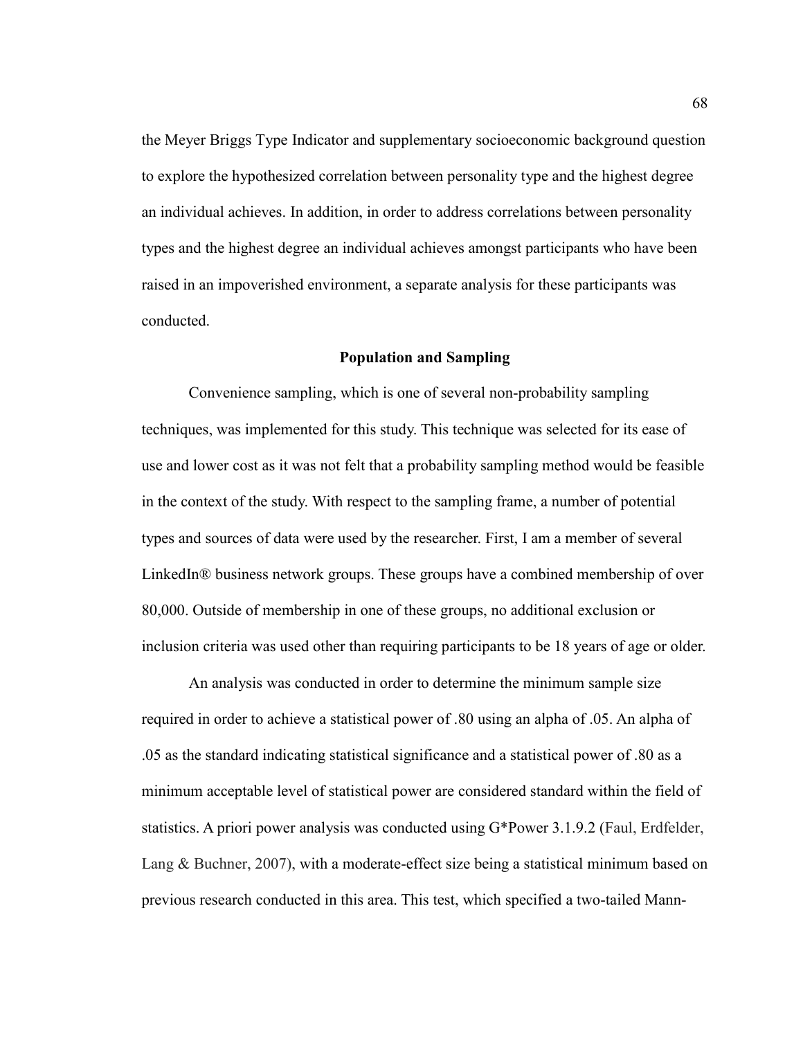the Meyer Briggs Type Indicator and supplementary socioeconomic background question to explore the hypothesized correlation between personality type and the highest degree an individual achieves. In addition, in order to address correlations between personality types and the highest degree an individual achieves amongst participants who have been raised in an impoverished environment, a separate analysis for these participants was conducted.

## Population and Sampling

Convenience sampling, which is one of several non-probability sampling techniques, was implemented for this study. This technique was selected for its ease of use and lower cost as it was not felt that a probability sampling method would be feasible in the context of the study. With respect to the sampling frame, a number of potential types and sources of data were used by the researcher. First, I am a member of several LinkedIn® business network groups. These groups have a combined membership of over 80,000. Outside of membership in one of these groups, no additional exclusion or inclusion criteria was used other than requiring participants to be 18 years of age or older.

An analysis was conducted in order to determine the minimum sample size required in order to achieve a statistical power of .80 using an alpha of .05. An alpha of .05 as the standard indicating statistical significance and a statistical power of .80 as a minimum acceptable level of statistical power are considered standard within the field of statistics. A priori power analysis was conducted using G*Power 3.1.9.2 (Faul, Erdfelder, Lang & Buchner, 2007), with a moderate-effect size being a statistical minimum based on previous research conducted in this area. This test, which specified a two-tailed Mann-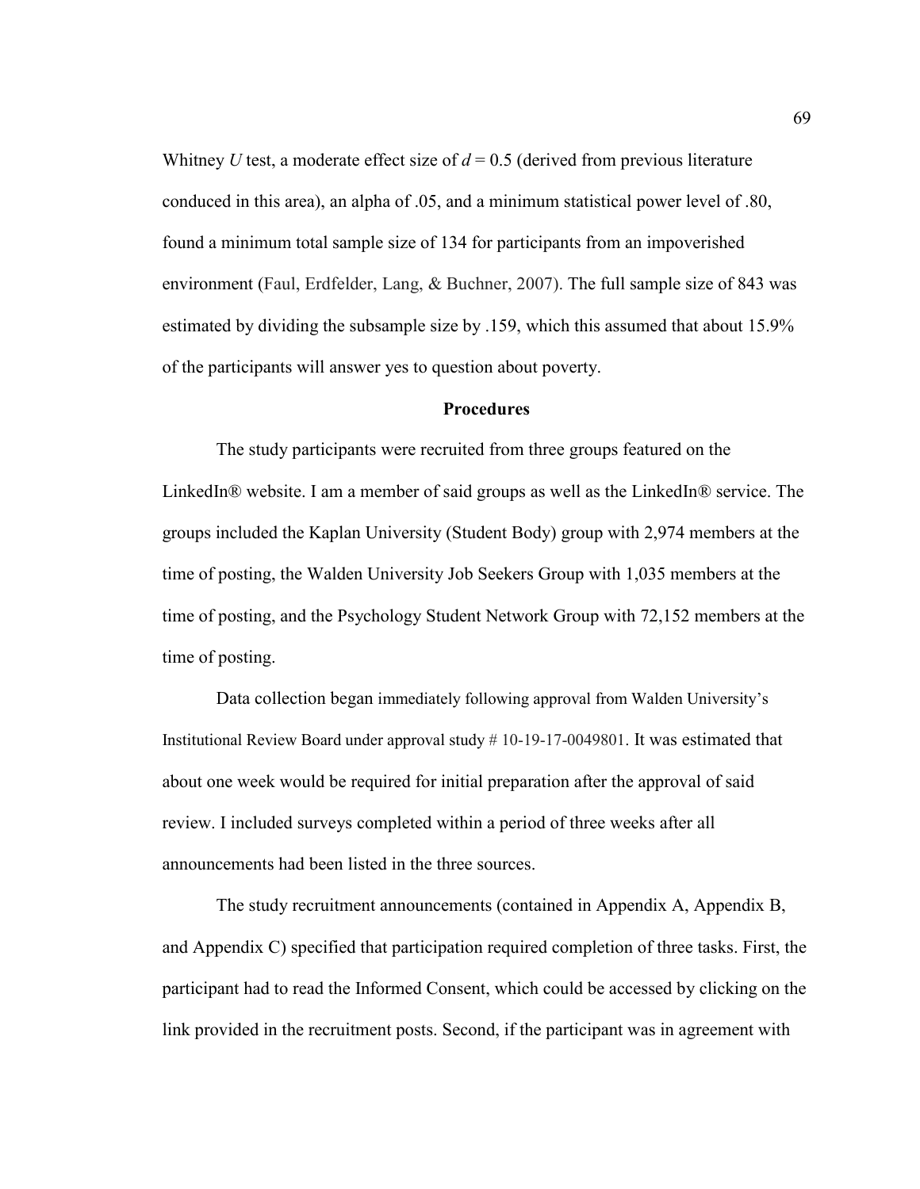Whitney *U* test, a moderate effect size of $d = 0.5$ (derived from previous literature conduced in this area), an alpha of .05, and a minimum statistical power level of .80, found a minimum total sample size of 134 for participants from an impoverished environment (Faul, Erdfelder, Lang, & Buchner, 2007). The full sample size of 843 was estimated by dividing the subsample size by .159, which this assumed that about 15.9% of the participants will answer yes to question about poverty.

## Procedures

The study participants were recruited from three groups featured on the LinkedIn® website. I am a member of said groups as well as the LinkedIn® service. The groups included the Kaplan University (Student Body) group with 2,974 members at the time of posting, the Walden University Job Seekers Group with 1,035 members at the time of posting, and the Psychology Student Network Group with 72,152 members at the time of posting.

Data collection began immediately following approval from Walden University's Institutional Review Board under approval study # 10-19-17-0049801. It was estimated that about one week would be required for initial preparation after the approval of said review. I included surveys completed within a period of three weeks after all announcements had been listed in the three sources.

The study recruitment announcements (contained in Appendix A, Appendix B, and Appendix C) specified that participation required completion of three tasks. First, the participant had to read the Informed Consent, which could be accessed by clicking on the link provided in the recruitment posts. Second, if the participant was in agreement with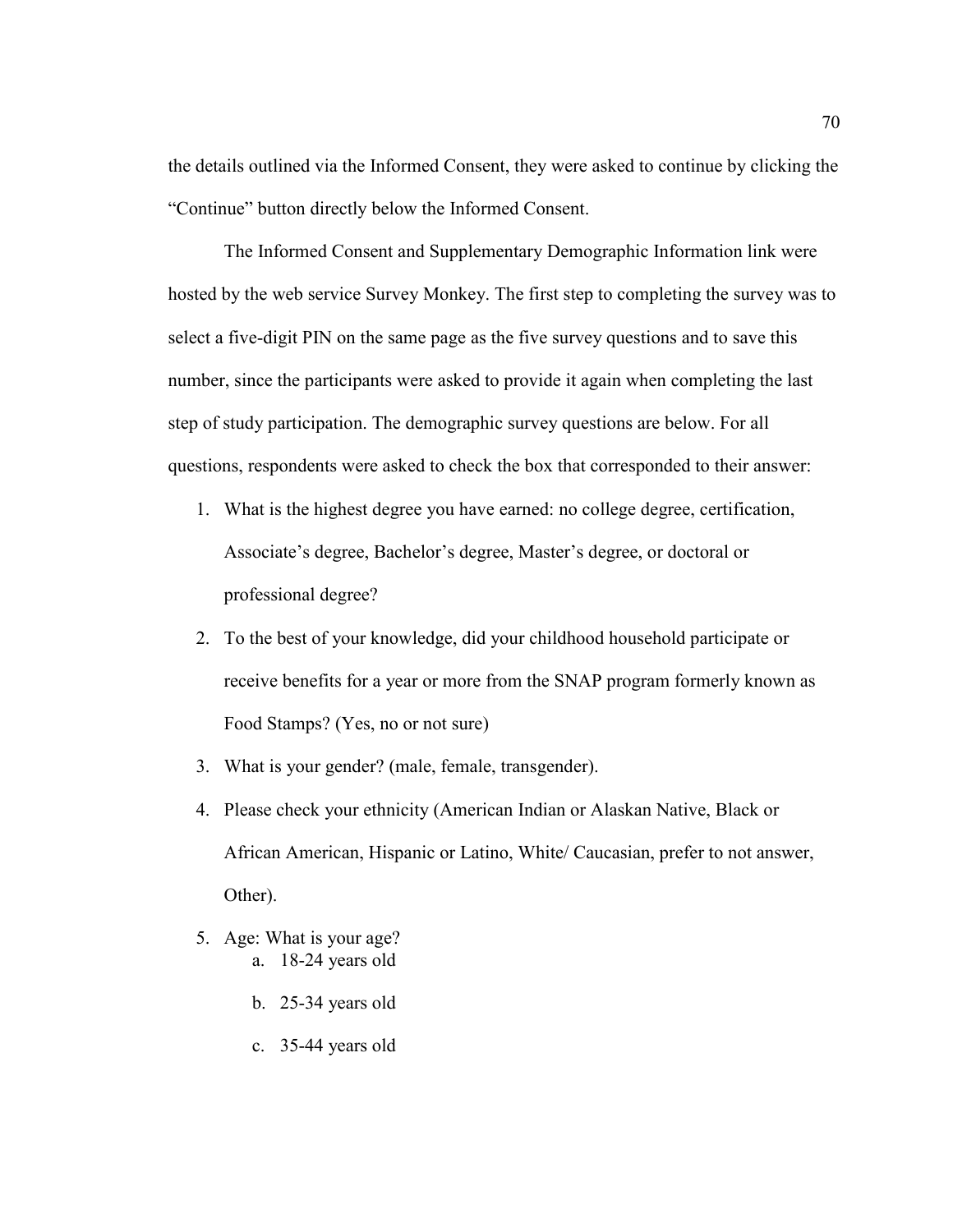the details outlined via the Informed Consent, they were asked to continue by clicking the "Continue" button directly below the Informed Consent.

The Informed Consent and Supplementary Demographic Information link were hosted by the web service Survey Monkey. The first step to completing the survey was to select a five-digit PIN on the same page as the five survey questions and to save this number, since the participants were asked to provide it again when completing the last step of study participation. The demographic survey questions are below. For all questions, respondents were asked to check the box that corresponded to their answer:

1. What is the highest degree you have earned: no college degree, certification, Associate's degree, Bachelor's degree, Master's degree, or doctoral or professional degree?
2. To the best of your knowledge, did your childhood household participate or receive benefits for a year or more from the SNAP program formerly known as Food Stamps? (Yes, no or not sure)
3. What is your gender? (male, female, transgender).
4. Please check your ethnicity (American Indian or Alaskan Native, Black or African American, Hispanic or Latino, White/ Caucasian, prefer to not answer, Other).
5. Age: What is your age?
   a. 18-24 years old
   b. 25-34 years old
   c. 35-44 years old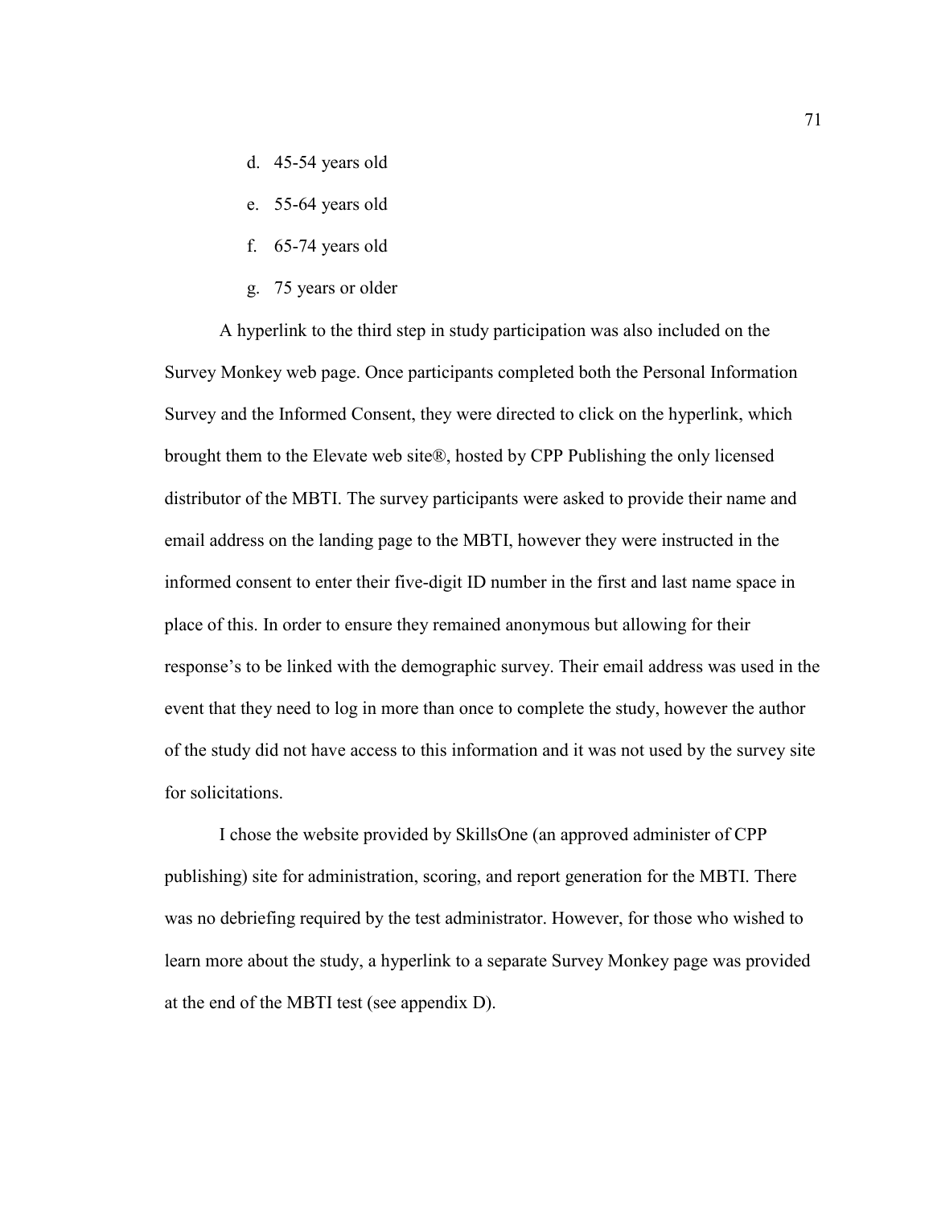d. 45-54 years old
e. 55-64 years old
f. 65-74 years old
g. 75 years or older

A hyperlink to the third step in study participation was also included on the Survey Monkey web page. Once participants completed both the Personal Information Survey and the Informed Consent, they were directed to click on the hyperlink, which brought them to the Elevate web site®, hosted by CPP Publishing the only licensed distributor of the MBTI. The survey participants were asked to provide their name and email address on the landing page to the MBTI, however they were instructed in the informed consent to enter their five-digit ID number in the first and last name space in place of this. In order to ensure they remained anonymous but allowing for their response's to be linked with the demographic survey. Their email address was used in the event that they need to log in more than once to complete the study, however the author of the study did not have access to this information and it was not used by the survey site for solicitations.

I chose the website provided by SkillsOne (an approved administer of CPP publishing) site for administration, scoring, and report generation for the MBTI. There was no debriefing required by the test administrator. However, for those who wished to learn more about the study, a hyperlink to a separate Survey Monkey page was provided at the end of the MBTI test (see appendix D).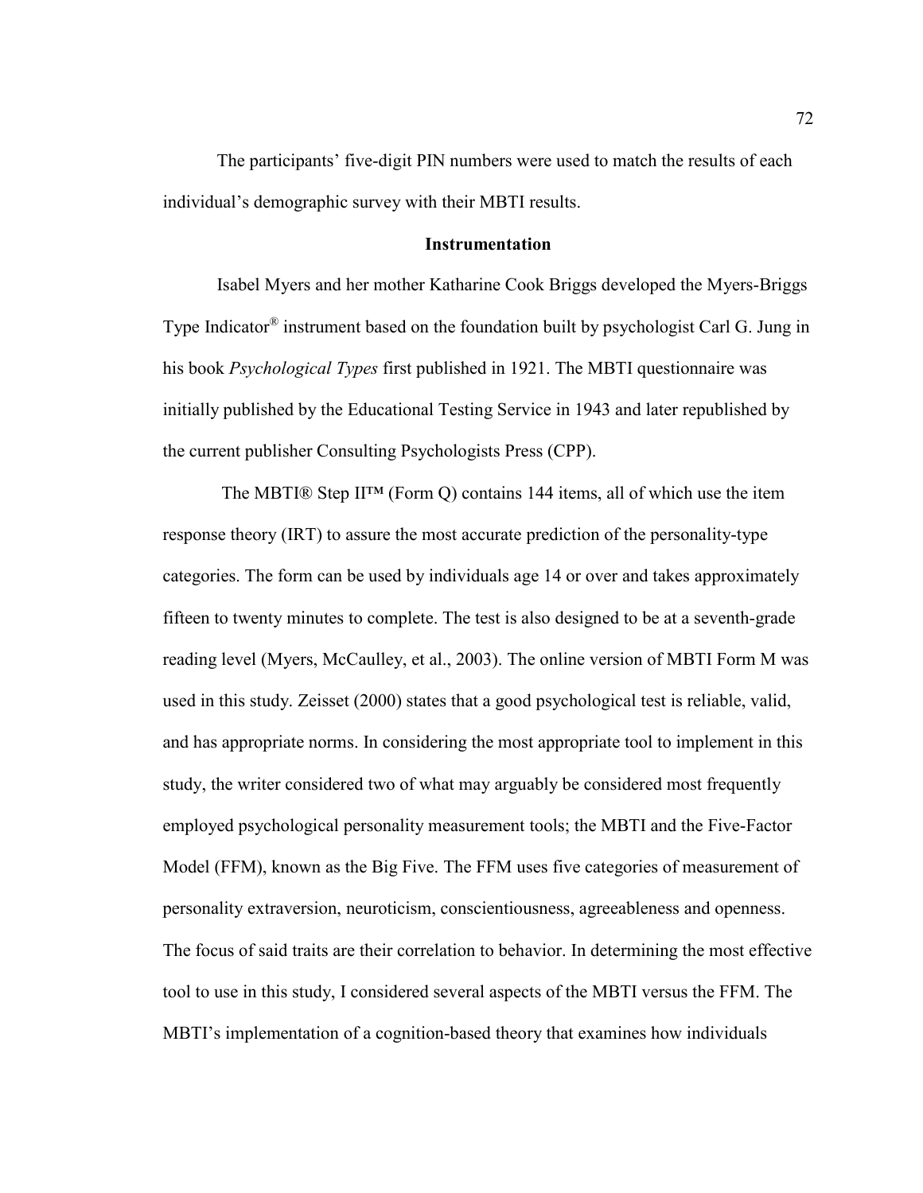The participants' five-digit PIN numbers were used to match the results of each individual's demographic survey with their MBTI results.

## Instrumentation

Isabel Myers and her mother Katharine Cook Briggs developed the Myers-Briggs Type Indicator® instrument based on the foundation built by psychologist Carl G. Jung in his book *Psychological Types* first published in 1921. The MBTI questionnaire was initially published by the Educational Testing Service in 1943 and later republished by the current publisher Consulting Psychologists Press (CPP).

The MBTI® Step II™ (Form Q) contains 144 items, all of which use the item response theory (IRT) to assure the most accurate prediction of the personality-type categories. The form can be used by individuals age 14 or over and takes approximately fifteen to twenty minutes to complete. The test is also designed to be at a seventh-grade reading level (Myers, McCaulley, et al., 2003). The online version of MBTI Form M was used in this study. Zeisset (2000) states that a good psychological test is reliable, valid, and has appropriate norms. In considering the most appropriate tool to implement in this study, the writer considered two of what may arguably be considered most frequently employed psychological personality measurement tools; the MBTI and the Five-Factor Model (FFM), known as the Big Five. The FFM uses five categories of measurement of personality extraversion, neuroticism, conscientiousness, agreeableness and openness. The focus of said traits are their correlation to behavior. In determining the most effective tool to use in this study, I considered several aspects of the MBTI versus the FFM. The MBTI's implementation of a cognition-based theory that examines how individuals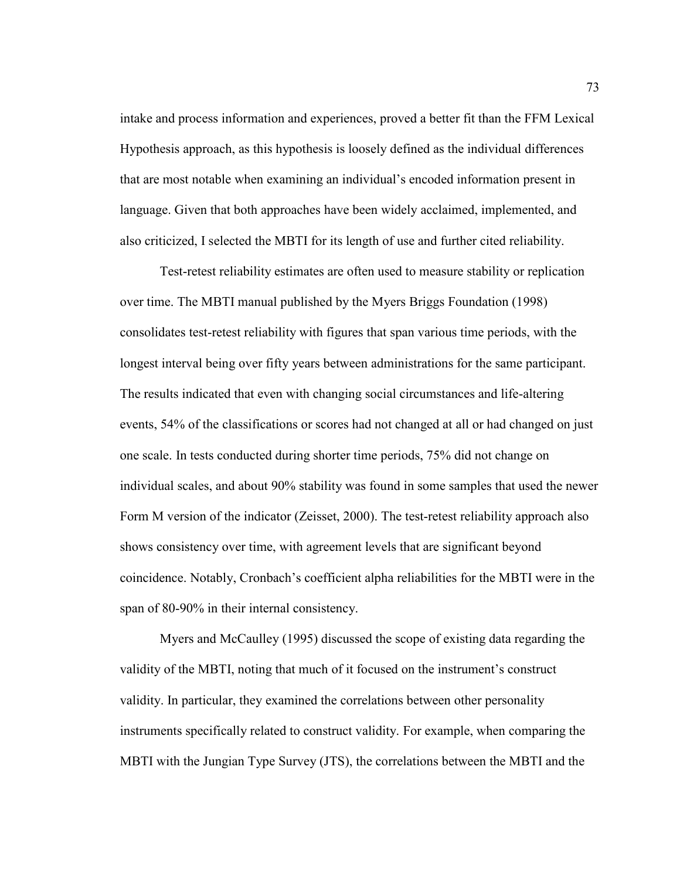intake and process information and experiences, proved a better fit than the FFM Lexical Hypothesis approach, as this hypothesis is loosely defined as the individual differences that are most notable when examining an individual's encoded information present in language. Given that both approaches have been widely acclaimed, implemented, and also criticized, I selected the MBTI for its length of use and further cited reliability.

Test-retest reliability estimates are often used to measure stability or replication over time. The MBTI manual published by the Myers Briggs Foundation (1998) consolidates test-retest reliability with figures that span various time periods, with the longest interval being over fifty years between administrations for the same participant. The results indicated that even with changing social circumstances and life-altering events, 54% of the classifications or scores had not changed at all or had changed on just one scale. In tests conducted during shorter time periods, 75% did not change on individual scales, and about 90% stability was found in some samples that used the newer Form M version of the indicator (Zeisset, 2000). The test-retest reliability approach also shows consistency over time, with agreement levels that are significant beyond coincidence. Notably, Cronbach's coefficient alpha reliabilities for the MBTI were in the span of 80-90% in their internal consistency.

Myers and McCaulley (1995) discussed the scope of existing data regarding the validity of the MBTI, noting that much of it focused on the instrument's construct validity. In particular, they examined the correlations between other personality instruments specifically related to construct validity. For example, when comparing the MBTI with the Jungian Type Survey (JTS), the correlations between the MBTI and the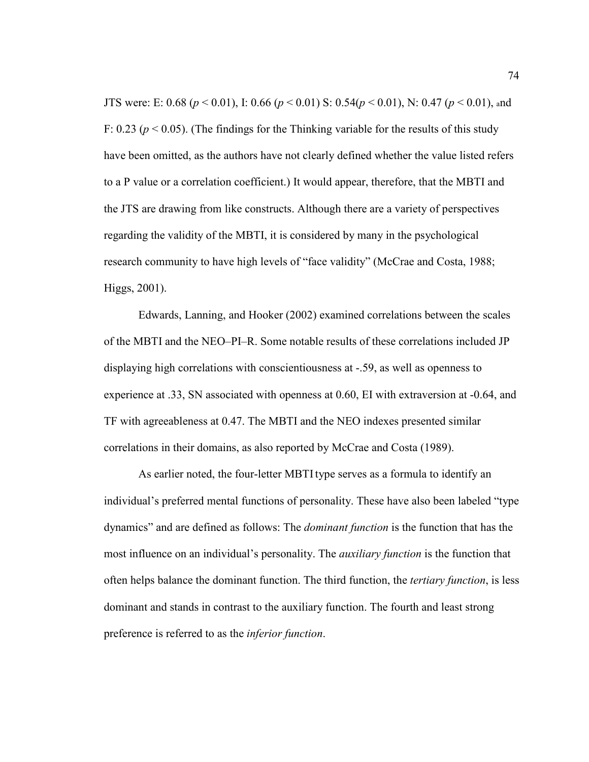JTS were: E: 0.68 ($p < 0.01$), I: 0.66 ($p < 0.01$) S: 0.54($p < 0.01$), N: 0.47 ($p < 0.01$), and F: 0.23 ($p < 0.05$). (The findings for the Thinking variable for the results of this study have been omitted, as the authors have not clearly defined whether the value listed refers to a P value or a correlation coefficient.) It would appear, therefore, that the MBTI and the JTS are drawing from like constructs. Although there are a variety of perspectives regarding the validity of the MBTI, it is considered by many in the psychological research community to have high levels of "face validity" (McCrae and Costa, 1988; Higgs, 2001).

Edwards, Lanning, and Hooker (2002) examined correlations between the scales of the MBTI and the NEO–PI–R. Some notable results of these correlations included JP displaying high correlations with conscientiousness at -.59, as well as openness to experience at .33, SN associated with openness at 0.60, EI with extraversion at -0.64, and TF with agreeableness at 0.47. The MBTI and the NEO indexes presented similar correlations in their domains, as also reported by McCrae and Costa (1989).

As earlier noted, the four-letter MBTI type serves as a formula to identify an individual's preferred mental functions of personality. These have also been labeled "type dynamics" and are defined as follows: The *dominant function* is the function that has the most influence on an individual's personality. The *auxiliary function* is the function that often helps balance the dominant function. The third function, the *tertiary function*, is less dominant and stands in contrast to the auxiliary function. The fourth and least strong preference is referred to as the *inferior function*.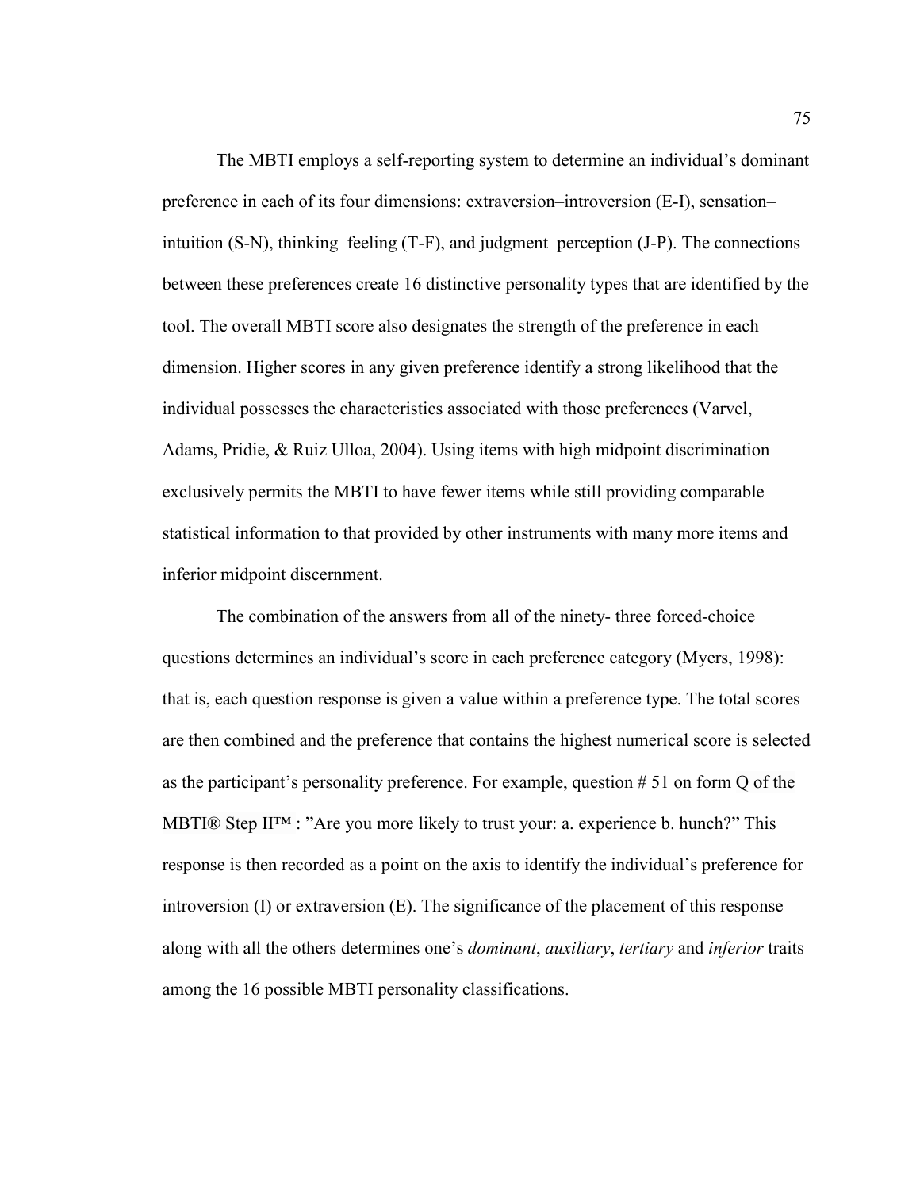The MBTI employs a self-reporting system to determine an individual's dominant preference in each of its four dimensions: extraversion–introversion (E-I), sensation–intuition (S-N), thinking–feeling (T-F), and judgment–perception (J-P). The connections between these preferences create 16 distinctive personality types that are identified by the tool. The overall MBTI score also designates the strength of the preference in each dimension. Higher scores in any given preference identify a strong likelihood that the individual possesses the characteristics associated with those preferences (Varvel, Adams, Pridie, & Ruiz Ulloa, 2004). Using items with high midpoint discrimination exclusively permits the MBTI to have fewer items while still providing comparable statistical information to that provided by other instruments with many more items and inferior midpoint discernment.

The combination of the answers from all of the ninety- three forced-choice questions determines an individual's score in each preference category (Myers, 1998): that is, each question response is given a value within a preference type. The total scores are then combined and the preference that contains the highest numerical score is selected as the participant's personality preference. For example, question # 51 on form Q of the MBTI® Step II™ : "Are you more likely to trust your: a. experience b. hunch?" This response is then recorded as a point on the axis to identify the individual's preference for introversion (I) or extraversion (E). The significance of the placement of this response along with all the others determines one's *dominant*, *auxiliary*, *tertiary* and *inferior* traits among the 16 possible MBTI personality classifications.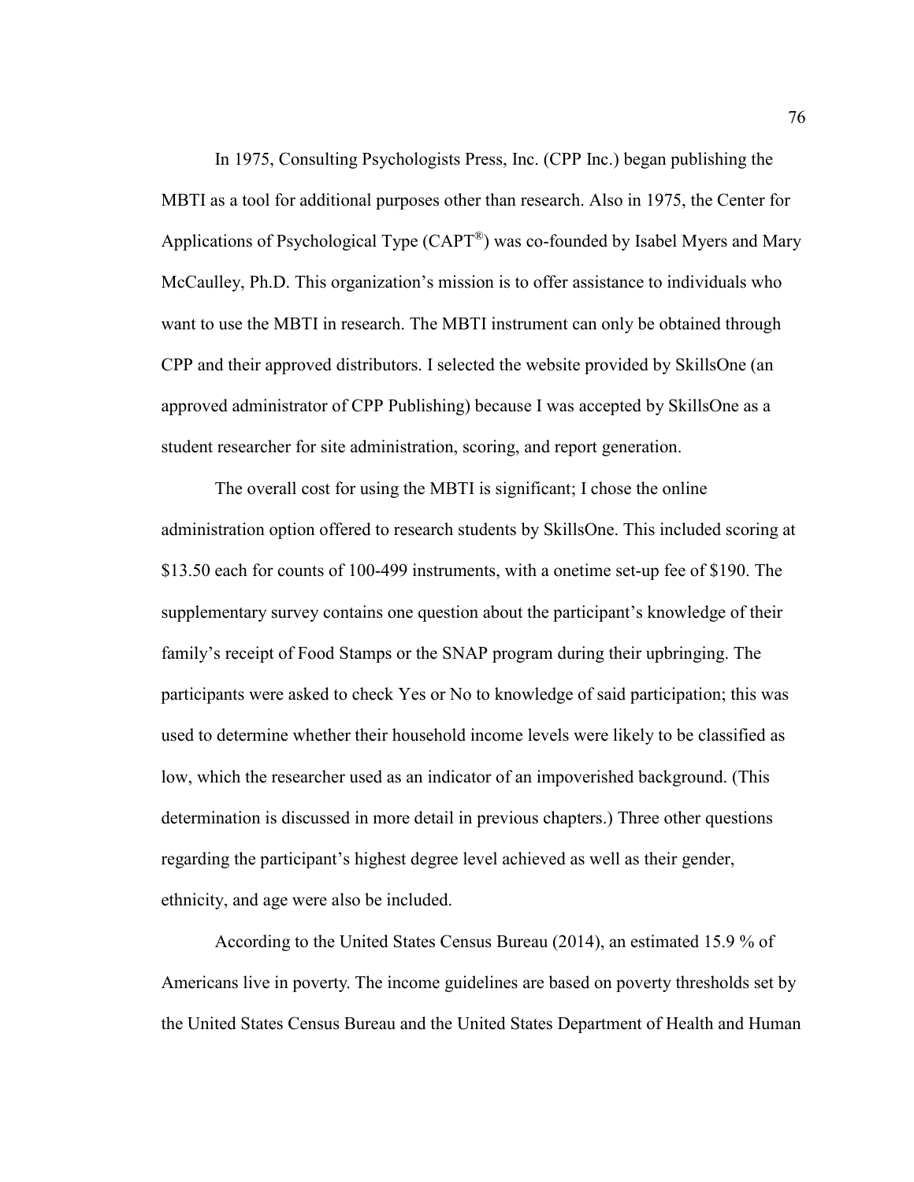In 1975, Consulting Psychologists Press, Inc. (CPP Inc.) began publishing the MBTI as a tool for additional purposes other than research. Also in 1975, the Center for Applications of Psychological Type (CAPT®) was co-founded by Isabel Myers and Mary McCaulley, Ph.D. This organization's mission is to offer assistance to individuals who want to use the MBTI in research. The MBTI instrument can only be obtained through CPP and their approved distributors. I selected the website provided by SkillsOne (an approved administrator of CPP Publishing) because I was accepted by SkillsOne as a student researcher for site administration, scoring, and report generation.

The overall cost for using the MBTI is significant; I chose the online administration option offered to research students by SkillsOne. This included scoring at $13.50 each for counts of 100-499 instruments, with a onetime set-up fee of $190. The supplementary survey contains one question about the participant's knowledge of their family's receipt of Food Stamps or the SNAP program during their upbringing. The participants were asked to check Yes or No to knowledge of said participation; this was used to determine whether their household income levels were likely to be classified as low, which the researcher used as an indicator of an impoverished background. (This determination is discussed in more detail in previous chapters.) Three other questions regarding the participant's highest degree level achieved as well as their gender, ethnicity, and age were also be included.

According to the United States Census Bureau (2014), an estimated 15.9 % of Americans live in poverty. The income guidelines are based on poverty thresholds set by the United States Census Bureau and the United States Department of Health and Human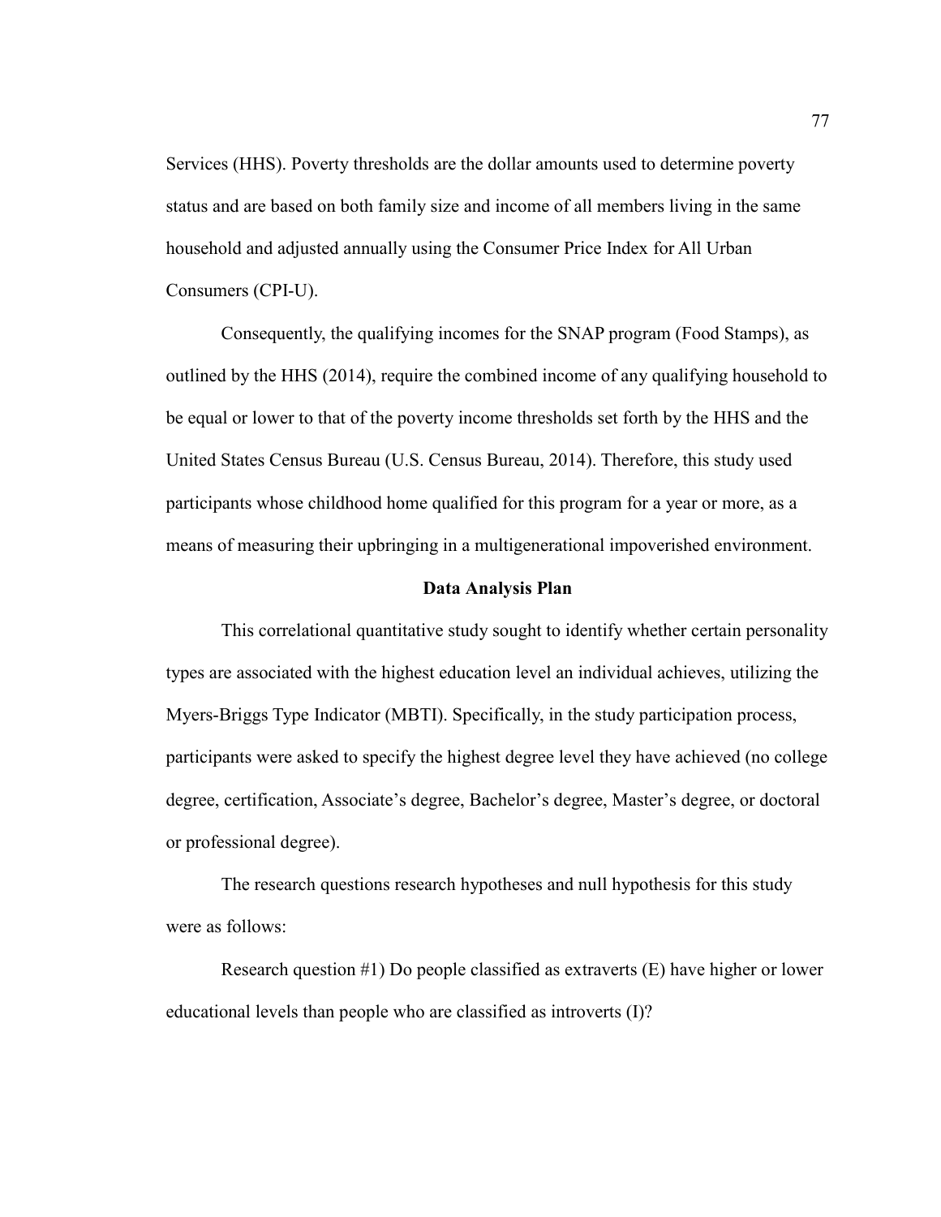Services (HHS). Poverty thresholds are the dollar amounts used to determine poverty status and are based on both family size and income of all members living in the same household and adjusted annually using the Consumer Price Index for All Urban Consumers (CPI-U).

Consequently, the qualifying incomes for the SNAP program (Food Stamps), as outlined by the HHS (2014), require the combined income of any qualifying household to be equal or lower to that of the poverty income thresholds set forth by the HHS and the United States Census Bureau (U.S. Census Bureau, 2014). Therefore, this study used participants whose childhood home qualified for this program for a year or more, as a means of measuring their upbringing in a multigenerational impoverished environment.

## Data Analysis Plan

This correlational quantitative study sought to identify whether certain personality types are associated with the highest education level an individual achieves, utilizing the Myers-Briggs Type Indicator (MBTI). Specifically, in the study participation process, participants were asked to specify the highest degree level they have achieved (no college degree, certification, Associate's degree, Bachelor's degree, Master's degree, or doctoral or professional degree).

The research questions research hypotheses and null hypothesis for this study were as follows:

Research question #1) Do people classified as extraverts (E) have higher or lower educational levels than people who are classified as introverts (I)?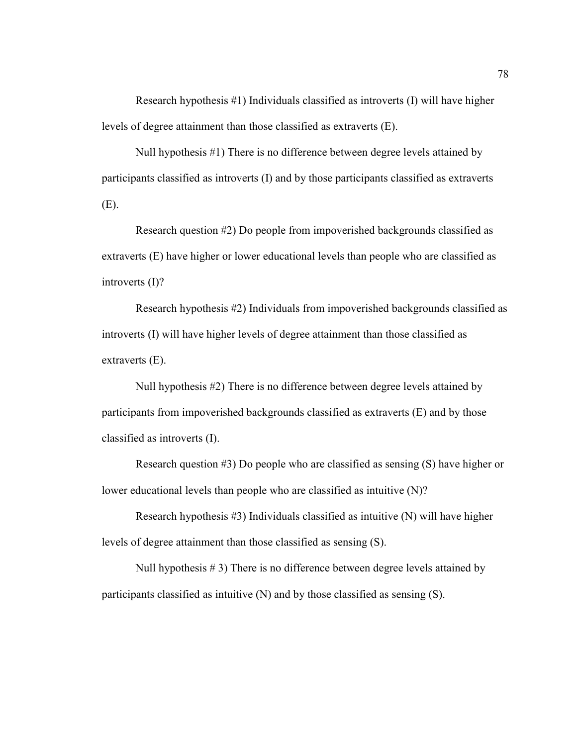Research hypothesis #1) Individuals classified as introverts (I) will have higher levels of degree attainment than those classified as extraverts (E).

Null hypothesis #1) There is no difference between degree levels attained by participants classified as introverts (I) and by those participants classified as extraverts (E).

Research question #2) Do people from impoverished backgrounds classified as extraverts (E) have higher or lower educational levels than people who are classified as introverts (I)?

Research hypothesis #2) Individuals from impoverished backgrounds classified as introverts (I) will have higher levels of degree attainment than those classified as extraverts (E).

Null hypothesis #2) There is no difference between degree levels attained by participants from impoverished backgrounds classified as extraverts (E) and by those classified as introverts (I).

Research question #3) Do people who are classified as sensing (S) have higher or lower educational levels than people who are classified as intuitive (N)?

Research hypothesis #3) Individuals classified as intuitive (N) will have higher levels of degree attainment than those classified as sensing (S).

Null hypothesis # 3) There is no difference between degree levels attained by participants classified as intuitive (N) and by those classified as sensing (S).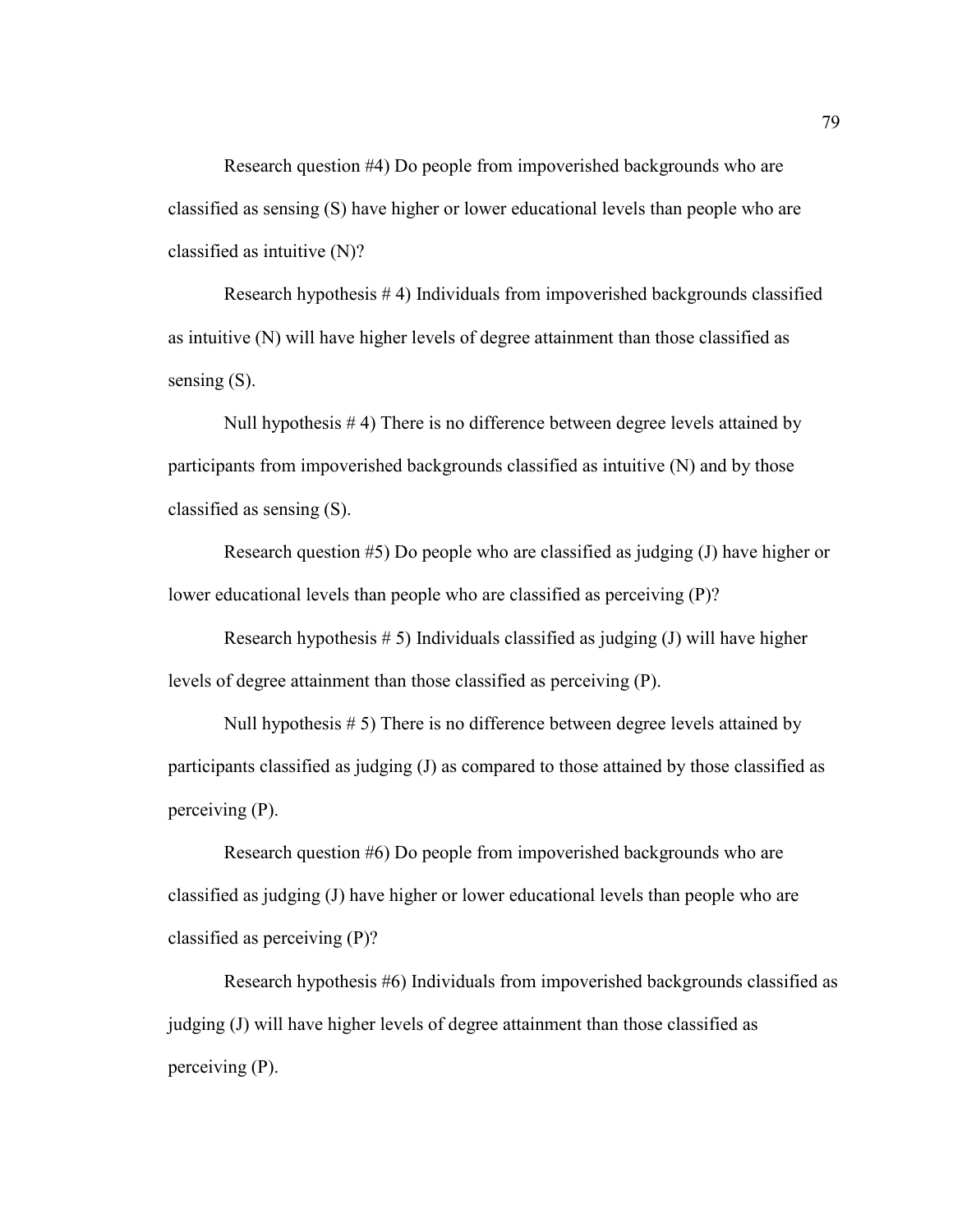Research question #4) Do people from impoverished backgrounds who are classified as sensing (S) have higher or lower educational levels than people who are classified as intuitive (N)?

Research hypothesis # 4) Individuals from impoverished backgrounds classified as intuitive (N) will have higher levels of degree attainment than those classified as sensing (S).

Null hypothesis # 4) There is no difference between degree levels attained by participants from impoverished backgrounds classified as intuitive (N) and by those classified as sensing (S).

Research question #5) Do people who are classified as judging (J) have higher or lower educational levels than people who are classified as perceiving (P)?

Research hypothesis # 5) Individuals classified as judging (J) will have higher levels of degree attainment than those classified as perceiving (P).

Null hypothesis # 5) There is no difference between degree levels attained by participants classified as judging (J) as compared to those attained by those classified as perceiving (P).

Research question #6) Do people from impoverished backgrounds who are classified as judging (J) have higher or lower educational levels than people who are classified as perceiving (P)?

Research hypothesis #6) Individuals from impoverished backgrounds classified as judging (J) will have higher levels of degree attainment than those classified as perceiving (P).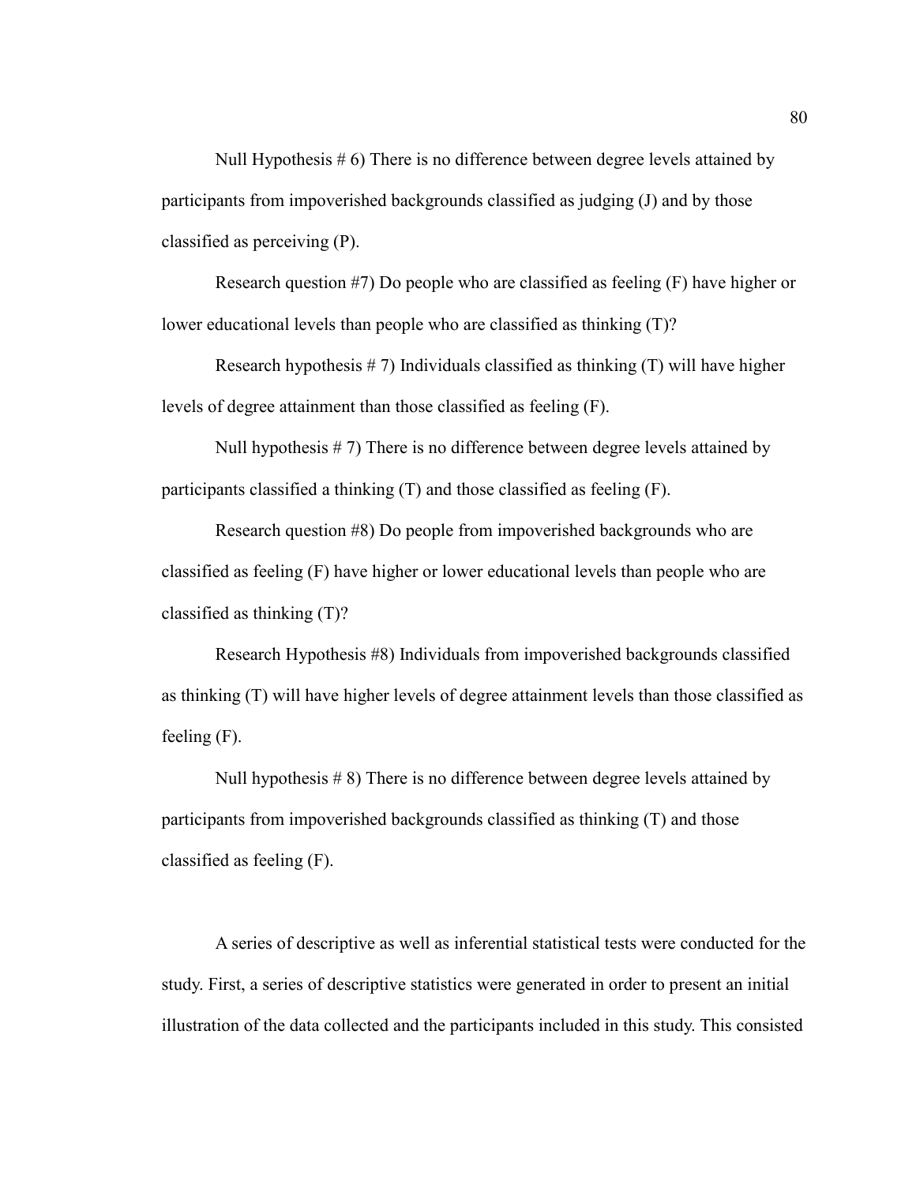Null Hypothesis # 6) There is no difference between degree levels attained by participants from impoverished backgrounds classified as judging (J) and by those classified as perceiving (P).

Research question #7) Do people who are classified as feeling (F) have higher or lower educational levels than people who are classified as thinking (T)?

Research hypothesis # 7) Individuals classified as thinking (T) will have higher levels of degree attainment than those classified as feeling (F).

Null hypothesis # 7) There is no difference between degree levels attained by participants classified a thinking (T) and those classified as feeling (F).

Research question #8) Do people from impoverished backgrounds who are classified as feeling (F) have higher or lower educational levels than people who are classified as thinking (T)?

Research Hypothesis #8) Individuals from impoverished backgrounds classified as thinking (T) will have higher levels of degree attainment levels than those classified as feeling (F).

Null hypothesis # 8) There is no difference between degree levels attained by participants from impoverished backgrounds classified as thinking (T) and those classified as feeling (F).

A series of descriptive as well as inferential statistical tests were conducted for the study. First, a series of descriptive statistics were generated in order to present an initial illustration of the data collected and the participants included in this study. This consisted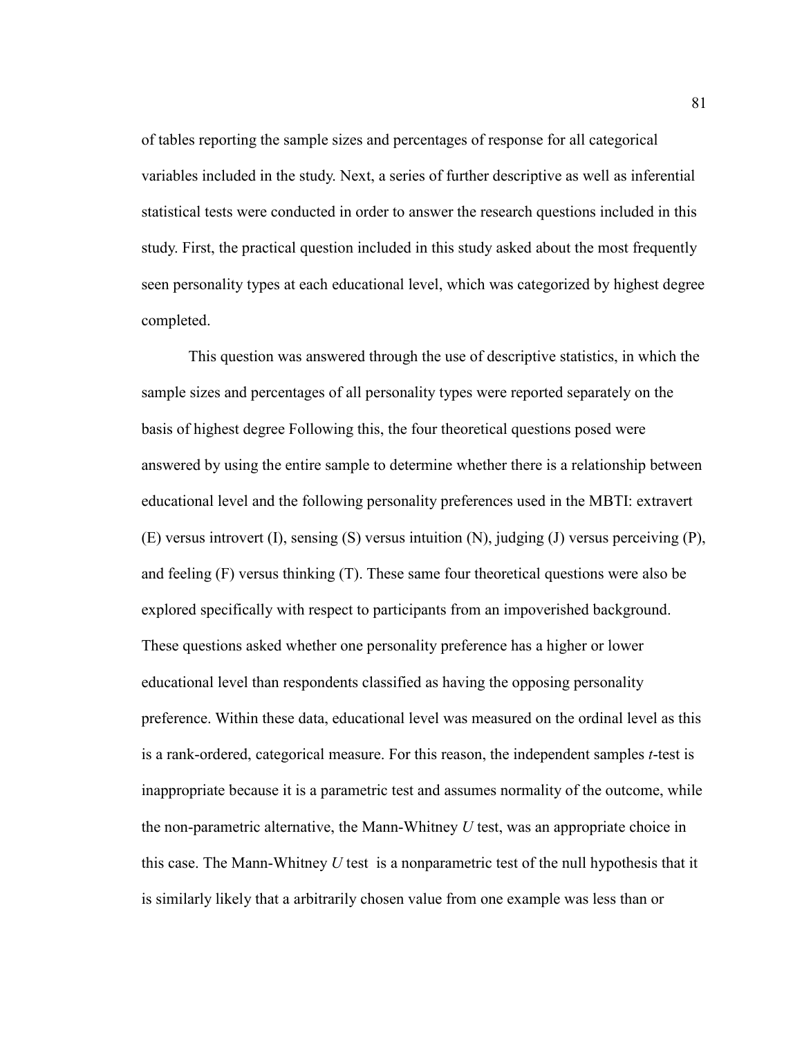of tables reporting the sample sizes and percentages of response for all categorical variables included in the study. Next, a series of further descriptive as well as inferential statistical tests were conducted in order to answer the research questions included in this study. First, the practical question included in this study asked about the most frequently seen personality types at each educational level, which was categorized by highest degree completed.

This question was answered through the use of descriptive statistics, in which the sample sizes and percentages of all personality types were reported separately on the basis of highest degree Following this, the four theoretical questions posed were answered by using the entire sample to determine whether there is a relationship between educational level and the following personality preferences used in the MBTI: extravert (E) versus introvert (I), sensing (S) versus intuition (N), judging (J) versus perceiving (P), and feeling (F) versus thinking (T). These same four theoretical questions were also be explored specifically with respect to participants from an impoverished background. These questions asked whether one personality preference has a higher or lower educational level than respondents classified as having the opposing personality preference. Within these data, educational level was measured on the ordinal level as this is a rank-ordered, categorical measure. For this reason, the independent samples *t*-test is inappropriate because it is a parametric test and assumes normality of the outcome, while the non-parametric alternative, the Mann-Whitney *U* test, was an appropriate choice in this case. The Mann-Whitney *U* test is a nonparametric test of the null hypothesis that it is similarly likely that a arbitrarily chosen value from one example was less than or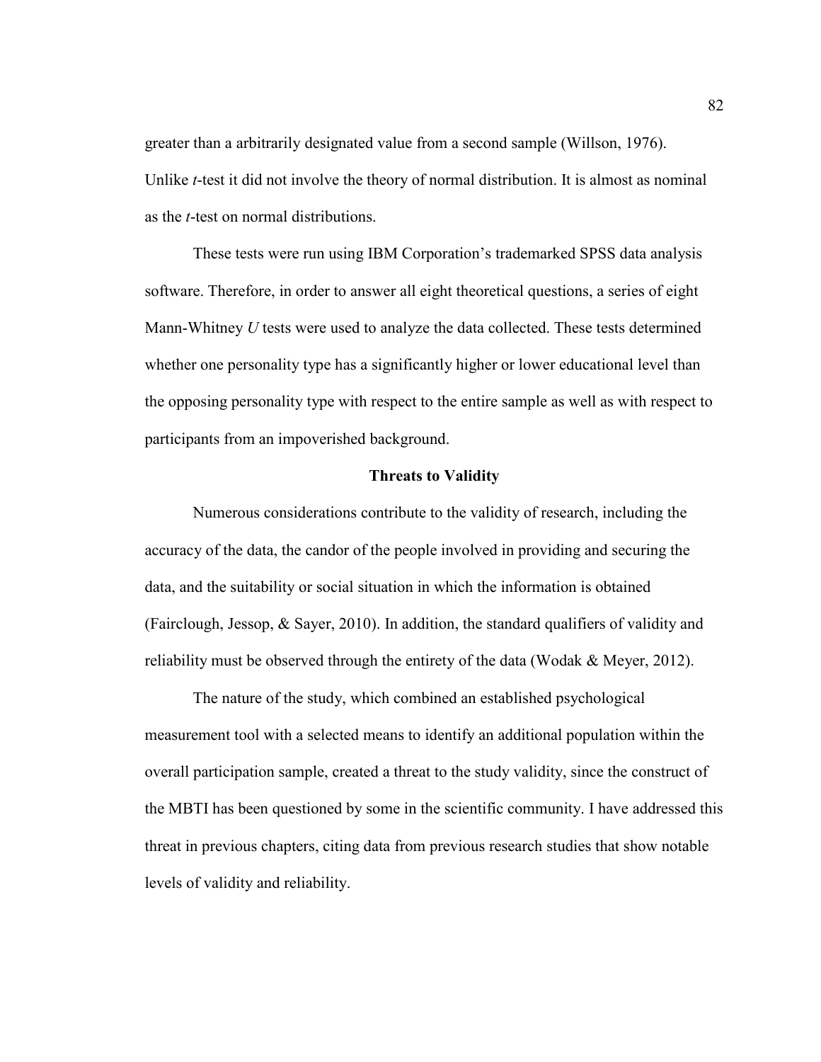greater than a arbitrarily designated value from a second sample (Willson, 1976). Unlike *t*-test it did not involve the theory of normal distribution. It is almost as nominal as the *t*-test on normal distributions.

These tests were run using IBM Corporation's trademarked SPSS data analysis software. Therefore, in order to answer all eight theoretical questions, a series of eight Mann-Whitney *U* tests were used to analyze the data collected. These tests determined whether one personality type has a significantly higher or lower educational level than the opposing personality type with respect to the entire sample as well as with respect to participants from an impoverished background.

## Threats to Validity

Numerous considerations contribute to the validity of research, including the accuracy of the data, the candor of the people involved in providing and securing the data, and the suitability or social situation in which the information is obtained (Fairclough, Jessop, & Sayer, 2010). In addition, the standard qualifiers of validity and reliability must be observed through the entirety of the data (Wodak & Meyer, 2012).

The nature of the study, which combined an established psychological measurement tool with a selected means to identify an additional population within the overall participation sample, created a threat to the study validity, since the construct of the MBTI has been questioned by some in the scientific community. I have addressed this threat in previous chapters, citing data from previous research studies that show notable levels of validity and reliability.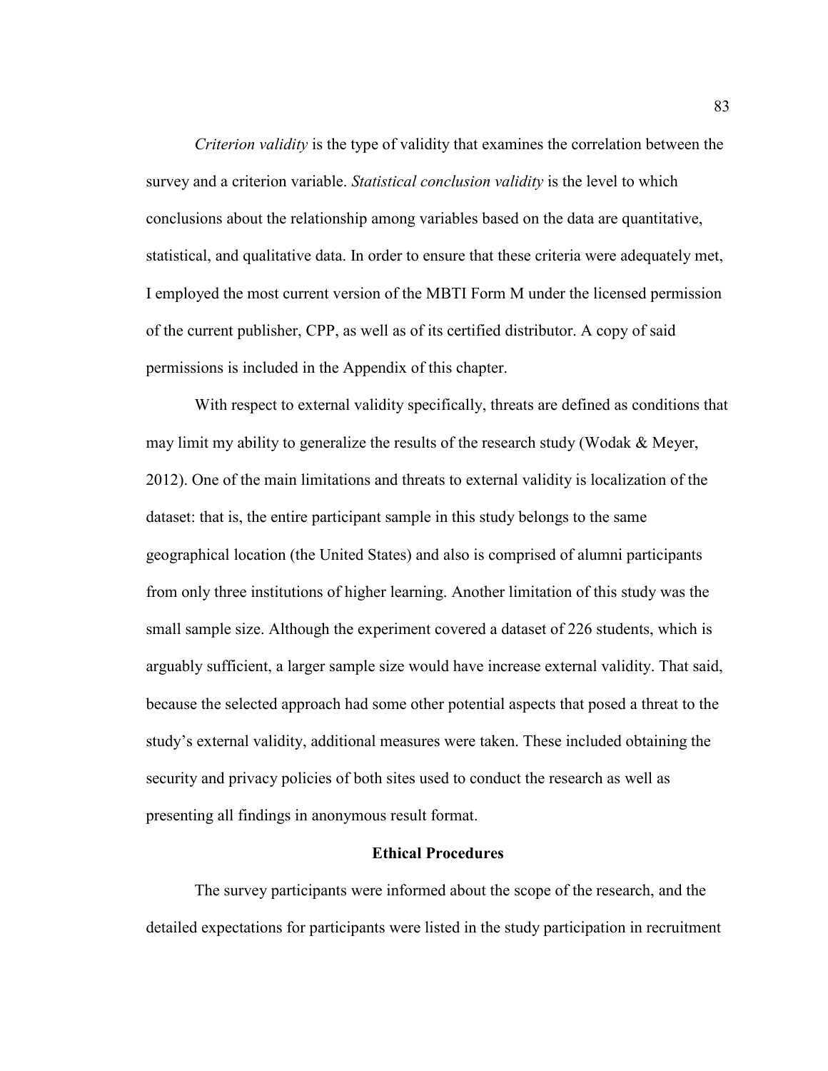*Criterion validity* is the type of validity that examines the correlation between the survey and a criterion variable. *Statistical conclusion validity* is the level to which conclusions about the relationship among variables based on the data are quantitative, statistical, and qualitative data. In order to ensure that these criteria were adequately met, I employed the most current version of the MBTI Form M under the licensed permission of the current publisher, CPP, as well as of its certified distributor. A copy of said permissions is included in the Appendix of this chapter.

With respect to external validity specifically, threats are defined as conditions that may limit my ability to generalize the results of the research study (Wodak & Meyer, 2012). One of the main limitations and threats to external validity is localization of the dataset: that is, the entire participant sample in this study belongs to the same geographical location (the United States) and also is comprised of alumni participants from only three institutions of higher learning. Another limitation of this study was the small sample size. Although the experiment covered a dataset of 226 students, which is arguably sufficient, a larger sample size would have increase external validity. That said, because the selected approach had some other potential aspects that posed a threat to the study's external validity, additional measures were taken. These included obtaining the security and privacy policies of both sites used to conduct the research as well as presenting all findings in anonymous result format.

## Ethical Procedures

The survey participants were informed about the scope of the research, and the detailed expectations for participants were listed in the study participation in recruitment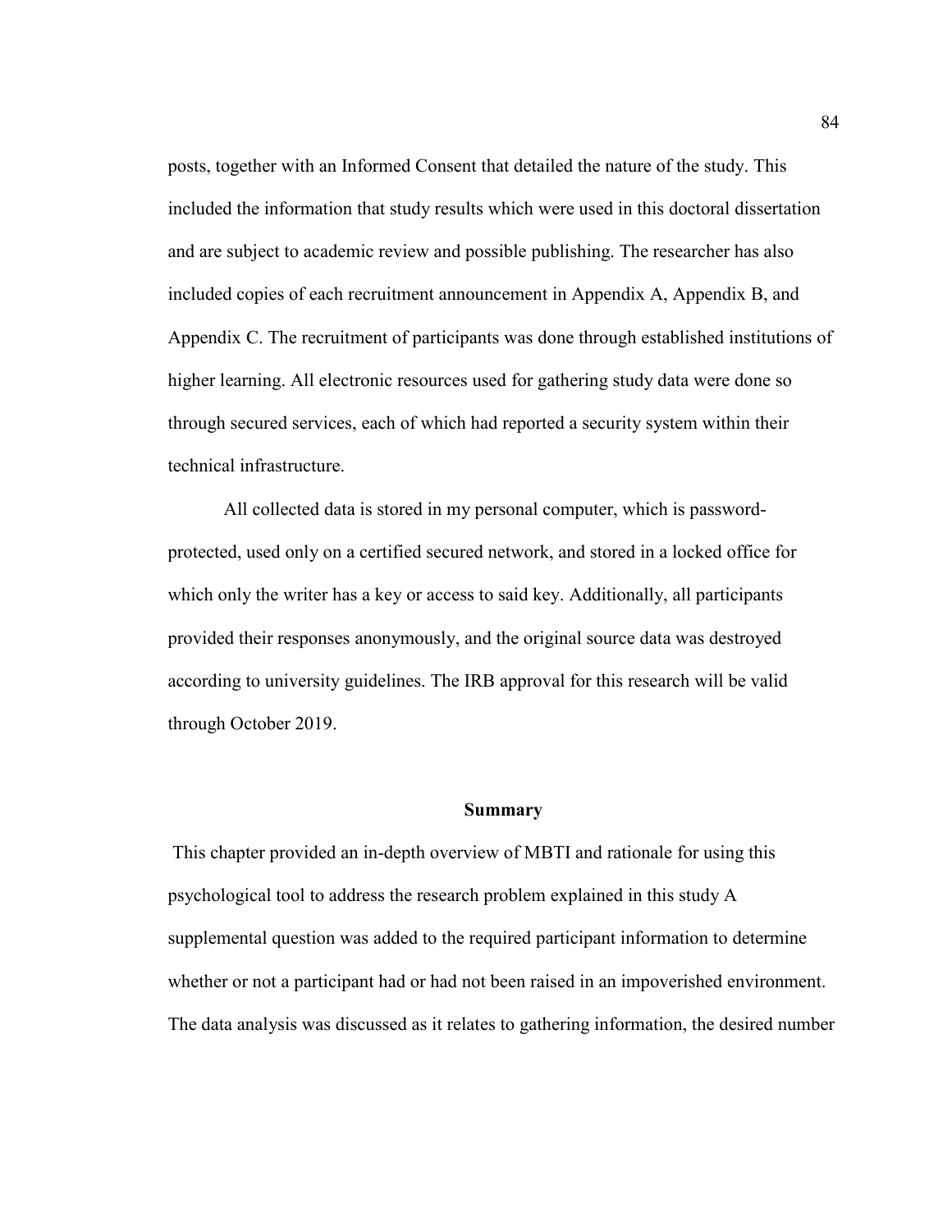posts, together with an Informed Consent that detailed the nature of the study. This included the information that study results which were used in this doctoral dissertation and are subject to academic review and possible publishing. The researcher has also included copies of each recruitment announcement in Appendix A, Appendix B, and Appendix C. The recruitment of participants was done through established institutions of higher learning. All electronic resources used for gathering study data were done so through secured services, each of which had reported a security system within their technical infrastructure.

All collected data is stored in my personal computer, which is password-protected, used only on a certified secured network, and stored in a locked office for which only the writer has a key or access to said key. Additionally, all participants provided their responses anonymously, and the original source data was destroyed according to university guidelines. The IRB approval for this research will be valid through October 2019.

## Summary

This chapter provided an in-depth overview of MBTI and rationale for using this psychological tool to address the research problem explained in this study A supplemental question was added to the required participant information to determine whether or not a participant had or had not been raised in an impoverished environment. The data analysis was discussed as it relates to gathering information, the desired number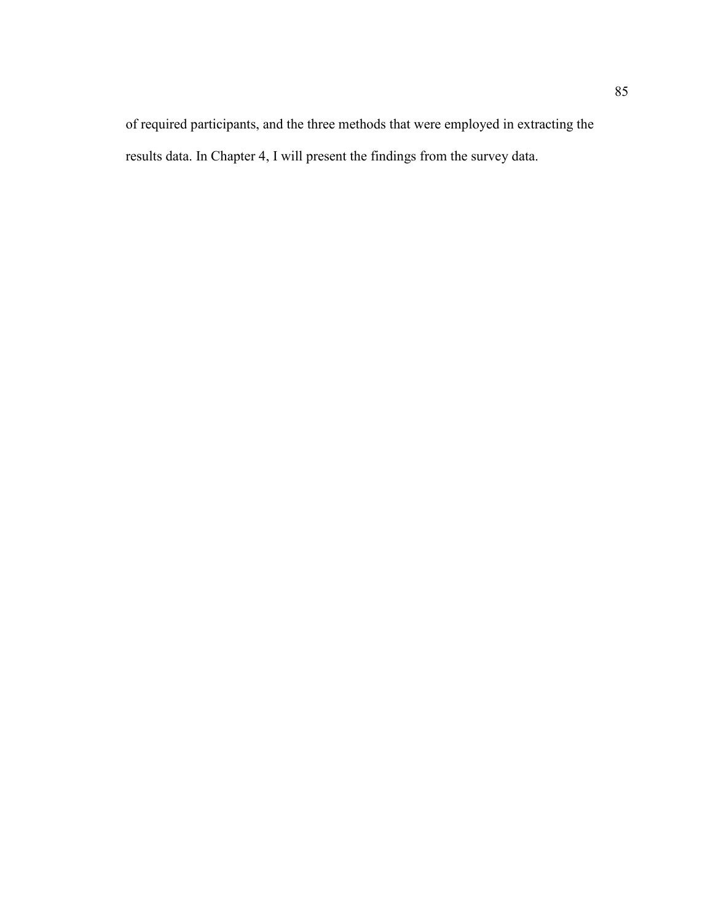of required participants, and the three methods that were employed in extracting the results data. In Chapter 4, I will present the findings from the survey data.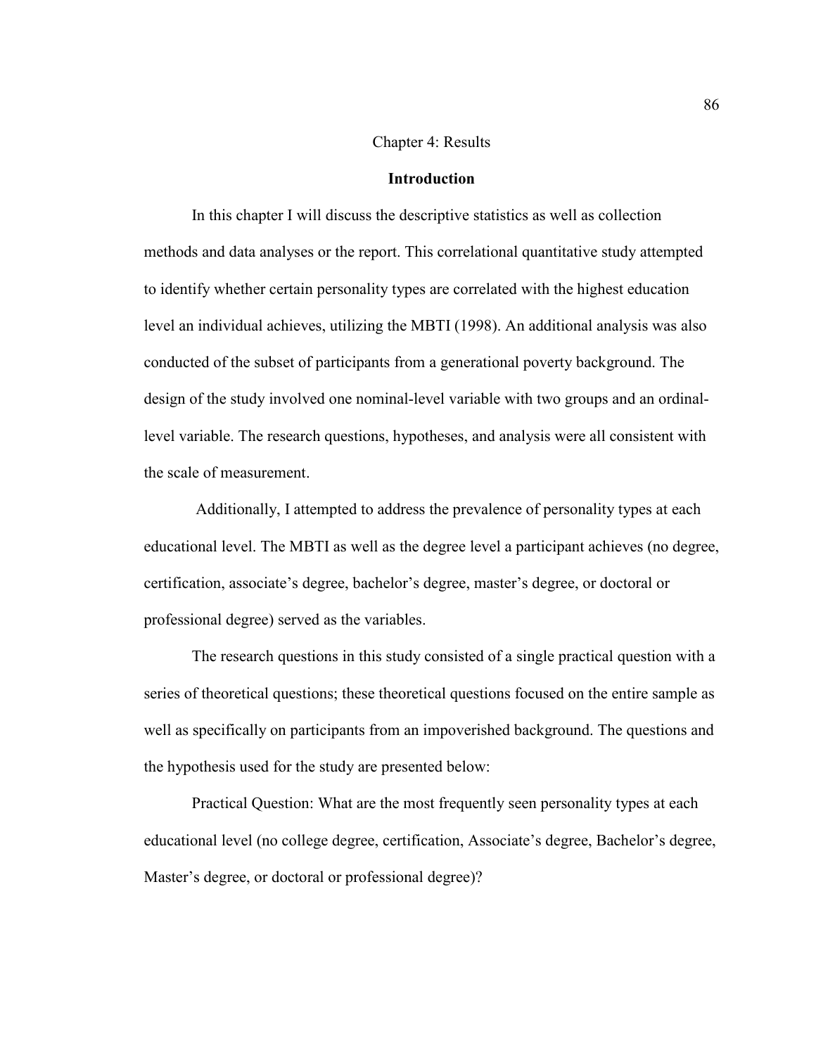# Chapter 4: Results

## Introduction

In this chapter I will discuss the descriptive statistics as well as collection methods and data analyses or the report. This correlational quantitative study attempted to identify whether certain personality types are correlated with the highest education level an individual achieves, utilizing the MBTI (1998). An additional analysis was also conducted of the subset of participants from a generational poverty background. The design of the study involved one nominal-level variable with two groups and an ordinal-level variable. The research questions, hypotheses, and analysis were all consistent with the scale of measurement.

Additionally, I attempted to address the prevalence of personality types at each educational level. The MBTI as well as the degree level a participant achieves (no degree, certification, associate's degree, bachelor's degree, master's degree, or doctoral or professional degree) served as the variables.

The research questions in this study consisted of a single practical question with a series of theoretical questions; these theoretical questions focused on the entire sample as well as specifically on participants from an impoverished background. The questions and the hypothesis used for the study are presented below:

Practical Question: What are the most frequently seen personality types at each educational level (no college degree, certification, Associate's degree, Bachelor's degree, Master's degree, or doctoral or professional degree)?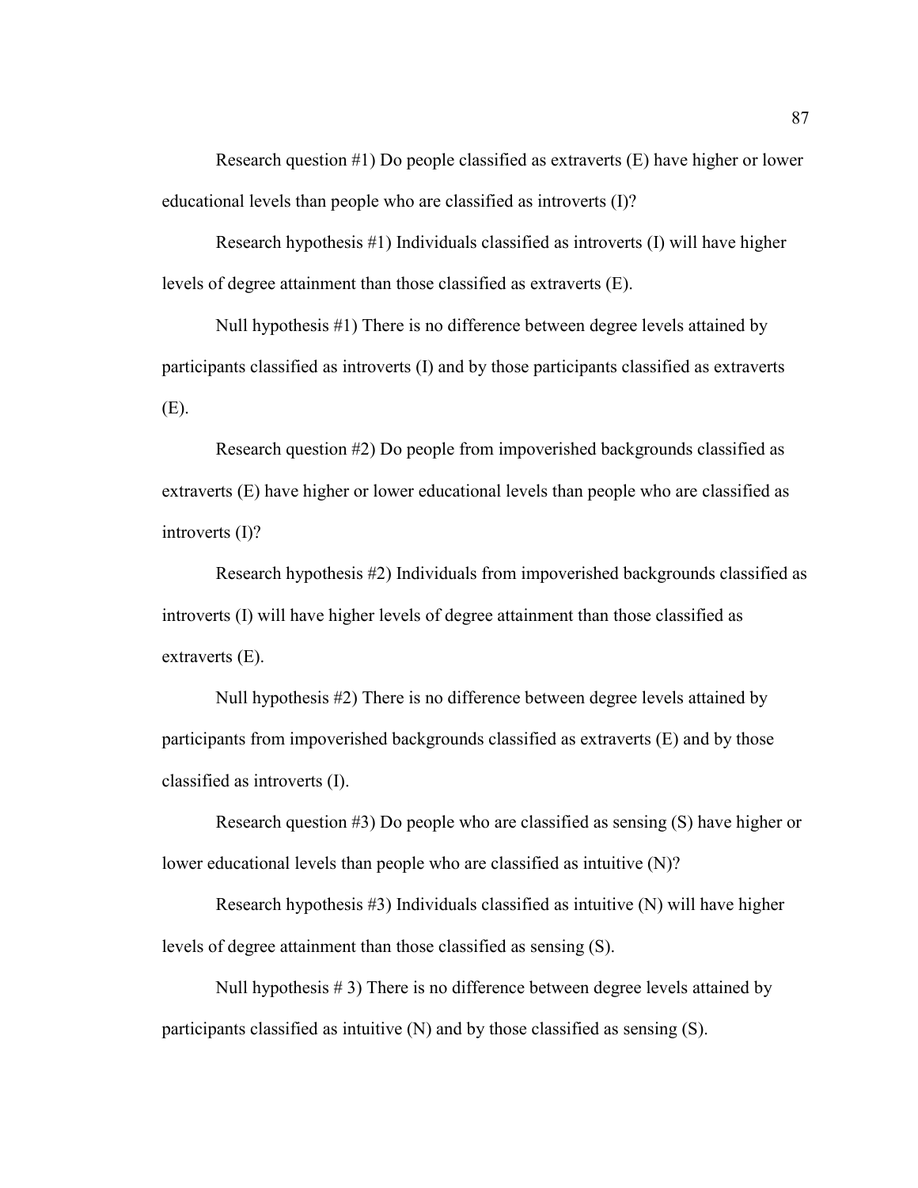Research question #1) Do people classified as extraverts (E) have higher or lower educational levels than people who are classified as introverts (I)?

Research hypothesis #1) Individuals classified as introverts (I) will have higher levels of degree attainment than those classified as extraverts (E).

Null hypothesis #1) There is no difference between degree levels attained by participants classified as introverts (I) and by those participants classified as extraverts (E).

Research question #2) Do people from impoverished backgrounds classified as extraverts (E) have higher or lower educational levels than people who are classified as introverts (I)?

Research hypothesis #2) Individuals from impoverished backgrounds classified as introverts (I) will have higher levels of degree attainment than those classified as extraverts (E).

Null hypothesis #2) There is no difference between degree levels attained by participants from impoverished backgrounds classified as extraverts (E) and by those classified as introverts (I).

Research question #3) Do people who are classified as sensing (S) have higher or lower educational levels than people who are classified as intuitive (N)?

Research hypothesis #3) Individuals classified as intuitive (N) will have higher levels of degree attainment than those classified as sensing (S).

Null hypothesis # 3) There is no difference between degree levels attained by participants classified as intuitive (N) and by those classified as sensing (S).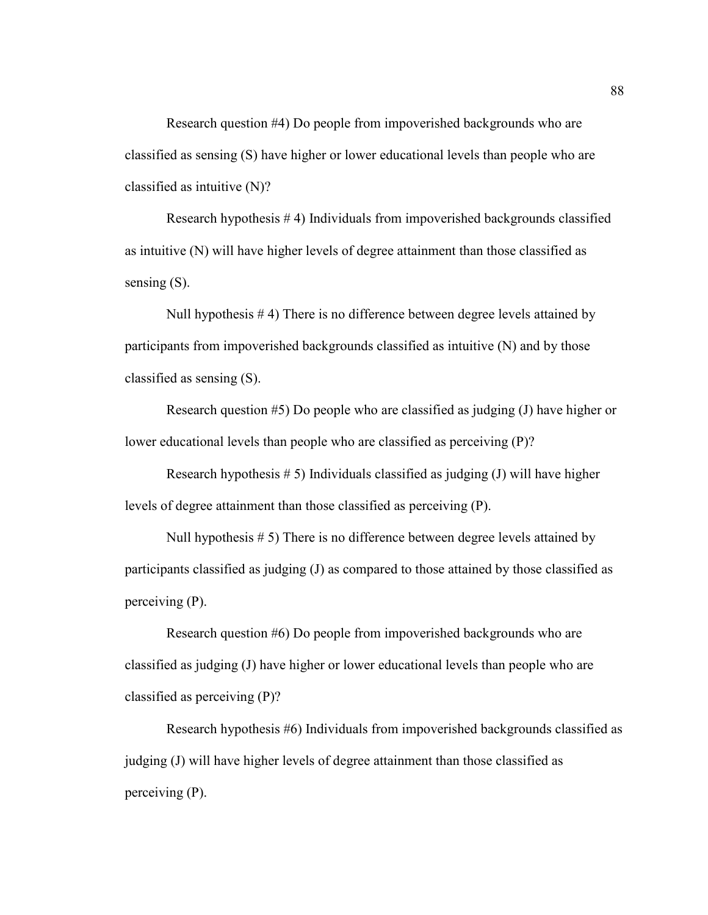Research question #4) Do people from impoverished backgrounds who are classified as sensing (S) have higher or lower educational levels than people who are classified as intuitive (N)?

Research hypothesis # 4) Individuals from impoverished backgrounds classified as intuitive (N) will have higher levels of degree attainment than those classified as sensing (S).

Null hypothesis # 4) There is no difference between degree levels attained by participants from impoverished backgrounds classified as intuitive (N) and by those classified as sensing (S).

Research question #5) Do people who are classified as judging (J) have higher or lower educational levels than people who are classified as perceiving (P)?

Research hypothesis # 5) Individuals classified as judging (J) will have higher levels of degree attainment than those classified as perceiving (P).

Null hypothesis # 5) There is no difference between degree levels attained by participants classified as judging (J) as compared to those attained by those classified as perceiving (P).

Research question #6) Do people from impoverished backgrounds who are classified as judging (J) have higher or lower educational levels than people who are classified as perceiving (P)?

Research hypothesis #6) Individuals from impoverished backgrounds classified as judging (J) will have higher levels of degree attainment than those classified as perceiving (P).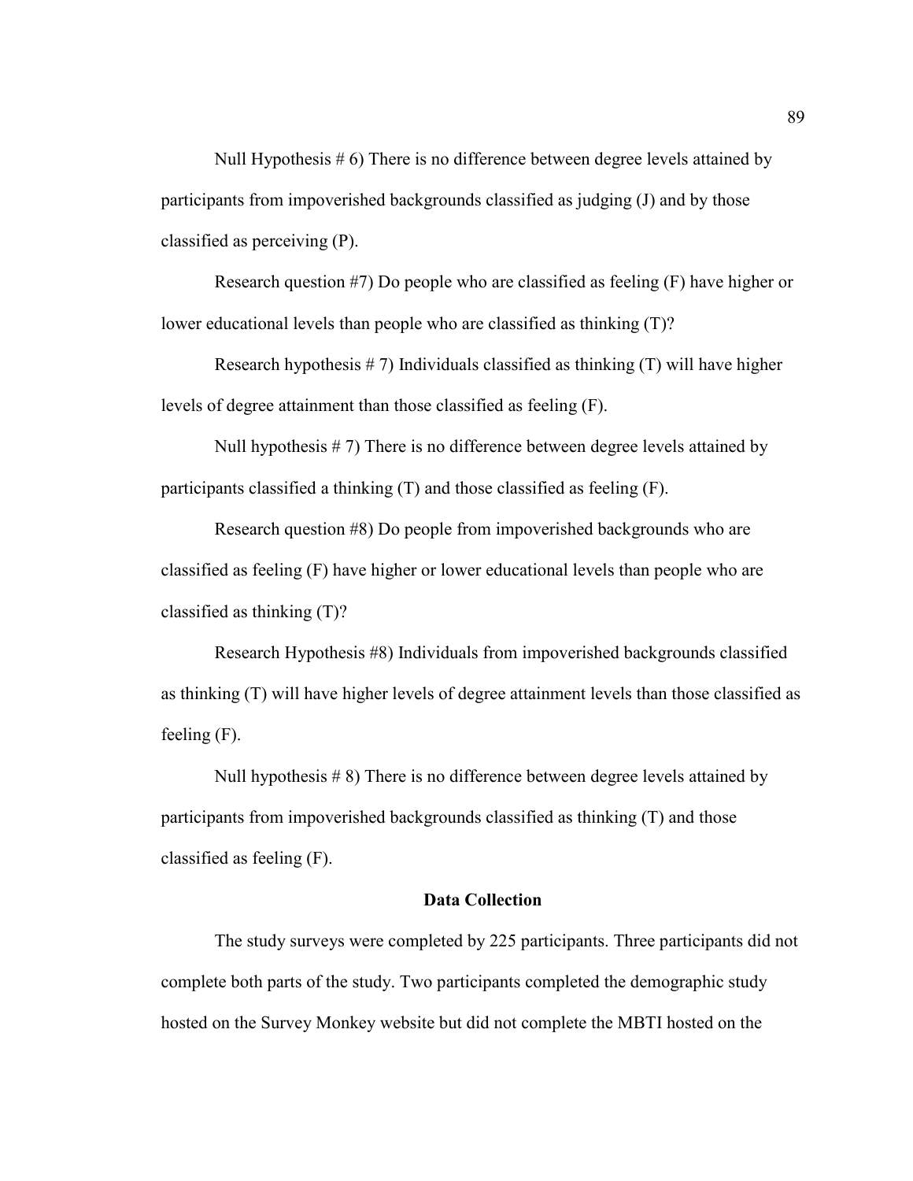Null Hypothesis # 6) There is no difference between degree levels attained by participants from impoverished backgrounds classified as judging (J) and by those classified as perceiving (P).

Research question #7) Do people who are classified as feeling (F) have higher or lower educational levels than people who are classified as thinking (T)?

Research hypothesis # 7) Individuals classified as thinking (T) will have higher levels of degree attainment than those classified as feeling (F).

Null hypothesis # 7) There is no difference between degree levels attained by participants classified a thinking (T) and those classified as feeling (F).

Research question #8) Do people from impoverished backgrounds who are classified as feeling (F) have higher or lower educational levels than people who are classified as thinking (T)?

Research Hypothesis #8) Individuals from impoverished backgrounds classified as thinking (T) will have higher levels of degree attainment levels than those classified as feeling (F).

Null hypothesis # 8) There is no difference between degree levels attained by participants from impoverished backgrounds classified as thinking (T) and those classified as feeling (F).

## Data Collection

The study surveys were completed by 225 participants. Three participants did not complete both parts of the study. Two participants completed the demographic study hosted on the Survey Monkey website but did not complete the MBTI hosted on the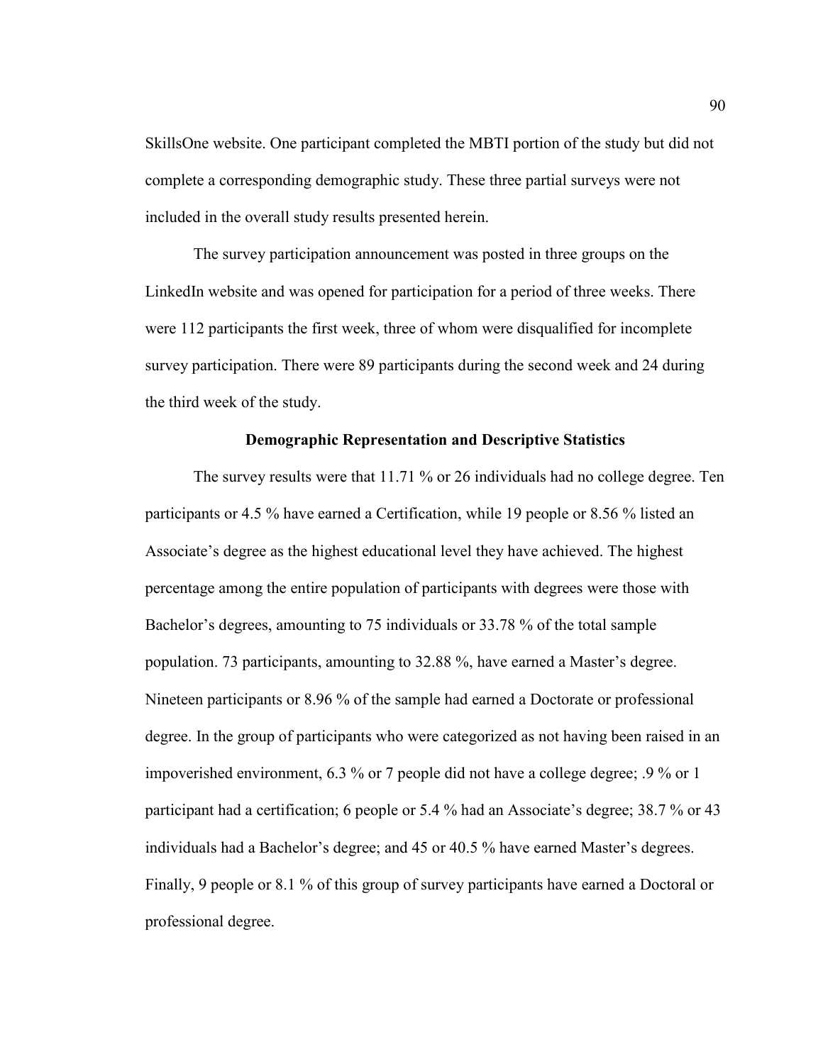SkillsOne website. One participant completed the MBTI portion of the study but did not complete a corresponding demographic study. These three partial surveys were not included in the overall study results presented herein.

The survey participation announcement was posted in three groups on the LinkedIn website and was opened for participation for a period of three weeks. There were 112 participants the first week, three of whom were disqualified for incomplete survey participation. There were 89 participants during the second week and 24 during the third week of the study.

## Demographic Representation and Descriptive Statistics

The survey results were that 11.71 % or 26 individuals had no college degree. Ten participants or 4.5 % have earned a Certification, while 19 people or 8.56 % listed an Associate's degree as the highest educational level they have achieved. The highest percentage among the entire population of participants with degrees were those with Bachelor's degrees, amounting to 75 individuals or 33.78 % of the total sample population. 73 participants, amounting to 32.88 %, have earned a Master's degree. Nineteen participants or 8.96 % of the sample had earned a Doctorate or professional degree. In the group of participants who were categorized as not having been raised in an impoverished environment, 6.3 % or 7 people did not have a college degree; .9 % or 1 participant had a certification; 6 people or 5.4 % had an Associate's degree; 38.7 % or 43 individuals had a Bachelor's degree; and 45 or 40.5 % have earned Master's degrees. Finally, 9 people or 8.1 % of this group of survey participants have earned a Doctoral or professional degree.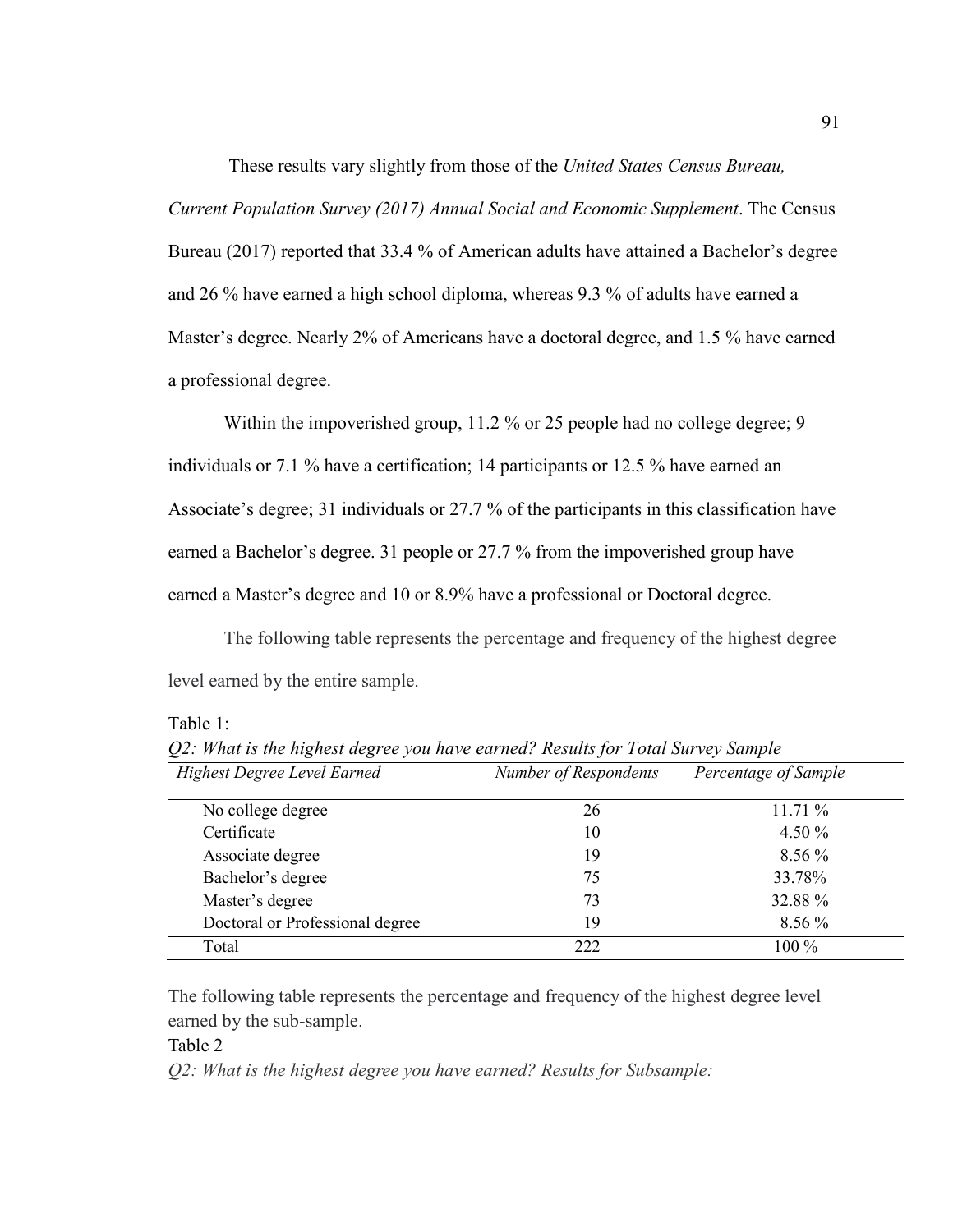These results vary slightly from those of the *United States Census Bureau, Current Population Survey (2017) Annual Social and Economic Supplement*. The Census Bureau (2017) reported that 33.4 % of American adults have attained a Bachelor's degree and 26 % have earned a high school diploma, whereas 9.3 % of adults have earned a Master's degree. Nearly 2% of Americans have a doctoral degree, and 1.5 % have earned a professional degree.

Within the impoverished group, 11.2 % or 25 people had no college degree; 9 individuals or 7.1 % have a certification; 14 participants or 12.5 % have earned an Associate's degree; 31 individuals or 27.7 % of the participants in this classification have earned a Bachelor's degree. 31 people or 27.7 % from the impoverished group have earned a Master's degree and 10 or 8.9% have a professional or Doctoral degree.

The following table represents the percentage and frequency of the highest degree level earned by the entire sample.

Table 1:

*Q2: What is the highest degree you have earned? Results for Total Survey Sample*

| *Highest Degree Level Earned* | *Number of Respondents* | *Percentage of Sample* |
|---|---|---|
| No college degree | 26 | 11.71 % |
| Certificate | 10 | 4.50 % |
| Associate degree | 19 | 8.56 % |
| Bachelor's degree | 75 | 33.78% |
| Master's degree | 73 | 32.88 % |
| Doctoral or Professional degree | 19 | 8.56 % |
| Total | 222 | 100 % |

The following table represents the percentage and frequency of the highest degree level earned by the sub-sample.

Table 2

*Q2: What is the highest degree you have earned? Results for Subsample:*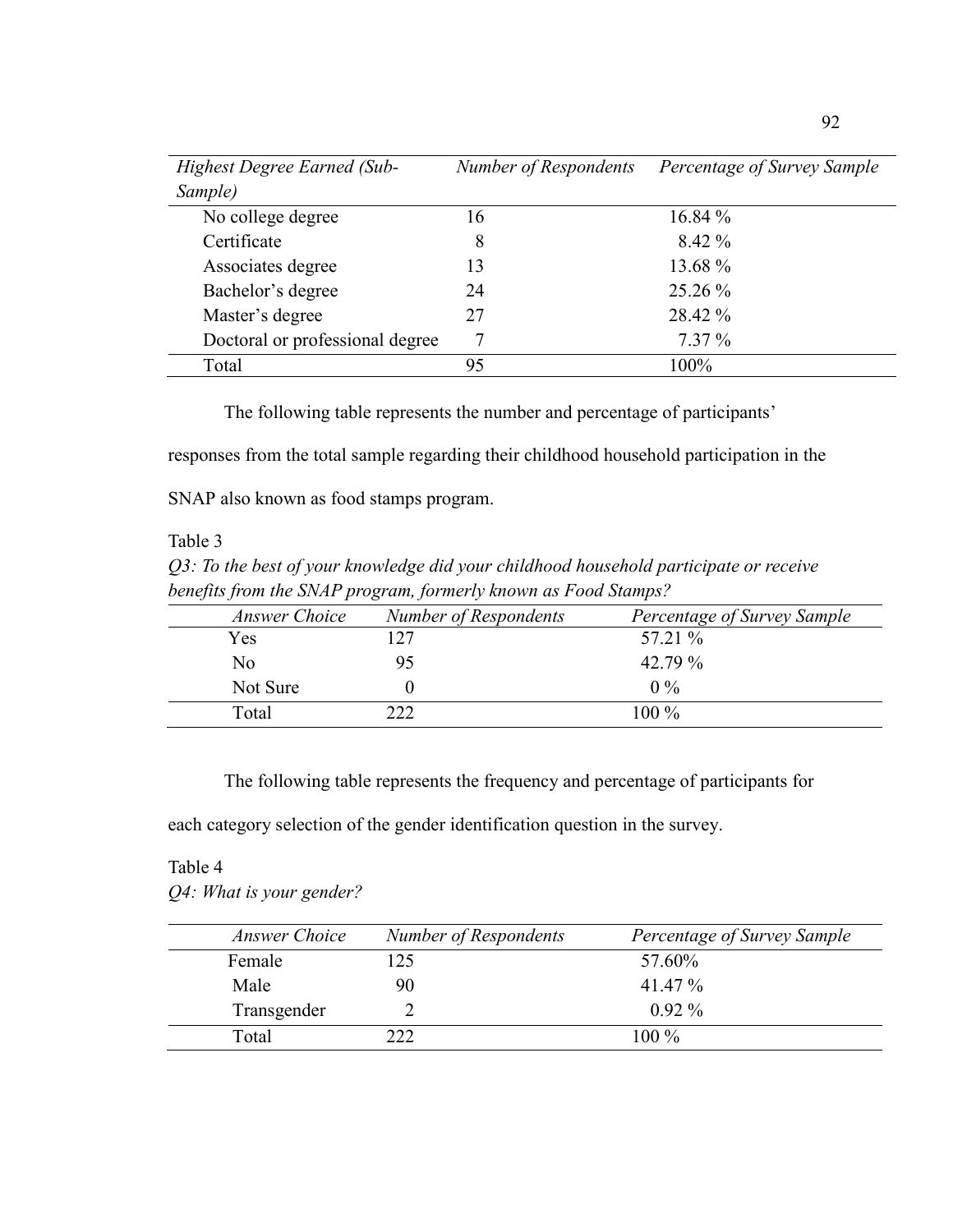| *Highest Degree Earned (Sub-Sample)* | *Number of Respondents* | *Percentage of Survey Sample* |
|---|---|---|
| No college degree | 16 | 16.84 % |
| Certificate | 8 | 8.42 % |
| Associates degree | 13 | 13.68 % |
| Bachelor's degree | 24 | 25.26 % |
| Master's degree | 27 | 28.42 % |
| Doctoral or professional degree | 7 | 7.37 % |
| Total | 95 | 100% |

The following table represents the number and percentage of participants' responses from the total sample regarding their childhood household participation in the SNAP also known as food stamps program.

Table 3

*Q3: To the best of your knowledge did your childhood household participate or receive benefits from the SNAP program, formerly known as Food Stamps?*

| *Answer Choice* | *Number of Respondents* | *Percentage of Survey Sample* |
|---|---|---|
| Yes | 127 | 57.21 % |
| No | 95 | 42.79 % |
| Not Sure | 0 | 0 % |
| Total | 222 | 100 % |

The following table represents the frequency and percentage of participants for each category selection of the gender identification question in the survey.

Table 4

*Q4: What is your gender?*

| *Answer Choice* | *Number of Respondents* | *Percentage of Survey Sample* |
|---|---|---|
| Female | 125 | 57.60% |
| Male | 90 | 41.47 % |
| Transgender | 2 | 0.92 % |
| Total | 222 | 100 % |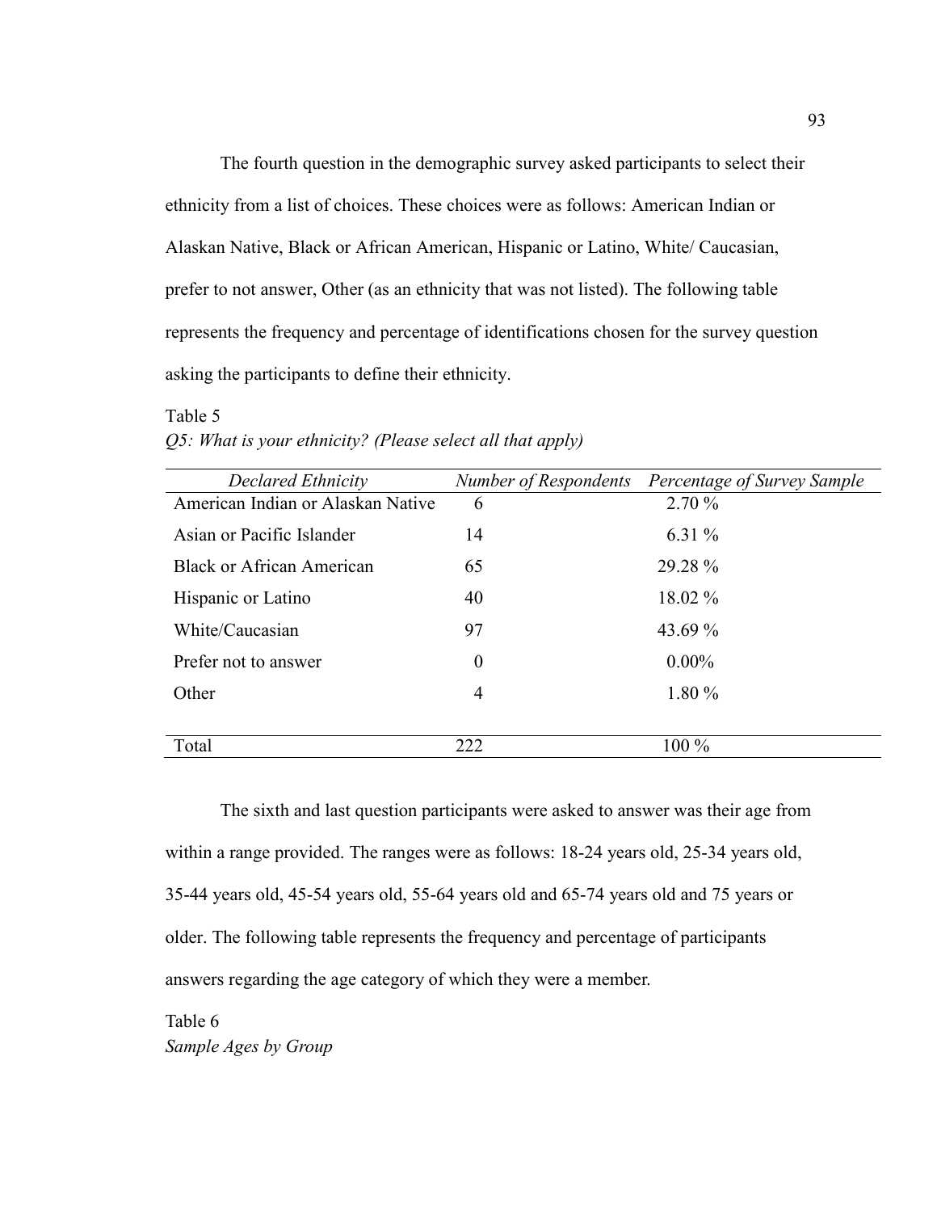The fourth question in the demographic survey asked participants to select their ethnicity from a list of choices. These choices were as follows: American Indian or Alaskan Native, Black or African American, Hispanic or Latino, White/ Caucasian, prefer to not answer, Other (as an ethnicity that was not listed). The following table represents the frequency and percentage of identifications chosen for the survey question asking the participants to define their ethnicity.

Table 5

*Q5: What is your ethnicity? (Please select all that apply)*

| *Declared Ethnicity* | *Number of Respondents* | *Percentage of Survey Sample* |
|---|---|---|
| American Indian or Alaskan Native | 6 | 2.70 % |
| Asian or Pacific Islander | 14 | 6.31 % |
| Black or African American | 65 | 29.28 % |
| Hispanic or Latino | 40 | 18.02 % |
| White/Caucasian | 97 | 43.69 % |
| Prefer not to answer | 0 | 0.00% |
| Other | 4 | 1.80 % |
| Total | 222 | 100 % |

The sixth and last question participants were asked to answer was their age from within a range provided. The ranges were as follows: 18-24 years old, 25-34 years old, 35-44 years old, 45-54 years old, 55-64 years old and 65-74 years old and 75 years or older. The following table represents the frequency and percentage of participants answers regarding the age category of which they were a member.

Table 6

*Sample Ages by Group*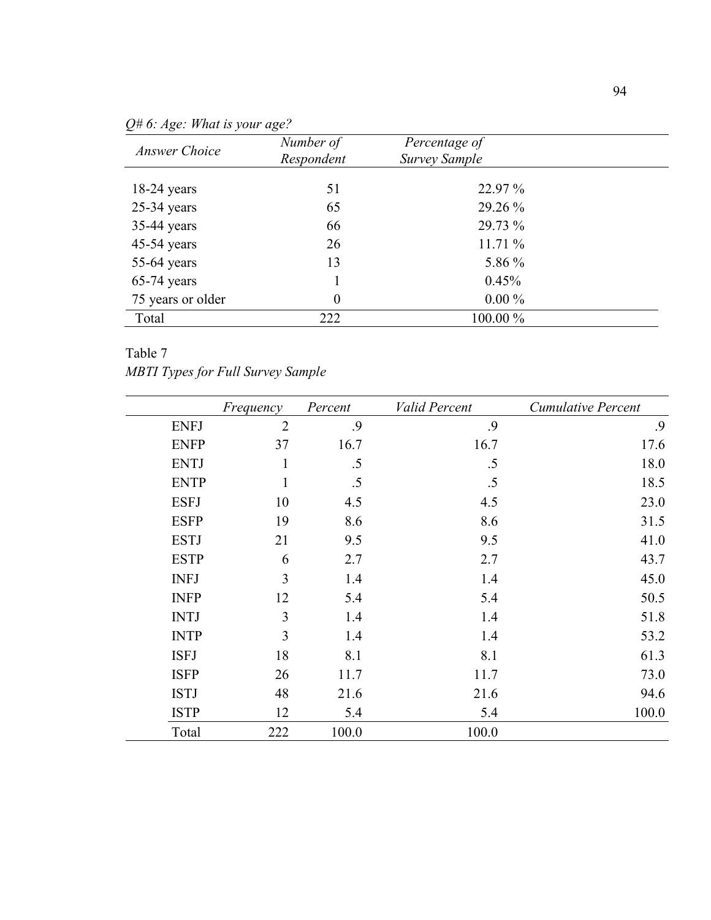*Q# 6: Age: What is your age?*

| *Answer Choice* | *Number of Respondent* | *Percentage of Survey Sample* |
|---|---|---|
| 18-24 years | 51 | 22.97 % |
| 25-34 years | 65 | 29.26 % |
| 35-44 years | 66 | 29.73 % |
| 45-54 years | 26 | 11.71 % |
| 55-64 years | 13 | 5.86 % |
| 65-74 years | 1 | 0.45% |
| 75 years or older | 0 | 0.00 % |
| Total | 222 | 100.00 % |

Table 7

*MBTI Types for Full Survey Sample*

| | *Frequency* | *Percent* | *Valid Percent* | *Cumulative Percent* |
|---|---|---|---|---|
| ENFJ | 2 | .9 | .9 | .9 |
| ENFP | 37 | 16.7 | 16.7 | 17.6 |
| ENTJ | 1 | .5 | .5 | 18.0 |
| ENTP | 1 | .5 | .5 | 18.5 |
| ESFJ | 10 | 4.5 | 4.5 | 23.0 |
| ESFP | 19 | 8.6 | 8.6 | 31.5 |
| ESTJ | 21 | 9.5 | 9.5 | 41.0 |
| ESTP | 6 | 2.7 | 2.7 | 43.7 |
| INFJ | 3 | 1.4 | 1.4 | 45.0 |
| INFP | 12 | 5.4 | 5.4 | 50.5 |
| INTJ | 3 | 1.4 | 1.4 | 51.8 |
| INTP | 3 | 1.4 | 1.4 | 53.2 |
| ISFJ | 18 | 8.1 | 8.1 | 61.3 |
| ISFP | 26 | 11.7 | 11.7 | 73.0 |
| ISTJ | 48 | 21.6 | 21.6 | 94.6 |
| ISTP | 12 | 5.4 | 5.4 | 100.0 |
| Total | 222 | 100.0 | 100.0 | |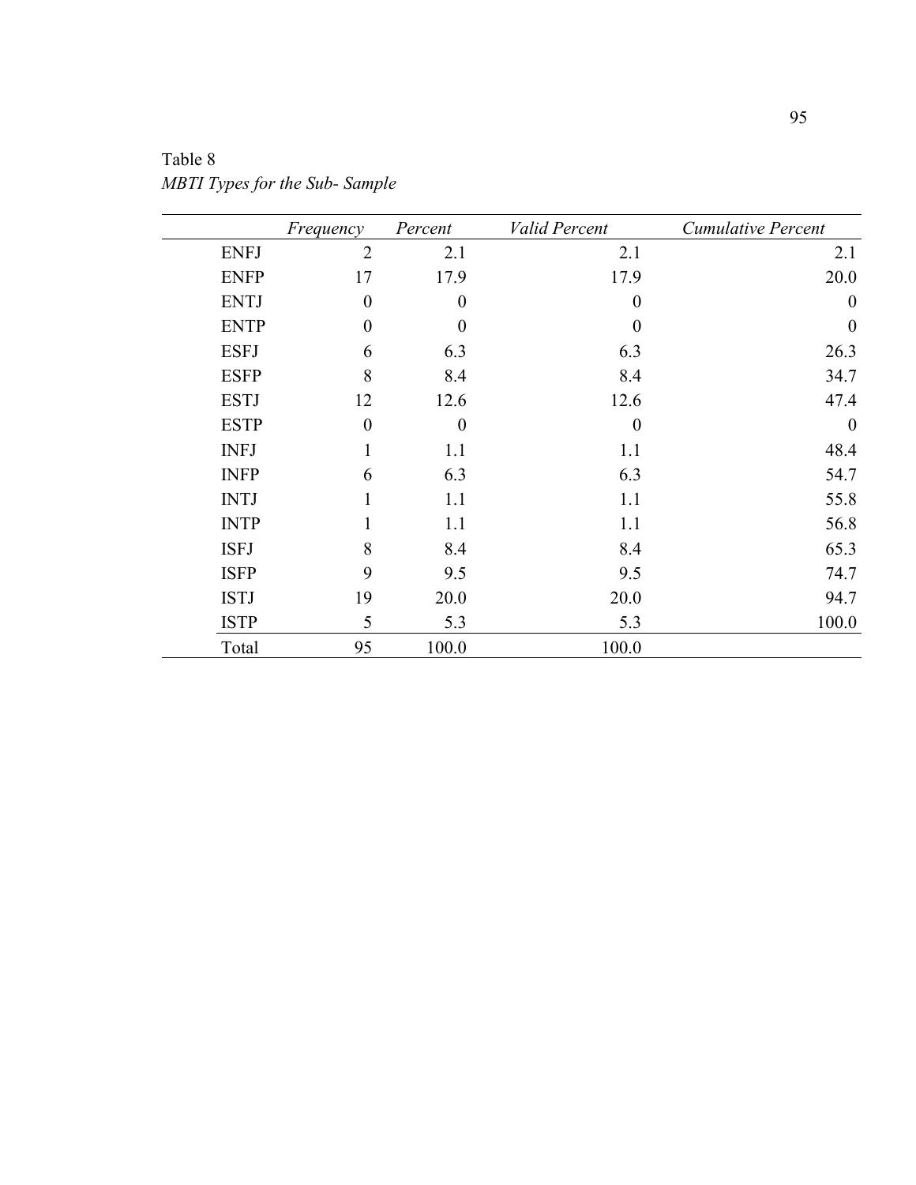Table 8

*MBTI Types for the Sub- Sample*

| | *Frequency* | *Percent* | *Valid Percent* | *Cumulative Percent* |
|---|---|---|---|---|
| ENFJ | 2 | 2.1 | 2.1 | 2.1 |
| ENFP | 17 | 17.9 | 17.9 | 20.0 |
| ENTJ | 0 | 0 | 0 | 0 |
| ENTP | 0 | 0 | 0 | 0 |
| ESFJ | 6 | 6.3 | 6.3 | 26.3 |
| ESFP | 8 | 8.4 | 8.4 | 34.7 |
| ESTJ | 12 | 12.6 | 12.6 | 47.4 |
| ESTP | 0 | 0 | 0 | 0 |
| INFJ | 1 | 1.1 | 1.1 | 48.4 |
| INFP | 6 | 6.3 | 6.3 | 54.7 |
| INTJ | 1 | 1.1 | 1.1 | 55.8 |
| INTP | 1 | 1.1 | 1.1 | 56.8 |
| ISFJ | 8 | 8.4 | 8.4 | 65.3 |
| ISFP | 9 | 9.5 | 9.5 | 74.7 |
| ISTJ | 19 | 20.0 | 20.0 | 94.7 |
| ISTP | 5 | 5.3 | 5.3 | 100.0 |
| Total | 95 | 100.0 | 100.0 | |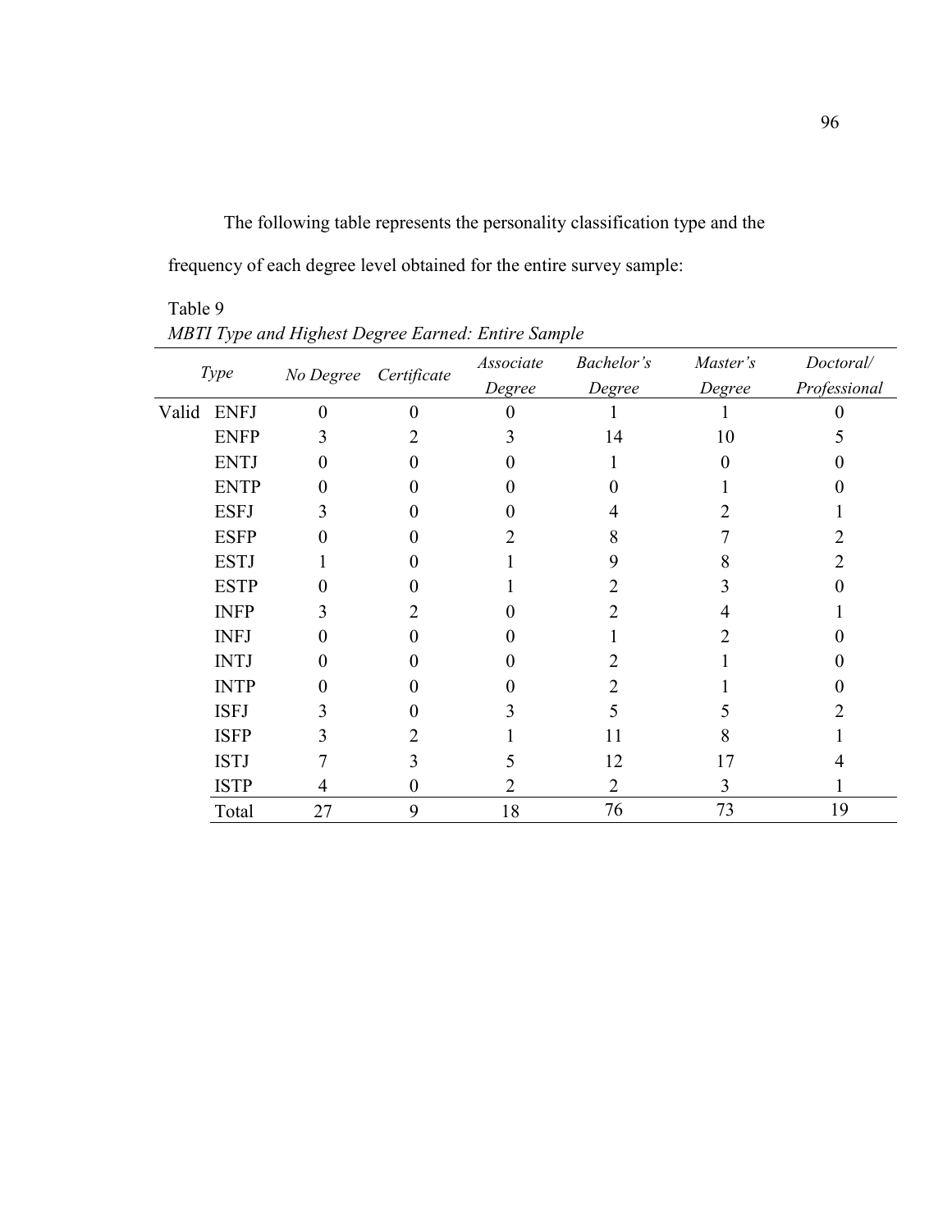The following table represents the personality classification type and the frequency of each degree level obtained for the entire survey sample:

Table 9

*MBTI Type and Highest Degree Earned: Entire Sample*

| | *Type* | No Degree | Certificate | *Associate Degree* | *Bachelor's Degree* | *Master's Degree* | *Doctoral/ Professional* |
|---|---|---|---|---|---|---|---|
| Valid | ENFJ | 0 | 0 | 0 | 1 | 1 | 0 |
| | ENFP | 3 | 2 | 3 | 14 | 10 | 5 |
| | ENTJ | 0 | 0 | 0 | 1 | 0 | 0 |
| | ENTP | 0 | 0 | 0 | 0 | 1 | 0 |
| | ESFJ | 3 | 0 | 0 | 4 | 2 | 1 |
| | ESFP | 0 | 0 | 2 | 8 | 7 | 2 |
| | ESTJ | 1 | 0 | 1 | 9 | 8 | 2 |
| | ESTP | 0 | 0 | 1 | 2 | 3 | 0 |
| | INFP | 3 | 2 | 0 | 2 | 4 | 1 |
| | INFJ | 0 | 0 | 0 | 1 | 2 | 0 |
| | INTJ | 0 | 0 | 0 | 2 | 1 | 0 |
| | INTP | 0 | 0 | 0 | 2 | 1 | 0 |
| | ISFJ | 3 | 0 | 3 | 5 | 5 | 2 |
| | ISFP | 3 | 2 | 1 | 11 | 8 | 1 |
| | ISTJ | 7 | 3 | 5 | 12 | 17 | 4 |
| | ISTP | 4 | 0 | 2 | 2 | 3 | 1 |
| | Total | 27 | 9 | 18 | 76 | 73 | 19 |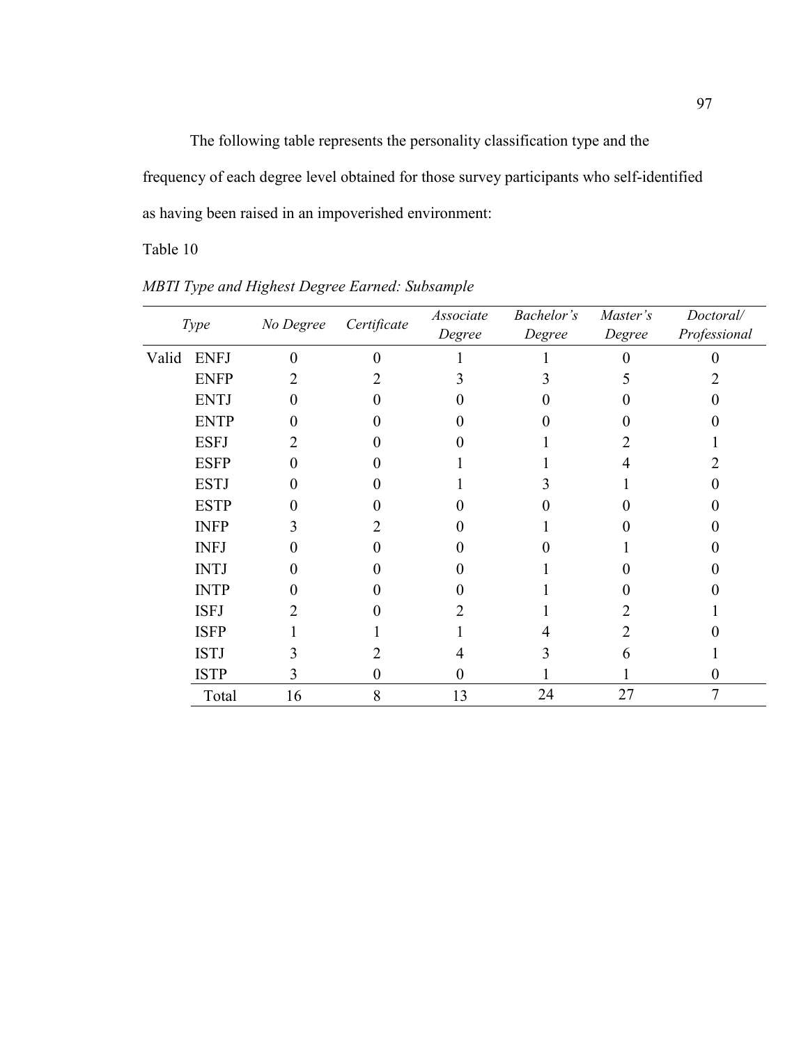The following table represents the personality classification type and the frequency of each degree level obtained for those survey participants who self-identified as having been raised in an impoverished environment:

Table 10

*MBTI Type and Highest Degree Earned: Subsample*

| | *Type* | *No Degree* | *Certificate* | *Associate Degree* | *Bachelor's Degree* | *Master's Degree* | *Doctoral/ Professional* |
|---|---|---|---|---|---|---|---|
| Valid | ENFJ | 0 | 0 | 1 | 1 | 0 | 0 |
| | ENFP | 2 | 2 | 3 | 3 | 5 | 2 |
| | ENTJ | 0 | 0 | 0 | 0 | 0 | 0 |
| | ENTP | 0 | 0 | 0 | 0 | 0 | 0 |
| | ESFJ | 2 | 0 | 0 | 1 | 2 | 1 |
| | ESFP | 0 | 0 | 1 | 1 | 4 | 2 |
| | ESTJ | 0 | 0 | 1 | 3 | 1 | 0 |
| | ESTP | 0 | 0 | 0 | 0 | 0 | 0 |
| | INFP | 3 | 2 | 0 | 1 | 0 | 0 |
| | INFJ | 0 | 0 | 0 | 0 | 1 | 0 |
| | INTJ | 0 | 0 | 0 | 1 | 0 | 0 |
| | INTP | 0 | 0 | 0 | 1 | 0 | 0 |
| | ISFJ | 2 | 0 | 2 | 1 | 2 | 1 |
| | ISFP | 1 | 1 | 1 | 4 | 2 | 0 |
| | ISTJ | 3 | 2 | 4 | 3 | 6 | 1 |
| | ISTP | 3 | 0 | 0 | 1 | 1 | 0 |
| | Total | 16 | 8 | 13 | 24 | 27 | 7 |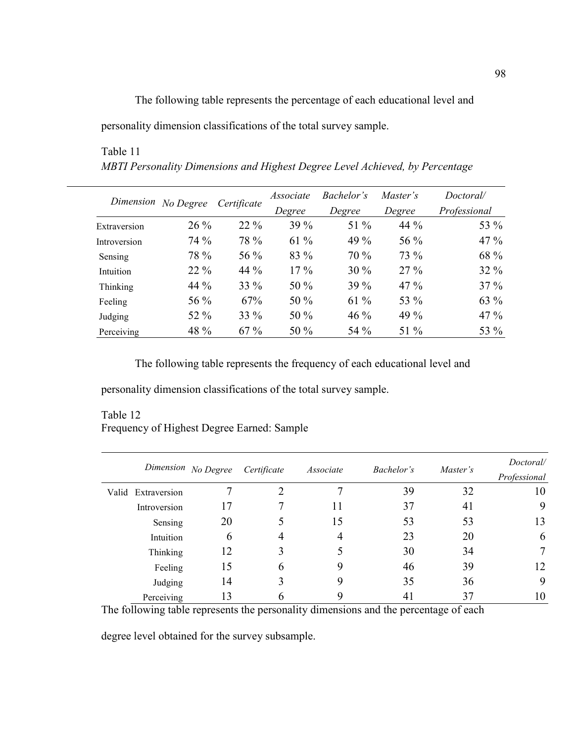The following table represents the percentage of each educational level and personality dimension classifications of the total survey sample.

Table 11

*MBTI Personality Dimensions and Highest Degree Level Achieved, by Percentage*

| *Dimension* | *No Degree* | *Certificate* | *Associate Degree* | *Bachelor's Degree* | *Master's Degree* | *Doctoral/ Professional* |
|---|---|---|---|---|---|---|
| Extraversion | 26 % | 22 % | 39 % | 51 % | 44 % | 53 % |
| Introversion | 74 % | 78 % | 61 % | 49 % | 56 % | 47 % |
| Sensing | 78 % | 56 % | 83 % | 70 % | 73 % | 68 % |
| Intuition | 22 % | 44 % | 17 % | 30 % | 27 % | 32 % |
| Thinking | 44 % | 33 % | 50 % | 39 % | 47 % | 37 % |
| Feeling | 56 % | 67% | 50 % | 61 % | 53 % | 63 % |
| Judging | 52 % | 33 % | 50 % | 46 % | 49 % | 47 % |
| Perceiving | 48 % | 67 % | 50 % | 54 % | 51 % | 53 % |

The following table represents the frequency of each educational level and personality dimension classifications of the total survey sample.

Table 12

Frequency of Highest Degree Earned: Sample

| | *Dimension* | *No Degree* | *Certificate* | *Associate* | *Bachelor's* | *Master's* | *Doctoral/ Professional* |
|---|---|---|---|---|---|---|---|
| Valid | Extraversion | 7 | 2 | 7 | 39 | 32 | 10 |
| | Introversion | 17 | 7 | 11 | 37 | 41 | 9 |
| | Sensing | 20 | 5 | 15 | 53 | 53 | 13 |
| | Intuition | 6 | 4 | 4 | 23 | 20 | 6 |
| | Thinking | 12 | 3 | 5 | 30 | 34 | 7 |
| | Feeling | 15 | 6 | 9 | 46 | 39 | 12 |
| | Judging | 14 | 3 | 9 | 35 | 36 | 9 |
| | Perceiving | 13 | 6 | 9 | 41 | 37 | 10 |

The following table represents the personality dimensions and the percentage of each degree level obtained for the survey subsample.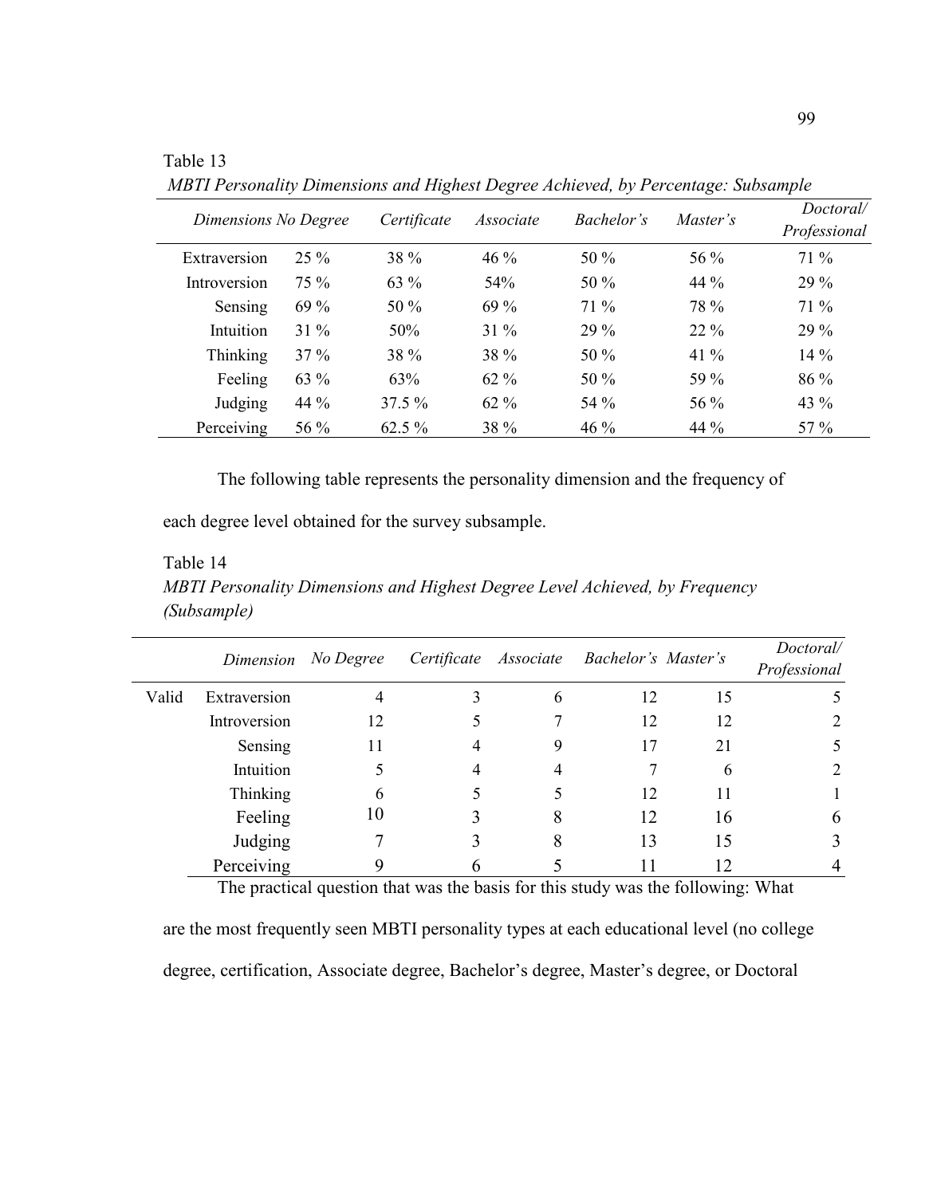Table 13

*MBTI Personality Dimensions and Highest Degree Achieved, by Percentage: Subsample*

| *Dimensions* | *No Degree* | *Certificate* | *Associate* | *Bachelor's* | *Master's* | *Doctoral/ Professional* |
|---|---|---|---|---|---|---|
| Extraversion | 25 % | 38 % | 46 % | 50 % | 56 % | 71 % |
| Introversion | 75 % | 63 % | 54% | 50 % | 44 % | 29 % |
| Sensing | 69 % | 50 % | 69 % | 71 % | 78 % | 71 % |
| Intuition | 31 % | 50% | 31 % | 29 % | 22 % | 29 % |
| Thinking | 37 % | 38 % | 38 % | 50 % | 41 % | 14 % |
| Feeling | 63 % | 63% | 62 % | 50 % | 59 % | 86 % |
| Judging | 44 % | 37.5 % | 62 % | 54 % | 56 % | 43 % |
| Perceiving | 56 % | 62.5 % | 38 % | 46 % | 44 % | 57 % |

The following table represents the personality dimension and the frequency of each degree level obtained for the survey subsample.

Table 14

*MBTI Personality Dimensions and Highest Degree Level Achieved, by Frequency (Subsample)*

| | *Dimension* | *No Degree* | *Certificate* | *Associate* | *Bachelor's* | *Master's* | *Doctoral/ Professional* |
|---|---|---|---|---|---|---|---|
| Valid | Extraversion | 4 | 3 | 6 | 12 | 15 | 5 |
| | Introversion | 12 | 5 | 7 | 12 | 12 | 2 |
| | Sensing | 11 | 4 | 9 | 17 | 21 | 5 |
| | Intuition | 5 | 4 | 4 | 7 | 6 | 2 |
| | Thinking | 6 | 5 | 5 | 12 | 11 | 1 |
| | Feeling | 10 | 3 | 8 | 12 | 16 | 6 |
| | Judging | 7 | 3 | 8 | 13 | 15 | 3 |
| | Perceiving | 9 | 6 | 5 | 11 | 12 | 4 |

The practical question that was the basis for this study was the following: What are the most frequently seen MBTI personality types at each educational level (no college degree, certification, Associate degree, Bachelor's degree, Master's degree, or Doctoral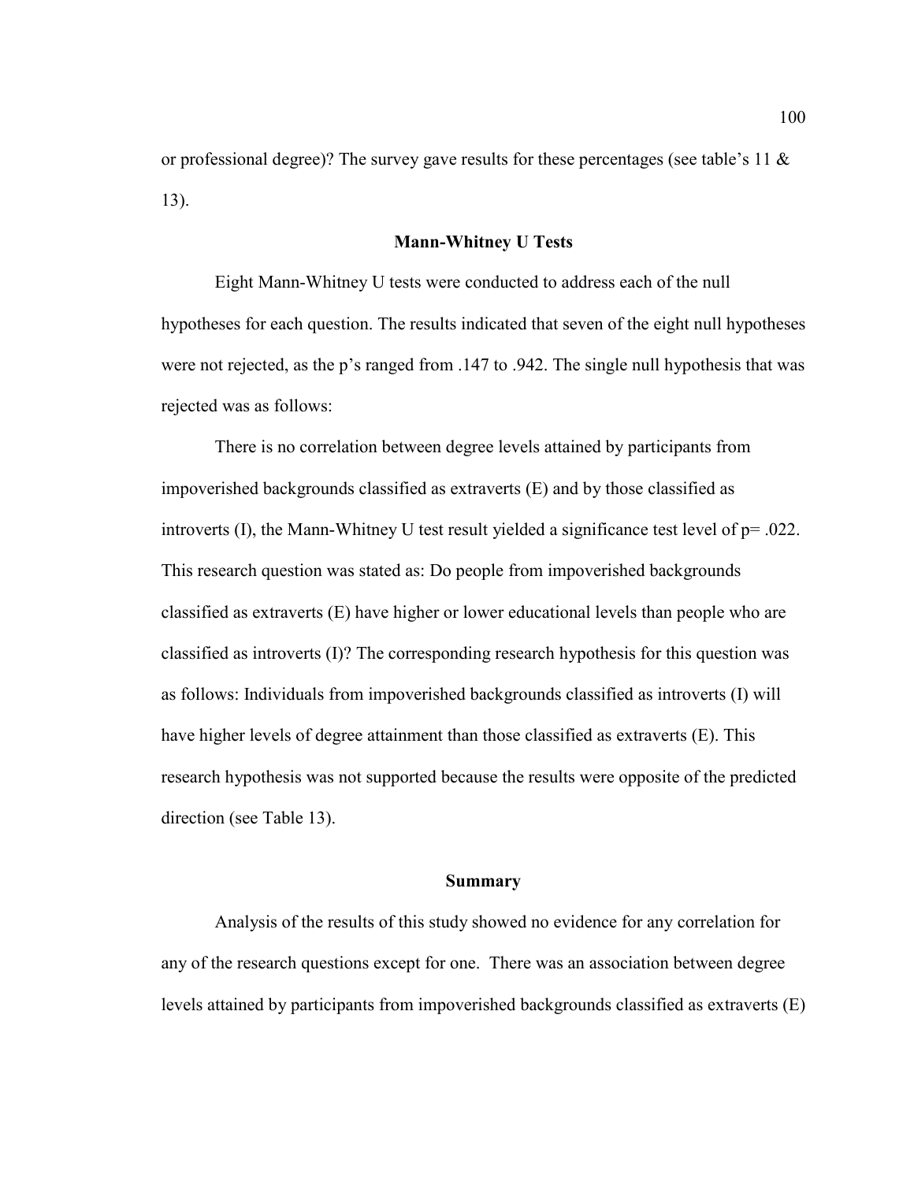or professional degree)? The survey gave results for these percentages (see table's 11 & 13).

## Mann-Whitney U Tests

Eight Mann-Whitney U tests were conducted to address each of the null hypotheses for each question. The results indicated that seven of the eight null hypotheses were not rejected, as the p's ranged from .147 to .942. The single null hypothesis that was rejected was as follows:

There is no correlation between degree levels attained by participants from impoverished backgrounds classified as extraverts (E) and by those classified as introverts (I), the Mann-Whitney U test result yielded a significance test level of $p = .022$. This research question was stated as: Do people from impoverished backgrounds classified as extraverts (E) have higher or lower educational levels than people who are classified as introverts (I)? The corresponding research hypothesis for this question was as follows: Individuals from impoverished backgrounds classified as introverts (I) will have higher levels of degree attainment than those classified as extraverts (E). This research hypothesis was not supported because the results were opposite of the predicted direction (see Table 13).

## Summary

Analysis of the results of this study showed no evidence for any correlation for any of the research questions except for one. There was an association between degree levels attained by participants from impoverished backgrounds classified as extraverts (E)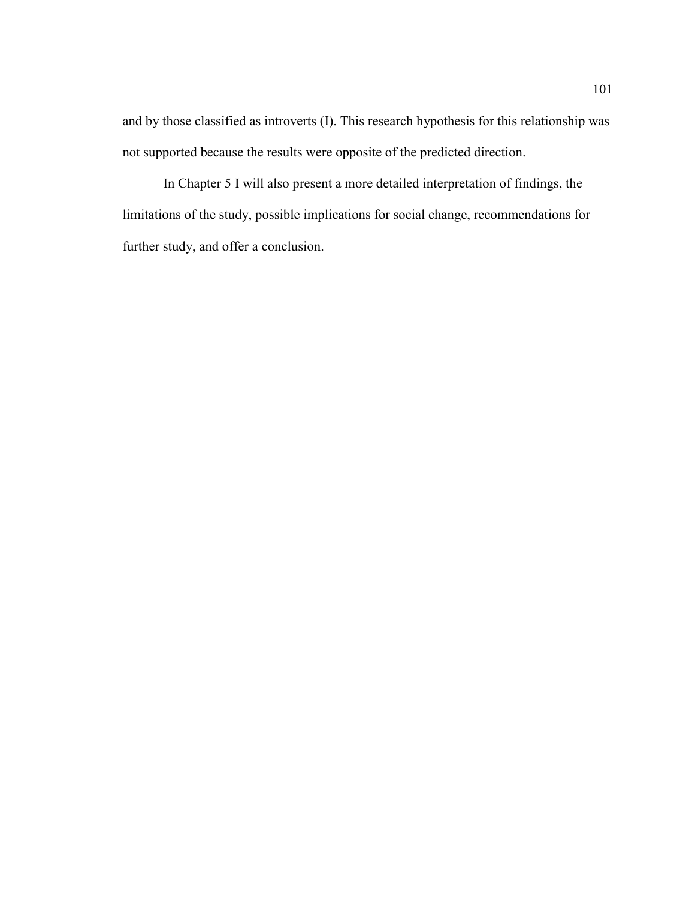and by those classified as introverts (I). This research hypothesis for this relationship was not supported because the results were opposite of the predicted direction.

In Chapter 5 I will also present a more detailed interpretation of findings, the limitations of the study, possible implications for social change, recommendations for further study, and offer a conclusion.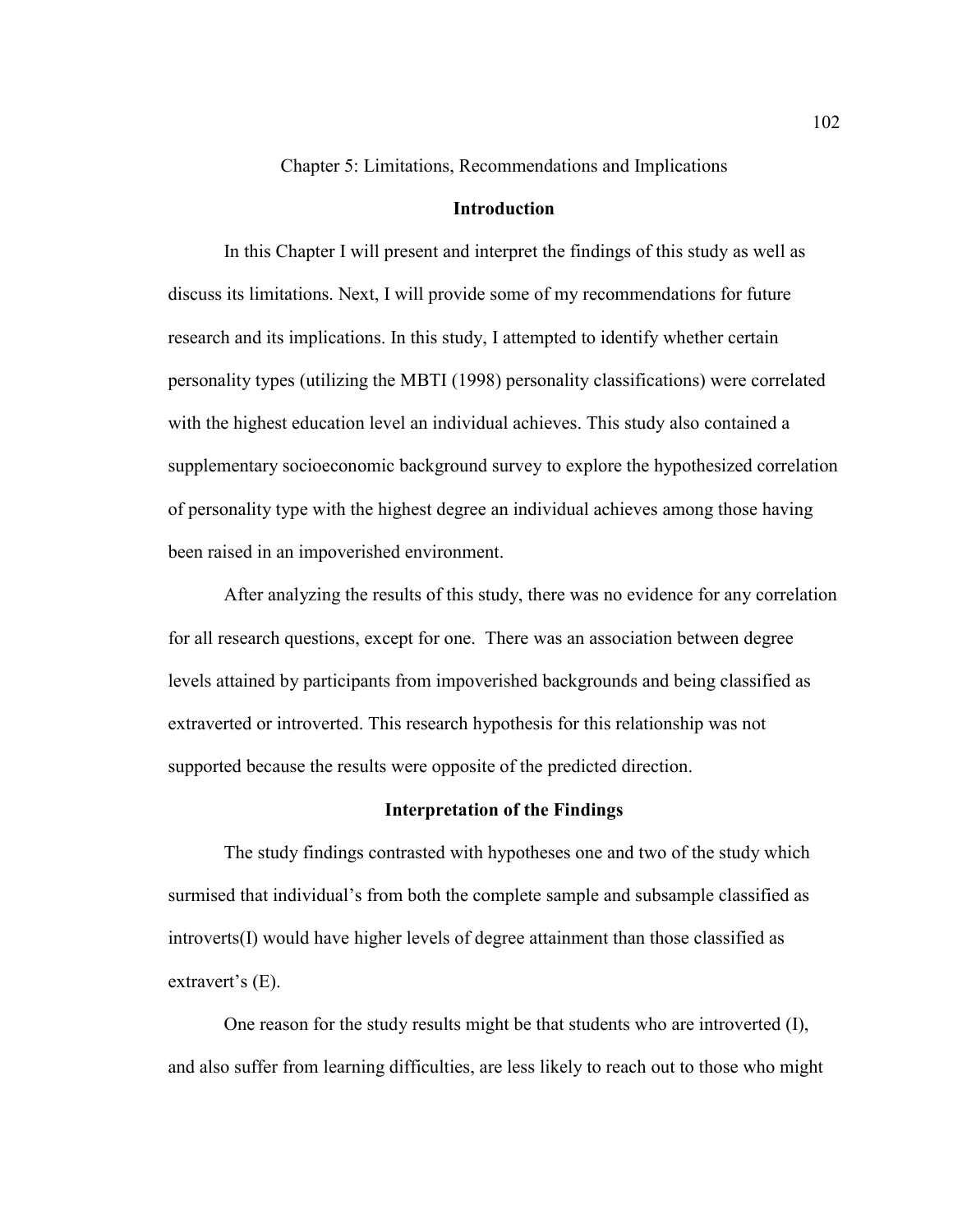Chapter 5: Limitations, Recommendations and Implications

## Introduction

In this Chapter I will present and interpret the findings of this study as well as discuss its limitations. Next, I will provide some of my recommendations for future research and its implications. In this study, I attempted to identify whether certain personality types (utilizing the MBTI (1998) personality classifications) were correlated with the highest education level an individual achieves. This study also contained a supplementary socioeconomic background survey to explore the hypothesized correlation of personality type with the highest degree an individual achieves among those having been raised in an impoverished environment.

After analyzing the results of this study, there was no evidence for any correlation for all research questions, except for one. There was an association between degree levels attained by participants from impoverished backgrounds and being classified as extraverted or introverted. This research hypothesis for this relationship was not supported because the results were opposite of the predicted direction.

## Interpretation of the Findings

The study findings contrasted with hypotheses one and two of the study which surmised that individual's from both the complete sample and subsample classified as introverts(I) would have higher levels of degree attainment than those classified as extravert's (E).

One reason for the study results might be that students who are introverted (I), and also suffer from learning difficulties, are less likely to reach out to those who might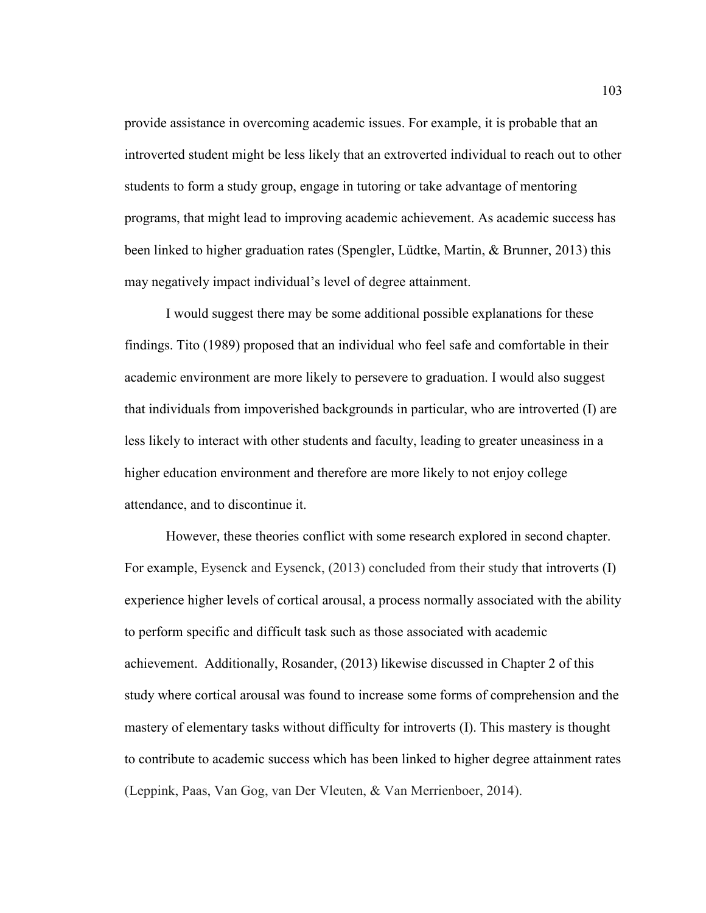provide assistance in overcoming academic issues. For example, it is probable that an introverted student might be less likely that an extroverted individual to reach out to other students to form a study group, engage in tutoring or take advantage of mentoring programs, that might lead to improving academic achievement. As academic success has been linked to higher graduation rates (Spengler, Lüdtke, Martin, & Brunner, 2013) this may negatively impact individual's level of degree attainment.

I would suggest there may be some additional possible explanations for these findings. Tito (1989) proposed that an individual who feel safe and comfortable in their academic environment are more likely to persevere to graduation. I would also suggest that individuals from impoverished backgrounds in particular, who are introverted (I) are less likely to interact with other students and faculty, leading to greater uneasiness in a higher education environment and therefore are more likely to not enjoy college attendance, and to discontinue it.

However, these theories conflict with some research explored in second chapter. For example, Eysenck and Eysenck, (2013) concluded from their study that introverts (I) experience higher levels of cortical arousal, a process normally associated with the ability to perform specific and difficult task such as those associated with academic achievement. Additionally, Rosander, (2013) likewise discussed in Chapter 2 of this study where cortical arousal was found to increase some forms of comprehension and the mastery of elementary tasks without difficulty for introverts (I). This mastery is thought to contribute to academic success which has been linked to higher degree attainment rates (Leppink, Paas, Van Gog, van Der Vleuten, & Van Merrienboer, 2014).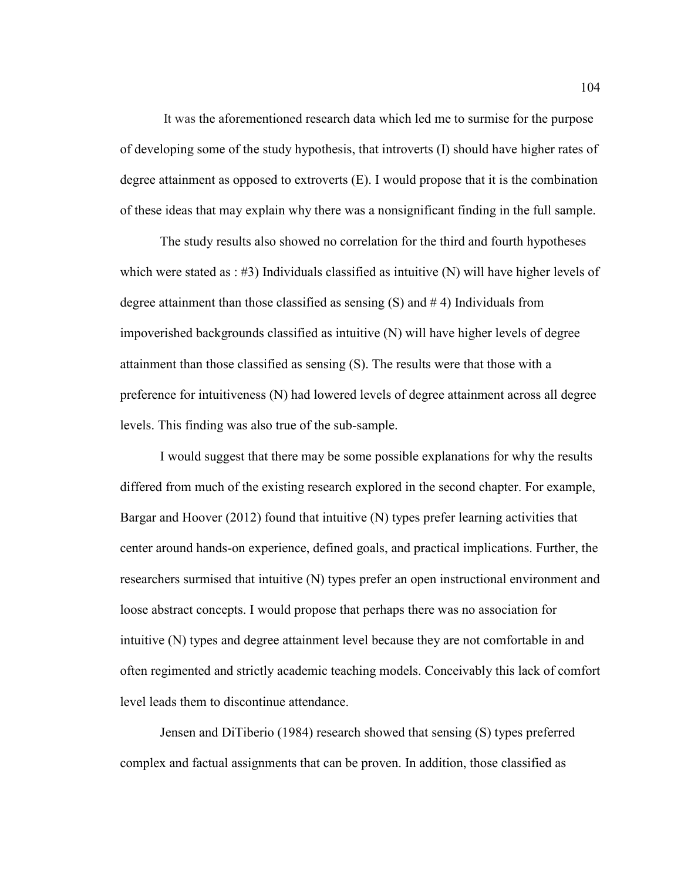It was the aforementioned research data which led me to surmise for the purpose of developing some of the study hypothesis, that introverts (I) should have higher rates of degree attainment as opposed to extroverts (E). I would propose that it is the combination of these ideas that may explain why there was a nonsignificant finding in the full sample.

The study results also showed no correlation for the third and fourth hypotheses which were stated as : #3) Individuals classified as intuitive (N) will have higher levels of degree attainment than those classified as sensing (S) and # 4) Individuals from impoverished backgrounds classified as intuitive (N) will have higher levels of degree attainment than those classified as sensing (S). The results were that those with a preference for intuitiveness (N) had lowered levels of degree attainment across all degree levels. This finding was also true of the sub-sample.

I would suggest that there may be some possible explanations for why the results differed from much of the existing research explored in the second chapter. For example, Bargar and Hoover (2012) found that intuitive (N) types prefer learning activities that center around hands-on experience, defined goals, and practical implications. Further, the researchers surmised that intuitive (N) types prefer an open instructional environment and loose abstract concepts. I would propose that perhaps there was no association for intuitive (N) types and degree attainment level because they are not comfortable in and often regimented and strictly academic teaching models. Conceivably this lack of comfort level leads them to discontinue attendance.

Jensen and DiTiberio (1984) research showed that sensing (S) types preferred complex and factual assignments that can be proven. In addition, those classified as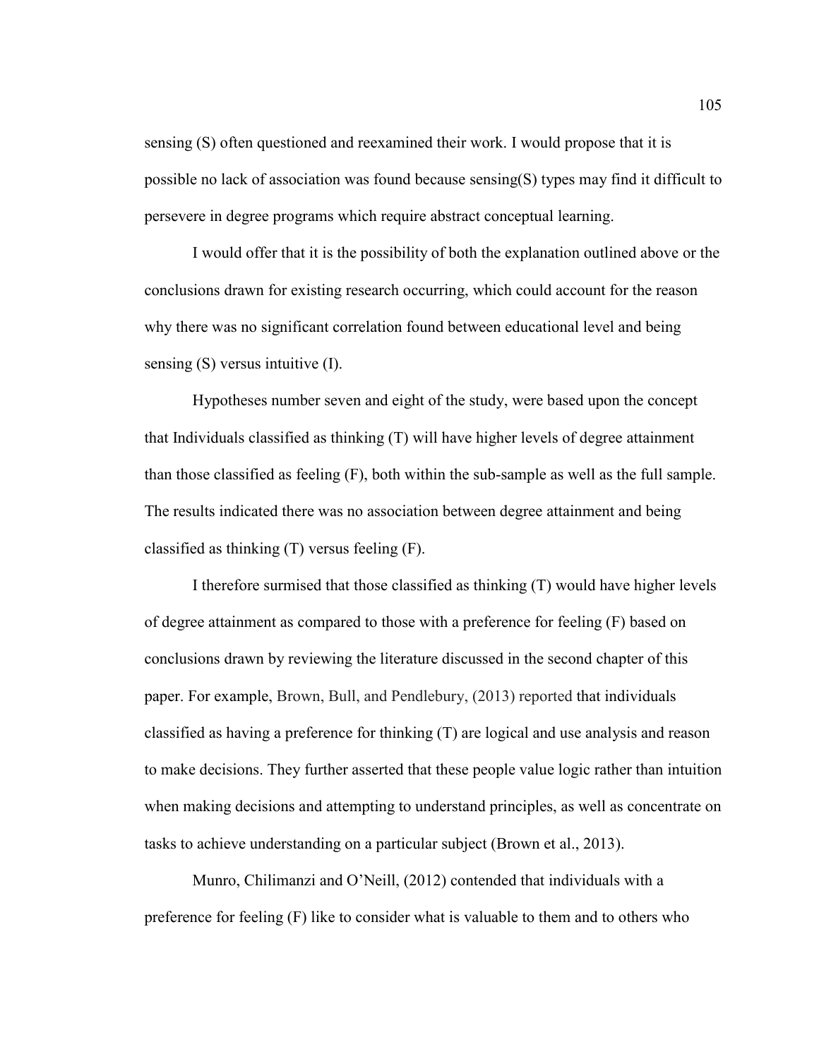sensing (S) often questioned and reexamined their work. I would propose that it is possible no lack of association was found because sensing(S) types may find it difficult to persevere in degree programs which require abstract conceptual learning.

I would offer that it is the possibility of both the explanation outlined above or the conclusions drawn for existing research occurring, which could account for the reason why there was no significant correlation found between educational level and being sensing (S) versus intuitive (I).

Hypotheses number seven and eight of the study, were based upon the concept that Individuals classified as thinking (T) will have higher levels of degree attainment than those classified as feeling (F), both within the sub-sample as well as the full sample. The results indicated there was no association between degree attainment and being classified as thinking (T) versus feeling (F).

I therefore surmised that those classified as thinking (T) would have higher levels of degree attainment as compared to those with a preference for feeling (F) based on conclusions drawn by reviewing the literature discussed in the second chapter of this paper. For example, Brown, Bull, and Pendlebury, (2013) reported that individuals classified as having a preference for thinking (T) are logical and use analysis and reason to make decisions. They further asserted that these people value logic rather than intuition when making decisions and attempting to understand principles, as well as concentrate on tasks to achieve understanding on a particular subject (Brown et al., 2013).

Munro, Chilimanzi and O'Neill, (2012) contended that individuals with a preference for feeling (F) like to consider what is valuable to them and to others who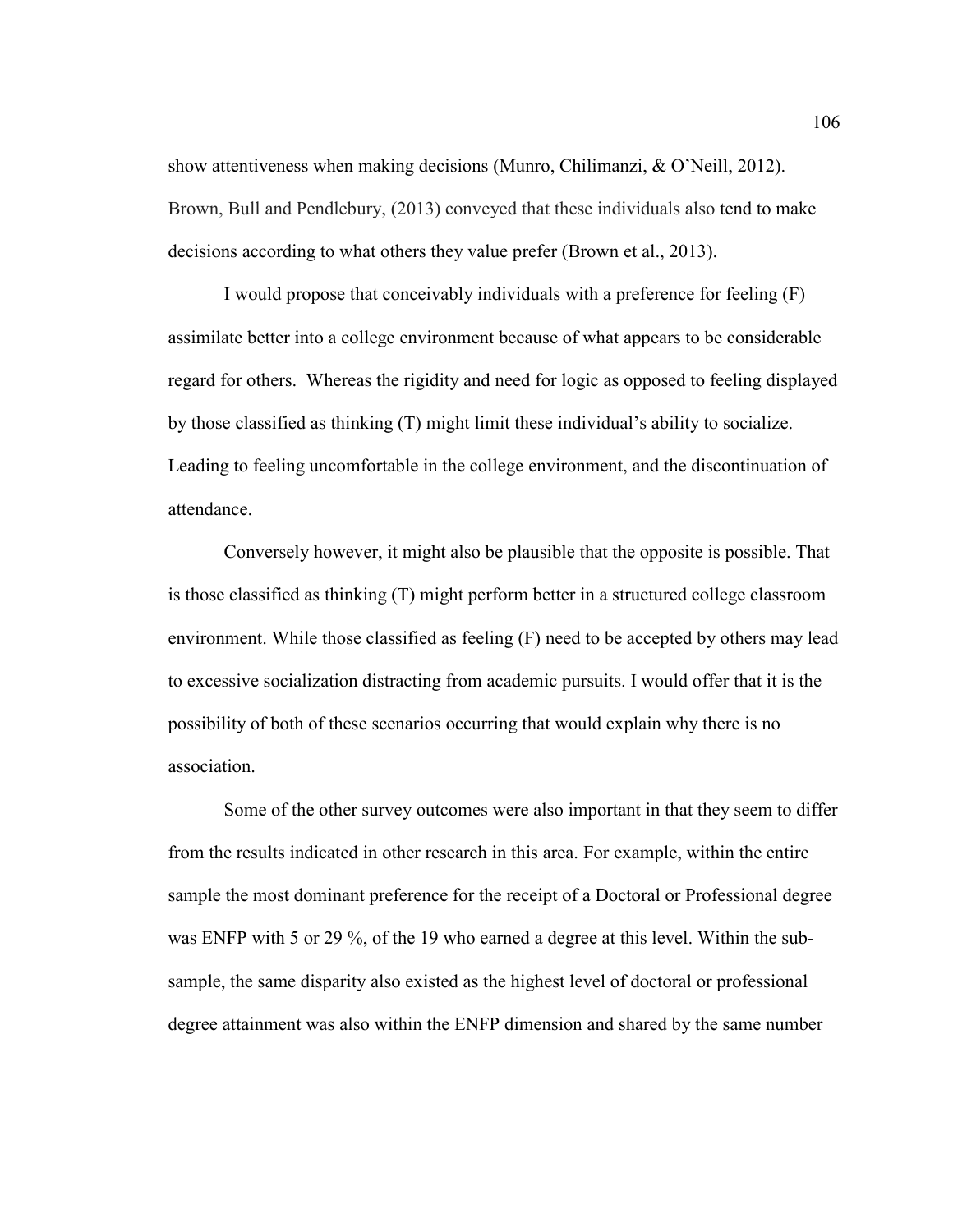show attentiveness when making decisions (Munro, Chilimanzi, & O'Neill, 2012). Brown, Bull and Pendlebury, (2013) conveyed that these individuals also tend to make decisions according to what others they value prefer (Brown et al., 2013).

I would propose that conceivably individuals with a preference for feeling (F) assimilate better into a college environment because of what appears to be considerable regard for others. Whereas the rigidity and need for logic as opposed to feeling displayed by those classified as thinking (T) might limit these individual's ability to socialize. Leading to feeling uncomfortable in the college environment, and the discontinuation of attendance.

Conversely however, it might also be plausible that the opposite is possible. That is those classified as thinking (T) might perform better in a structured college classroom environment. While those classified as feeling (F) need to be accepted by others may lead to excessive socialization distracting from academic pursuits. I would offer that it is the possibility of both of these scenarios occurring that would explain why there is no association.

Some of the other survey outcomes were also important in that they seem to differ from the results indicated in other research in this area. For example, within the entire sample the most dominant preference for the receipt of a Doctoral or Professional degree was ENFP with 5 or 29 %, of the 19 who earned a degree at this level. Within the sub-sample, the same disparity also existed as the highest level of doctoral or professional degree attainment was also within the ENFP dimension and shared by the same number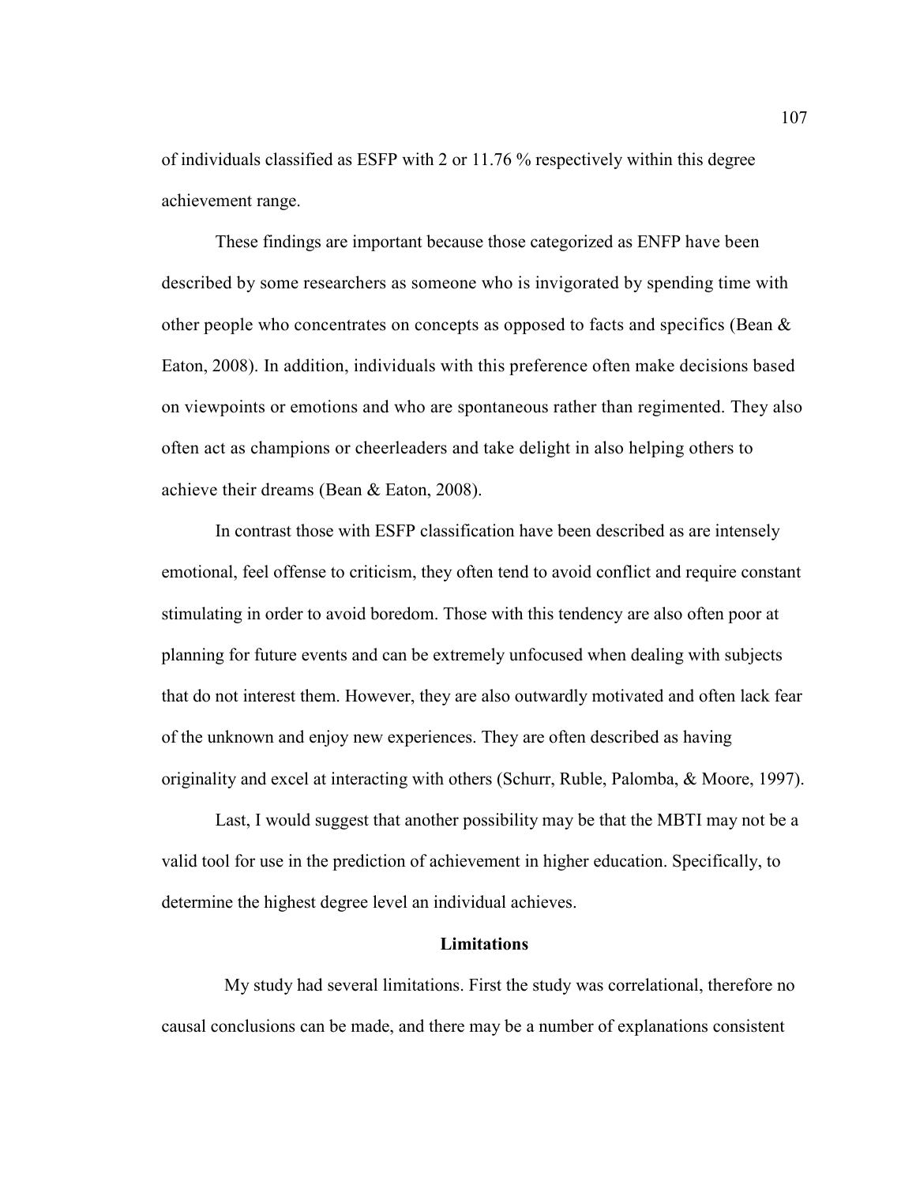of individuals classified as ESFP with 2 or 11.76 % respectively within this degree achievement range.

These findings are important because those categorized as ENFP have been described by some researchers as someone who is invigorated by spending time with other people who concentrates on concepts as opposed to facts and specifics (Bean & Eaton, 2008). In addition, individuals with this preference often make decisions based on viewpoints or emotions and who are spontaneous rather than regimented. They also often act as champions or cheerleaders and take delight in also helping others to achieve their dreams (Bean & Eaton, 2008).

In contrast those with ESFP classification have been described as are intensely emotional, feel offense to criticism, they often tend to avoid conflict and require constant stimulating in order to avoid boredom. Those with this tendency are also often poor at planning for future events and can be extremely unfocused when dealing with subjects that do not interest them. However, they are also outwardly motivated and often lack fear of the unknown and enjoy new experiences. They are often described as having originality and excel at interacting with others (Schurr, Ruble, Palomba, & Moore, 1997).

Last, I would suggest that another possibility may be that the MBTI may not be a valid tool for use in the prediction of achievement in higher education. Specifically, to determine the highest degree level an individual achieves.

## Limitations

My study had several limitations. First the study was correlational, therefore no causal conclusions can be made, and there may be a number of explanations consistent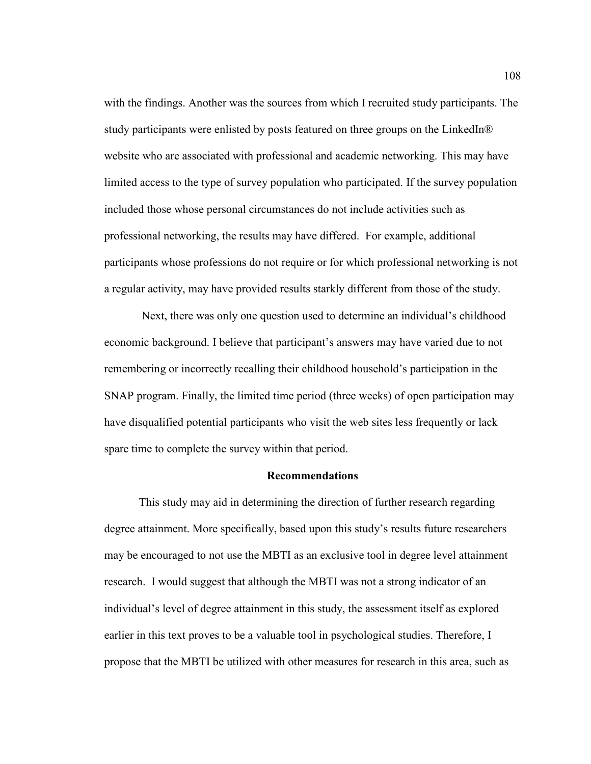with the findings. Another was the sources from which I recruited study participants. The study participants were enlisted by posts featured on three groups on the LinkedIn® website who are associated with professional and academic networking. This may have limited access to the type of survey population who participated. If the survey population included those whose personal circumstances do not include activities such as professional networking, the results may have differed. For example, additional participants whose professions do not require or for which professional networking is not a regular activity, may have provided results starkly different from those of the study.

Next, there was only one question used to determine an individual's childhood economic background. I believe that participant's answers may have varied due to not remembering or incorrectly recalling their childhood household's participation in the SNAP program. Finally, the limited time period (three weeks) of open participation may have disqualified potential participants who visit the web sites less frequently or lack spare time to complete the survey within that period.

## Recommendations

This study may aid in determining the direction of further research regarding degree attainment. More specifically, based upon this study's results future researchers may be encouraged to not use the MBTI as an exclusive tool in degree level attainment research. I would suggest that although the MBTI was not a strong indicator of an individual's level of degree attainment in this study, the assessment itself as explored earlier in this text proves to be a valuable tool in psychological studies. Therefore, I propose that the MBTI be utilized with other measures for research in this area, such as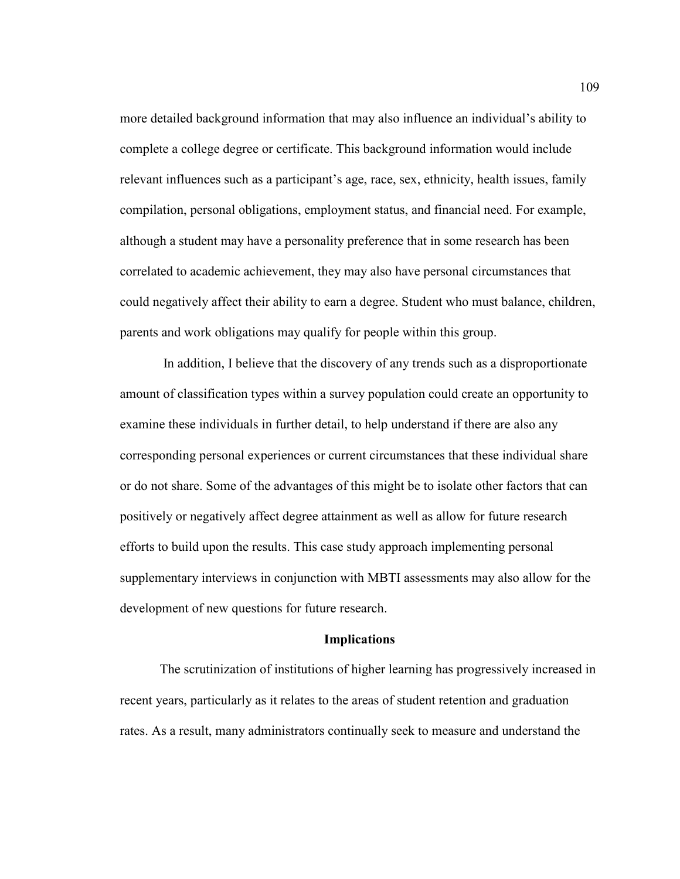more detailed background information that may also influence an individual's ability to complete a college degree or certificate. This background information would include relevant influences such as a participant's age, race, sex, ethnicity, health issues, family compilation, personal obligations, employment status, and financial need. For example, although a student may have a personality preference that in some research has been correlated to academic achievement, they may also have personal circumstances that could negatively affect their ability to earn a degree. Student who must balance, children, parents and work obligations may qualify for people within this group.

In addition, I believe that the discovery of any trends such as a disproportionate amount of classification types within a survey population could create an opportunity to examine these individuals in further detail, to help understand if there are also any corresponding personal experiences or current circumstances that these individual share or do not share. Some of the advantages of this might be to isolate other factors that can positively or negatively affect degree attainment as well as allow for future research efforts to build upon the results. This case study approach implementing personal supplementary interviews in conjunction with MBTI assessments may also allow for the development of new questions for future research.

## Implications

The scrutinization of institutions of higher learning has progressively increased in recent years, particularly as it relates to the areas of student retention and graduation rates. As a result, many administrators continually seek to measure and understand the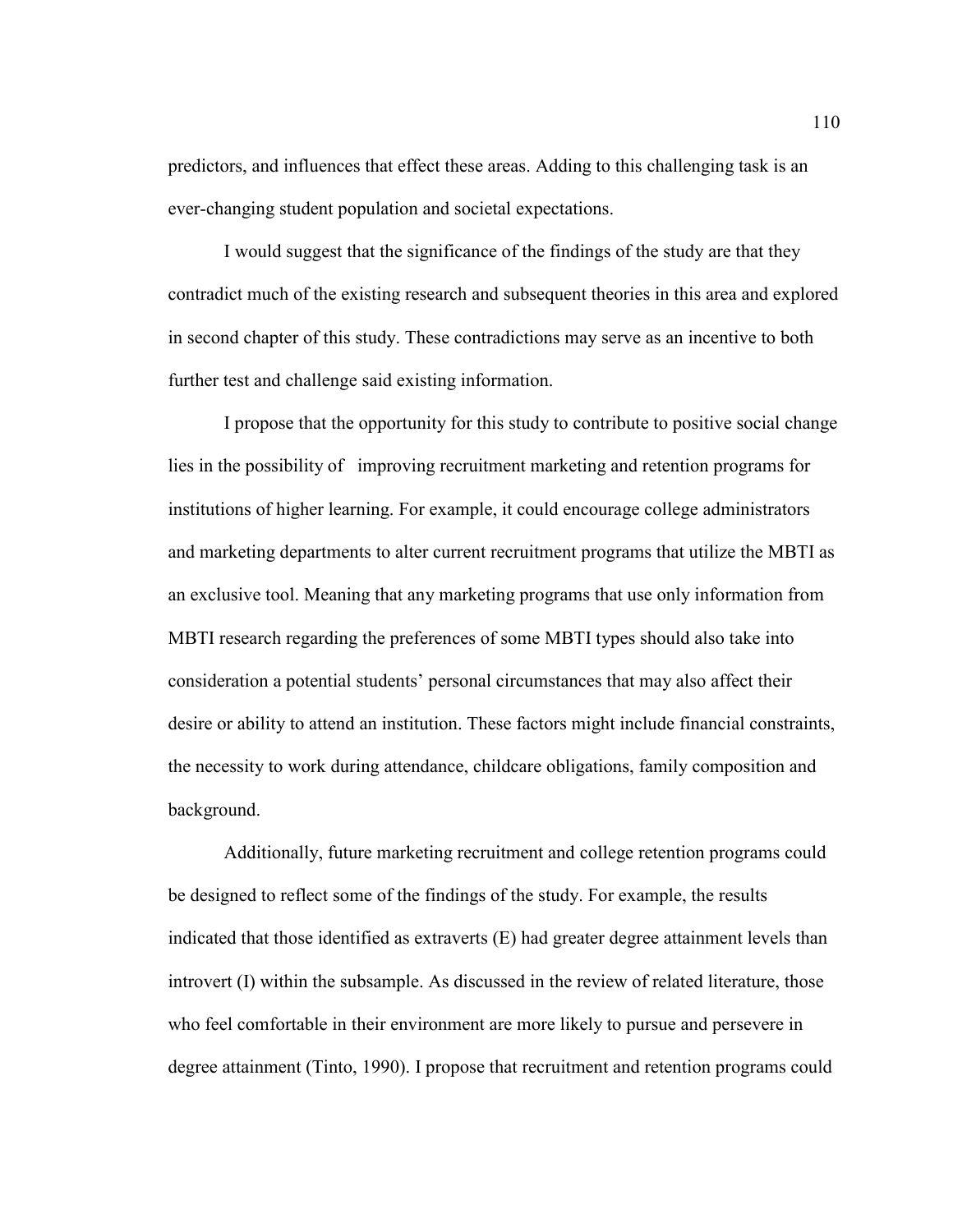predictors, and influences that effect these areas. Adding to this challenging task is an ever-changing student population and societal expectations.

I would suggest that the significance of the findings of the study are that they contradict much of the existing research and subsequent theories in this area and explored in second chapter of this study. These contradictions may serve as an incentive to both further test and challenge said existing information.

I propose that the opportunity for this study to contribute to positive social change lies in the possibility of improving recruitment marketing and retention programs for institutions of higher learning. For example, it could encourage college administrators and marketing departments to alter current recruitment programs that utilize the MBTI as an exclusive tool. Meaning that any marketing programs that use only information from MBTI research regarding the preferences of some MBTI types should also take into consideration a potential students' personal circumstances that may also affect their desire or ability to attend an institution. These factors might include financial constraints, the necessity to work during attendance, childcare obligations, family composition and background.

Additionally, future marketing recruitment and college retention programs could be designed to reflect some of the findings of the study. For example, the results indicated that those identified as extraverts (E) had greater degree attainment levels than introvert (I) within the subsample. As discussed in the review of related literature, those who feel comfortable in their environment are more likely to pursue and persevere in degree attainment (Tinto, 1990). I propose that recruitment and retention programs could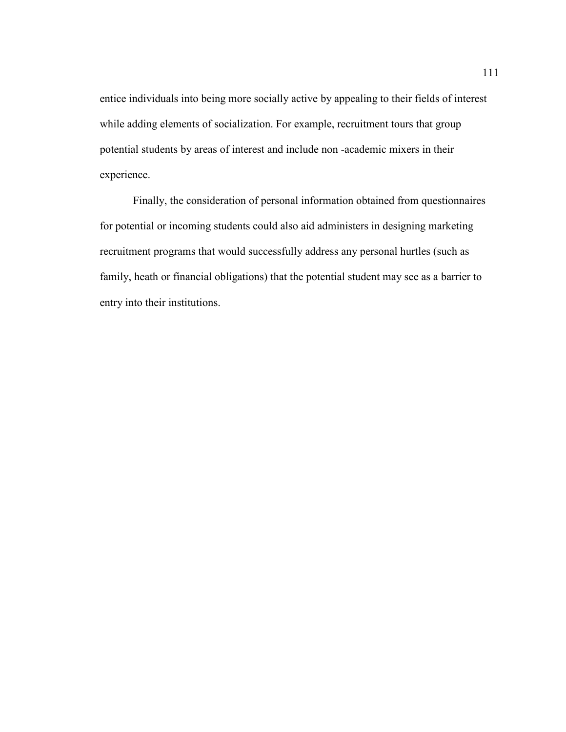entice individuals into being more socially active by appealing to their fields of interest while adding elements of socialization. For example, recruitment tours that group potential students by areas of interest and include non -academic mixers in their experience.

Finally, the consideration of personal information obtained from questionnaires for potential or incoming students could also aid administers in designing marketing recruitment programs that would successfully address any personal hurtles (such as family, heath or financial obligations) that the potential student may see as a barrier to entry into their institutions.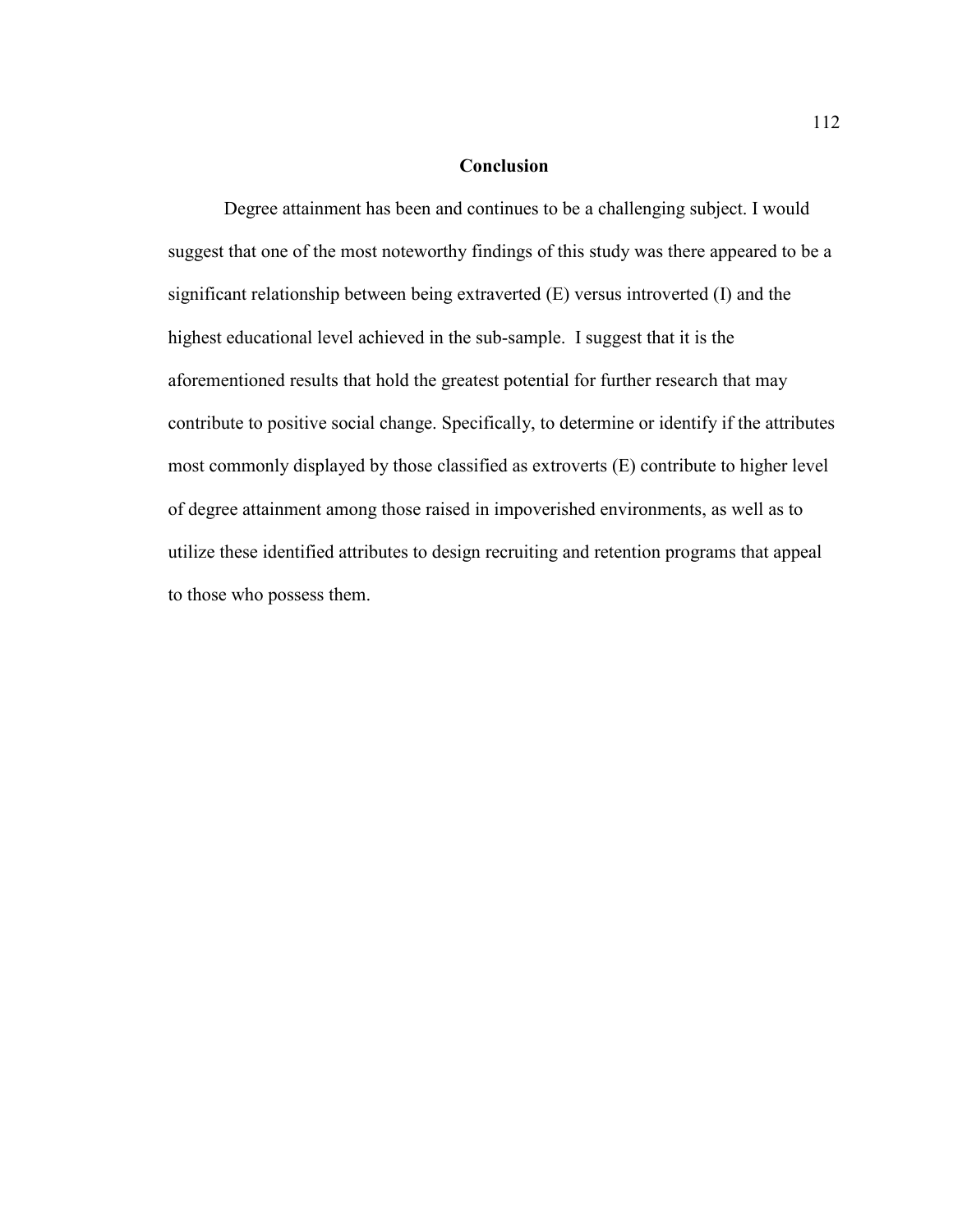## Conclusion

Degree attainment has been and continues to be a challenging subject. I would suggest that one of the most noteworthy findings of this study was there appeared to be a significant relationship between being extraverted (E) versus introverted (I) and the highest educational level achieved in the sub-sample. I suggest that it is the aforementioned results that hold the greatest potential for further research that may contribute to positive social change. Specifically, to determine or identify if the attributes most commonly displayed by those classified as extroverts (E) contribute to higher level of degree attainment among those raised in impoverished environments, as well as to utilize these identified attributes to design recruiting and retention programs that appeal to those who possess them.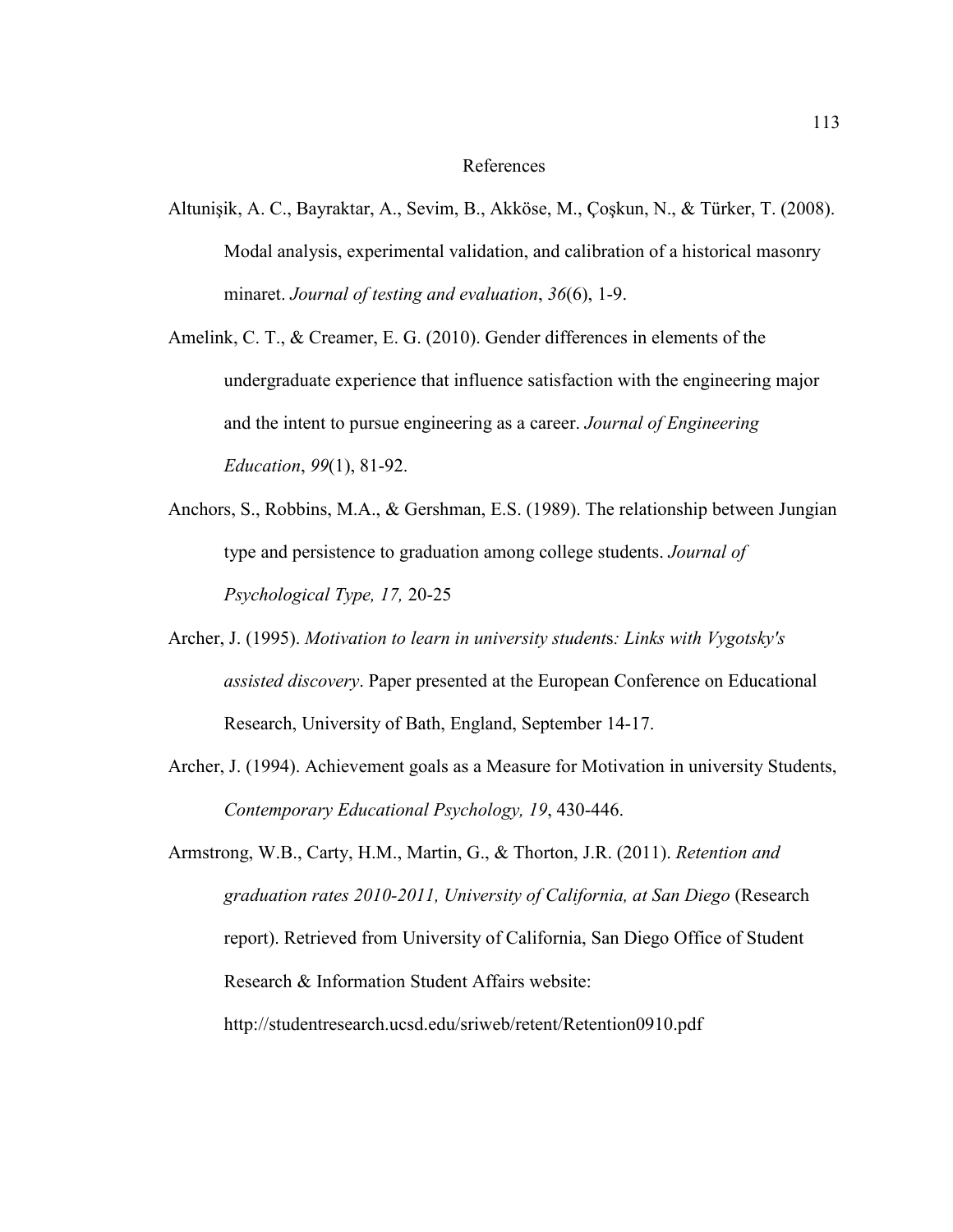# References

Altunişik, A. C., Bayraktar, A., Sevim, B., Akköse, M., Çoşkun, N., & Türker, T. (2008). Modal analysis, experimental validation, and calibration of a historical masonry minaret. *Journal of testing and evaluation*, *36*(6), 1-9.

Amelink, C. T., & Creamer, E. G. (2010). Gender differences in elements of the undergraduate experience that influence satisfaction with the engineering major and the intent to pursue engineering as a career. *Journal of Engineering Education*, *99*(1), 81-92.

Anchors, S., Robbins, M.A., & Gershman, E.S. (1989). The relationship between Jungian type and persistence to graduation among college students. *Journal of Psychological Type, 17,* 20-25

Archer, J. (1995). *Motivation to learn in university students: Links with Vygotsky's assisted discovery*. Paper presented at the European Conference on Educational Research, University of Bath, England, September 14-17.

Archer, J. (1994). Achievement goals as a Measure for Motivation in university Students, *Contemporary Educational Psychology, 19*, 430-446.

Armstrong, W.B., Carty, H.M., Martin, G., & Thorton, J.R. (2011). *Retention and graduation rates 2010-2011, University of California, at San Diego* (Research report). Retrieved from University of California, San Diego Office of Student Research & Information Student Affairs website: http://studentresearch.ucsd.edu/sriweb/retent/Retention0910.pdf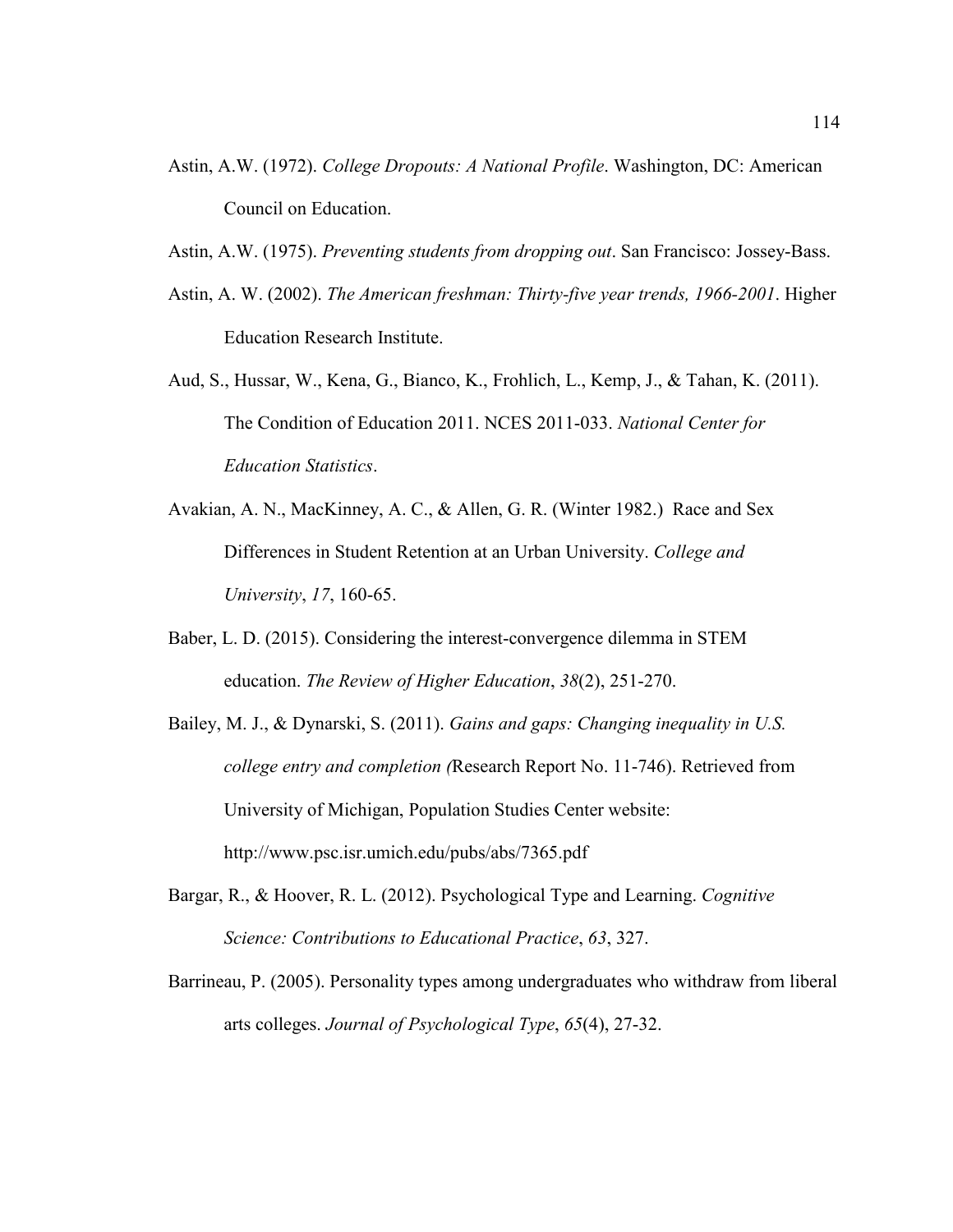Astin, A.W. (1972). *College Dropouts: A National Profile*. Washington, DC: American Council on Education.

Astin, A.W. (1975). *Preventing students from dropping out*. San Francisco: Jossey-Bass.

Astin, A. W. (2002). *The American freshman: Thirty-five year trends, 1966-2001*. Higher Education Research Institute.

Aud, S., Hussar, W., Kena, G., Bianco, K., Frohlich, L., Kemp, J., & Tahan, K. (2011). The Condition of Education 2011. NCES 2011-033. *National Center for Education Statistics*.

Avakian, A. N., MacKinney, A. C., & Allen, G. R. (Winter 1982.) Race and Sex Differences in Student Retention at an Urban University. *College and University*, *17*, 160-65.

Baber, L. D. (2015). Considering the interest-convergence dilemma in STEM education. *The Review of Higher Education*, *38*(2), 251-270.

Bailey, M. J., & Dynarski, S. (2011). *Gains and gaps: Changing inequality in U.S. college entry and completion (*Research Report No. 11-746). Retrieved from University of Michigan, Population Studies Center website: http://www.psc.isr.umich.edu/pubs/abs/7365.pdf

Bargar, R., & Hoover, R. L. (2012). Psychological Type and Learning. *Cognitive Science: Contributions to Educational Practice*, *63*, 327.

Barrineau, P. (2005). Personality types among undergraduates who withdraw from liberal arts colleges. *Journal of Psychological Type*, *65*(4), 27-32.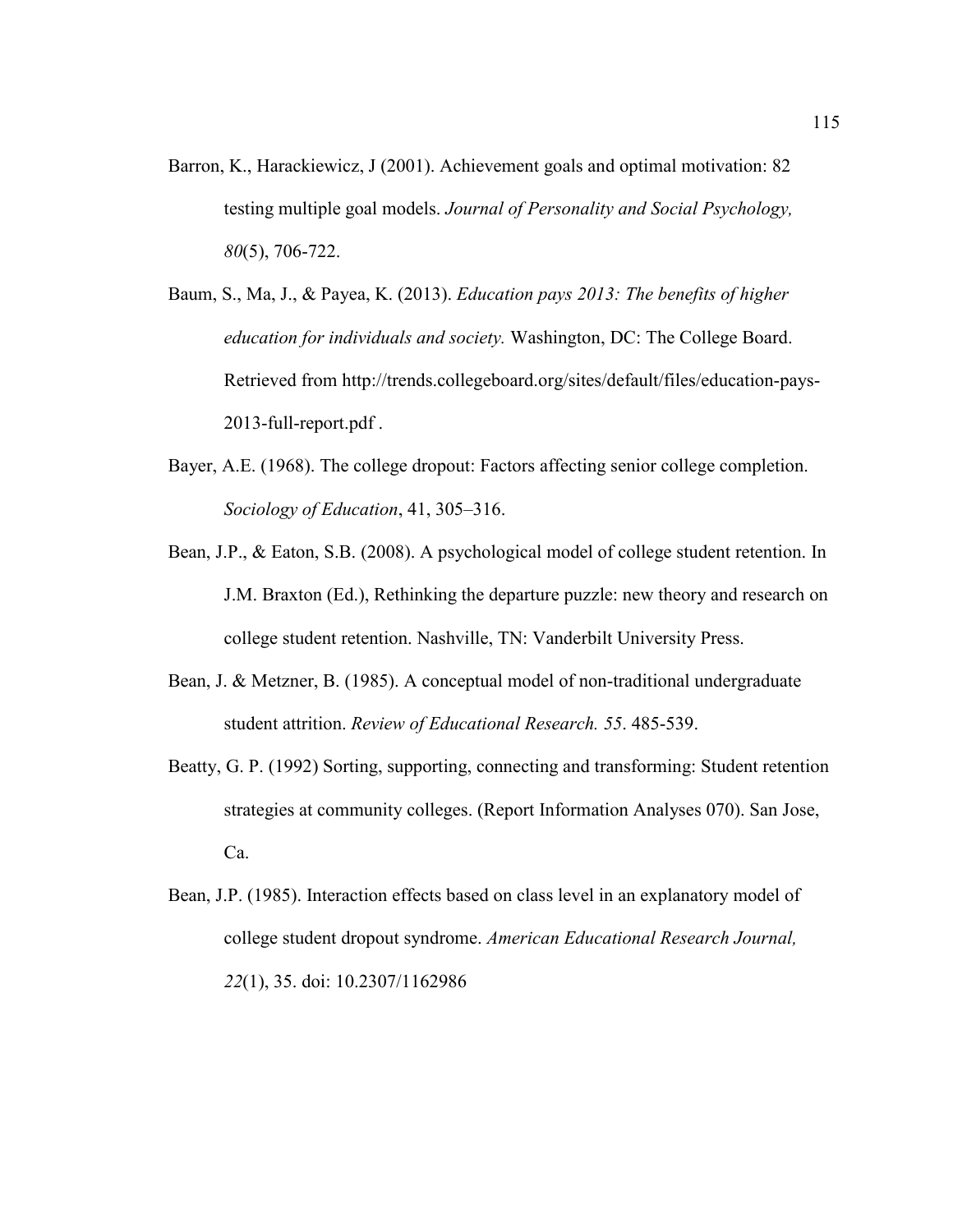Barron, K., Harackiewicz, J (2001). Achievement goals and optimal motivation: 82 testing multiple goal models. *Journal of Personality and Social Psychology, 80*(5), 706-722.

Baum, S., Ma, J., & Payea, K. (2013). *Education pays 2013: The benefits of higher education for individuals and society.* Washington, DC: The College Board. Retrieved from http://trends.collegeboard.org/sites/default/files/education-pays-2013-full-report.pdf .

Bayer, A.E. (1968). The college dropout: Factors affecting senior college completion. *Sociology of Education*, 41, 305–316.

Bean, J.P., & Eaton, S.B. (2008). A psychological model of college student retention. In J.M. Braxton (Ed.), Rethinking the departure puzzle: new theory and research on college student retention. Nashville, TN: Vanderbilt University Press.

Bean, J. & Metzner, B. (1985). A conceptual model of non-traditional undergraduate student attrition. *Review of Educational Research. 55*. 485-539.

Beatty, G. P. (1992) Sorting, supporting, connecting and transforming: Student retention strategies at community colleges. (Report Information Analyses 070). San Jose, Ca.

Bean, J.P. (1985). Interaction effects based on class level in an explanatory model of college student dropout syndrome. *American Educational Research Journal, 22*(1), 35. doi: 10.2307/1162986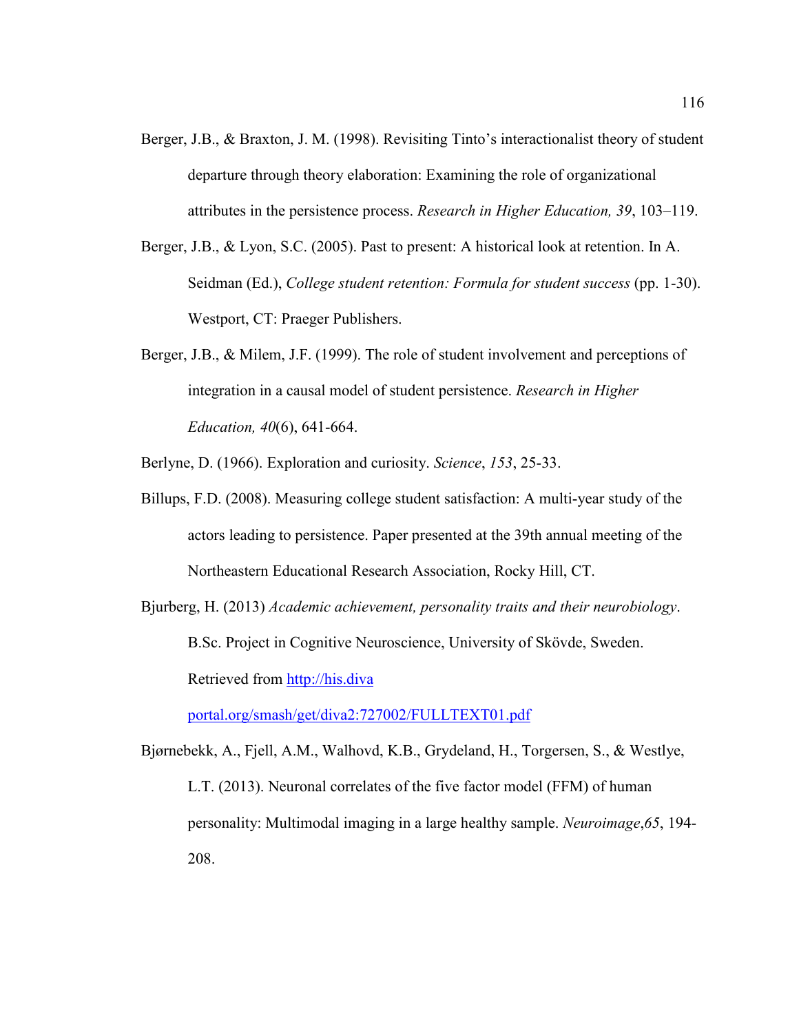Berger, J.B., & Braxton, J. M. (1998). Revisiting Tinto's interactionalist theory of student departure through theory elaboration: Examining the role of organizational attributes in the persistence process. *Research in Higher Education, 39*, 103–119.

Berger, J.B., & Lyon, S.C. (2005). Past to present: A historical look at retention. In A. Seidman (Ed.), *College student retention: Formula for student success* (pp. 1-30). Westport, CT: Praeger Publishers.

Berger, J.B., & Milem, J.F. (1999). The role of student involvement and perceptions of integration in a causal model of student persistence. *Research in Higher Education, 40*(6), 641-664.

Berlyne, D. (1966). Exploration and curiosity. *Science*, *153*, 25-33.

Billups, F.D. (2008). Measuring college student satisfaction: A multi-year study of the actors leading to persistence. Paper presented at the 39th annual meeting of the Northeastern Educational Research Association, Rocky Hill, CT.

Bjurberg, H. (2013) *Academic achievement, personality traits and their neurobiology*. B.Sc. Project in Cognitive Neuroscience, University of Skövde, Sweden. Retrieved from http://his.diva portal.org/smash/get/diva2:727002/FULLTEXT01.pdf

Bjørnebekk, A., Fjell, A.M., Walhovd, K.B., Grydeland, H., Torgersen, S., & Westlye, L.T. (2013). Neuronal correlates of the five factor model (FFM) of human personality: Multimodal imaging in a large healthy sample. *Neuroimage*,*65*, 194-208.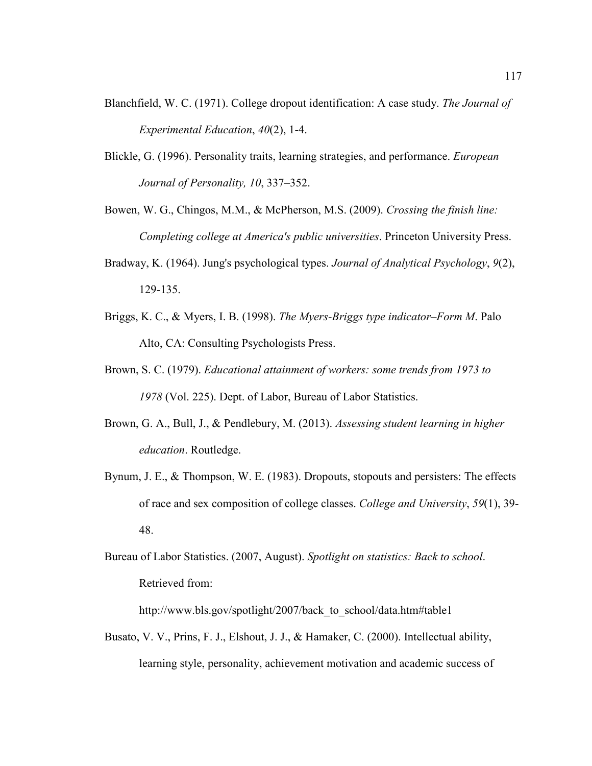Blanchfield, W. C. (1971). College dropout identification: A case study. *The Journal of Experimental Education*, *40*(2), 1-4.

Blickle, G. (1996). Personality traits, learning strategies, and performance. *European Journal of Personality, 10*, 337–352.

Bowen, W. G., Chingos, M.M., & McPherson, M.S. (2009). *Crossing the finish line: Completing college at America's public universities*. Princeton University Press.

Bradway, K. (1964). Jung's psychological types. *Journal of Analytical Psychology*, *9*(2), 129-135.

Briggs, K. C., & Myers, I. B. (1998). *The Myers-Briggs type indicator–Form M*. Palo Alto, CA: Consulting Psychologists Press.

Brown, S. C. (1979). *Educational attainment of workers: some trends from 1973 to 1978* (Vol. 225). Dept. of Labor, Bureau of Labor Statistics.

Brown, G. A., Bull, J., & Pendlebury, M. (2013). *Assessing student learning in higher education*. Routledge.

Bynum, J. E., & Thompson, W. E. (1983). Dropouts, stopouts and persisters: The effects of race and sex composition of college classes. *College and University*, *59*(1), 39-48.

Bureau of Labor Statistics. (2007, August). *Spotlight on statistics: Back to school*. Retrieved from: http://www.bls.gov/spotlight/2007/back_to_school/data.htm#table1

Busato, V. V., Prins, F. J., Elshout, J. J., & Hamaker, C. (2000). Intellectual ability, learning style, personality, achievement motivation and academic success of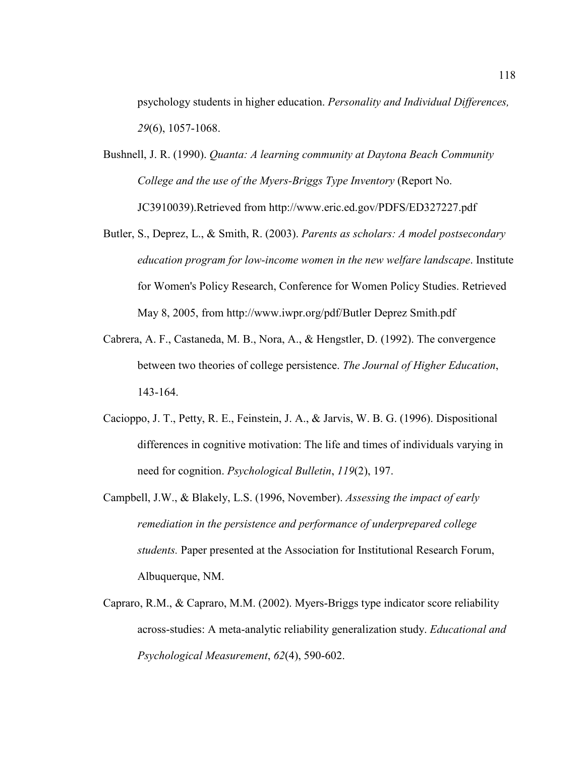psychology students in higher education. *Personality and Individual Differences, 29*(6), 1057-1068.

Bushnell, J. R. (1990). *Quanta: A learning community at Daytona Beach Community College and the use of the Myers-Briggs Type Inventory* (Report No. JC3910039).Retrieved from http://www.eric.ed.gov/PDFS/ED327227.pdf

Butler, S., Deprez, L., & Smith, R. (2003). *Parents as scholars: A model postsecondary education program for low-income women in the new welfare landscape*. Institute for Women's Policy Research, Conference for Women Policy Studies. Retrieved May 8, 2005, from http://www.iwpr.org/pdf/Butler Deprez Smith.pdf

Cabrera, A. F., Castaneda, M. B., Nora, A., & Hengstler, D. (1992). The convergence between two theories of college persistence. *The Journal of Higher Education*, 143-164.

Cacioppo, J. T., Petty, R. E., Feinstein, J. A., & Jarvis, W. B. G. (1996). Dispositional differences in cognitive motivation: The life and times of individuals varying in need for cognition. *Psychological Bulletin*, *119*(2), 197.

Campbell, J.W., & Blakely, L.S. (1996, November). *Assessing the impact of early remediation in the persistence and performance of underprepared college students.* Paper presented at the Association for Institutional Research Forum, Albuquerque, NM.

Capraro, R.M., & Capraro, M.M. (2002). Myers-Briggs type indicator score reliability across-studies: A meta-analytic reliability generalization study. *Educational and Psychological Measurement*, *62*(4), 590-602.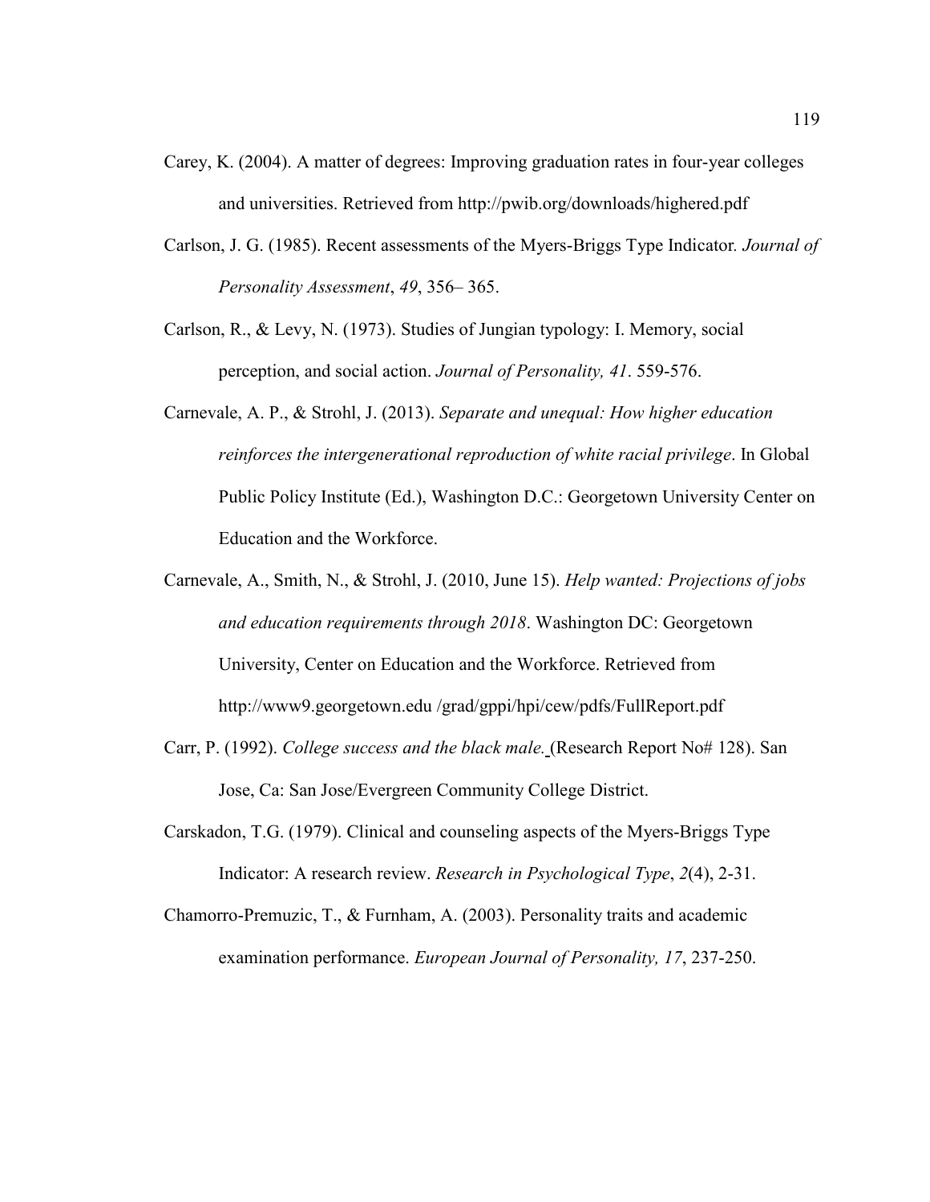Carey, K. (2004). A matter of degrees: Improving graduation rates in four-year colleges and universities. Retrieved from http://pwib.org/downloads/highered.pdf

Carlson, J. G. (1985). Recent assessments of the Myers-Briggs Type Indicator. *Journal of Personality Assessment*, *49*, 356– 365.

Carlson, R., & Levy, N. (1973). Studies of Jungian typology: I. Memory, social perception, and social action. *Journal of Personality, 41*. 559-576.

Carnevale, A. P., & Strohl, J. (2013). *Separate and unequal: How higher education reinforces the intergenerational reproduction of white racial privilege*. In Global Public Policy Institute (Ed.), Washington D.C.: Georgetown University Center on Education and the Workforce.

Carnevale, A., Smith, N., & Strohl, J. (2010, June 15). *Help wanted: Projections of jobs and education requirements through 2018*. Washington DC: Georgetown University, Center on Education and the Workforce. Retrieved from http://www9.georgetown.edu /grad/gppi/hpi/cew/pdfs/FullReport.pdf

Carr, P. (1992). *College success and the black male.* (Research Report No# 128). San Jose, Ca: San Jose/Evergreen Community College District.

Carskadon, T.G. (1979). Clinical and counseling aspects of the Myers-Briggs Type Indicator: A research review. *Research in Psychological Type*, *2*(4), 2-31.

Chamorro-Premuzic, T., & Furnham, A. (2003). Personality traits and academic examination performance. *European Journal of Personality, 17*, 237-250.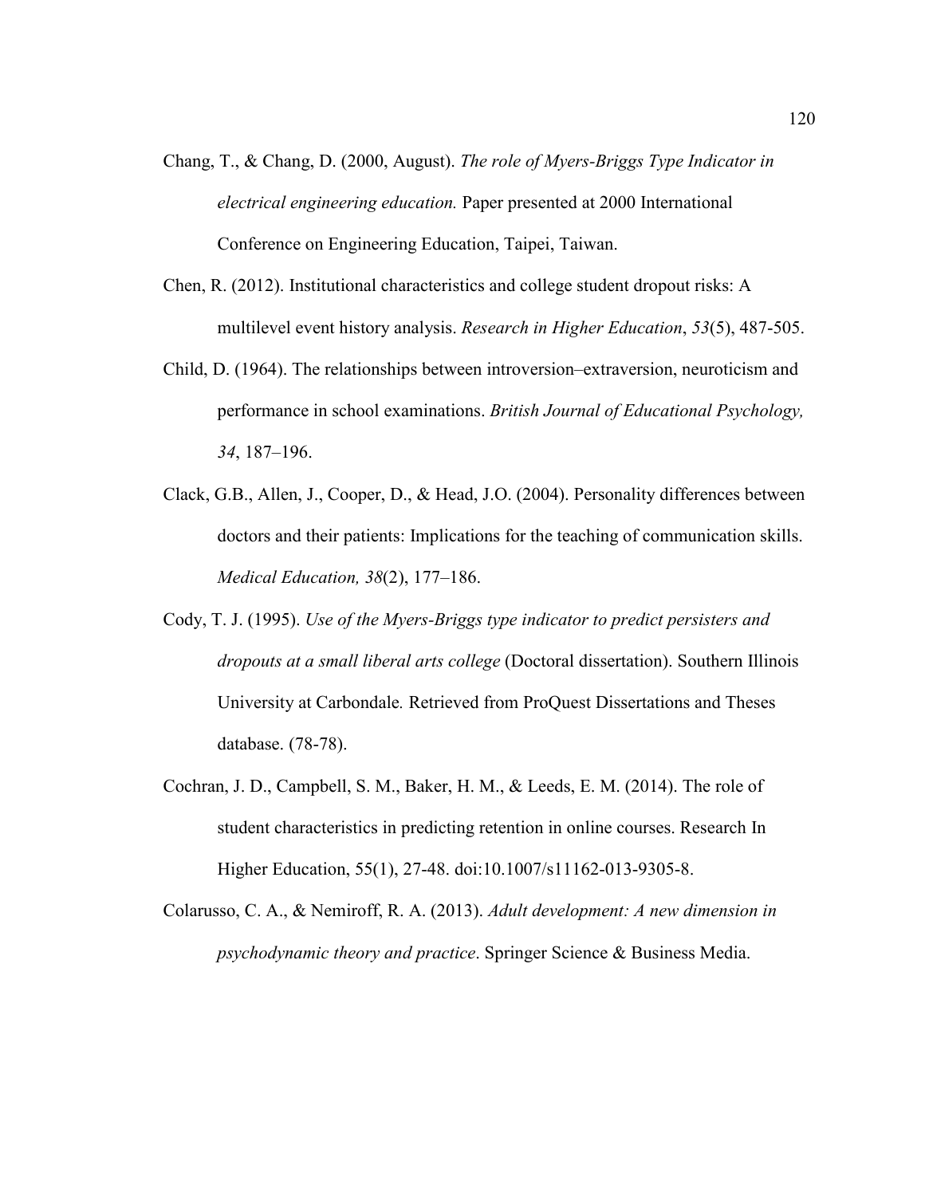Chang, T., & Chang, D. (2000, August). *The role of Myers-Briggs Type Indicator in electrical engineering education.* Paper presented at 2000 International Conference on Engineering Education, Taipei, Taiwan.

Chen, R. (2012). Institutional characteristics and college student dropout risks: A multilevel event history analysis. *Research in Higher Education*, *53*(5), 487-505.

Child, D. (1964). The relationships between introversion–extraversion, neuroticism and performance in school examinations. *British Journal of Educational Psychology, 34*, 187–196.

Clack, G.B., Allen, J., Cooper, D., & Head, J.O. (2004). Personality differences between doctors and their patients: Implications for the teaching of communication skills. *Medical Education, 38*(2), 177–186.

Cody, T. J. (1995). *Use of the Myers-Briggs type indicator to predict persisters and dropouts at a small liberal arts college* (Doctoral dissertation). Southern Illinois University at Carbondale. Retrieved from ProQuest Dissertations and Theses database. (78-78).

Cochran, J. D., Campbell, S. M., Baker, H. M., & Leeds, E. M. (2014). The role of student characteristics in predicting retention in online courses. Research In Higher Education, 55(1), 27-48. doi:10.1007/s11162-013-9305-8.

Colarusso, C. A., & Nemiroff, R. A. (2013). *Adult development: A new dimension in psychodynamic theory and practice*. Springer Science & Business Media.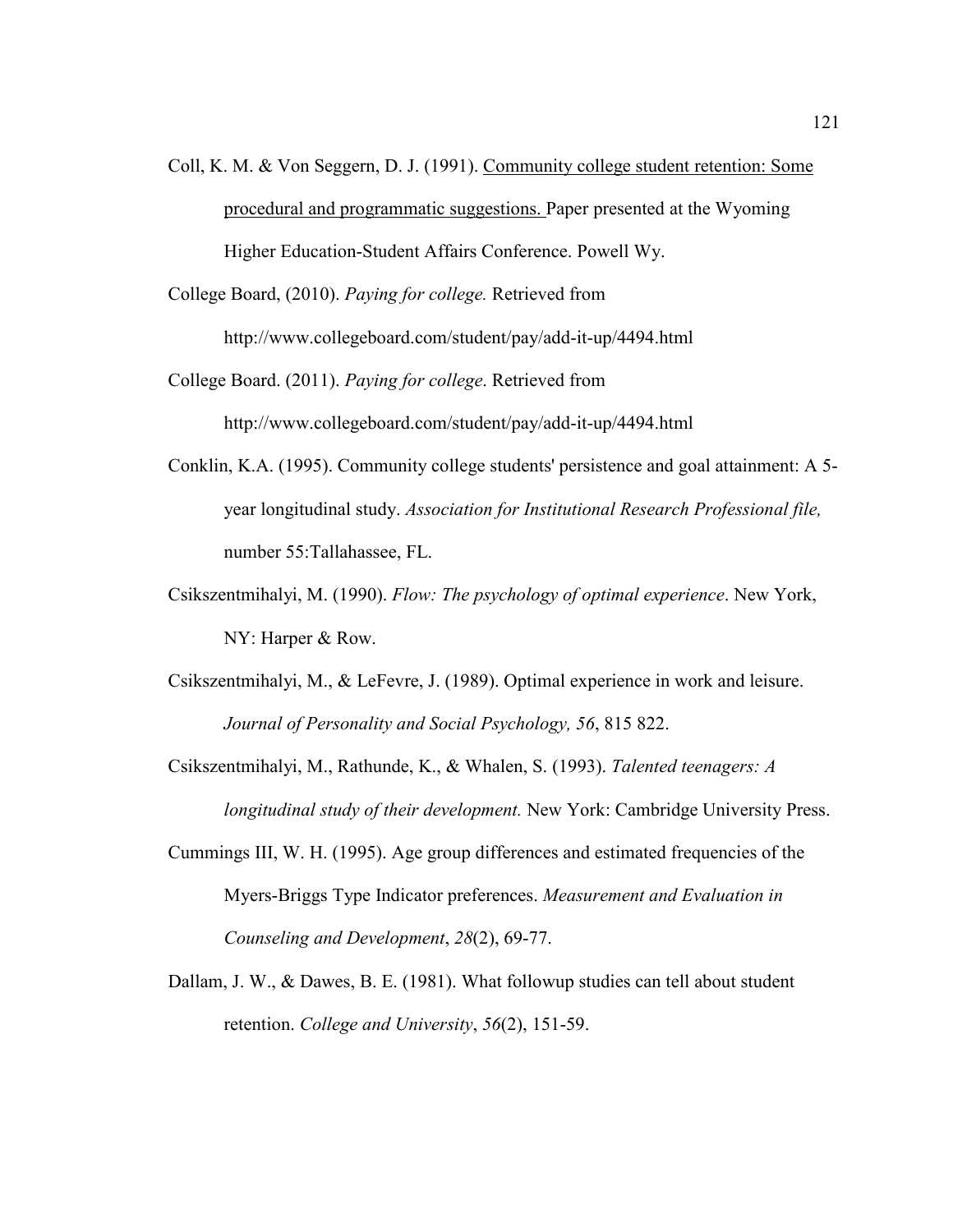Coll, K. M. & Von Seggern, D. J. (1991). <u>Community college student retention: Some procedural and programmatic suggestions.</u> Paper presented at the Wyoming Higher Education-Student Affairs Conference. Powell Wy.

College Board, (2010). *Paying for college.* Retrieved from http://www.collegeboard.com/student/pay/add-it-up/4494.html

College Board. (2011). *Paying for college*. Retrieved from http://www.collegeboard.com/student/pay/add-it-up/4494.html

Conklin, K.A. (1995). Community college students' persistence and goal attainment: A 5-year longitudinal study. *Association for Institutional Research Professional file,* number 55:Tallahassee, FL.

Csikszentmihalyi, M. (1990). *Flow: The psychology of optimal experience*. New York, NY: Harper & Row.

Csikszentmihalyi, M., & LeFevre, J. (1989). Optimal experience in work and leisure. *Journal of Personality and Social Psychology, 56*, 815 822.

Csikszentmihalyi, M., Rathunde, K., & Whalen, S. (1993). *Talented teenagers: A longitudinal study of their development.* New York: Cambridge University Press.

Cummings III, W. H. (1995). Age group differences and estimated frequencies of the Myers-Briggs Type Indicator preferences. *Measurement and Evaluation in Counseling and Development*, *28*(2), 69-77.

Dallam, J. W., & Dawes, B. E. (1981). What followup studies can tell about student retention. *College and University*, *56*(2), 151-59.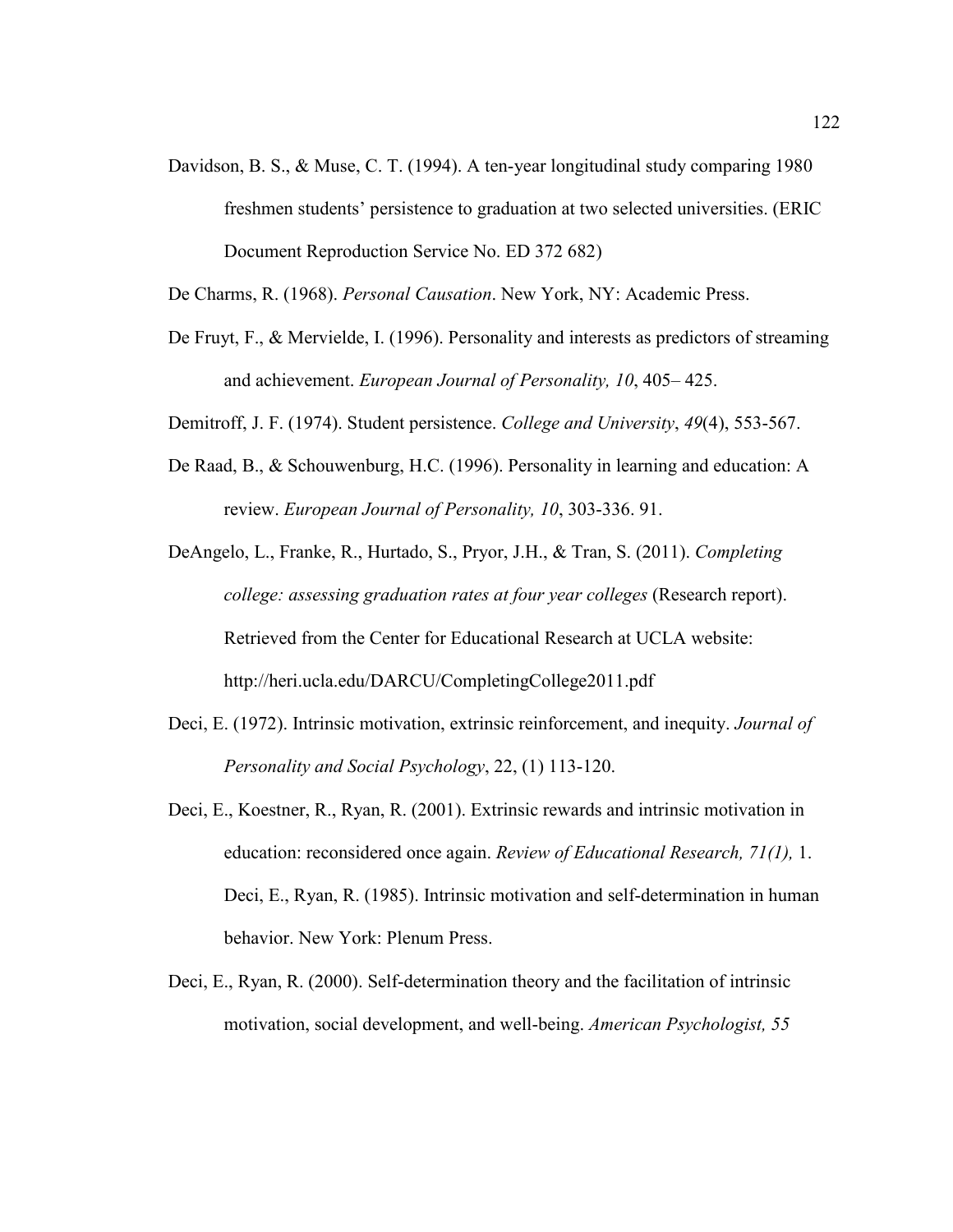Davidson, B. S., & Muse, C. T. (1994). A ten-year longitudinal study comparing 1980 freshmen students' persistence to graduation at two selected universities. (ERIC Document Reproduction Service No. ED 372 682)

De Charms, R. (1968). *Personal Causation*. New York, NY: Academic Press.

De Fruyt, F., & Mervielde, I. (1996). Personality and interests as predictors of streaming and achievement. *European Journal of Personality, 10*, 405– 425.

Demitroff, J. F. (1974). Student persistence. *College and University*, *49*(4), 553-567.

De Raad, B., & Schouwenburg, H.C. (1996). Personality in learning and education: A review. *European Journal of Personality, 10*, 303-336. 91.

DeAngelo, L., Franke, R., Hurtado, S., Pryor, J.H., & Tran, S. (2011). *Completing college: assessing graduation rates at four year colleges* (Research report). Retrieved from the Center for Educational Research at UCLA website: http://heri.ucla.edu/DARCU/CompletingCollege2011.pdf

Deci, E. (1972). Intrinsic motivation, extrinsic reinforcement, and inequity. *Journal of Personality and Social Psychology*, 22, (1) 113-120.

Deci, E., Koestner, R., Ryan, R. (2001). Extrinsic rewards and intrinsic motivation in education: reconsidered once again. *Review of Educational Research, 71(1),* 1. Deci, E., Ryan, R. (1985). Intrinsic motivation and self-determination in human behavior. New York: Plenum Press.

Deci, E., Ryan, R. (2000). Self-determination theory and the facilitation of intrinsic motivation, social development, and well-being. *American Psychologist, 55*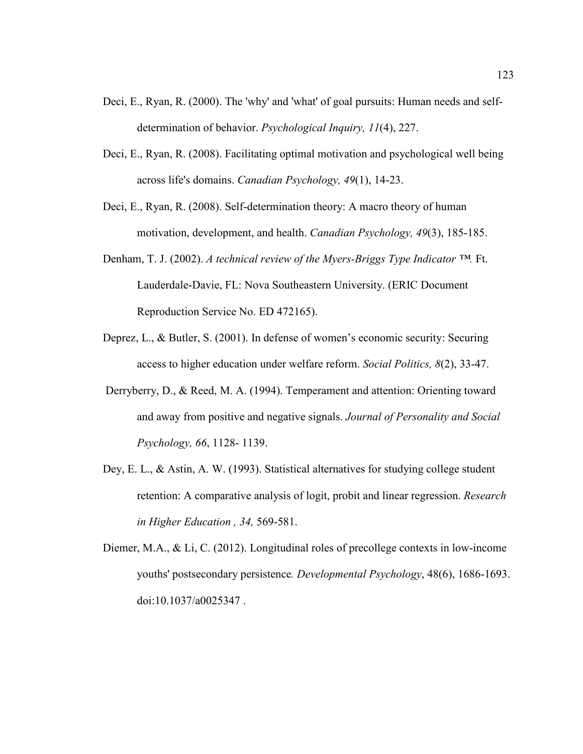Deci, E., Ryan, R. (2000). The 'why' and 'what' of goal pursuits: Human needs and self-determination of behavior. *Psychological Inquiry, 11*(4), 227.

Deci, E., Ryan, R. (2008). Facilitating optimal motivation and psychological well being across life's domains. *Canadian Psychology, 49*(1), 14-23.

Deci, E., Ryan, R. (2008). Self-determination theory: A macro theory of human motivation, development, and health. *Canadian Psychology, 49*(3), 185-185.

Denham, T. J. (2002). *A technical review of the Myers-Briggs Type Indicator ™.* Ft. Lauderdale-Davie, FL: Nova Southeastern University. (ERIC Document Reproduction Service No. ED 472165).

Deprez, L., & Butler, S. (2001). In defense of women's economic security: Securing access to higher education under welfare reform. *Social Politics, 8*(2), 33-47.

Derryberry, D., & Reed, M. A. (1994). Temperament and attention: Orienting toward and away from positive and negative signals. *Journal of Personality and Social Psychology, 66*, 1128- 1139.

Dey, E. L., & Astin, A. W. (1993). Statistical alternatives for studying college student retention: A comparative analysis of logit, probit and linear regression. *Research in Higher Education , 34,* 569-581.

Diemer, M.A., & Li, C. (2012). Longitudinal roles of precollege contexts in low-income youths' postsecondary persistence*. Developmental Psychology*, 48(6), 1686-1693. doi:10.1037/a0025347 .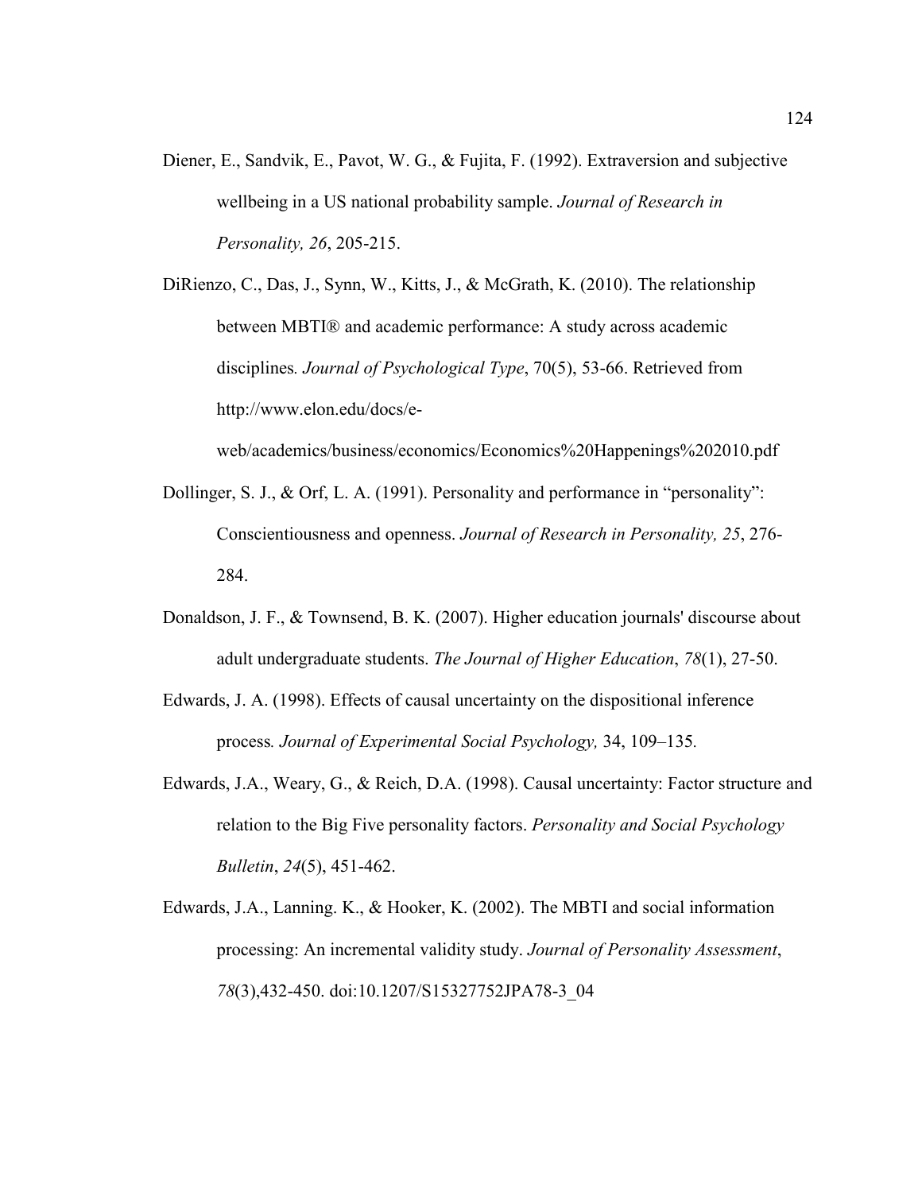Diener, E., Sandvik, E., Pavot, W. G., & Fujita, F. (1992). Extraversion and subjective wellbeing in a US national probability sample. *Journal of Research in Personality, 26*, 205-215.

DiRienzo, C., Das, J., Synn, W., Kitts, J., & McGrath, K. (2010). The relationship between MBTI® and academic performance: A study across academic disciplines. *Journal of Psychological Type*, 70(5), 53-66. Retrieved from http://www.elon.edu/docs/e-web/academics/business/economics/Economics%20Happenings%202010.pdf

Dollinger, S. J., & Orf, L. A. (1991). Personality and performance in "personality": Conscientiousness and openness. *Journal of Research in Personality, 25*, 276-284.

Donaldson, J. F., & Townsend, B. K. (2007). Higher education journals' discourse about adult undergraduate students. *The Journal of Higher Education*, *78*(1), 27-50.

Edwards, J. A. (1998). Effects of causal uncertainty on the dispositional inference process. *Journal of Experimental Social Psychology,* 34, 109–135.

Edwards, J.A., Weary, G., & Reich, D.A. (1998). Causal uncertainty: Factor structure and relation to the Big Five personality factors. *Personality and Social Psychology Bulletin*, *24*(5), 451-462.

Edwards, J.A., Lanning. K., & Hooker, K. (2002). The MBTI and social information processing: An incremental validity study. *Journal of Personality Assessment*, *78*(3),432-450. doi:10.1207/S15327752JPA78-3_04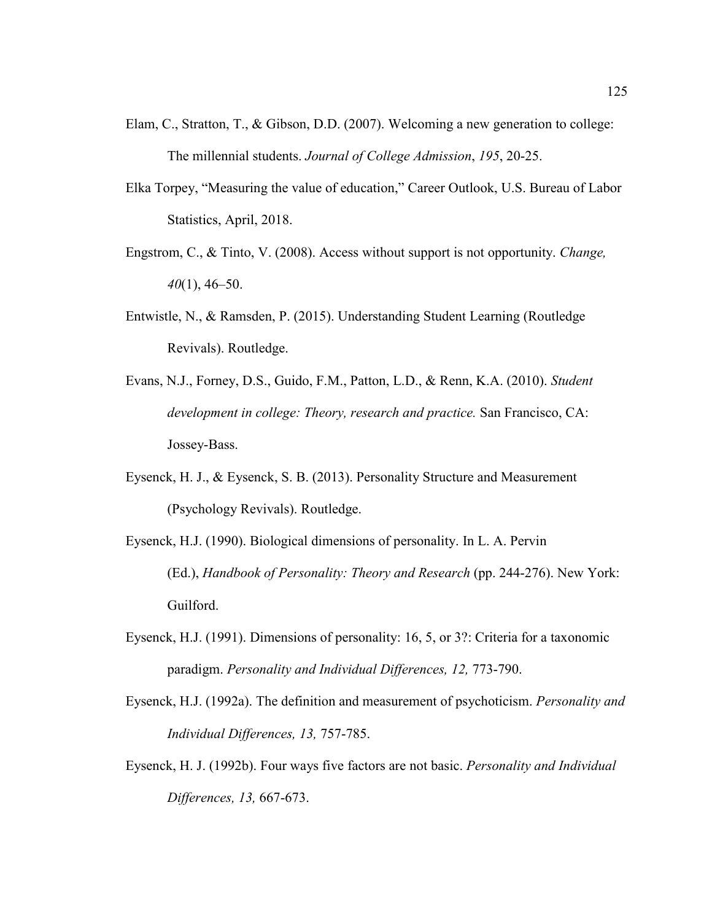Elam, C., Stratton, T., & Gibson, D.D. (2007). Welcoming a new generation to college: The millennial students. *Journal of College Admission*, *195*, 20-25.

Elka Torpey, "Measuring the value of education," Career Outlook, U.S. Bureau of Labor Statistics, April, 2018.

Engstrom, C., & Tinto, V. (2008). Access without support is not opportunity. *Change, 40*(1), 46–50.

Entwistle, N., & Ramsden, P. (2015). Understanding Student Learning (Routledge Revivals). Routledge.

Evans, N.J., Forney, D.S., Guido, F.M., Patton, L.D., & Renn, K.A. (2010). *Student development in college: Theory, research and practice.* San Francisco, CA: Jossey-Bass.

Eysenck, H. J., & Eysenck, S. B. (2013). Personality Structure and Measurement (Psychology Revivals). Routledge.

Eysenck, H.J. (1990). Biological dimensions of personality. In L. A. Pervin (Ed.), *Handbook of Personality: Theory and Research* (pp. 244-276). New York: Guilford.

Eysenck, H.J. (1991). Dimensions of personality: 16, 5, or 3?: Criteria for a taxonomic paradigm. *Personality and Individual Differences, 12,* 773-790.

Eysenck, H.J. (1992a). The definition and measurement of psychoticism. *Personality and Individual Differences, 13,* 757-785.

Eysenck, H. J. (1992b). Four ways five factors are not basic. *Personality and Individual Differences, 13,* 667-673.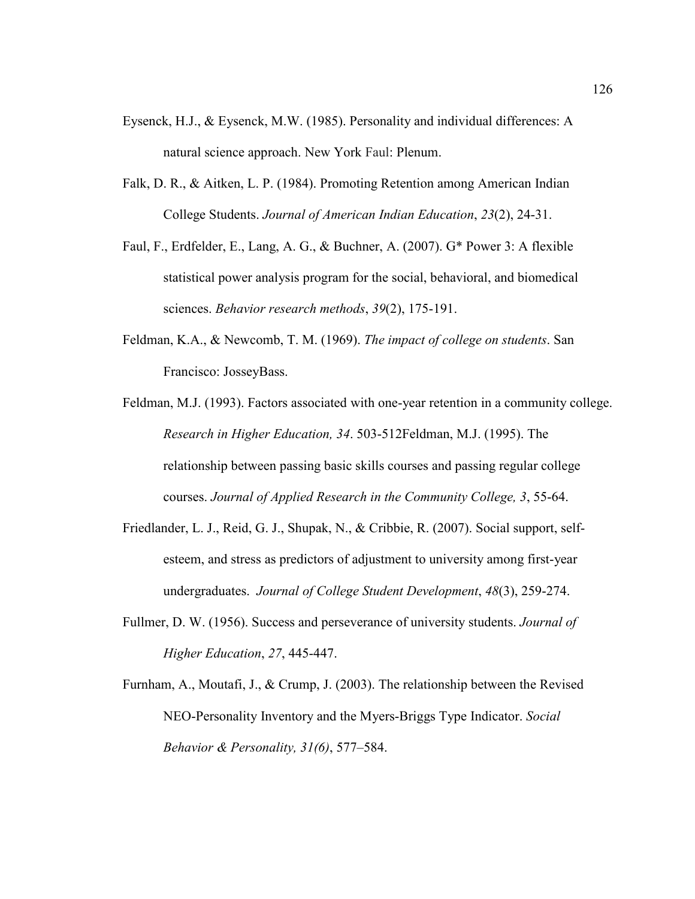Eysenck, H.J., & Eysenck, M.W. (1985). Personality and individual differences: A natural science approach. New York Faul: Plenum.

Falk, D. R., & Aitken, L. P. (1984). Promoting Retention among American Indian College Students. *Journal of American Indian Education*, *23*(2), 24-31.

Faul, F., Erdfelder, E., Lang, A. G., & Buchner, A. (2007). G* Power 3: A flexible statistical power analysis program for the social, behavioral, and biomedical sciences. *Behavior research methods*, *39*(2), 175-191.

Feldman, K.A., & Newcomb, T. M. (1969). *The impact of college on students*. San Francisco: JosseyBass.

Feldman, M.J. (1993). Factors associated with one-year retention in a community college. *Research in Higher Education, 34*. 503-512Feldman, M.J. (1995). The relationship between passing basic skills courses and passing regular college courses. *Journal of Applied Research in the Community College, 3*, 55-64.

Friedlander, L. J., Reid, G. J., Shupak, N., & Cribbie, R. (2007). Social support, self-esteem, and stress as predictors of adjustment to university among first-year undergraduates. *Journal of College Student Development*, *48*(3), 259-274.

Fullmer, D. W. (1956). Success and perseverance of university students. *Journal of Higher Education*, *27*, 445-447.

Furnham, A., Moutafi, J., & Crump, J. (2003). The relationship between the Revised NEO-Personality Inventory and the Myers-Briggs Type Indicator. *Social Behavior & Personality, 31(6)*, 577–584.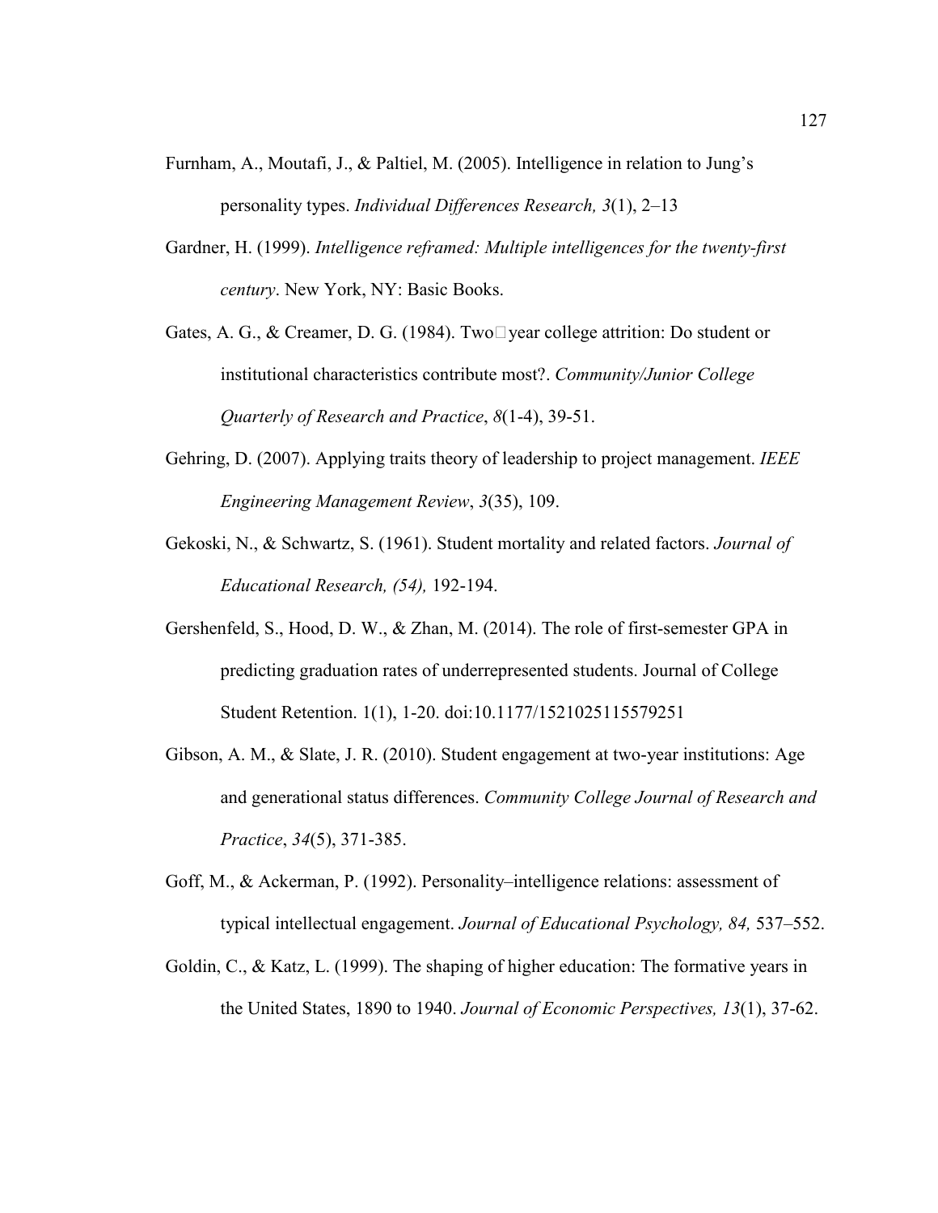Furnham, A., Moutafi, J., & Paltiel, M. (2005). Intelligence in relation to Jung's personality types. *Individual Differences Research, 3*(1), 2–13

Gardner, H. (1999). *Intelligence reframed: Multiple intelligences for the twenty-first century*. New York, NY: Basic Books.

Gates, A. G., & Creamer, D. G. (1984). Two□year college attrition: Do student or institutional characteristics contribute most?. *Community/Junior College Quarterly of Research and Practice*, *8*(1-4), 39-51.

Gehring, D. (2007). Applying traits theory of leadership to project management. *IEEE Engineering Management Review*, *3*(35), 109.

Gekoski, N., & Schwartz, S. (1961). Student mortality and related factors. *Journal of Educational Research, (54),* 192-194.

Gershenfeld, S., Hood, D. W., & Zhan, M. (2014). The role of first-semester GPA in predicting graduation rates of underrepresented students. Journal of College Student Retention. 1(1), 1-20. doi:10.1177/1521025115579251

Gibson, A. M., & Slate, J. R. (2010). Student engagement at two-year institutions: Age and generational status differences. *Community College Journal of Research and Practice*, *34*(5), 371-385.

Goff, M., & Ackerman, P. (1992). Personality–intelligence relations: assessment of typical intellectual engagement. *Journal of Educational Psychology, 84,* 537–552.

Goldin, C., & Katz, L. (1999). The shaping of higher education: The formative years in the United States, 1890 to 1940. *Journal of Economic Perspectives, 13*(1), 37-62.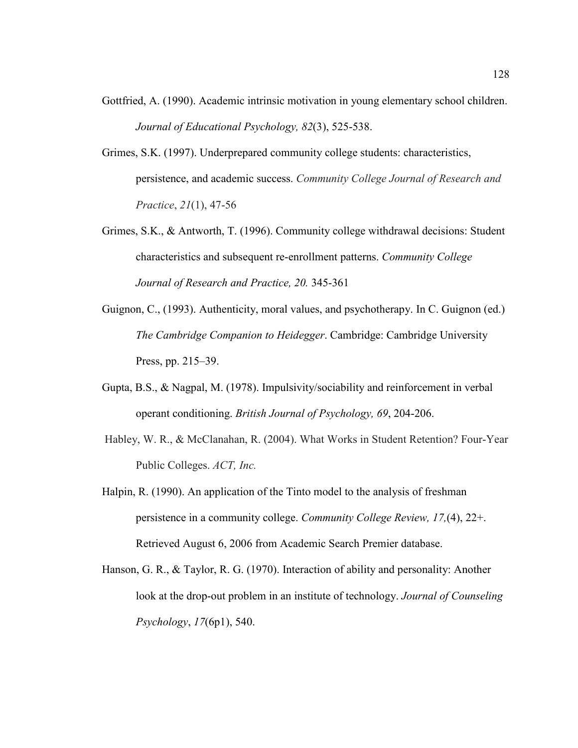Gottfried, A. (1990). Academic intrinsic motivation in young elementary school children. *Journal of Educational Psychology, 82*(3), 525-538.

Grimes, S.K. (1997). Underprepared community college students: characteristics, persistence, and academic success. *Community College Journal of Research and Practice*, *21*(1), 47-56

Grimes, S.K., & Antworth, T. (1996). Community college withdrawal decisions: Student characteristics and subsequent re-enrollment patterns. *Community College Journal of Research and Practice, 20.* 345-361

Guignon, C., (1993). Authenticity, moral values, and psychotherapy. In C. Guignon (ed.) *The Cambridge Companion to Heidegger*. Cambridge: Cambridge University Press, pp. 215–39.

Gupta, B.S., & Nagpal, M. (1978). Impulsivity/sociability and reinforcement in verbal operant conditioning. *British Journal of Psychology, 69*, 204-206.

Habley, W. R., & McClanahan, R. (2004). What Works in Student Retention? Four-Year Public Colleges. *ACT, Inc.*

Halpin, R. (1990). An application of the Tinto model to the analysis of freshman persistence in a community college. *Community College Review, 17,*(4), 22+. Retrieved August 6, 2006 from Academic Search Premier database.

Hanson, G. R., & Taylor, R. G. (1970). Interaction of ability and personality: Another look at the drop-out problem in an institute of technology. *Journal of Counseling Psychology*, *17*(6p1), 540.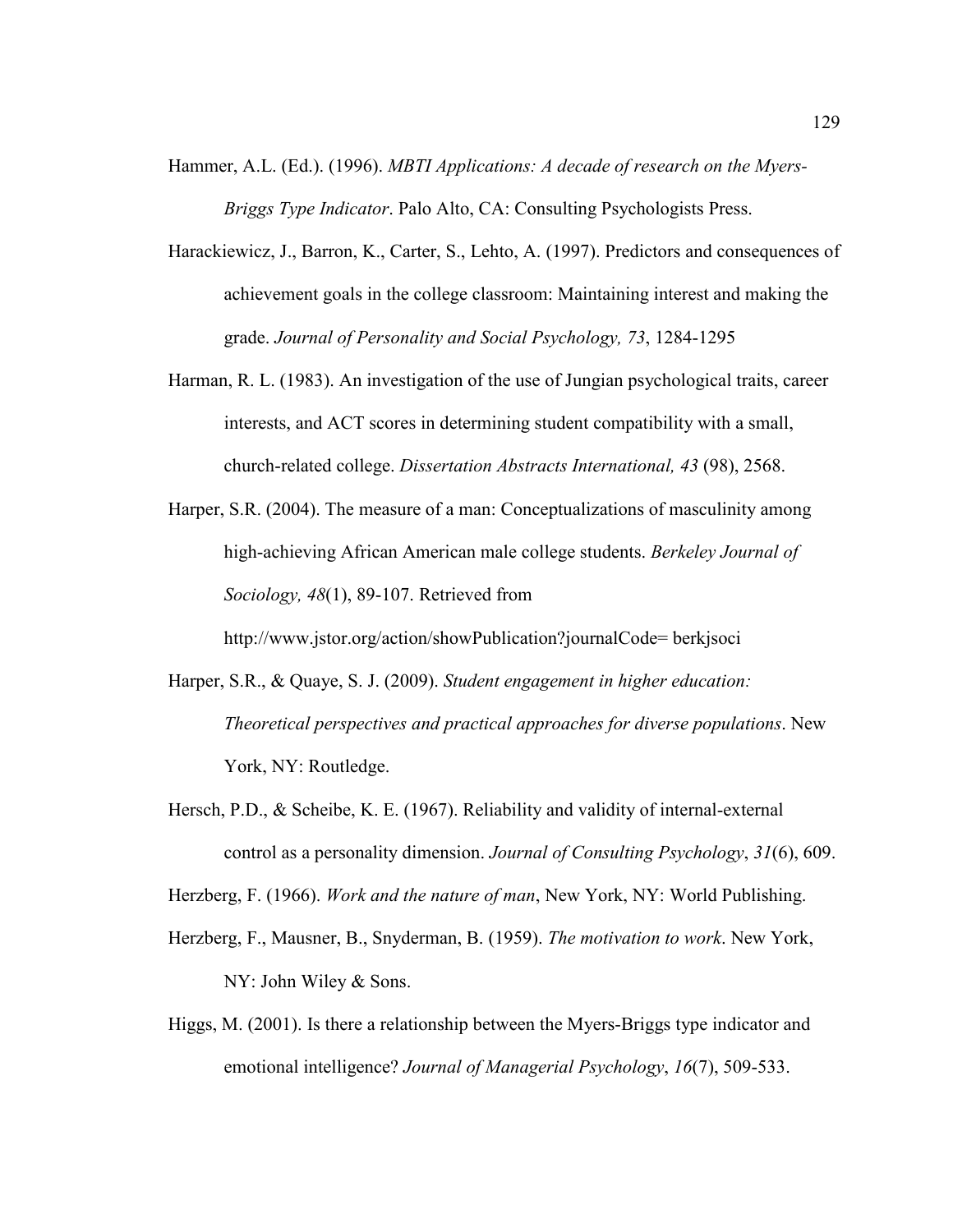Hammer, A.L. (Ed.). (1996). *MBTI Applications: A decade of research on the Myers-Briggs Type Indicator*. Palo Alto, CA: Consulting Psychologists Press.

Harackiewicz, J., Barron, K., Carter, S., Lehto, A. (1997). Predictors and consequences of achievement goals in the college classroom: Maintaining interest and making the grade. *Journal of Personality and Social Psychology, 73*, 1284-1295

Harman, R. L. (1983). An investigation of the use of Jungian psychological traits, career interests, and ACT scores in determining student compatibility with a small, church-related college. *Dissertation Abstracts International, 43* (98), 2568.

Harper, S.R. (2004). The measure of a man: Conceptualizations of masculinity among high-achieving African American male college students. *Berkeley Journal of Sociology, 48*(1), 89-107. Retrieved from http://www.jstor.org/action/showPublication?journalCode= berkjsoci

Harper, S.R., & Quaye, S. J. (2009). *Student engagement in higher education: Theoretical perspectives and practical approaches for diverse populations*. New York, NY: Routledge.

Hersch, P.D., & Scheibe, K. E. (1967). Reliability and validity of internal-external control as a personality dimension. *Journal of Consulting Psychology*, *31*(6), 609.

Herzberg, F. (1966). *Work and the nature of man*, New York, NY: World Publishing.

Herzberg, F., Mausner, B., Snyderman, B. (1959). *The motivation to work*. New York, NY: John Wiley & Sons.

Higgs, M. (2001). Is there a relationship between the Myers-Briggs type indicator and emotional intelligence? *Journal of Managerial Psychology*, *16*(7), 509-533.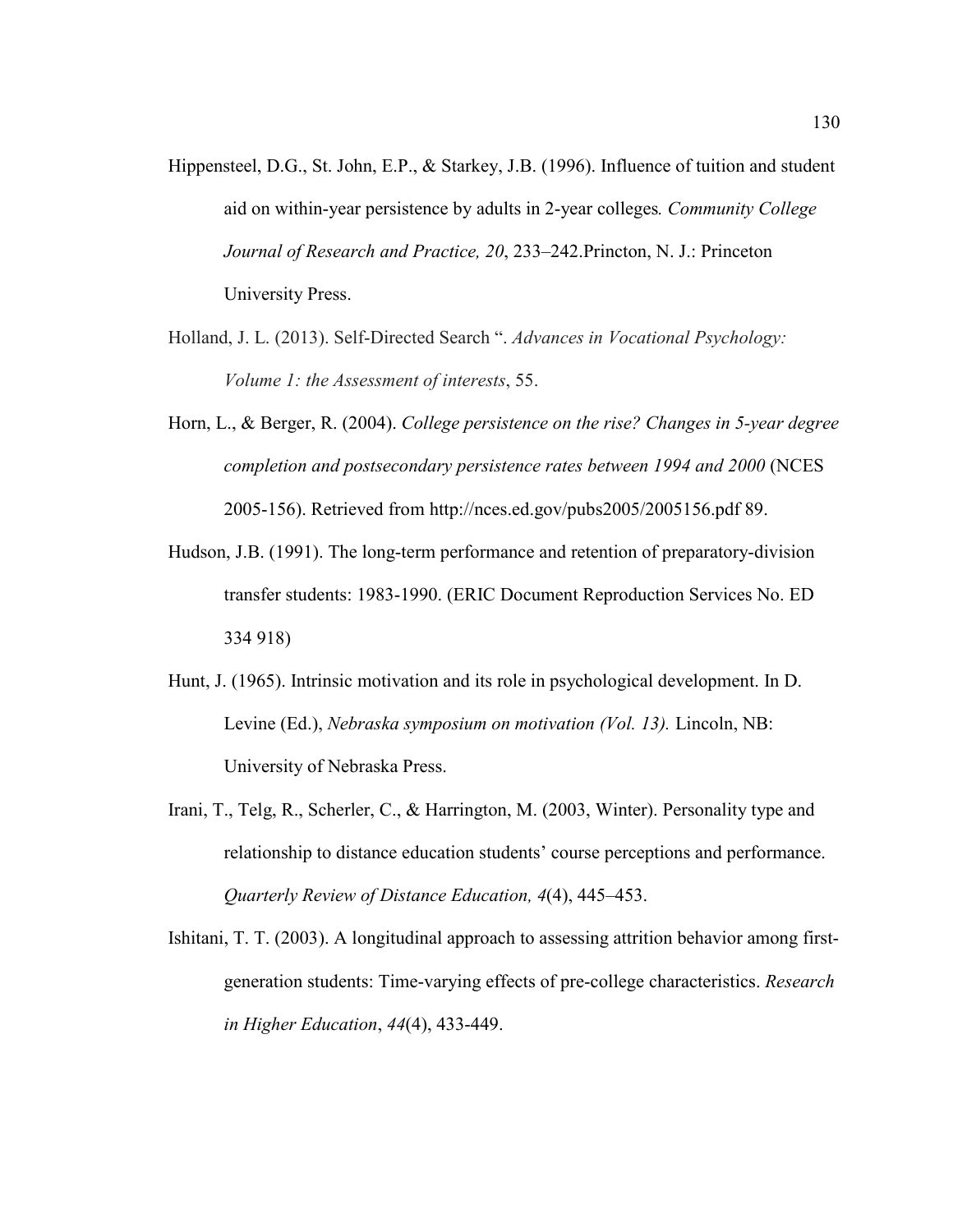Hippensteel, D.G., St. John, E.P., & Starkey, J.B. (1996). Influence of tuition and student aid on within-year persistence by adults in 2-year colleges*. Community College Journal of Research and Practice, 20*, 233–242.Princton, N. J.: Princeton University Press.

Holland, J. L. (2013). Self-Directed Search ". *Advances in Vocational Psychology: Volume 1: the Assessment of interests*, 55.

Horn, L., & Berger, R. (2004). *College persistence on the rise? Changes in 5-year degree completion and postsecondary persistence rates between 1994 and 2000* (NCES 2005-156). Retrieved from http://nces.ed.gov/pubs2005/2005156.pdf 89.

Hudson, J.B. (1991). The long-term performance and retention of preparatory-division transfer students: 1983-1990. (ERIC Document Reproduction Services No. ED 334 918)

Hunt, J. (1965). Intrinsic motivation and its role in psychological development. In D. Levine (Ed.), *Nebraska symposium on motivation (Vol. 13).* Lincoln, NB: University of Nebraska Press.

Irani, T., Telg, R., Scherler, C., & Harrington, M. (2003, Winter). Personality type and relationship to distance education students' course perceptions and performance. *Quarterly Review of Distance Education, 4*(4), 445–453.

Ishitani, T. T. (2003). A longitudinal approach to assessing attrition behavior among first-generation students: Time-varying effects of pre-college characteristics. *Research in Higher Education*, *44*(4), 433-449.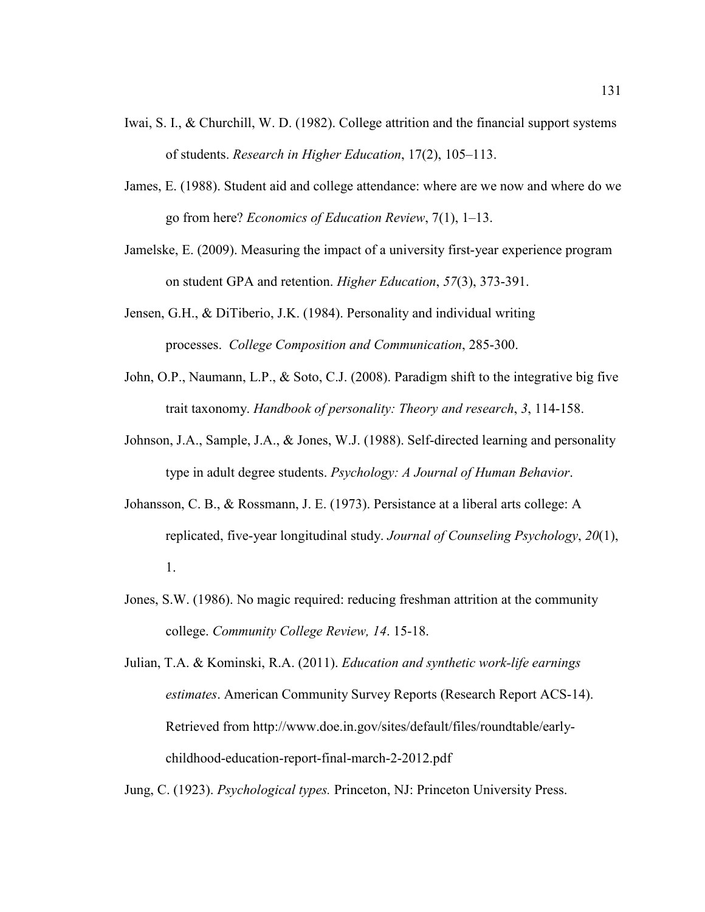Iwai, S. I., & Churchill, W. D. (1982). College attrition and the financial support systems of students. *Research in Higher Education*, 17(2), 105–113.

James, E. (1988). Student aid and college attendance: where are we now and where do we go from here? *Economics of Education Review*, 7(1), 1–13.

Jamelske, E. (2009). Measuring the impact of a university first-year experience program on student GPA and retention. *Higher Education*, *57*(3), 373-391.

Jensen, G.H., & DiTiberio, J.K. (1984). Personality and individual writing processes. *College Composition and Communication*, 285-300.

John, O.P., Naumann, L.P., & Soto, C.J. (2008). Paradigm shift to the integrative big five trait taxonomy. *Handbook of personality: Theory and research*, *3*, 114-158.

Johnson, J.A., Sample, J.A., & Jones, W.J. (1988). Self-directed learning and personality type in adult degree students. *Psychology: A Journal of Human Behavior*.

Johansson, C. B., & Rossmann, J. E. (1973). Persistance at a liberal arts college: A replicated, five-year longitudinal study. *Journal of Counseling Psychology*, *20*(1), 1.

Jones, S.W. (1986). No magic required: reducing freshman attrition at the community college. *Community College Review, 14*. 15-18.

Julian, T.A. & Kominski, R.A. (2011). *Education and synthetic work-life earnings estimates*. American Community Survey Reports (Research Report ACS-14). Retrieved from http://www.doe.in.gov/sites/default/files/roundtable/early-childhood-education-report-final-march-2-2012.pdf

Jung, C. (1923). *Psychological types.* Princeton, NJ: Princeton University Press.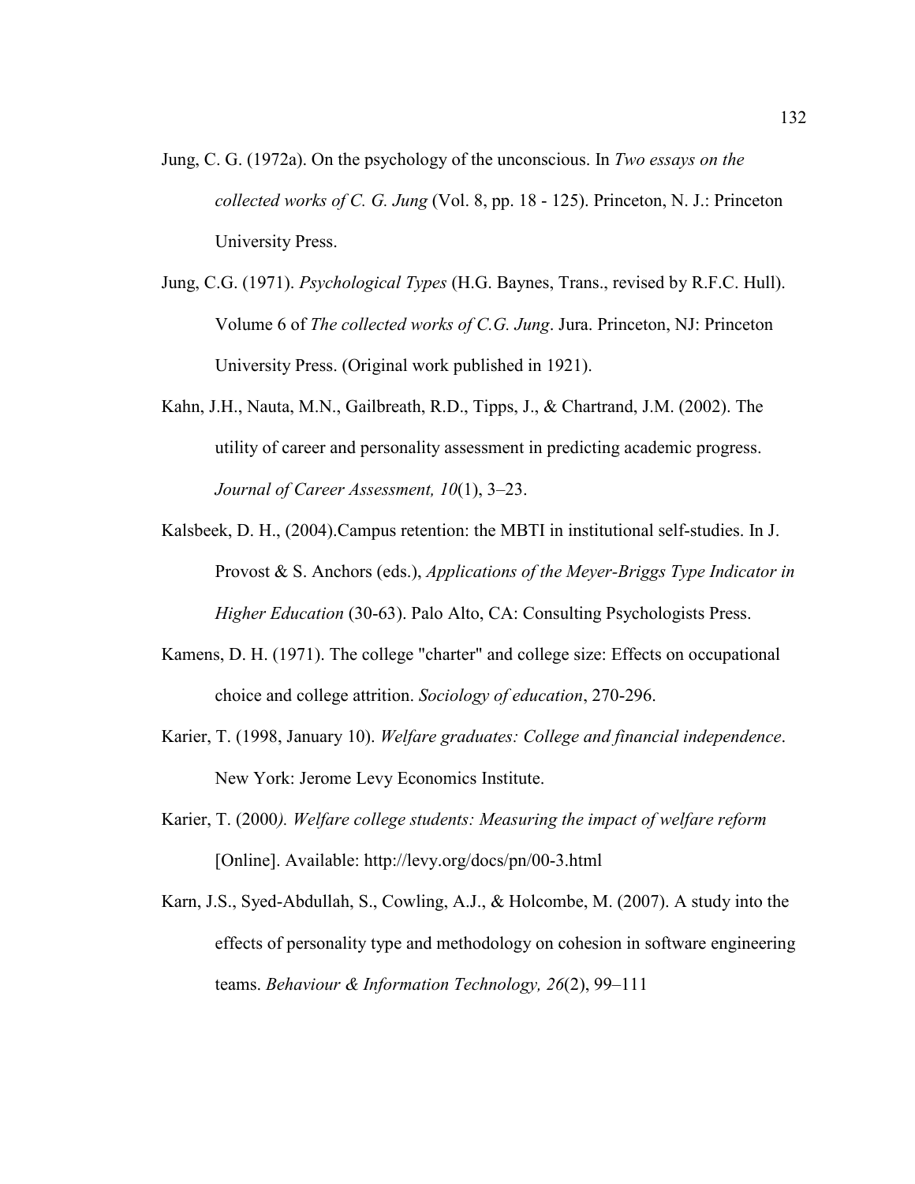Jung, C. G. (1972a). On the psychology of the unconscious. In *Two essays on the collected works of C. G. Jung* (Vol. 8, pp. 18 - 125). Princeton, N. J.: Princeton University Press.

Jung, C.G. (1971). *Psychological Types* (H.G. Baynes, Trans., revised by R.F.C. Hull). Volume 6 of *The collected works of C.G. Jung*. Jura. Princeton, NJ: Princeton University Press. (Original work published in 1921).

Kahn, J.H., Nauta, M.N., Gailbreath, R.D., Tipps, J., & Chartrand, J.M. (2002). The utility of career and personality assessment in predicting academic progress. *Journal of Career Assessment, 10*(1), 3–23.

Kalsbeek, D. H., (2004).Campus retention: the MBTI in institutional self-studies. In J. Provost & S. Anchors (eds.), *Applications of the Meyer-Briggs Type Indicator in Higher Education* (30-63). Palo Alto, CA: Consulting Psychologists Press.

Kamens, D. H. (1971). The college "charter" and college size: Effects on occupational choice and college attrition. *Sociology of education*, 270-296.

Karier, T. (1998, January 10). *Welfare graduates: College and financial independence*. New York: Jerome Levy Economics Institute.

Karier, T. (2000*). Welfare college students: Measuring the impact of welfare reform* [Online]. Available: http://levy.org/docs/pn/00-3.html

Karn, J.S., Syed-Abdullah, S., Cowling, A.J., & Holcombe, M. (2007). A study into the effects of personality type and methodology on cohesion in software engineering teams. *Behaviour & Information Technology, 26*(2), 99–111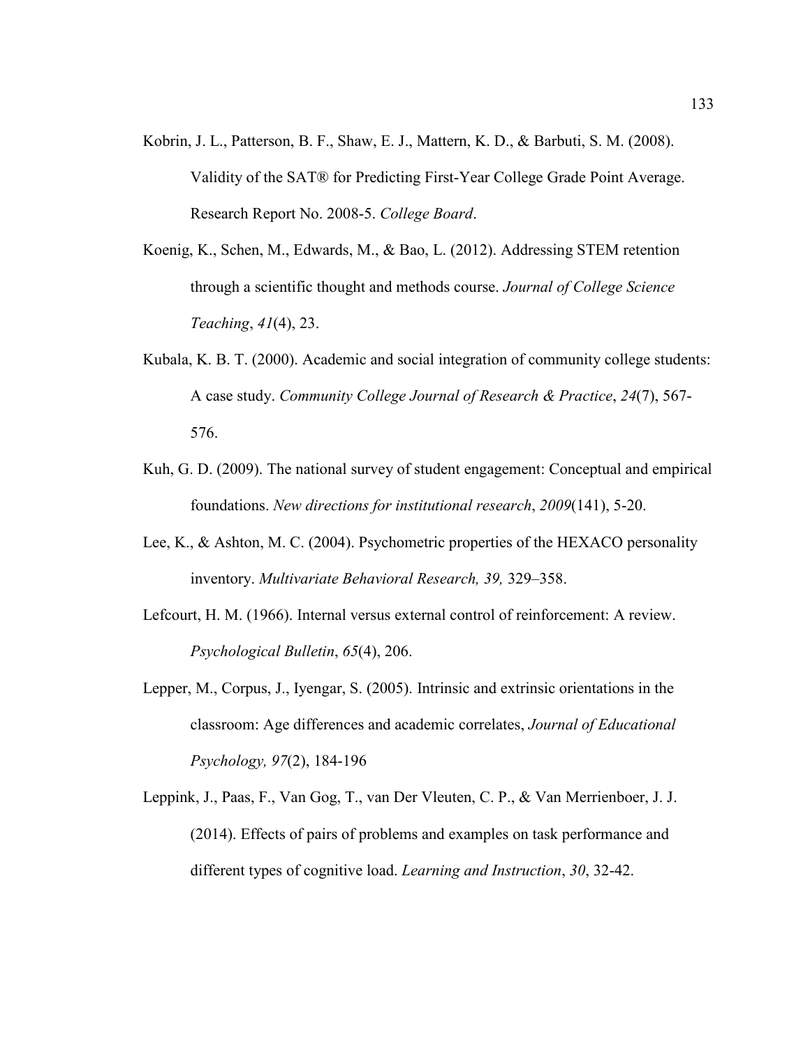Kobrin, J. L., Patterson, B. F., Shaw, E. J., Mattern, K. D., & Barbuti, S. M. (2008). Validity of the SAT® for Predicting First-Year College Grade Point Average. Research Report No. 2008-5. *College Board*.

Koenig, K., Schen, M., Edwards, M., & Bao, L. (2012). Addressing STEM retention through a scientific thought and methods course. *Journal of College Science Teaching*, *41*(4), 23.

Kubala, K. B. T. (2000). Academic and social integration of community college students: A case study. *Community College Journal of Research & Practice*, *24*(7), 567-576.

Kuh, G. D. (2009). The national survey of student engagement: Conceptual and empirical foundations. *New directions for institutional research*, *2009*(141), 5-20.

Lee, K., & Ashton, M. C. (2004). Psychometric properties of the HEXACO personality inventory. *Multivariate Behavioral Research, 39,* 329–358.

Lefcourt, H. M. (1966). Internal versus external control of reinforcement: A review. *Psychological Bulletin*, *65*(4), 206.

Lepper, M., Corpus, J., Iyengar, S. (2005). Intrinsic and extrinsic orientations in the classroom: Age differences and academic correlates, *Journal of Educational Psychology, 97*(2), 184-196

Leppink, J., Paas, F., Van Gog, T., van Der Vleuten, C. P., & Van Merrienboer, J. J. (2014). Effects of pairs of problems and examples on task performance and different types of cognitive load. *Learning and Instruction*, *30*, 32-42.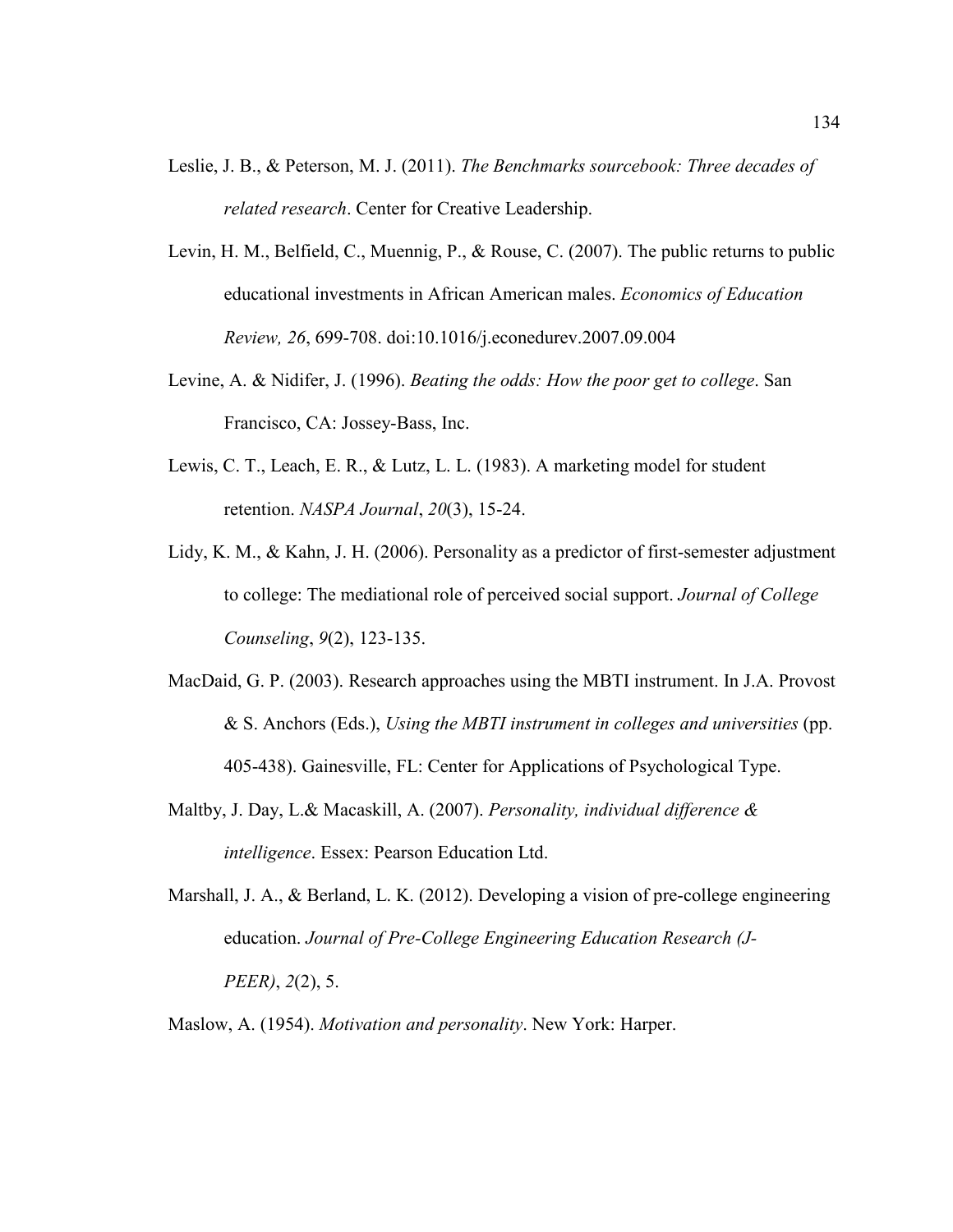Leslie, J. B., & Peterson, M. J. (2011). *The Benchmarks sourcebook: Three decades of related research*. Center for Creative Leadership.

Levin, H. M., Belfield, C., Muennig, P., & Rouse, C. (2007). The public returns to public educational investments in African American males. *Economics of Education Review, 26*, 699-708. doi:10.1016/j.econedurev.2007.09.004

Levine, A. & Nidifer, J. (1996). *Beating the odds: How the poor get to college*. San Francisco, CA: Jossey-Bass, Inc.

Lewis, C. T., Leach, E. R., & Lutz, L. L. (1983). A marketing model for student retention. *NASPA Journal*, *20*(3), 15-24.

Lidy, K. M., & Kahn, J. H. (2006). Personality as a predictor of first-semester adjustment to college: The mediational role of perceived social support. *Journal of College Counseling*, *9*(2), 123-135.

MacDaid, G. P. (2003). Research approaches using the MBTI instrument. In J.A. Provost & S. Anchors (Eds.), *Using the MBTI instrument in colleges and universities* (pp. 405-438). Gainesville, FL: Center for Applications of Psychological Type.

Maltby, J. Day, L.& Macaskill, A. (2007). *Personality, individual difference & intelligence*. Essex: Pearson Education Ltd.

Marshall, J. A., & Berland, L. K. (2012). Developing a vision of pre-college engineering education. *Journal of Pre-College Engineering Education Research (J-PEER)*, *2*(2), 5.

Maslow, A. (1954). *Motivation and personality*. New York: Harper.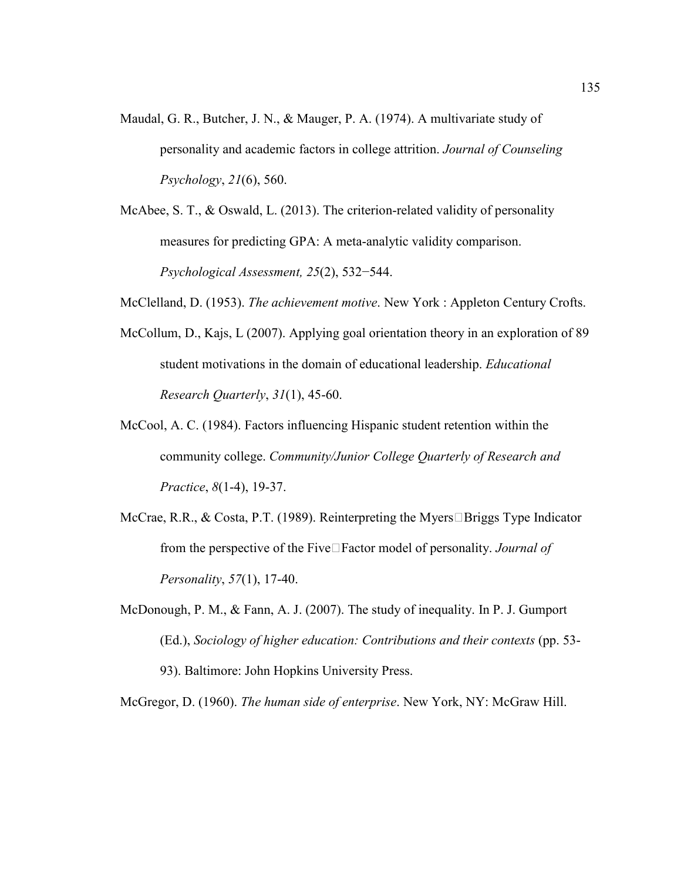Maudal, G. R., Butcher, J. N., & Mauger, P. A. (1974). A multivariate study of personality and academic factors in college attrition. *Journal of Counseling Psychology*, *21*(6), 560.

McAbee, S. T., & Oswald, L. (2013). The criterion-related validity of personality measures for predicting GPA: A meta-analytic validity comparison. *Psychological Assessment, 25*(2), 532−544.

McClelland, D. (1953). *The achievement motive*. New York : Appleton Century Crofts.

McCollum, D., Kajs, L (2007). Applying goal orientation theory in an exploration of 89 student motivations in the domain of educational leadership. *Educational Research Quarterly*, *31*(1), 45-60.

McCool, A. C. (1984). Factors influencing Hispanic student retention within the community college. *Community/Junior College Quarterly of Research and Practice*, *8*(1-4), 19-37.

McCrae, R.R., & Costa, P.T. (1989). Reinterpreting the Myers□Briggs Type Indicator from the perspective of the Five□Factor model of personality. *Journal of Personality*, *57*(1), 17-40.

McDonough, P. M., & Fann, A. J. (2007). The study of inequality. In P. J. Gumport (Ed.), *Sociology of higher education: Contributions and their contexts* (pp. 53-93). Baltimore: John Hopkins University Press.

McGregor, D. (1960). *The human side of enterprise*. New York, NY: McGraw Hill.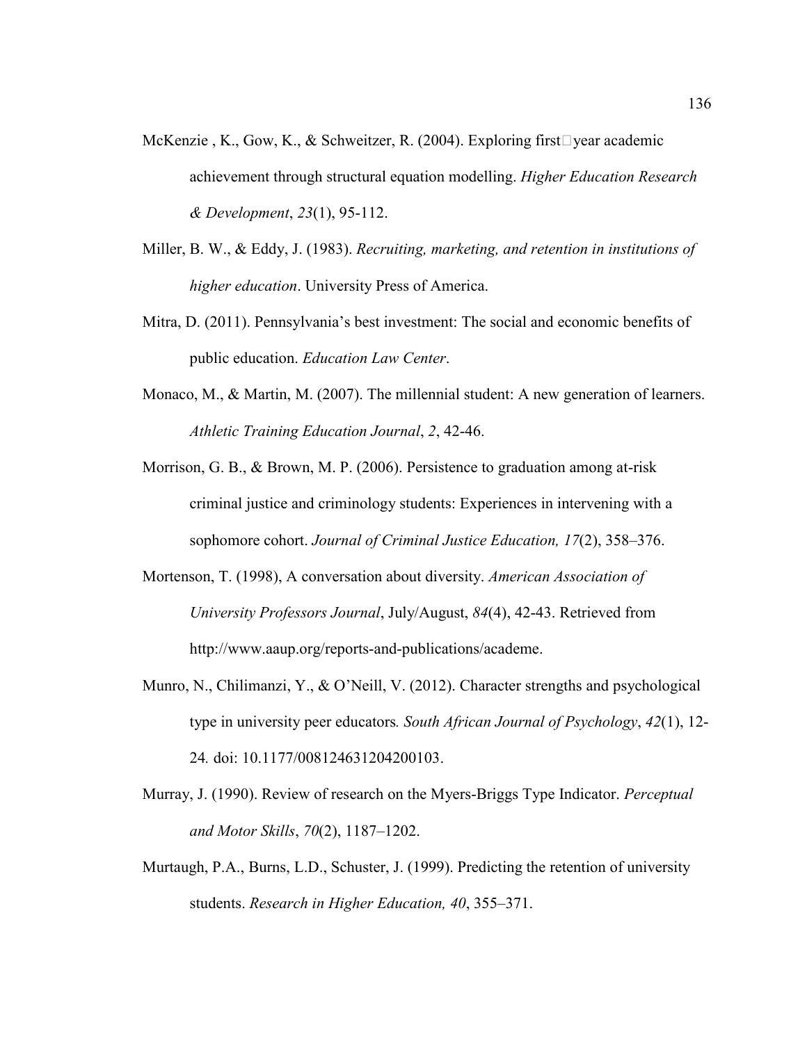McKenzie , K., Gow, K., & Schweitzer, R. (2004). Exploring first□year academic achievement through structural equation modelling. *Higher Education Research & Development*, *23*(1), 95-112.

Miller, B. W., & Eddy, J. (1983). *Recruiting, marketing, and retention in institutions of higher education*. University Press of America.

Mitra, D. (2011). Pennsylvania's best investment: The social and economic benefits of public education. *Education Law Center*.

Monaco, M., & Martin, M. (2007). The millennial student: A new generation of learners. *Athletic Training Education Journal*, *2*, 42-46.

Morrison, G. B., & Brown, M. P. (2006). Persistence to graduation among at-risk criminal justice and criminology students: Experiences in intervening with a sophomore cohort. *Journal of Criminal Justice Education, 17*(2), 358–376.

Mortenson, T. (1998), A conversation about diversity. *American Association of University Professors Journal*, July/August, *84*(4), 42-43. Retrieved from http://www.aaup.org/reports-and-publications/academe.

Munro, N., Chilimanzi, Y., & O'Neill, V. (2012). Character strengths and psychological type in university peer educators*. South African Journal of Psychology*, *42*(1), 12-24*.* doi: 10.1177/008124631204200103.

Murray, J. (1990). Review of research on the Myers-Briggs Type Indicator. *Perceptual and Motor Skills*, *70*(2), 1187–1202.

Murtaugh, P.A., Burns, L.D., Schuster, J. (1999). Predicting the retention of university students. *Research in Higher Education, 40*, 355–371.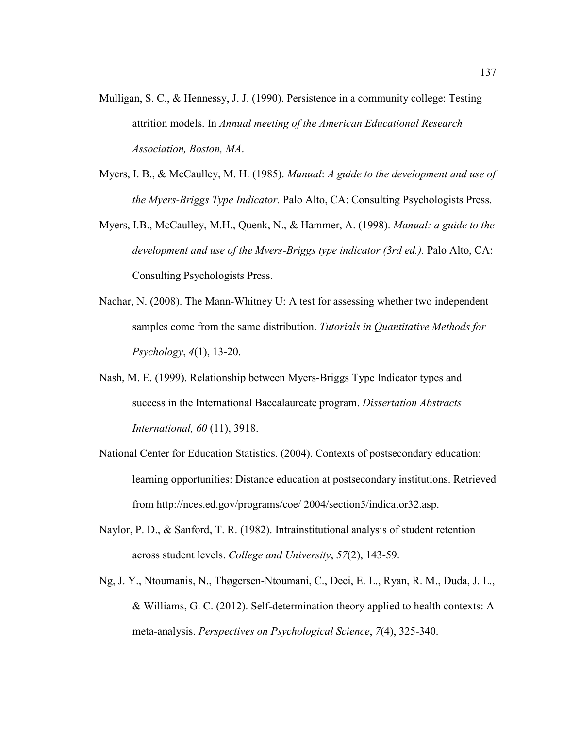Mulligan, S. C., & Hennessy, J. J. (1990). Persistence in a community college: Testing attrition models. In *Annual meeting of the American Educational Research Association, Boston, MA*.

Myers, I. B., & McCaulley, M. H. (1985). *Manual*: *A guide to the development and use of the Myers-Briggs Type Indicator.* Palo Alto, CA: Consulting Psychologists Press.

Myers, I.B., McCaulley, M.H., Quenk, N., & Hammer, A. (1998). *Manual: a guide to the development and use of the Mvers-Briggs type indicator (3rd ed.).* Palo Alto, CA: Consulting Psychologists Press.

Nachar, N. (2008). The Mann-Whitney U: A test for assessing whether two independent samples come from the same distribution. *Tutorials in Quantitative Methods for Psychology*, *4*(1), 13-20.

Nash, M. E. (1999). Relationship between Myers-Briggs Type Indicator types and success in the International Baccalaureate program. *Dissertation Abstracts International, 60* (11), 3918.

National Center for Education Statistics. (2004). Contexts of postsecondary education: learning opportunities: Distance education at postsecondary institutions. Retrieved from http://nces.ed.gov/programs/coe/ 2004/section5/indicator32.asp.

Naylor, P. D., & Sanford, T. R. (1982). Intrainstitutional analysis of student retention across student levels. *College and University*, *57*(2), 143-59.

Ng, J. Y., Ntoumanis, N., Thøgersen-Ntoumani, C., Deci, E. L., Ryan, R. M., Duda, J. L., & Williams, G. C. (2012). Self-determination theory applied to health contexts: A meta-analysis. *Perspectives on Psychological Science*, *7*(4), 325-340.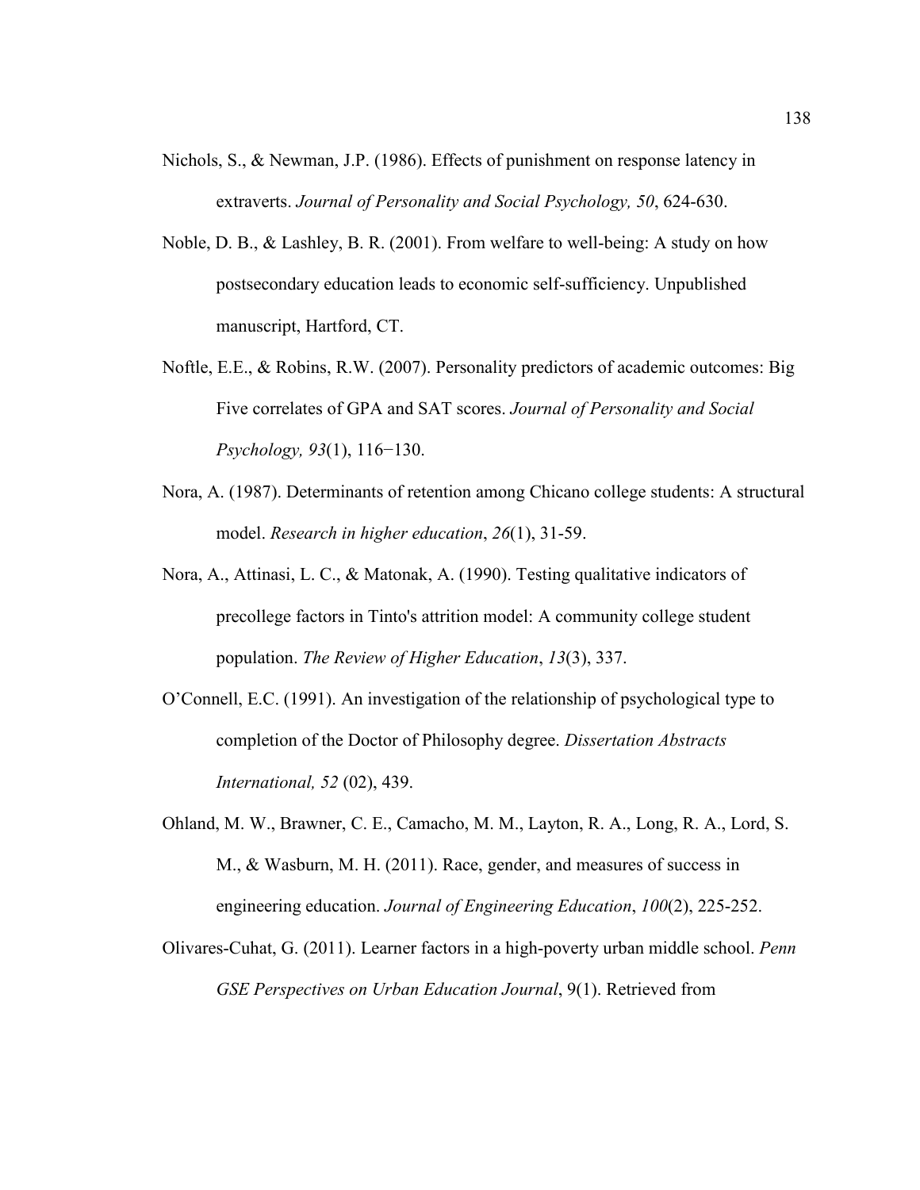Nichols, S., & Newman, J.P. (1986). Effects of punishment on response latency in extraverts. *Journal of Personality and Social Psychology, 50*, 624-630.

Noble, D. B., & Lashley, B. R. (2001). From welfare to well-being: A study on how postsecondary education leads to economic self-sufficiency. Unpublished manuscript, Hartford, CT.

Noftle, E.E., & Robins, R.W. (2007). Personality predictors of academic outcomes: Big Five correlates of GPA and SAT scores. *Journal of Personality and Social Psychology, 93*(1), 116−130.

Nora, A. (1987). Determinants of retention among Chicano college students: A structural model. *Research in higher education*, *26*(1), 31-59.

Nora, A., Attinasi, L. C., & Matonak, A. (1990). Testing qualitative indicators of precollege factors in Tinto's attrition model: A community college student population. *The Review of Higher Education*, *13*(3), 337.

O'Connell, E.C. (1991). An investigation of the relationship of psychological type to completion of the Doctor of Philosophy degree. *Dissertation Abstracts International, 52* (02), 439.

Ohland, M. W., Brawner, C. E., Camacho, M. M., Layton, R. A., Long, R. A., Lord, S. M., & Wasburn, M. H. (2011). Race, gender, and measures of success in engineering education. *Journal of Engineering Education*, *100*(2), 225-252.

Olivares-Cuhat, G. (2011). Learner factors in a high-poverty urban middle school. *Penn GSE Perspectives on Urban Education Journal*, 9(1). Retrieved from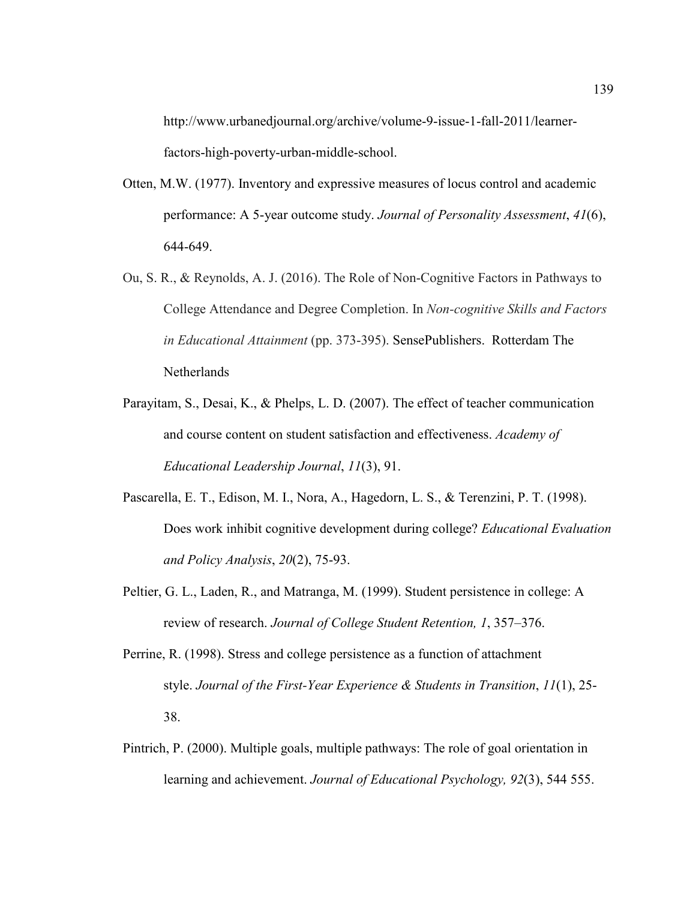http://www.urbanedjournal.org/archive/volume-9-issue-1-fall-2011/learner-factors-high-poverty-urban-middle-school.

Otten, M.W. (1977). Inventory and expressive measures of locus control and academic performance: A 5-year outcome study. *Journal of Personality Assessment*, *41*(6), 644-649.

Ou, S. R., & Reynolds, A. J. (2016). The Role of Non-Cognitive Factors in Pathways to College Attendance and Degree Completion. In *Non-cognitive Skills and Factors in Educational Attainment* (pp. 373-395). SensePublishers. Rotterdam The Netherlands

Parayitam, S., Desai, K., & Phelps, L. D. (2007). The effect of teacher communication and course content on student satisfaction and effectiveness. *Academy of Educational Leadership Journal*, *11*(3), 91.

Pascarella, E. T., Edison, M. I., Nora, A., Hagedorn, L. S., & Terenzini, P. T. (1998). Does work inhibit cognitive development during college? *Educational Evaluation and Policy Analysis*, *20*(2), 75-93.

Peltier, G. L., Laden, R., and Matranga, M. (1999). Student persistence in college: A review of research. *Journal of College Student Retention, 1*, 357–376.

Perrine, R. (1998). Stress and college persistence as a function of attachment style. *Journal of the First-Year Experience & Students in Transition*, *11*(1), 25-38.

Pintrich, P. (2000). Multiple goals, multiple pathways: The role of goal orientation in learning and achievement. *Journal of Educational Psychology, 92*(3), 544 555.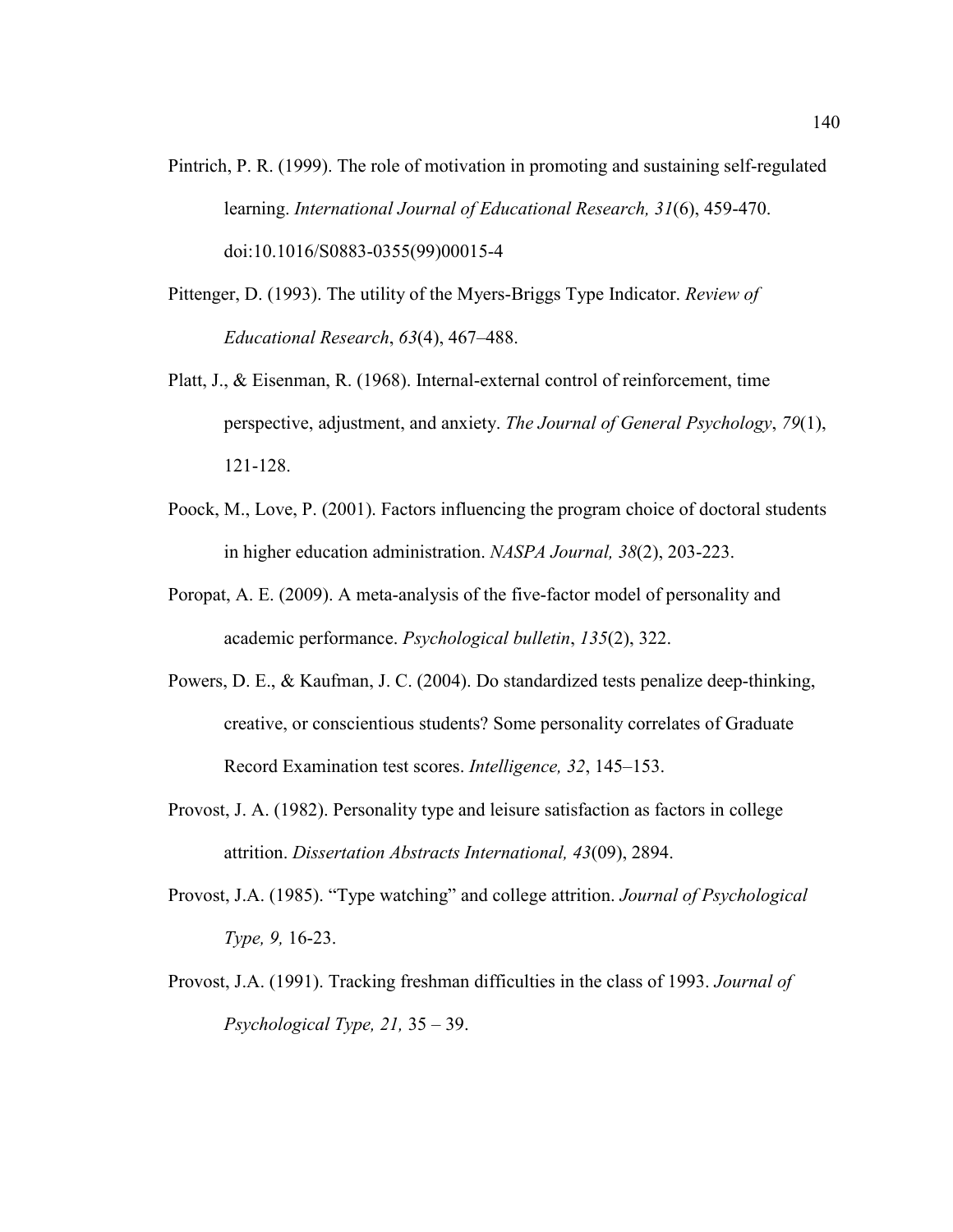Pintrich, P. R. (1999). The role of motivation in promoting and sustaining self-regulated learning. *International Journal of Educational Research, 31*(6), 459-470. doi:10.1016/S0883-0355(99)00015-4

Pittenger, D. (1993). The utility of the Myers-Briggs Type Indicator. *Review of Educational Research*, *63*(4), 467–488.

Platt, J., & Eisenman, R. (1968). Internal-external control of reinforcement, time perspective, adjustment, and anxiety. *The Journal of General Psychology*, *79*(1), 121-128.

Poock, M., Love, P. (2001). Factors influencing the program choice of doctoral students in higher education administration. *NASPA Journal, 38*(2), 203-223.

Poropat, A. E. (2009). A meta-analysis of the five-factor model of personality and academic performance. *Psychological bulletin*, *135*(2), 322.

Powers, D. E., & Kaufman, J. C. (2004). Do standardized tests penalize deep-thinking, creative, or conscientious students? Some personality correlates of Graduate Record Examination test scores. *Intelligence, 32*, 145–153.

Provost, J. A. (1982). Personality type and leisure satisfaction as factors in college attrition. *Dissertation Abstracts International, 43*(09), 2894.

Provost, J.A. (1985). "Type watching" and college attrition. *Journal of Psychological Type, 9,* 16-23.

Provost, J.A. (1991). Tracking freshman difficulties in the class of 1993. *Journal of Psychological Type, 21,* 35 – 39.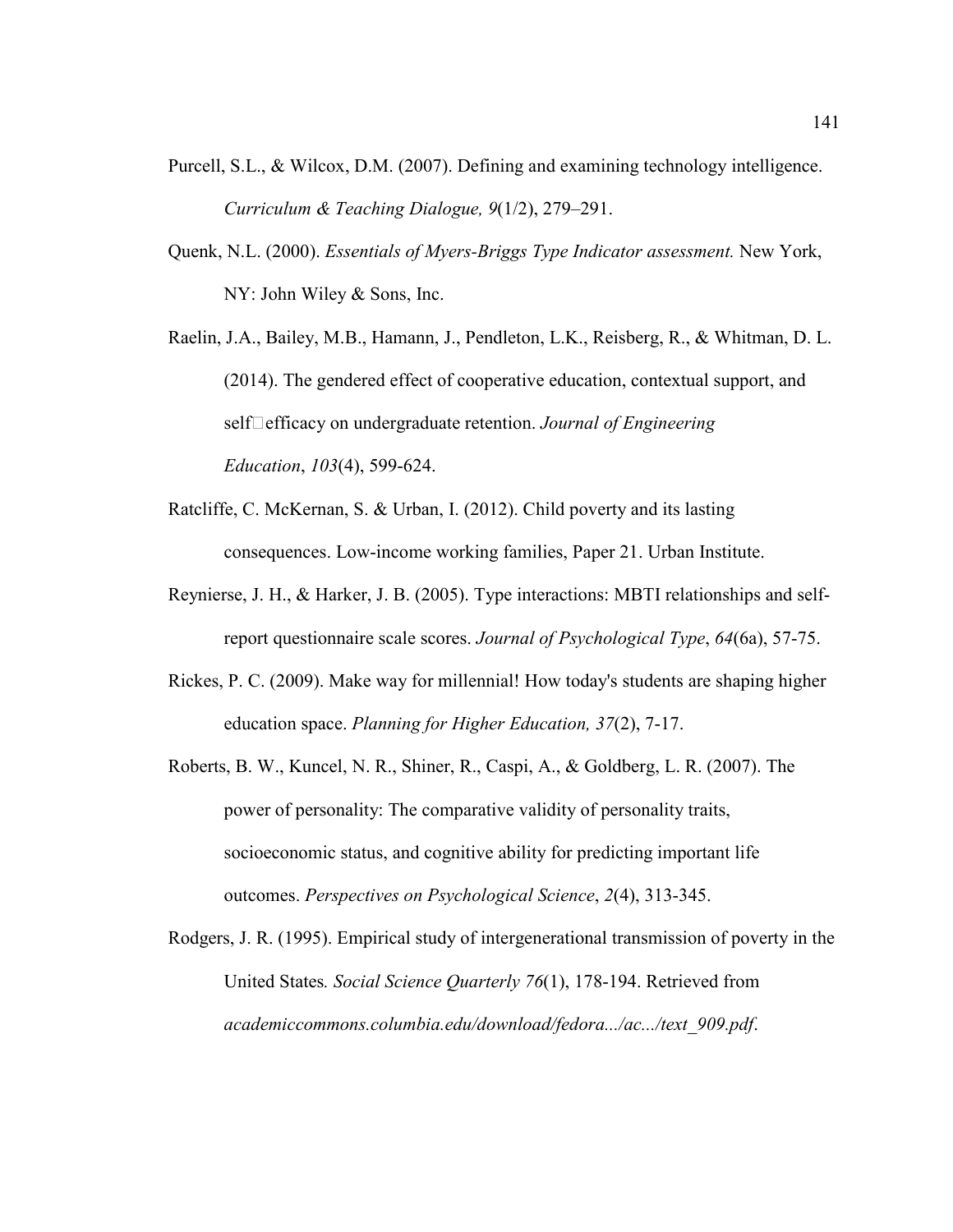Purcell, S.L., & Wilcox, D.M. (2007). Defining and examining technology intelligence. *Curriculum & Teaching Dialogue, 9*(1/2), 279–291.

Quenk, N.L. (2000). *Essentials of Myers-Briggs Type Indicator assessment.* New York, NY: John Wiley & Sons, Inc.

Raelin, J.A., Bailey, M.B., Hamann, J., Pendleton, L.K., Reisberg, R., & Whitman, D. L. (2014). The gendered effect of cooperative education, contextual support, and self□efficacy on undergraduate retention. *Journal of Engineering Education*, *103*(4), 599-624.

Ratcliffe, C. McKernan, S. & Urban, I. (2012). Child poverty and its lasting consequences. Low-income working families, Paper 21. Urban Institute.

Reynierse, J. H., & Harker, J. B. (2005). Type interactions: MBTI relationships and self-report questionnaire scale scores. *Journal of Psychological Type*, *64*(6a), 57-75.

Rickes, P. C. (2009). Make way for millennial! How today's students are shaping higher education space. *Planning for Higher Education, 37*(2), 7-17.

Roberts, B. W., Kuncel, N. R., Shiner, R., Caspi, A., & Goldberg, L. R. (2007). The power of personality: The comparative validity of personality traits, socioeconomic status, and cognitive ability for predicting important life outcomes. *Perspectives on Psychological Science*, *2*(4), 313-345.

Rodgers, J. R. (1995). Empirical study of intergenerational transmission of poverty in the United States*. Social Science Quarterly 76*(1), 178-194. Retrieved from *academiccommons.columbia.edu/download/fedora.../ac.../text_909.pdf*.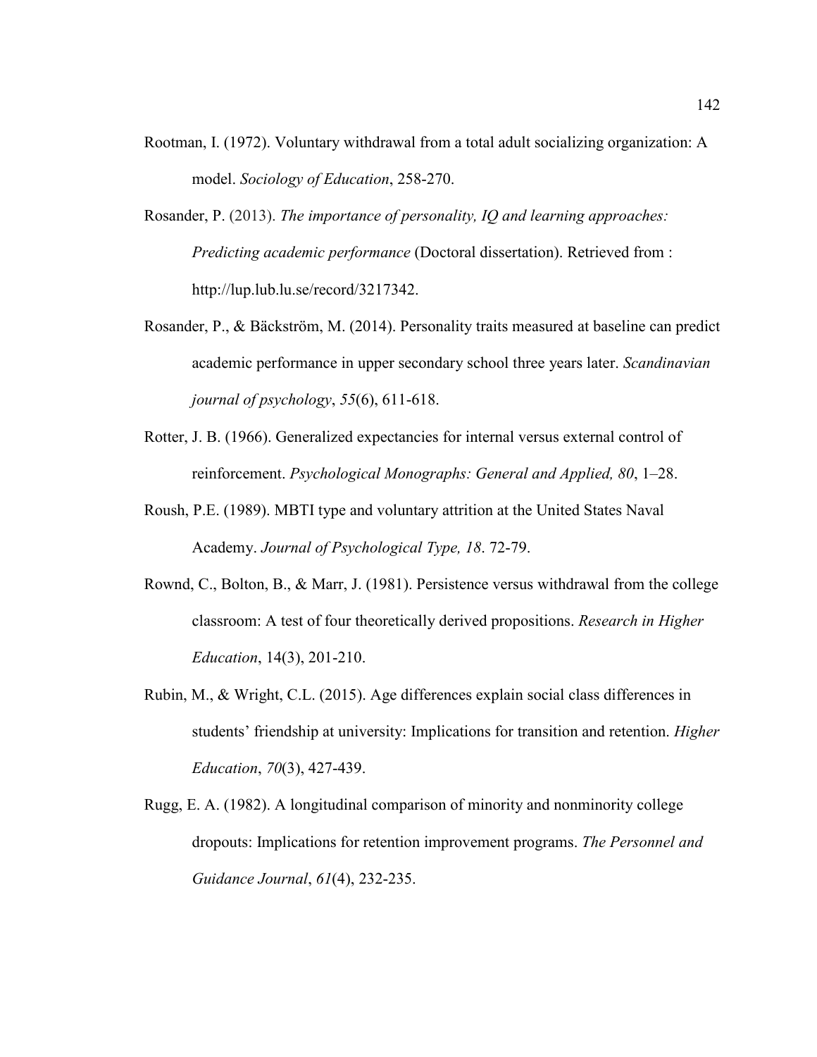Rootman, I. (1972). Voluntary withdrawal from a total adult socializing organization: A model. *Sociology of Education*, 258-270.

Rosander, P. (2013). *The importance of personality, IQ and learning approaches: Predicting academic performance* (Doctoral dissertation). Retrieved from : http://lup.lub.lu.se/record/3217342.

Rosander, P., & Bäckström, M. (2014). Personality traits measured at baseline can predict academic performance in upper secondary school three years later. *Scandinavian journal of psychology*, *55*(6), 611-618.

Rotter, J. B. (1966). Generalized expectancies for internal versus external control of reinforcement. *Psychological Monographs: General and Applied, 80*, 1–28.

Roush, P.E. (1989). MBTI type and voluntary attrition at the United States Naval Academy. *Journal of Psychological Type, 18*. 72-79.

Rownd, C., Bolton, B., & Marr, J. (1981). Persistence versus withdrawal from the college classroom: A test of four theoretically derived propositions. *Research in Higher Education*, 14(3), 201-210.

Rubin, M., & Wright, C.L. (2015). Age differences explain social class differences in students' friendship at university: Implications for transition and retention. *Higher Education*, *70*(3), 427-439.

Rugg, E. A. (1982). A longitudinal comparison of minority and nonminority college dropouts: Implications for retention improvement programs. *The Personnel and Guidance Journal*, *61*(4), 232-235.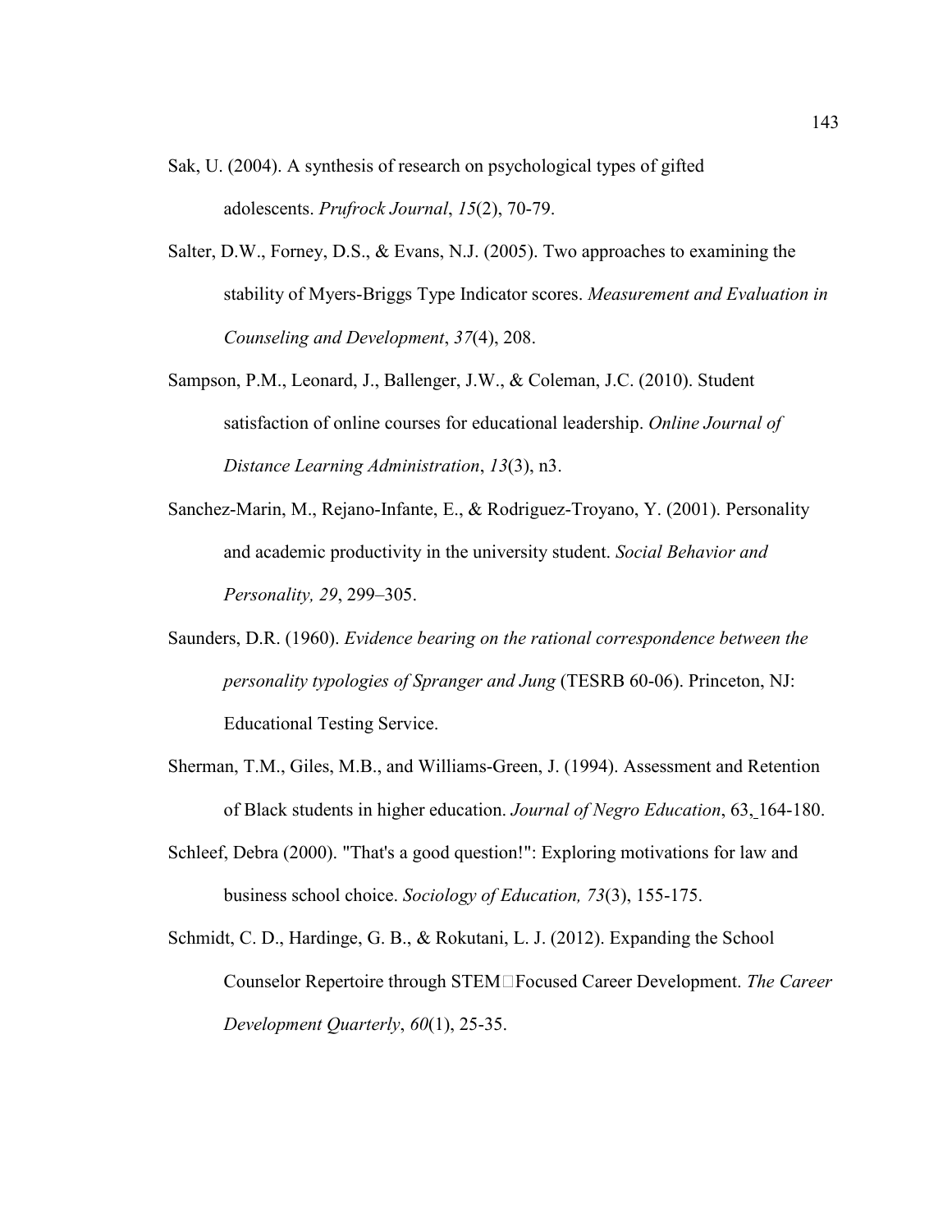Sak, U. (2004). A synthesis of research on psychological types of gifted adolescents. *Prufrock Journal*, *15*(2), 70-79.

Salter, D.W., Forney, D.S., & Evans, N.J. (2005). Two approaches to examining the stability of Myers-Briggs Type Indicator scores. *Measurement and Evaluation in Counseling and Development*, *37*(4), 208.

Sampson, P.M., Leonard, J., Ballenger, J.W., & Coleman, J.C. (2010). Student satisfaction of online courses for educational leadership. *Online Journal of Distance Learning Administration*, *13*(3), n3.

Sanchez-Marin, M., Rejano-Infante, E., & Rodriguez-Troyano, Y. (2001). Personality and academic productivity in the university student. *Social Behavior and Personality, 29*, 299–305.

Saunders, D.R. (1960). *Evidence bearing on the rational correspondence between the personality typologies of Spranger and Jung* (TESRB 60-06). Princeton, NJ: Educational Testing Service.

Sherman, T.M., Giles, M.B., and Williams-Green, J. (1994). Assessment and Retention of Black students in higher education. *Journal of Negro Education*, 63, 164-180.

Schleef, Debra (2000). "That's a good question!": Exploring motivations for law and business school choice. *Sociology of Education, 73*(3), 155-175.

Schmidt, C. D., Hardinge, G. B., & Rokutani, L. J. (2012). Expanding the School Counselor Repertoire through STEM□Focused Career Development. *The Career Development Quarterly*, *60*(1), 25-35.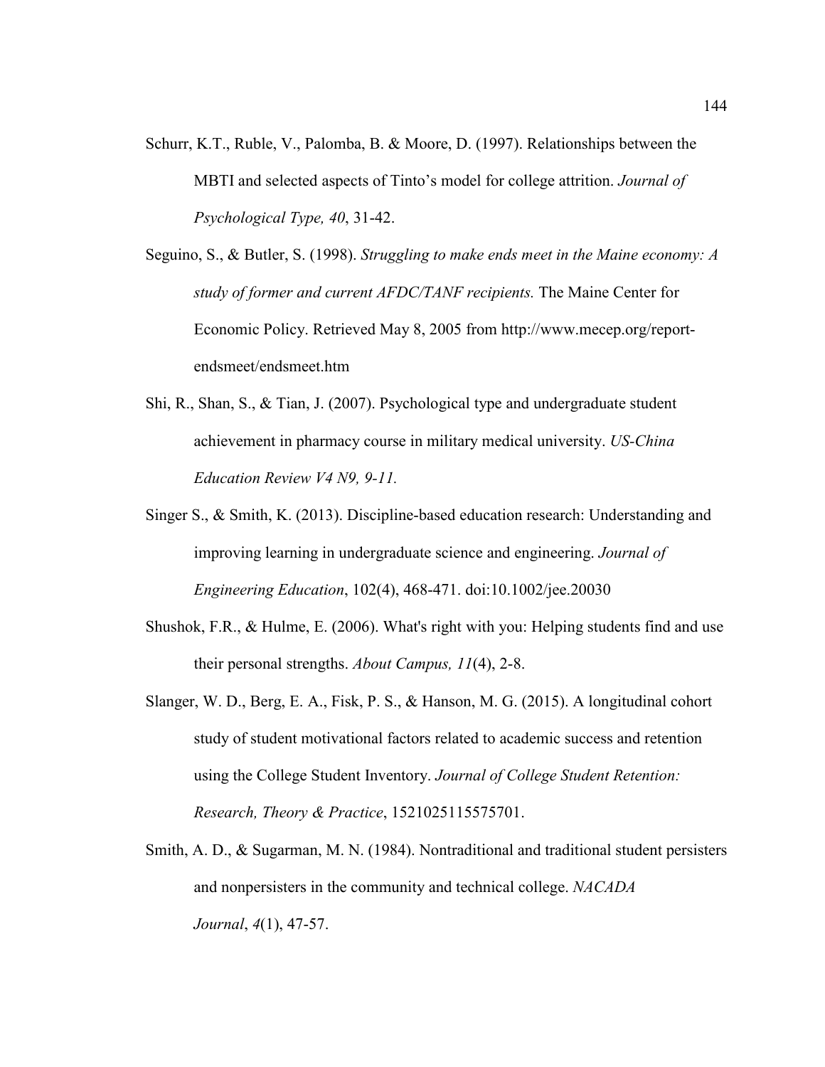Schurr, K.T., Ruble, V., Palomba, B. & Moore, D. (1997). Relationships between the MBTI and selected aspects of Tinto's model for college attrition. *Journal of Psychological Type, 40*, 31-42.

Seguino, S., & Butler, S. (1998). *Struggling to make ends meet in the Maine economy: A study of former and current AFDC/TANF recipients.* The Maine Center for Economic Policy. Retrieved May 8, 2005 from http://www.mecep.org/report-endsmeet/endsmeet.htm

Shi, R., Shan, S., & Tian, J. (2007). Psychological type and undergraduate student achievement in pharmacy course in military medical university. *US-China Education Review V4 N9, 9-11.*

Singer S., & Smith, K. (2013). Discipline-based education research: Understanding and improving learning in undergraduate science and engineering. *Journal of Engineering Education*, 102(4), 468-471. doi:10.1002/jee.20030

Shushok, F.R., & Hulme, E. (2006). What's right with you: Helping students find and use their personal strengths. *About Campus, 11*(4), 2-8.

Slanger, W. D., Berg, E. A., Fisk, P. S., & Hanson, M. G. (2015). A longitudinal cohort study of student motivational factors related to academic success and retention using the College Student Inventory. *Journal of College Student Retention: Research, Theory & Practice*, 1521025115575701.

Smith, A. D., & Sugarman, M. N. (1984). Nontraditional and traditional student persisters and nonpersisters in the community and technical college. *NACADA Journal*, *4*(1), 47-57.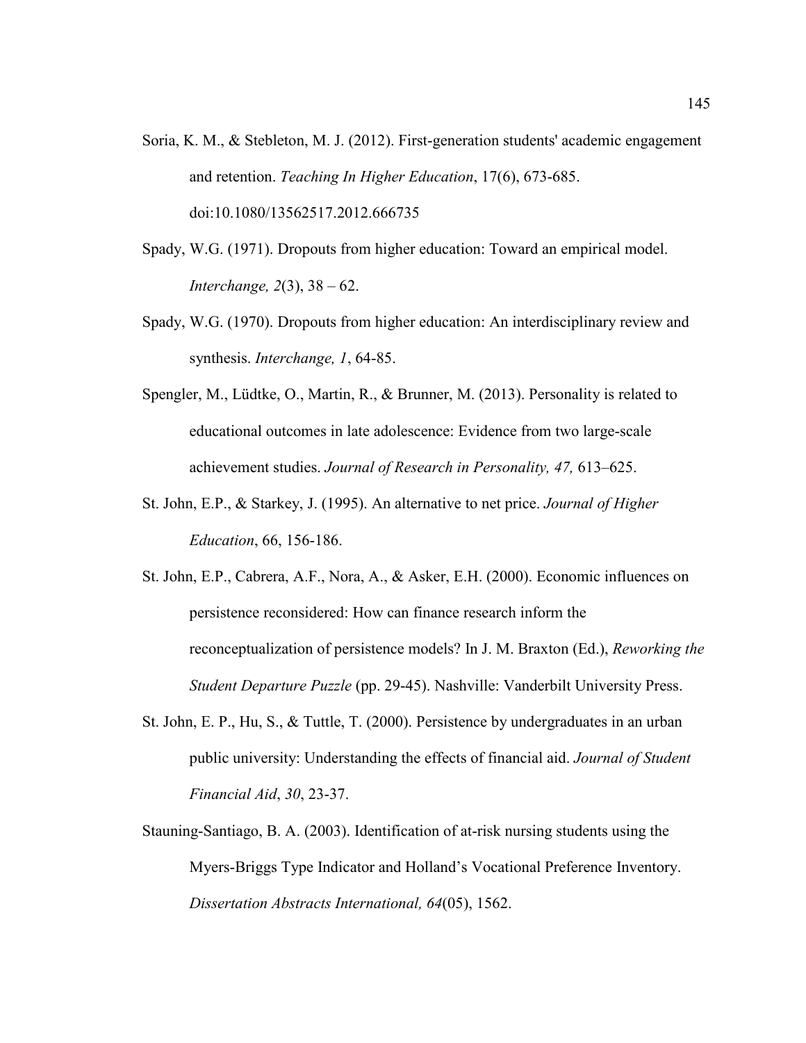Soria, K. M., & Stebleton, M. J. (2012). First-generation students' academic engagement and retention. *Teaching In Higher Education*, 17(6), 673-685. doi:10.1080/13562517.2012.666735

Spady, W.G. (1971). Dropouts from higher education: Toward an empirical model. *Interchange, 2*(3), 38 – 62.

Spady, W.G. (1970). Dropouts from higher education: An interdisciplinary review and synthesis. *Interchange, 1*, 64-85.

Spengler, M., Lüdtke, O., Martin, R., & Brunner, M. (2013). Personality is related to educational outcomes in late adolescence: Evidence from two large-scale achievement studies. *Journal of Research in Personality, 47,* 613–625.

St. John, E.P., & Starkey, J. (1995). An alternative to net price. *Journal of Higher Education*, 66, 156-186.

St. John, E.P., Cabrera, A.F., Nora, A., & Asker, E.H. (2000). Economic influences on persistence reconsidered: How can finance research inform the reconceptualization of persistence models? In J. M. Braxton (Ed.), *Reworking the Student Departure Puzzle* (pp. 29-45). Nashville: Vanderbilt University Press.

St. John, E. P., Hu, S., & Tuttle, T. (2000). Persistence by undergraduates in an urban public university: Understanding the effects of financial aid. *Journal of Student Financial Aid*, *30*, 23-37.

Stauning-Santiago, B. A. (2003). Identification of at-risk nursing students using the Myers-Briggs Type Indicator and Holland's Vocational Preference Inventory. *Dissertation Abstracts International, 64*(05), 1562.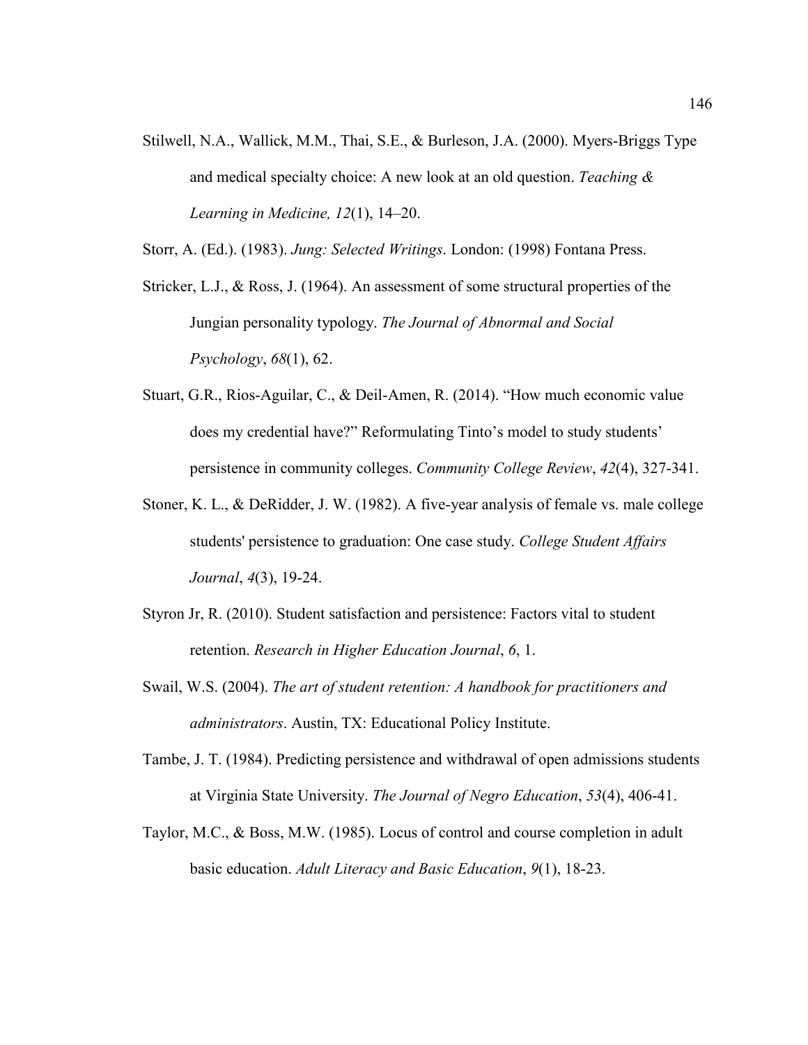Stilwell, N.A., Wallick, M.M., Thai, S.E., & Burleson, J.A. (2000). Myers-Briggs Type and medical specialty choice: A new look at an old question. *Teaching & Learning in Medicine, 12*(1), 14–20.

Storr, A. (Ed.). (1983). *Jung: Selected Writings*. London: (1998) Fontana Press.

Stricker, L.J., & Ross, J. (1964). An assessment of some structural properties of the Jungian personality typology. *The Journal of Abnormal and Social Psychology*, *68*(1), 62.

Stuart, G.R., Rios-Aguilar, C., & Deil-Amen, R. (2014). "How much economic value does my credential have?" Reformulating Tinto's model to study students' persistence in community colleges. *Community College Review*, *42*(4), 327-341.

Stoner, K. L., & DeRidder, J. W. (1982). A five-year analysis of female vs. male college students' persistence to graduation: One case study. *College Student Affairs Journal*, *4*(3), 19-24.

Styron Jr, R. (2010). Student satisfaction and persistence: Factors vital to student retention. *Research in Higher Education Journal*, *6*, 1.

Swail, W.S. (2004). *The art of student retention: A handbook for practitioners and administrators*. Austin, TX: Educational Policy Institute.

Tambe, J. T. (1984). Predicting persistence and withdrawal of open admissions students at Virginia State University. *The Journal of Negro Education*, *53*(4), 406-41.

Taylor, M.C., & Boss, M.W. (1985). Locus of control and course completion in adult basic education. *Adult Literacy and Basic Education*, *9*(1), 18-23.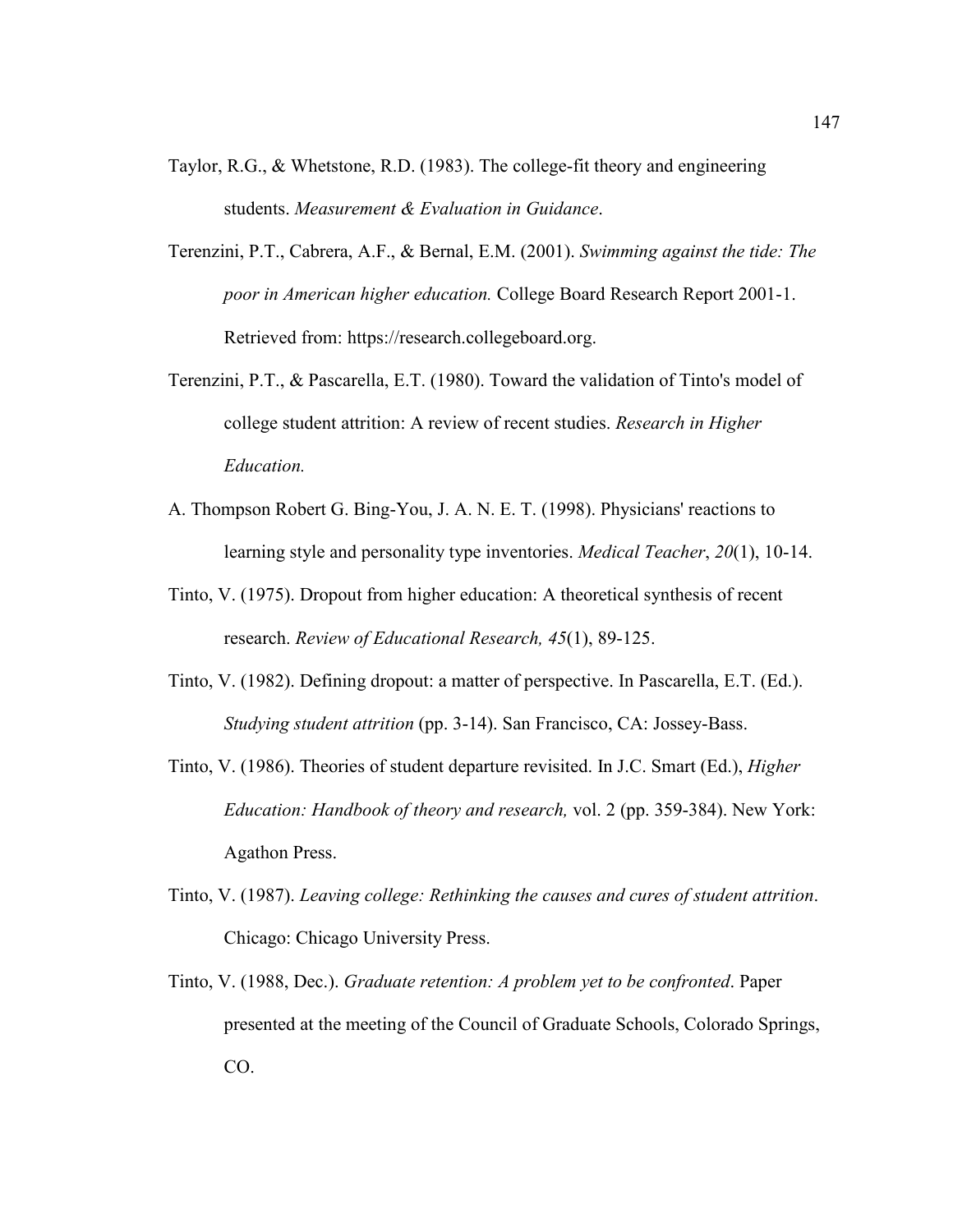Taylor, R.G., & Whetstone, R.D. (1983). The college-fit theory and engineering students. *Measurement & Evaluation in Guidance*.

Terenzini, P.T., Cabrera, A.F., & Bernal, E.M. (2001). *Swimming against the tide: The poor in American higher education.* College Board Research Report 2001-1. Retrieved from: https://research.collegeboard.org.

Terenzini, P.T., & Pascarella, E.T. (1980). Toward the validation of Tinto's model of college student attrition: A review of recent studies. *Research in Higher Education.*

A. Thompson Robert G. Bing-You, J. A. N. E. T. (1998). Physicians' reactions to learning style and personality type inventories. *Medical Teacher*, *20*(1), 10-14.

Tinto, V. (1975). Dropout from higher education: A theoretical synthesis of recent research. *Review of Educational Research, 45*(1), 89-125.

Tinto, V. (1982). Defining dropout: a matter of perspective. In Pascarella, E.T. (Ed.). *Studying student attrition* (pp. 3-14). San Francisco, CA: Jossey-Bass.

Tinto, V. (1986). Theories of student departure revisited. In J.C. Smart (Ed.), *Higher Education: Handbook of theory and research,* vol. 2 (pp. 359-384). New York: Agathon Press.

Tinto, V. (1987). *Leaving college: Rethinking the causes and cures of student attrition*. Chicago: Chicago University Press.

Tinto, V. (1988, Dec.). *Graduate retention: A problem yet to be confronted*. Paper presented at the meeting of the Council of Graduate Schools, Colorado Springs, CO.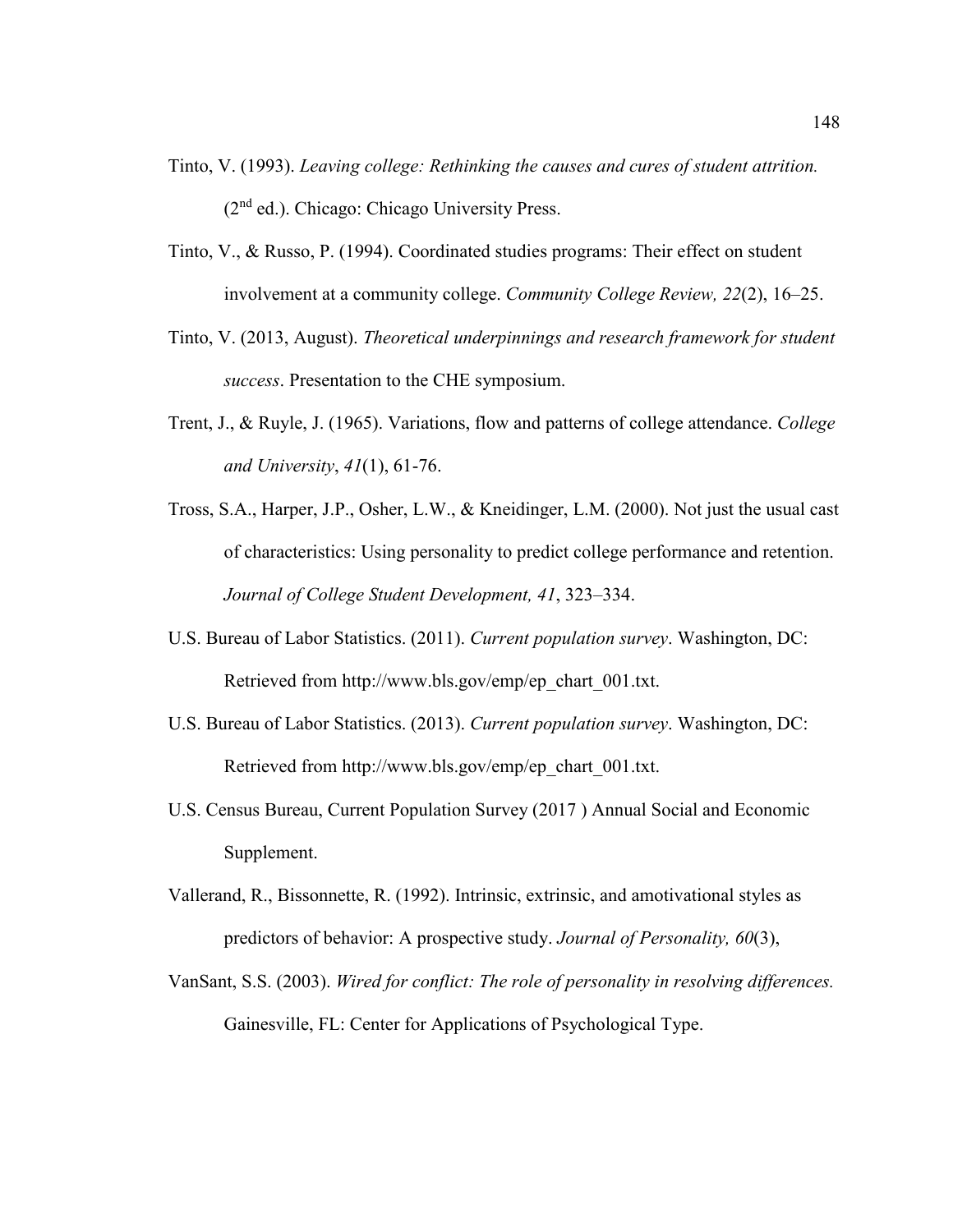Tinto, V. (1993). *Leaving college: Rethinking the causes and cures of student attrition.* (2nd ed.). Chicago: Chicago University Press.

Tinto, V., & Russo, P. (1994). Coordinated studies programs: Their effect on student involvement at a community college. *Community College Review, 22*(2), 16–25.

Tinto, V. (2013, August). *Theoretical underpinnings and research framework for student success*. Presentation to the CHE symposium.

Trent, J., & Ruyle, J. (1965). Variations, flow and patterns of college attendance. *College and University*, *41*(1), 61-76.

Tross, S.A., Harper, J.P., Osher, L.W., & Kneidinger, L.M. (2000). Not just the usual cast of characteristics: Using personality to predict college performance and retention. *Journal of College Student Development, 41*, 323–334.

U.S. Bureau of Labor Statistics. (2011). *Current population survey*. Washington, DC: Retrieved from http://www.bls.gov/emp/ep_chart_001.txt.

U.S. Bureau of Labor Statistics. (2013). *Current population survey*. Washington, DC: Retrieved from http://www.bls.gov/emp/ep_chart_001.txt.

U.S. Census Bureau, Current Population Survey (2017 ) Annual Social and Economic Supplement.

Vallerand, R., Bissonnette, R. (1992). Intrinsic, extrinsic, and amotivational styles as predictors of behavior: A prospective study. *Journal of Personality, 60*(3),

VanSant, S.S. (2003). *Wired for conflict: The role of personality in resolving differences.* Gainesville, FL: Center for Applications of Psychological Type.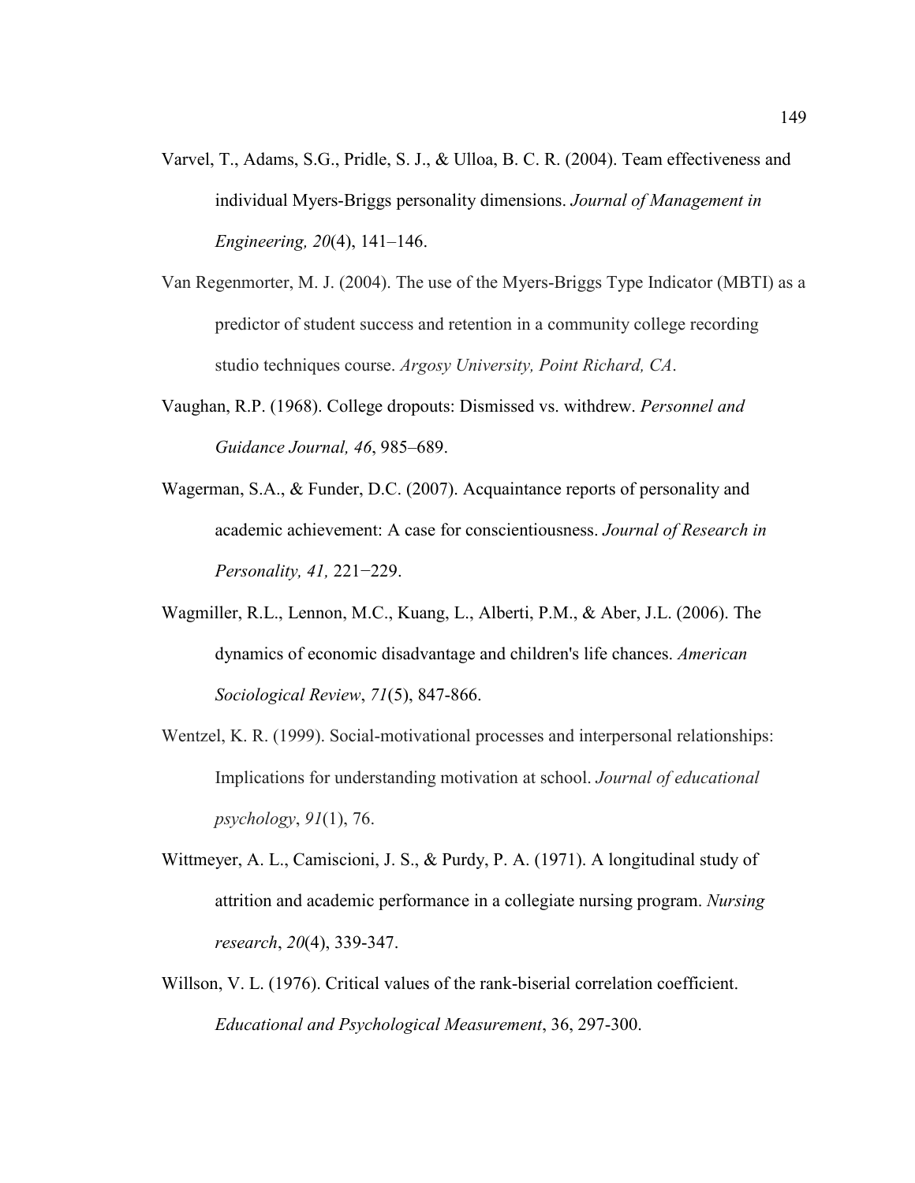Varvel, T., Adams, S.G., Pridle, S. J., & Ulloa, B. C. R. (2004). Team effectiveness and individual Myers-Briggs personality dimensions. *Journal of Management in Engineering, 20*(4), 141–146.

Van Regenmorter, M. J. (2004). The use of the Myers-Briggs Type Indicator (MBTI) as a predictor of student success and retention in a community college recording studio techniques course. *Argosy University, Point Richard, CA*.

Vaughan, R.P. (1968). College dropouts: Dismissed vs. withdrew. *Personnel and Guidance Journal, 46*, 985–689.

Wagerman, S.A., & Funder, D.C. (2007). Acquaintance reports of personality and academic achievement: A case for conscientiousness. *Journal of Research in Personality, 41,* 221−229.

Wagmiller, R.L., Lennon, M.C., Kuang, L., Alberti, P.M., & Aber, J.L. (2006). The dynamics of economic disadvantage and children's life chances. *American Sociological Review*, *71*(5), 847-866.

Wentzel, K. R. (1999). Social-motivational processes and interpersonal relationships: Implications for understanding motivation at school. *Journal of educational psychology*, *91*(1), 76.

Wittmeyer, A. L., Camiscioni, J. S., & Purdy, P. A. (1971). A longitudinal study of attrition and academic performance in a collegiate nursing program. *Nursing research*, *20*(4), 339-347.

Willson, V. L. (1976). Critical values of the rank-biserial correlation coefficient. *Educational and Psychological Measurement*, 36, 297-300.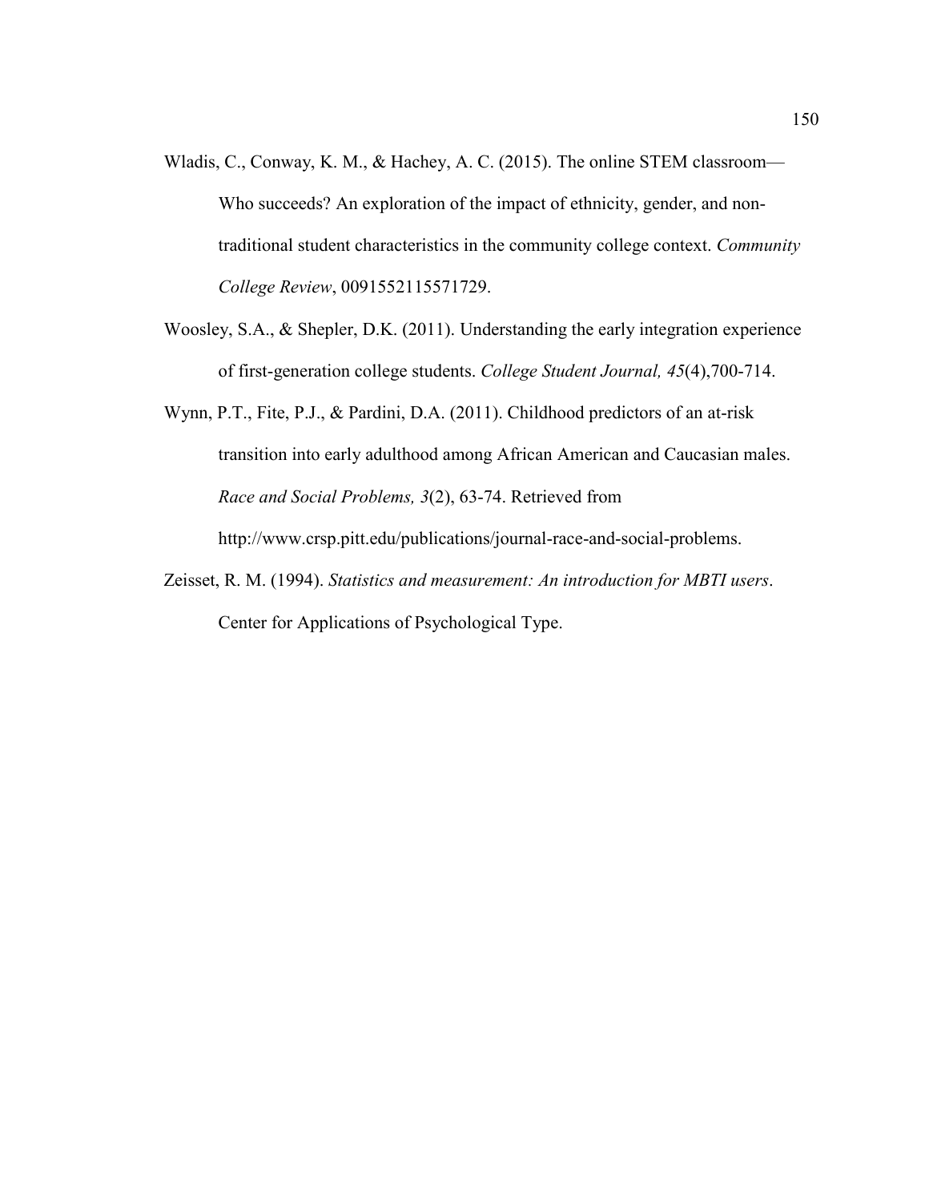Wladis, C., Conway, K. M., & Hachey, A. C. (2015). The online STEM classroom—Who succeeds? An exploration of the impact of ethnicity, gender, and non-traditional student characteristics in the community college context. *Community College Review*, 0091552115571729.

Woosley, S.A., & Shepler, D.K. (2011). Understanding the early integration experience of first-generation college students. *College Student Journal, 45*(4),700-714.

Wynn, P.T., Fite, P.J., & Pardini, D.A. (2011). Childhood predictors of an at-risk transition into early adulthood among African American and Caucasian males. *Race and Social Problems, 3*(2), 63-74. Retrieved from http://www.crsp.pitt.edu/publications/journal-race-and-social-problems.

Zeisset, R. M. (1994). *Statistics and measurement: An introduction for MBTI users*. Center for Applications of Psychological Type.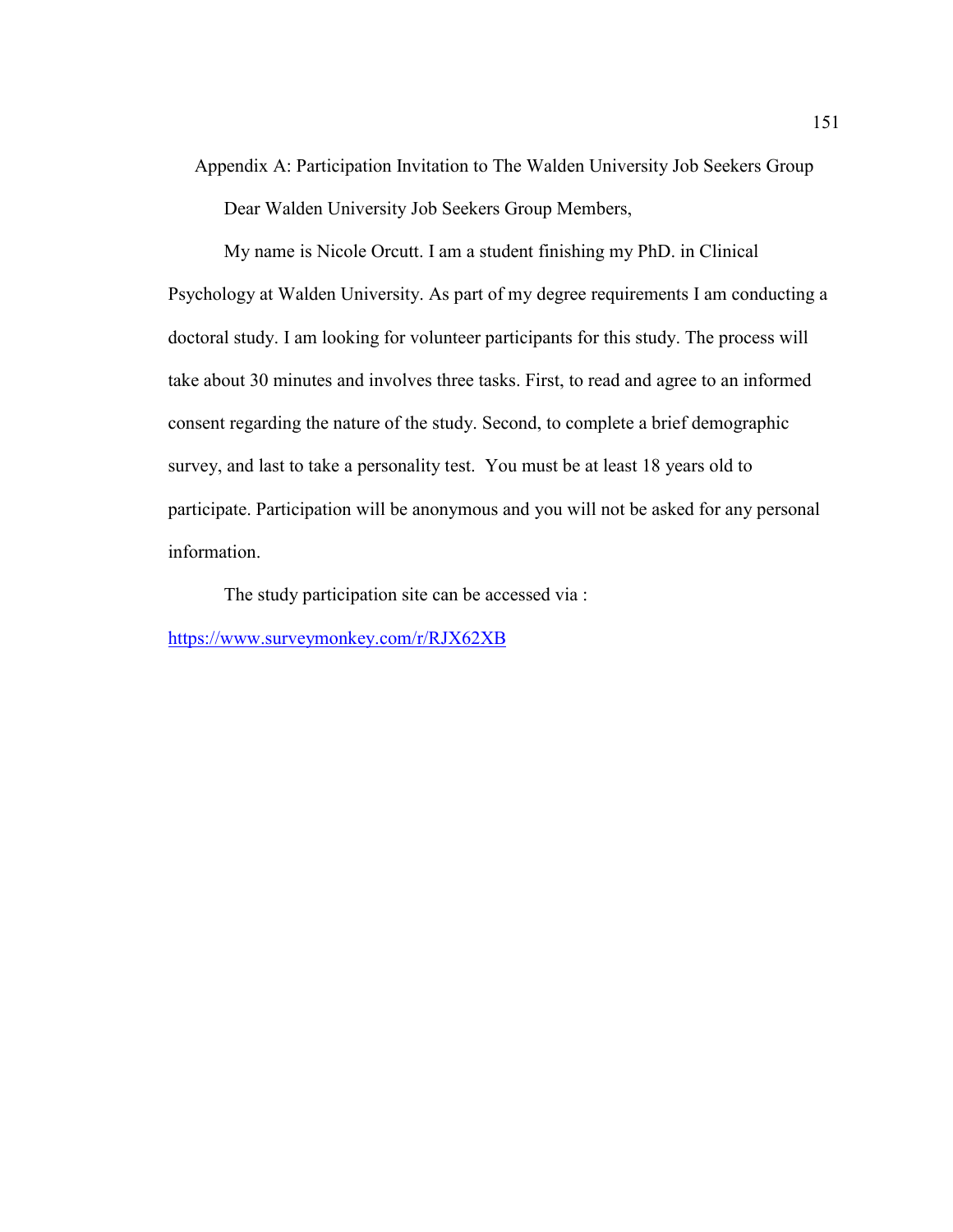# Appendix A: Participation Invitation to The Walden University Job Seekers Group

Dear Walden University Job Seekers Group Members,

My name is Nicole Orcutt. I am a student finishing my PhD. in Clinical Psychology at Walden University. As part of my degree requirements I am conducting a doctoral study. I am looking for volunteer participants for this study. The process will take about 30 minutes and involves three tasks. First, to read and agree to an informed consent regarding the nature of the study. Second, to complete a brief demographic survey, and last to take a personality test. You must be at least 18 years old to participate. Participation will be anonymous and you will not be asked for any personal information.

The study participation site can be accessed via :

https://www.surveymonkey.com/r/RJX62XB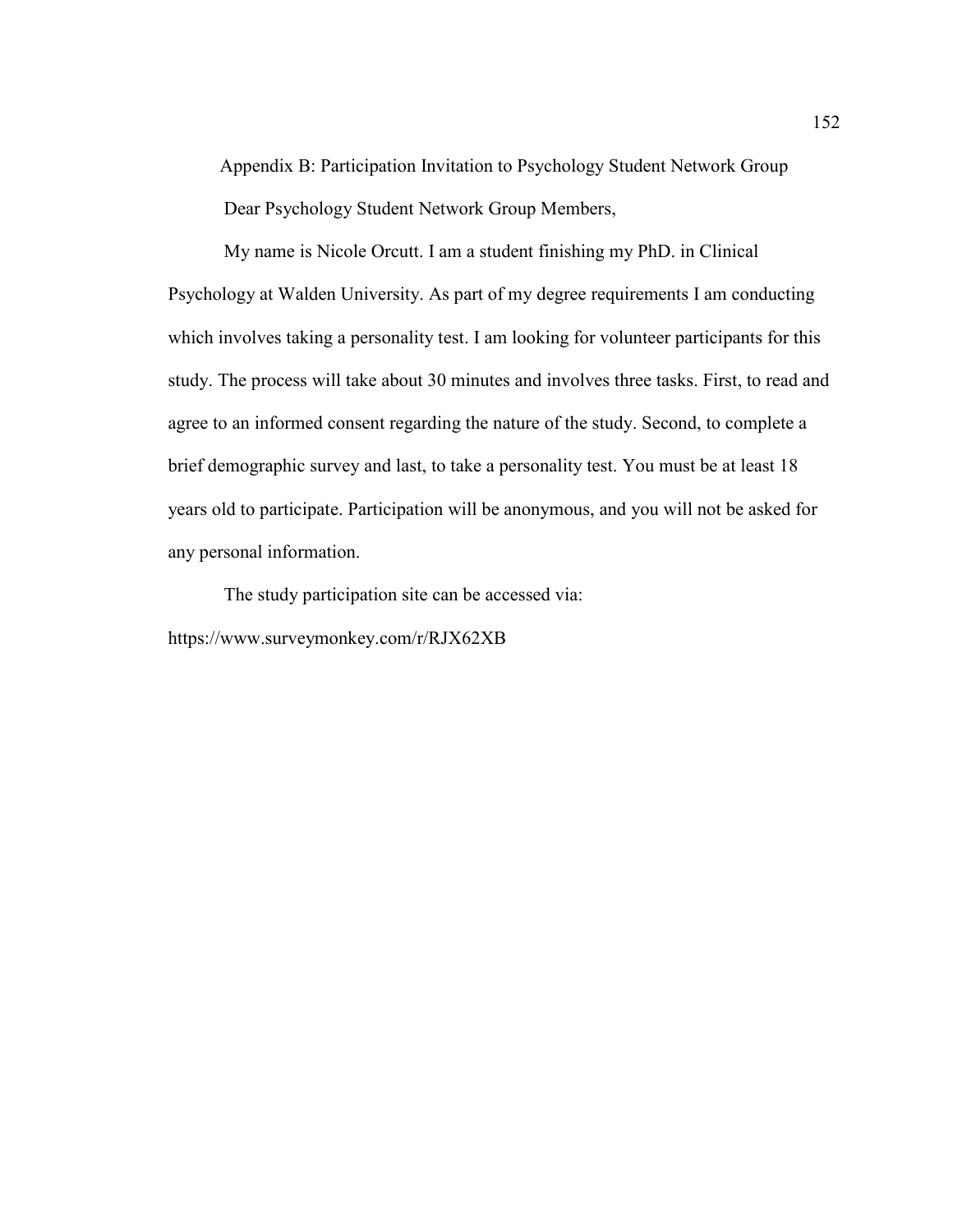# Appendix B: Participation Invitation to Psychology Student Network Group

Dear Psychology Student Network Group Members,

My name is Nicole Orcutt. I am a student finishing my PhD. in Clinical Psychology at Walden University. As part of my degree requirements I am conducting which involves taking a personality test. I am looking for volunteer participants for this study. The process will take about 30 minutes and involves three tasks. First, to read and agree to an informed consent regarding the nature of the study. Second, to complete a brief demographic survey and last, to take a personality test. You must be at least 18 years old to participate. Participation will be anonymous, and you will not be asked for any personal information.

The study participation site can be accessed via:
https://www.surveymonkey.com/r/RJX62XB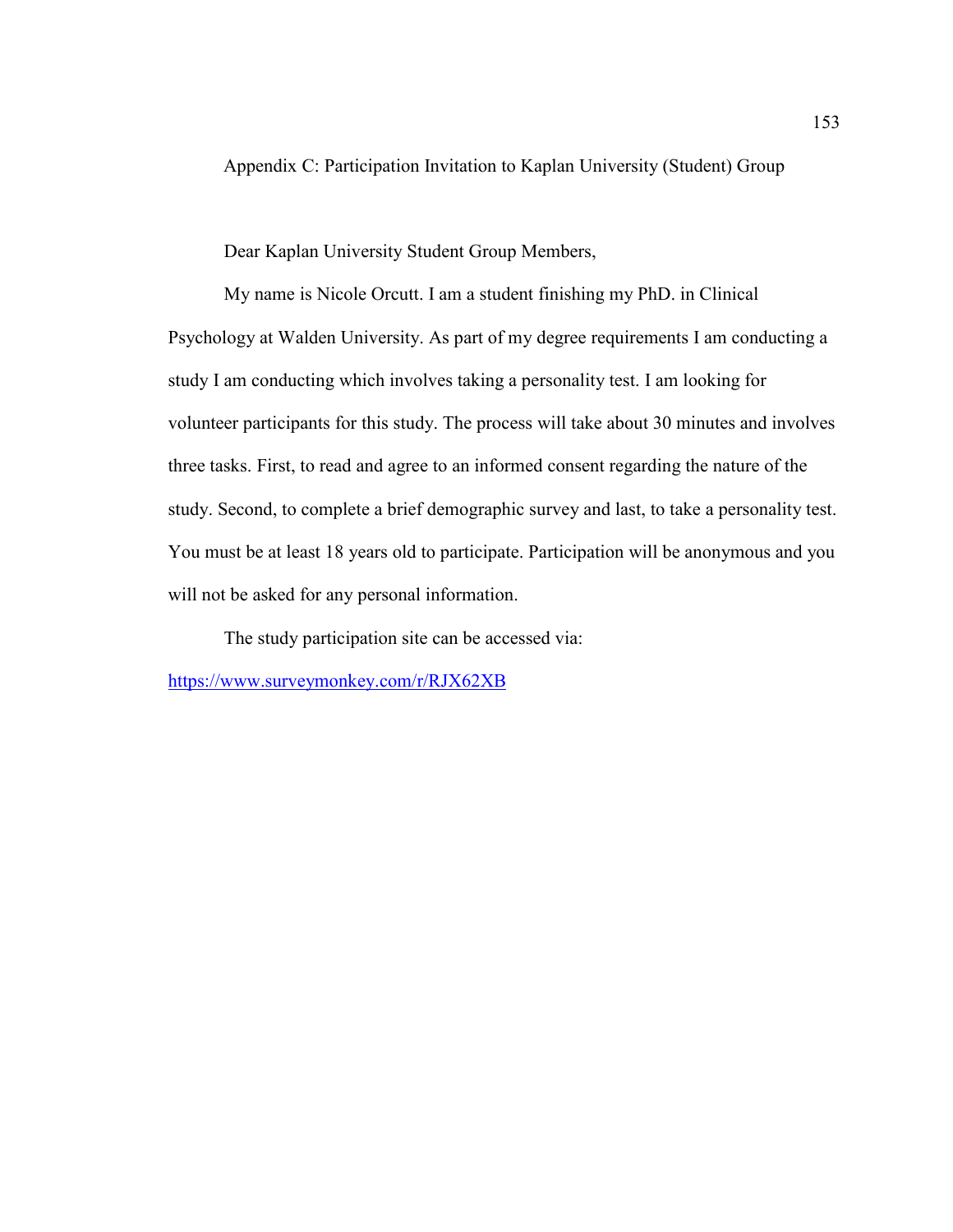## Appendix C: Participation Invitation to Kaplan University (Student) Group

Dear Kaplan University Student Group Members,

My name is Nicole Orcutt. I am a student finishing my PhD. in Clinical Psychology at Walden University. As part of my degree requirements I am conducting a study I am conducting which involves taking a personality test. I am looking for volunteer participants for this study. The process will take about 30 minutes and involves three tasks. First, to read and agree to an informed consent regarding the nature of the study. Second, to complete a brief demographic survey and last, to take a personality test. You must be at least 18 years old to participate. Participation will be anonymous and you will not be asked for any personal information.

The study participation site can be accessed via:

https://www.surveymonkey.com/r/RJX62XB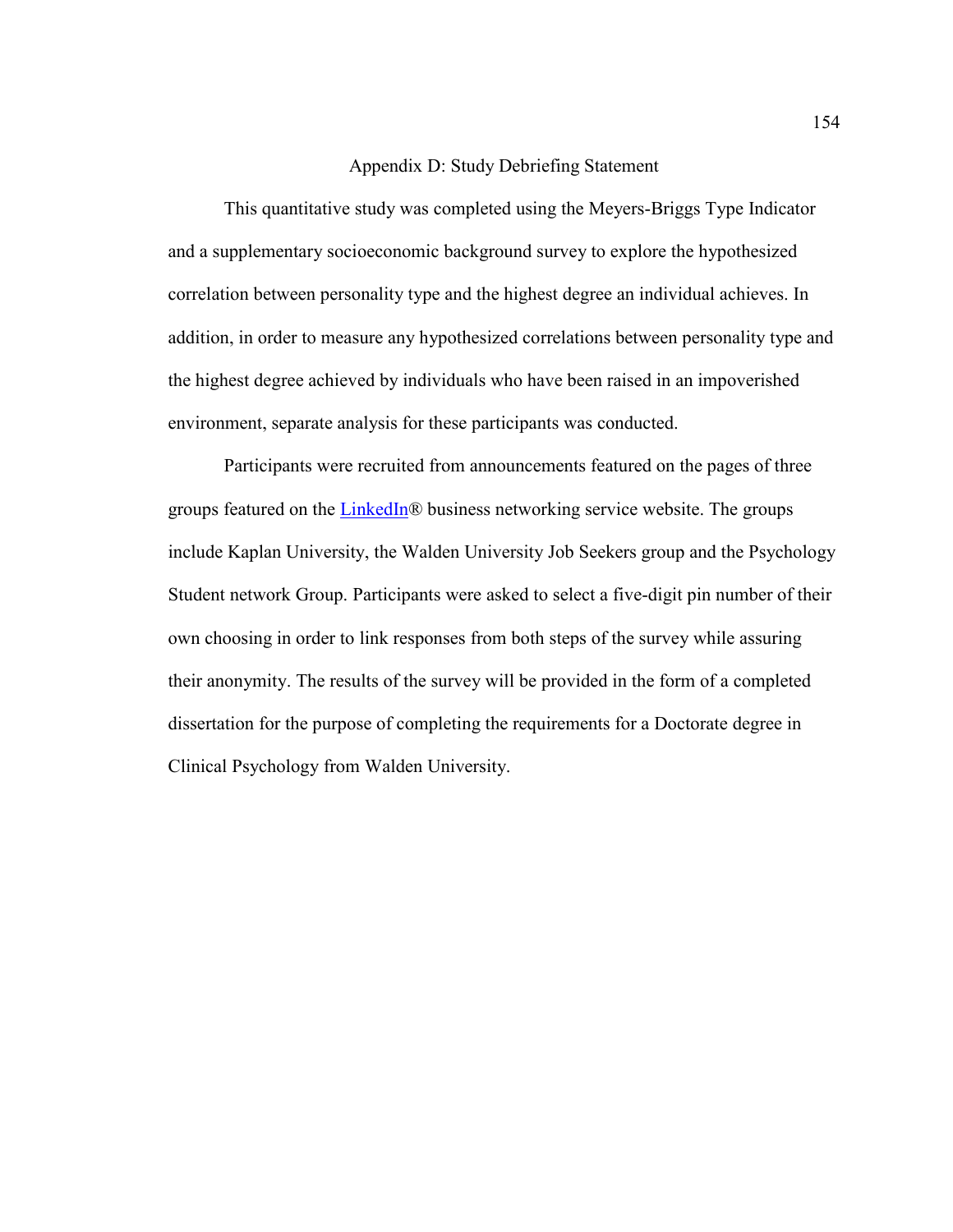# Appendix D: Study Debriefing Statement

This quantitative study was completed using the Meyers-Briggs Type Indicator and a supplementary socioeconomic background survey to explore the hypothesized correlation between personality type and the highest degree an individual achieves. In addition, in order to measure any hypothesized correlations between personality type and the highest degree achieved by individuals who have been raised in an impoverished environment, separate analysis for these participants was conducted.

Participants were recruited from announcements featured on the pages of three groups featured on the LinkedIn® business networking service website. The groups include Kaplan University, the Walden University Job Seekers group and the Psychology Student network Group. Participants were asked to select a five-digit pin number of their own choosing in order to link responses from both steps of the survey while assuring their anonymity. The results of the survey will be provided in the form of a completed dissertation for the purpose of completing the requirements for a Doctorate degree in Clinical Psychology from Walden University.